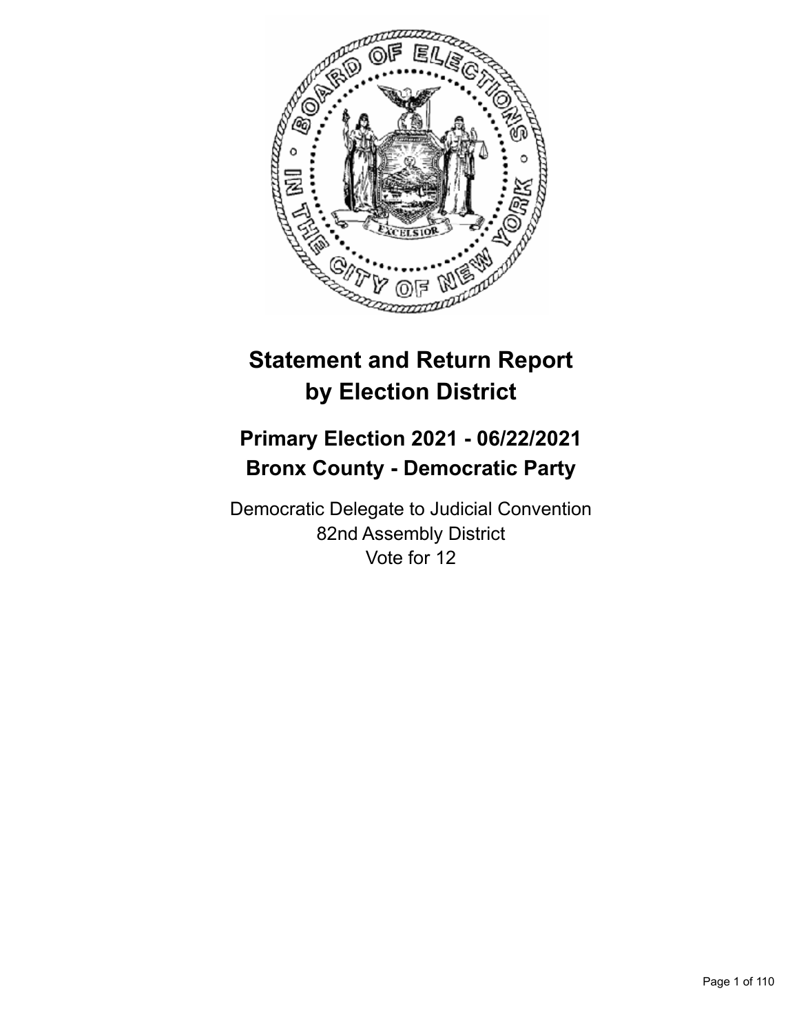# Statement and Return Report by Election District

## Primary Election 2021 - 06/22/2021
## Bronx County - Democratic Party

Democratic Delegate to Judicial Convention
82nd Assembly District
Vote for 12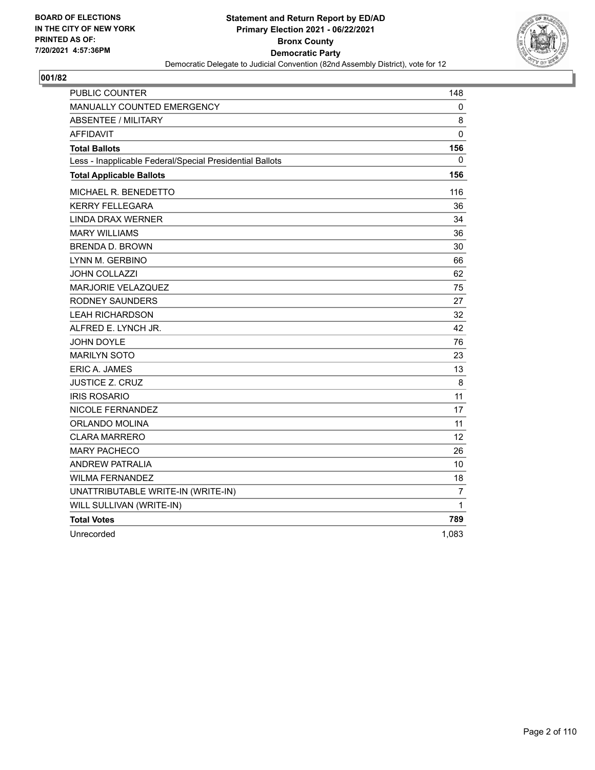**BOARD OF ELECTIONS IN THE CITY OF NEW YORK PRINTED AS OF: 7/20/2021 4:57:36PM**

**Statement and Return Report by ED/AD**
**Primary Election 2021 - 06/22/2021**
**Bronx County**
**Democratic Party**
Democratic Delegate to Judicial Convention (82nd Assembly District), vote for 12

**001/82**

| | |
|---|---|
| PUBLIC COUNTER | 148 |
| MANUALLY COUNTED EMERGENCY | 0 |
| ABSENTEE / MILITARY | 8 |
| AFFIDAVIT | 0 |
| **Total Ballots** | **156** |
| Less - Inapplicable Federal/Special Presidential Ballots | 0 |
| **Total Applicable Ballots** | **156** |
| MICHAEL R. BENEDETTO | 116 |
| KERRY FELLEGARA | 36 |
| LINDA DRAX WERNER | 34 |
| MARY WILLIAMS | 36 |
| BRENDA D. BROWN | 30 |
| LYNN M. GERBINO | 66 |
| JOHN COLLAZZI | 62 |
| MARJORIE VELAZQUEZ | 75 |
| RODNEY SAUNDERS | 27 |
| LEAH RICHARDSON | 32 |
| ALFRED E. LYNCH JR. | 42 |
| JOHN DOYLE | 76 |
| MARILYN SOTO | 23 |
| ERIC A. JAMES | 13 |
| JUSTICE Z. CRUZ | 8 |
| IRIS ROSARIO | 11 |
| NICOLE FERNANDEZ | 17 |
| ORLANDO MOLINA | 11 |
| CLARA MARRERO | 12 |
| MARY PACHECO | 26 |
| ANDREW PATRALIA | 10 |
| WILMA FERNANDEZ | 18 |
| UNATTRIBUTABLE WRITE-IN (WRITE-IN) | 7 |
| WILL SULLIVAN (WRITE-IN) | 1 |
| **Total Votes** | **789** |
| Unrecorded | 1,083 |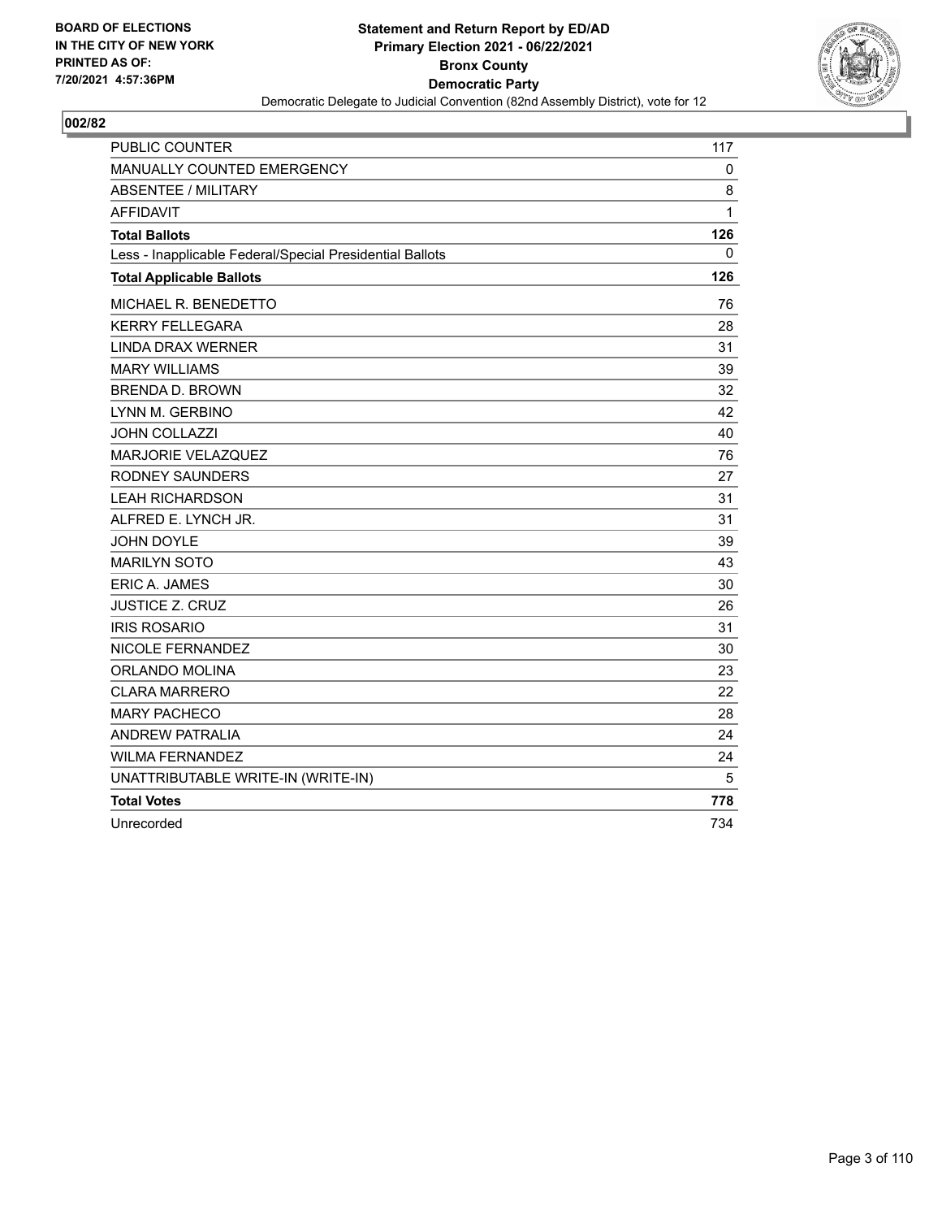**BOARD OF ELECTIONS IN THE CITY OF NEW YORK PRINTED AS OF: 7/20/2021 4:57:36PM**

**Statement and Return Report by ED/AD Primary Election 2021 - 06/22/2021 Bronx County Democratic Party**

Democratic Delegate to Judicial Convention (82nd Assembly District), vote for 12

**002/82**

| | |
|---|---|
| PUBLIC COUNTER | 117 |
| MANUALLY COUNTED EMERGENCY | 0 |
| ABSENTEE / MILITARY | 8 |
| AFFIDAVIT | 1 |
| **Total Ballots** | **126** |
| Less - Inapplicable Federal/Special Presidential Ballots | 0 |
| **Total Applicable Ballots** | **126** |
| MICHAEL R. BENEDETTO | 76 |
| KERRY FELLEGARA | 28 |
| LINDA DRAX WERNER | 31 |
| MARY WILLIAMS | 39 |
| BRENDA D. BROWN | 32 |
| LYNN M. GERBINO | 42 |
| JOHN COLLAZZI | 40 |
| MARJORIE VELAZQUEZ | 76 |
| RODNEY SAUNDERS | 27 |
| LEAH RICHARDSON | 31 |
| ALFRED E. LYNCH JR. | 31 |
| JOHN DOYLE | 39 |
| MARILYN SOTO | 43 |
| ERIC A. JAMES | 30 |
| JUSTICE Z. CRUZ | 26 |
| IRIS ROSARIO | 31 |
| NICOLE FERNANDEZ | 30 |
| ORLANDO MOLINA | 23 |
| CLARA MARRERO | 22 |
| MARY PACHECO | 28 |
| ANDREW PATRALIA | 24 |
| WILMA FERNANDEZ | 24 |
| UNATTRIBUTABLE WRITE-IN (WRITE-IN) | 5 |
| **Total Votes** | **778** |
| Unrecorded | 734 |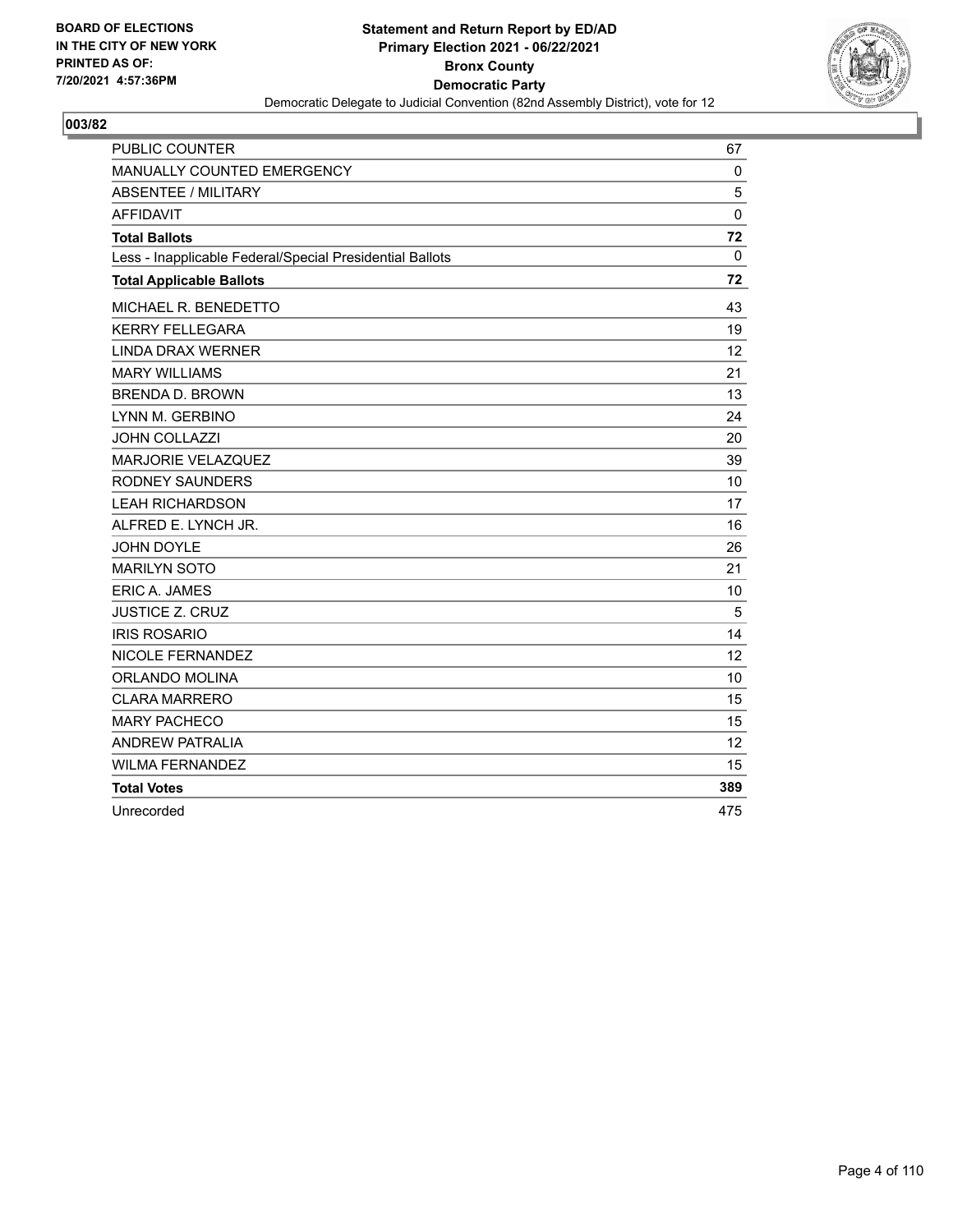BOARD OF ELECTIONS
IN THE CITY OF NEW YORK
PRINTED AS OF:
7/20/2021 4:57:36PM

**Statement and Return Report by ED/AD**
**Primary Election 2021 - 06/22/2021**
**Bronx County**
**Democratic Party**
Democratic Delegate to Judicial Convention (82nd Assembly District), vote for 12

## 003/82

| | |
|---|---|
| PUBLIC COUNTER | 67 |
| MANUALLY COUNTED EMERGENCY | 0 |
| ABSENTEE / MILITARY | 5 |
| AFFIDAVIT | 0 |
| **Total Ballots** | **72** |
| Less - Inapplicable Federal/Special Presidential Ballots | 0 |
| **Total Applicable Ballots** | **72** |
| MICHAEL R. BENEDETTO | 43 |
| KERRY FELLEGARA | 19 |
| LINDA DRAX WERNER | 12 |
| MARY WILLIAMS | 21 |
| BRENDA D. BROWN | 13 |
| LYNN M. GERBINO | 24 |
| JOHN COLLAZZI | 20 |
| MARJORIE VELAZQUEZ | 39 |
| RODNEY SAUNDERS | 10 |
| LEAH RICHARDSON | 17 |
| ALFRED E. LYNCH JR. | 16 |
| JOHN DOYLE | 26 |
| MARILYN SOTO | 21 |
| ERIC A. JAMES | 10 |
| JUSTICE Z. CRUZ | 5 |
| IRIS ROSARIO | 14 |
| NICOLE FERNANDEZ | 12 |
| ORLANDO MOLINA | 10 |
| CLARA MARRERO | 15 |
| MARY PACHECO | 15 |
| ANDREW PATRALIA | 12 |
| WILMA FERNANDEZ | 15 |
| **Total Votes** | **389** |
| Unrecorded | 475 |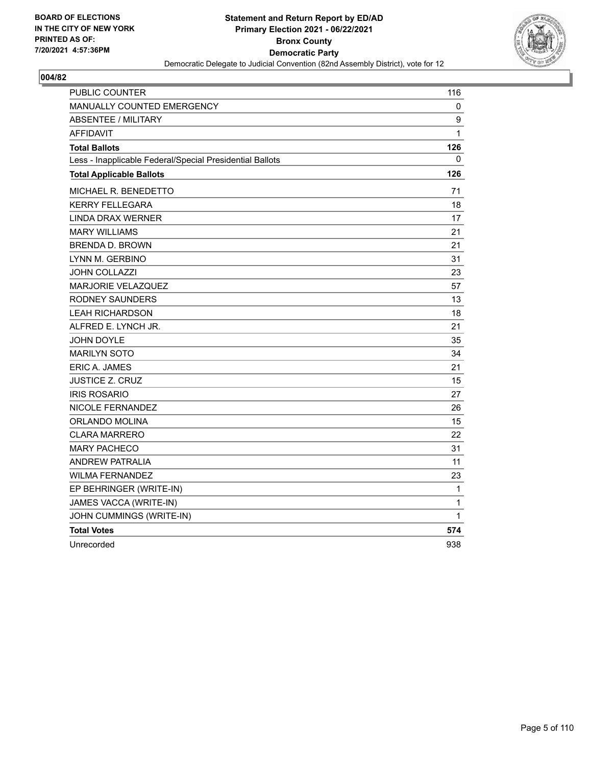**BOARD OF ELECTIONS**
**IN THE CITY OF NEW YORK**
**PRINTED AS OF:**
**7/20/2021 4:57:36PM**

**Statement and Return Report by ED/AD**
**Primary Election 2021 - 06/22/2021**
**Bronx County**
**Democratic Party**
Democratic Delegate to Judicial Convention (82nd Assembly District), vote for 12

**004/82**

| | |
|---|---|
| PUBLIC COUNTER | 116 |
| MANUALLY COUNTED EMERGENCY | 0 |
| ABSENTEE / MILITARY | 9 |
| AFFIDAVIT | 1 |
| **Total Ballots** | **126** |
| Less - Inapplicable Federal/Special Presidential Ballots | 0 |
| **Total Applicable Ballots** | **126** |
| MICHAEL R. BENEDETTO | 71 |
| KERRY FELLEGARA | 18 |
| LINDA DRAX WERNER | 17 |
| MARY WILLIAMS | 21 |
| BRENDA D. BROWN | 21 |
| LYNN M. GERBINO | 31 |
| JOHN COLLAZZI | 23 |
| MARJORIE VELAZQUEZ | 57 |
| RODNEY SAUNDERS | 13 |
| LEAH RICHARDSON | 18 |
| ALFRED E. LYNCH JR. | 21 |
| JOHN DOYLE | 35 |
| MARILYN SOTO | 34 |
| ERIC A. JAMES | 21 |
| JUSTICE Z. CRUZ | 15 |
| IRIS ROSARIO | 27 |
| NICOLE FERNANDEZ | 26 |
| ORLANDO MOLINA | 15 |
| CLARA MARRERO | 22 |
| MARY PACHECO | 31 |
| ANDREW PATRALIA | 11 |
| WILMA FERNANDEZ | 23 |
| EP BEHRINGER (WRITE-IN) | 1 |
| JAMES VACCA (WRITE-IN) | 1 |
| JOHN CUMMINGS (WRITE-IN) | 1 |
| **Total Votes** | **574** |
| Unrecorded | 938 |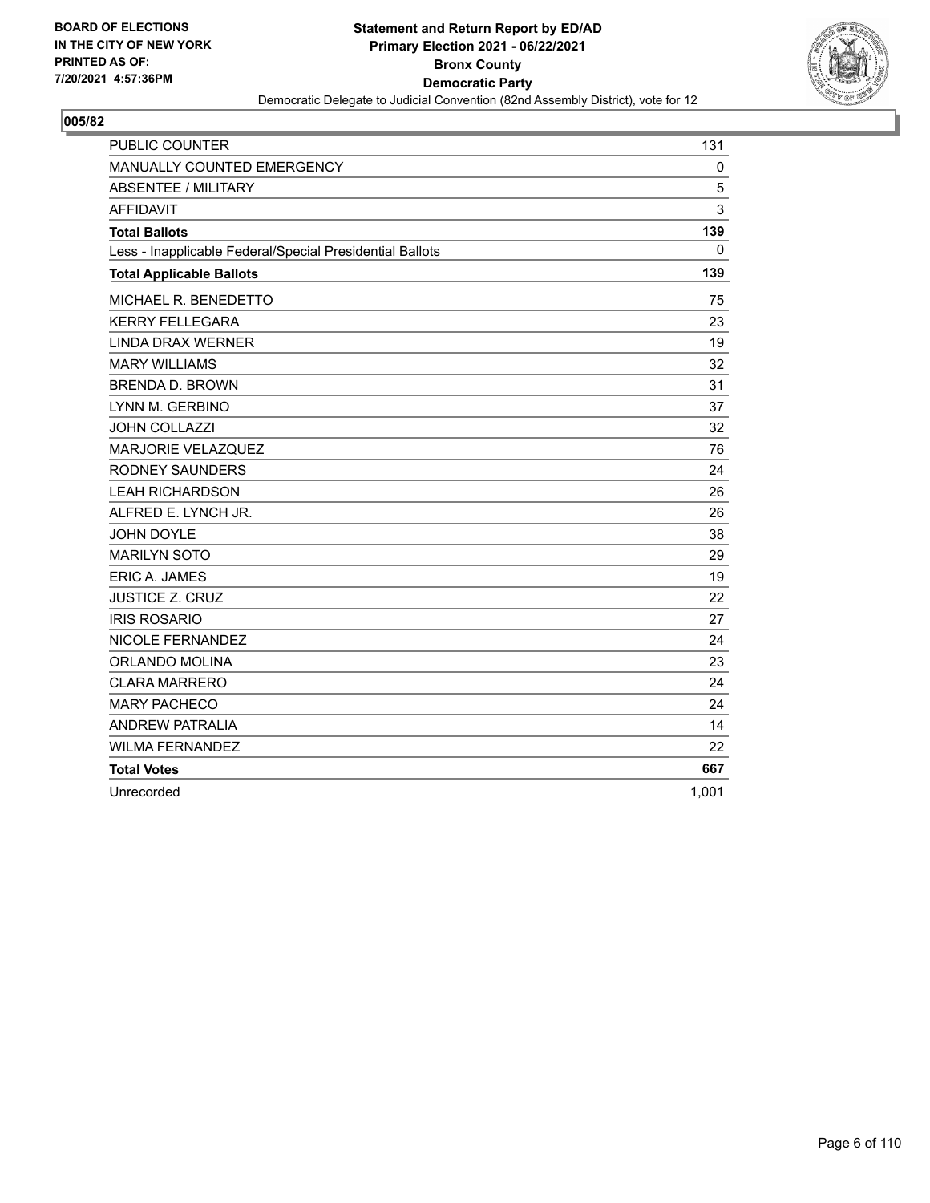**BOARD OF ELECTIONS IN THE CITY OF NEW YORK PRINTED AS OF: 7/20/2021 4:57:36PM**

**Statement and Return Report by ED/AD**
**Primary Election 2021 - 06/22/2021**
**Bronx County**
**Democratic Party**
Democratic Delegate to Judicial Convention (82nd Assembly District), vote for 12

**005/82**

| | |
|---|---|
| PUBLIC COUNTER | 131 |
| MANUALLY COUNTED EMERGENCY | 0 |
| ABSENTEE / MILITARY | 5 |
| AFFIDAVIT | 3 |
| **Total Ballots** | **139** |
| Less - Inapplicable Federal/Special Presidential Ballots | 0 |
| **Total Applicable Ballots** | **139** |
| MICHAEL R. BENEDETTO | 75 |
| KERRY FELLEGARA | 23 |
| LINDA DRAX WERNER | 19 |
| MARY WILLIAMS | 32 |
| BRENDA D. BROWN | 31 |
| LYNN M. GERBINO | 37 |
| JOHN COLLAZZI | 32 |
| MARJORIE VELAZQUEZ | 76 |
| RODNEY SAUNDERS | 24 |
| LEAH RICHARDSON | 26 |
| ALFRED E. LYNCH JR. | 26 |
| JOHN DOYLE | 38 |
| MARILYN SOTO | 29 |
| ERIC A. JAMES | 19 |
| JUSTICE Z. CRUZ | 22 |
| IRIS ROSARIO | 27 |
| NICOLE FERNANDEZ | 24 |
| ORLANDO MOLINA | 23 |
| CLARA MARRERO | 24 |
| MARY PACHECO | 24 |
| ANDREW PATRALIA | 14 |
| WILMA FERNANDEZ | 22 |
| **Total Votes** | **667** |
| Unrecorded | 1,001 |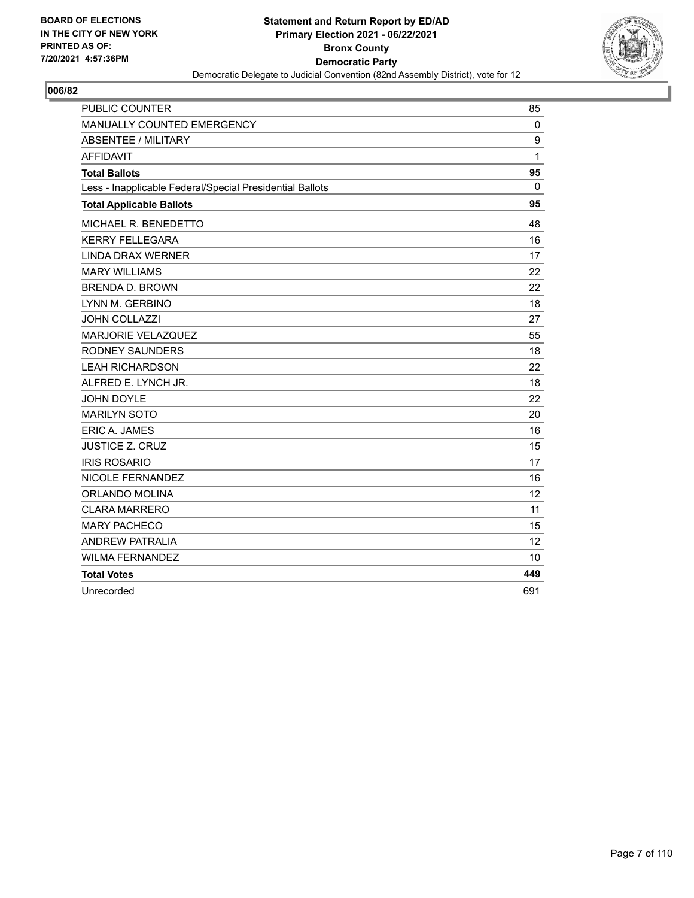BOARD OF ELECTIONS
IN THE CITY OF NEW YORK
PRINTED AS OF:
7/20/2021 4:57:36PM

**Statement and Return Report by ED/AD**
**Primary Election 2021 - 06/22/2021**
**Bronx County**
**Democratic Party**
Democratic Delegate to Judicial Convention (82nd Assembly District), vote for 12

## 006/82

| | |
|---|---|
| PUBLIC COUNTER | 85 |
| MANUALLY COUNTED EMERGENCY | 0 |
| ABSENTEE / MILITARY | 9 |
| AFFIDAVIT | 1 |
| **Total Ballots** | **95** |
| Less - Inapplicable Federal/Special Presidential Ballots | 0 |
| **Total Applicable Ballots** | **95** |
| MICHAEL R. BENEDETTO | 48 |
| KERRY FELLEGARA | 16 |
| LINDA DRAX WERNER | 17 |
| MARY WILLIAMS | 22 |
| BRENDA D. BROWN | 22 |
| LYNN M. GERBINO | 18 |
| JOHN COLLAZZI | 27 |
| MARJORIE VELAZQUEZ | 55 |
| RODNEY SAUNDERS | 18 |
| LEAH RICHARDSON | 22 |
| ALFRED E. LYNCH JR. | 18 |
| JOHN DOYLE | 22 |
| MARILYN SOTO | 20 |
| ERIC A. JAMES | 16 |
| JUSTICE Z. CRUZ | 15 |
| IRIS ROSARIO | 17 |
| NICOLE FERNANDEZ | 16 |
| ORLANDO MOLINA | 12 |
| CLARA MARRERO | 11 |
| MARY PACHECO | 15 |
| ANDREW PATRALIA | 12 |
| WILMA FERNANDEZ | 10 |
| **Total Votes** | **449** |
| Unrecorded | 691 |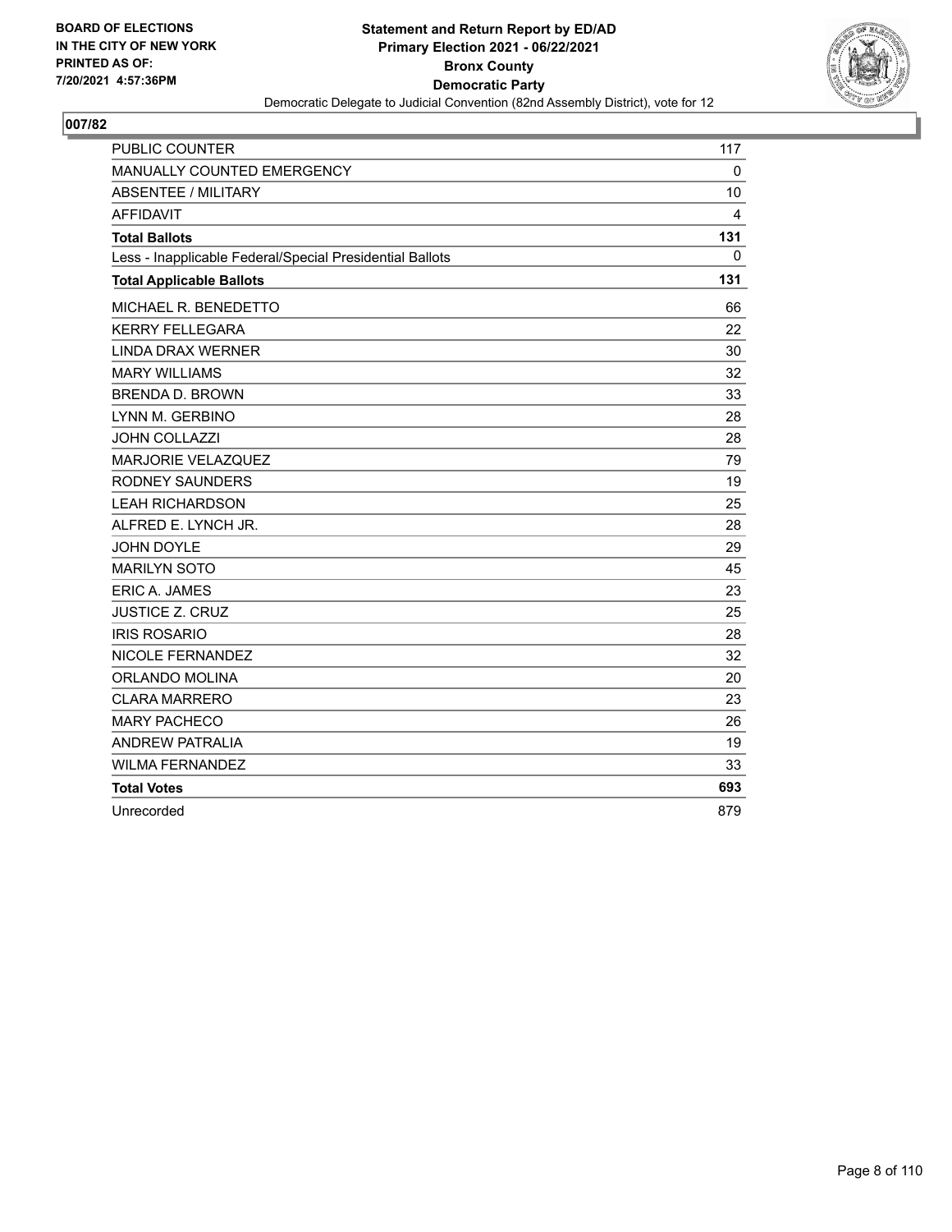BOARD OF ELECTIONS
IN THE CITY OF NEW YORK
PRINTED AS OF:
7/20/2021 4:57:36PM

**Statement and Return Report by ED/AD**
**Primary Election 2021 - 06/22/2021**
**Bronx County**
**Democratic Party**
Democratic Delegate to Judicial Convention (82nd Assembly District), vote for 12

## 007/82

| | |
|---|---|
| PUBLIC COUNTER | 117 |
| MANUALLY COUNTED EMERGENCY | 0 |
| ABSENTEE / MILITARY | 10 |
| AFFIDAVIT | 4 |
| **Total Ballots** | **131** |
| Less - Inapplicable Federal/Special Presidential Ballots | 0 |
| **Total Applicable Ballots** | **131** |
| MICHAEL R. BENEDETTO | 66 |
| KERRY FELLEGARA | 22 |
| LINDA DRAX WERNER | 30 |
| MARY WILLIAMS | 32 |
| BRENDA D. BROWN | 33 |
| LYNN M. GERBINO | 28 |
| JOHN COLLAZZI | 28 |
| MARJORIE VELAZQUEZ | 79 |
| RODNEY SAUNDERS | 19 |
| LEAH RICHARDSON | 25 |
| ALFRED E. LYNCH JR. | 28 |
| JOHN DOYLE | 29 |
| MARILYN SOTO | 45 |
| ERIC A. JAMES | 23 |
| JUSTICE Z. CRUZ | 25 |
| IRIS ROSARIO | 28 |
| NICOLE FERNANDEZ | 32 |
| ORLANDO MOLINA | 20 |
| CLARA MARRERO | 23 |
| MARY PACHECO | 26 |
| ANDREW PATRALIA | 19 |
| WILMA FERNANDEZ | 33 |
| **Total Votes** | **693** |
| Unrecorded | 879 |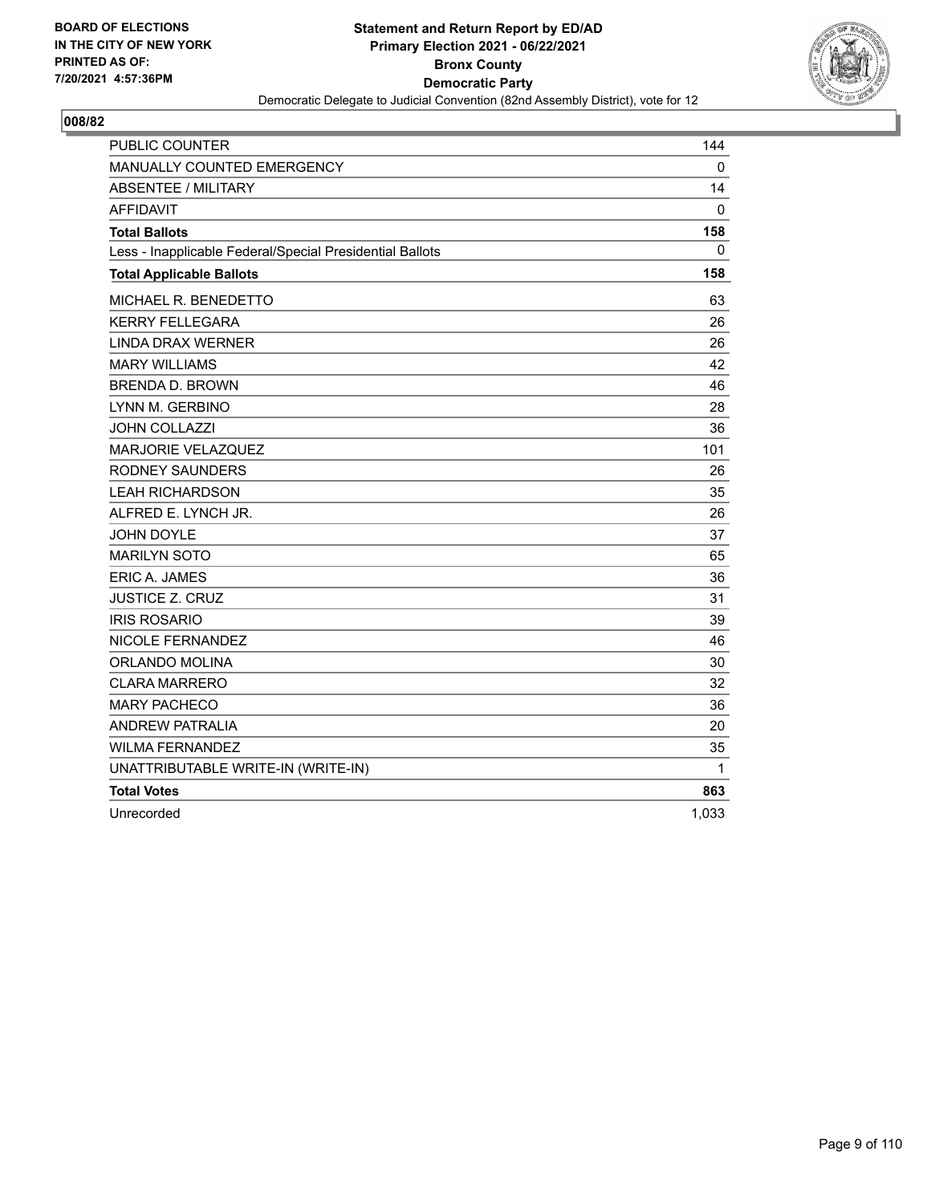**BOARD OF ELECTIONS IN THE CITY OF NEW YORK PRINTED AS OF: 7/20/2021 4:57:36PM**

**Statement and Return Report by ED/AD Primary Election 2021 - 06/22/2021 Bronx County Democratic Party**

Democratic Delegate to Judicial Convention (82nd Assembly District), vote for 12

## 008/82

| | |
|---|---|
| PUBLIC COUNTER | 144 |
| MANUALLY COUNTED EMERGENCY | 0 |
| ABSENTEE / MILITARY | 14 |
| AFFIDAVIT | 0 |
| **Total Ballots** | **158** |
| Less - Inapplicable Federal/Special Presidential Ballots | 0 |
| **Total Applicable Ballots** | **158** |
| MICHAEL R. BENEDETTO | 63 |
| KERRY FELLEGARA | 26 |
| LINDA DRAX WERNER | 26 |
| MARY WILLIAMS | 42 |
| BRENDA D. BROWN | 46 |
| LYNN M. GERBINO | 28 |
| JOHN COLLAZZI | 36 |
| MARJORIE VELAZQUEZ | 101 |
| RODNEY SAUNDERS | 26 |
| LEAH RICHARDSON | 35 |
| ALFRED E. LYNCH JR. | 26 |
| JOHN DOYLE | 37 |
| MARILYN SOTO | 65 |
| ERIC A. JAMES | 36 |
| JUSTICE Z. CRUZ | 31 |
| IRIS ROSARIO | 39 |
| NICOLE FERNANDEZ | 46 |
| ORLANDO MOLINA | 30 |
| CLARA MARRERO | 32 |
| MARY PACHECO | 36 |
| ANDREW PATRALIA | 20 |
| WILMA FERNANDEZ | 35 |
| UNATTRIBUTABLE WRITE-IN (WRITE-IN) | 1 |
| **Total Votes** | **863** |
| Unrecorded | 1,033 |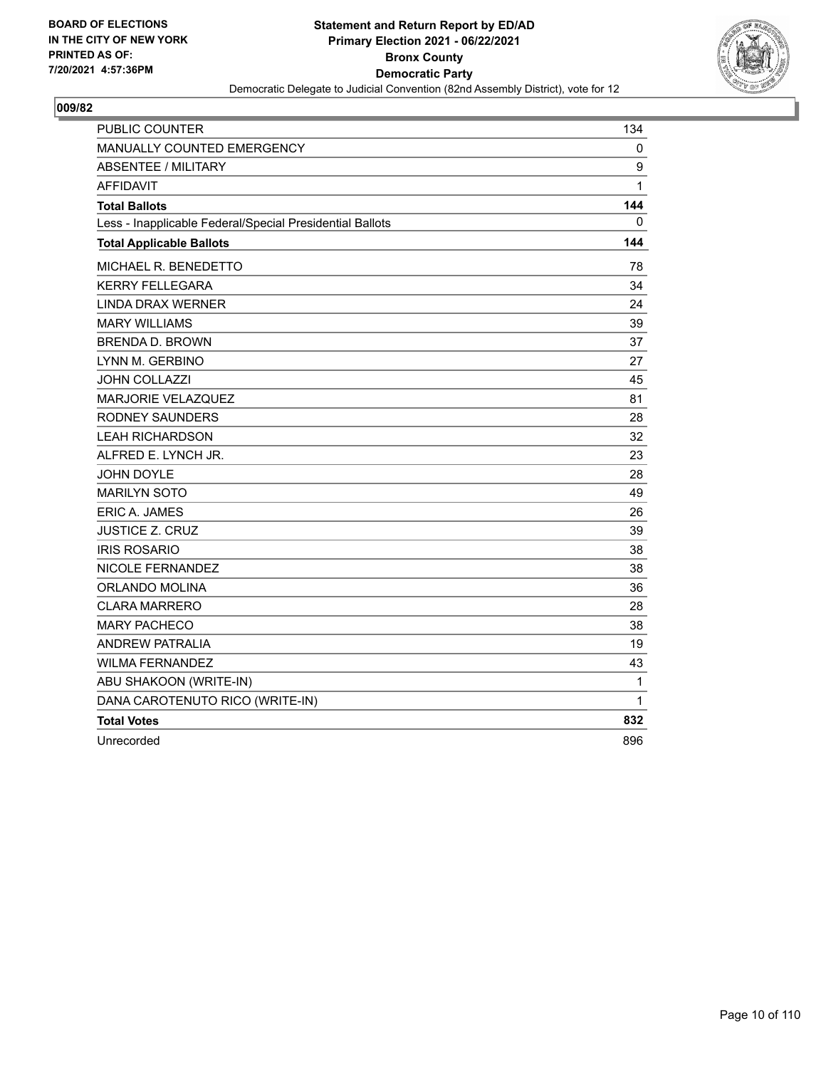BOARD OF ELECTIONS
IN THE CITY OF NEW YORK
PRINTED AS OF:
7/20/2021 4:57:36PM

**Statement and Return Report by ED/AD**
**Primary Election 2021 - 06/22/2021**
**Bronx County**
**Democratic Party**
Democratic Delegate to Judicial Convention (82nd Assembly District), vote for 12

**009/82**

| | |
|---|---|
| PUBLIC COUNTER | 134 |
| MANUALLY COUNTED EMERGENCY | 0 |
| ABSENTEE / MILITARY | 9 |
| AFFIDAVIT | 1 |
| **Total Ballots** | **144** |
| Less - Inapplicable Federal/Special Presidential Ballots | 0 |
| **Total Applicable Ballots** | **144** |
| MICHAEL R. BENEDETTO | 78 |
| KERRY FELLEGARA | 34 |
| LINDA DRAX WERNER | 24 |
| MARY WILLIAMS | 39 |
| BRENDA D. BROWN | 37 |
| LYNN M. GERBINO | 27 |
| JOHN COLLAZZI | 45 |
| MARJORIE VELAZQUEZ | 81 |
| RODNEY SAUNDERS | 28 |
| LEAH RICHARDSON | 32 |
| ALFRED E. LYNCH JR. | 23 |
| JOHN DOYLE | 28 |
| MARILYN SOTO | 49 |
| ERIC A. JAMES | 26 |
| JUSTICE Z. CRUZ | 39 |
| IRIS ROSARIO | 38 |
| NICOLE FERNANDEZ | 38 |
| ORLANDO MOLINA | 36 |
| CLARA MARRERO | 28 |
| MARY PACHECO | 38 |
| ANDREW PATRALIA | 19 |
| WILMA FERNANDEZ | 43 |
| ABU SHAKOON (WRITE-IN) | 1 |
| DANA CAROTENUTO RICO (WRITE-IN) | 1 |
| **Total Votes** | **832** |
| Unrecorded | 896 |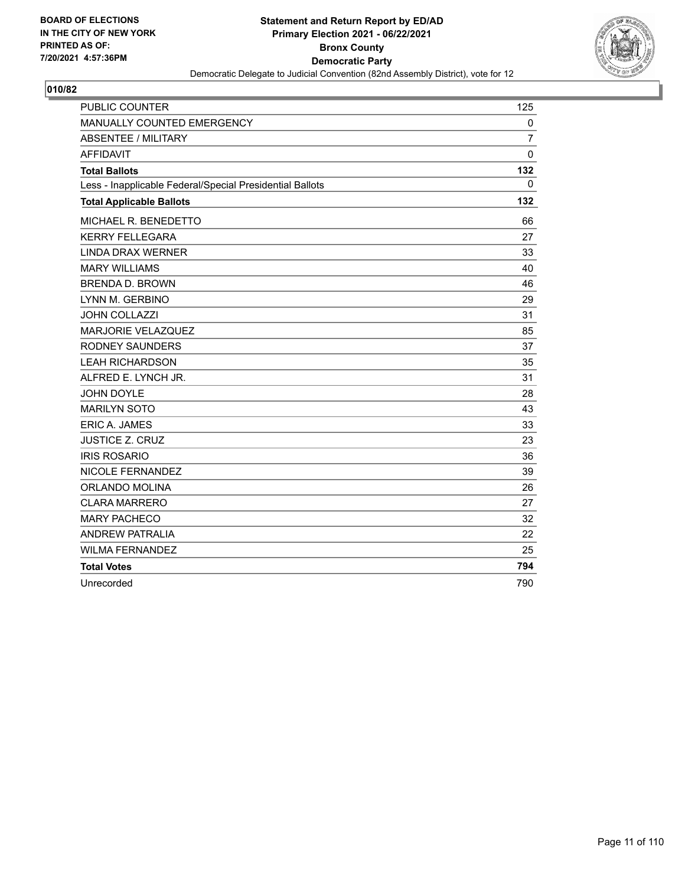**BOARD OF ELECTIONS IN THE CITY OF NEW YORK PRINTED AS OF: 7/20/2021 4:57:36PM**

**Statement and Return Report by ED/AD**
**Primary Election 2021 - 06/22/2021**
**Bronx County**
**Democratic Party**
Democratic Delegate to Judicial Convention (82nd Assembly District), vote for 12

## 010/82

| | |
|---|---|
| PUBLIC COUNTER | 125 |
| MANUALLY COUNTED EMERGENCY | 0 |
| ABSENTEE / MILITARY | 7 |
| AFFIDAVIT | 0 |
| **Total Ballots** | **132** |
| Less - Inapplicable Federal/Special Presidential Ballots | 0 |
| **Total Applicable Ballots** | **132** |
| MICHAEL R. BENEDETTO | 66 |
| KERRY FELLEGARA | 27 |
| LINDA DRAX WERNER | 33 |
| MARY WILLIAMS | 40 |
| BRENDA D. BROWN | 46 |
| LYNN M. GERBINO | 29 |
| JOHN COLLAZZI | 31 |
| MARJORIE VELAZQUEZ | 85 |
| RODNEY SAUNDERS | 37 |
| LEAH RICHARDSON | 35 |
| ALFRED E. LYNCH JR. | 31 |
| JOHN DOYLE | 28 |
| MARILYN SOTO | 43 |
| ERIC A. JAMES | 33 |
| JUSTICE Z. CRUZ | 23 |
| IRIS ROSARIO | 36 |
| NICOLE FERNANDEZ | 39 |
| ORLANDO MOLINA | 26 |
| CLARA MARRERO | 27 |
| MARY PACHECO | 32 |
| ANDREW PATRALIA | 22 |
| WILMA FERNANDEZ | 25 |
| **Total Votes** | **794** |
| Unrecorded | 790 |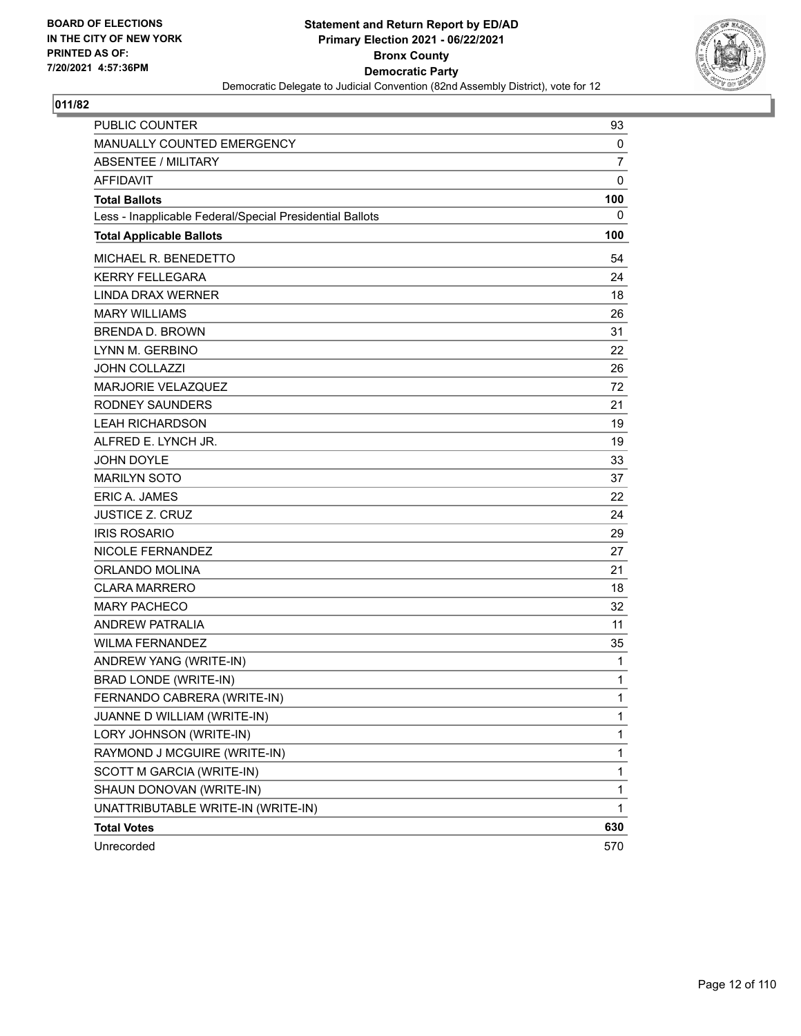**BOARD OF ELECTIONS IN THE CITY OF NEW YORK PRINTED AS OF: 7/20/2021 4:57:36PM**

# Statement and Return Report by ED/AD
## Primary Election 2021 - 06/22/2021
## Bronx County
## Democratic Party
### Democratic Delegate to Judicial Convention (82nd Assembly District), vote for 12

**011/82**

| | |
|---|---|
| PUBLIC COUNTER | 93 |
| MANUALLY COUNTED EMERGENCY | 0 |
| ABSENTEE / MILITARY | 7 |
| AFFIDAVIT | 0 |
| **Total Ballots** | **100** |
| Less - Inapplicable Federal/Special Presidential Ballots | 0 |
| **Total Applicable Ballots** | **100** |
| MICHAEL R. BENEDETTO | 54 |
| KERRY FELLEGARA | 24 |
| LINDA DRAX WERNER | 18 |
| MARY WILLIAMS | 26 |
| BRENDA D. BROWN | 31 |
| LYNN M. GERBINO | 22 |
| JOHN COLLAZZI | 26 |
| MARJORIE VELAZQUEZ | 72 |
| RODNEY SAUNDERS | 21 |
| LEAH RICHARDSON | 19 |
| ALFRED E. LYNCH JR. | 19 |
| JOHN DOYLE | 33 |
| MARILYN SOTO | 37 |
| ERIC A. JAMES | 22 |
| JUSTICE Z. CRUZ | 24 |
| IRIS ROSARIO | 29 |
| NICOLE FERNANDEZ | 27 |
| ORLANDO MOLINA | 21 |
| CLARA MARRERO | 18 |
| MARY PACHECO | 32 |
| ANDREW PATRALIA | 11 |
| WILMA FERNANDEZ | 35 |
| ANDREW YANG (WRITE-IN) | 1 |
| BRAD LONDE (WRITE-IN) | 1 |
| FERNANDO CABRERA (WRITE-IN) | 1 |
| JUANNE D WILLIAM (WRITE-IN) | 1 |
| LORY JOHNSON (WRITE-IN) | 1 |
| RAYMOND J MCGUIRE (WRITE-IN) | 1 |
| SCOTT M GARCIA (WRITE-IN) | 1 |
| SHAUN DONOVAN (WRITE-IN) | 1 |
| UNATTRIBUTABLE WRITE-IN (WRITE-IN) | 1 |
| **Total Votes** | **630** |
| Unrecorded | 570 |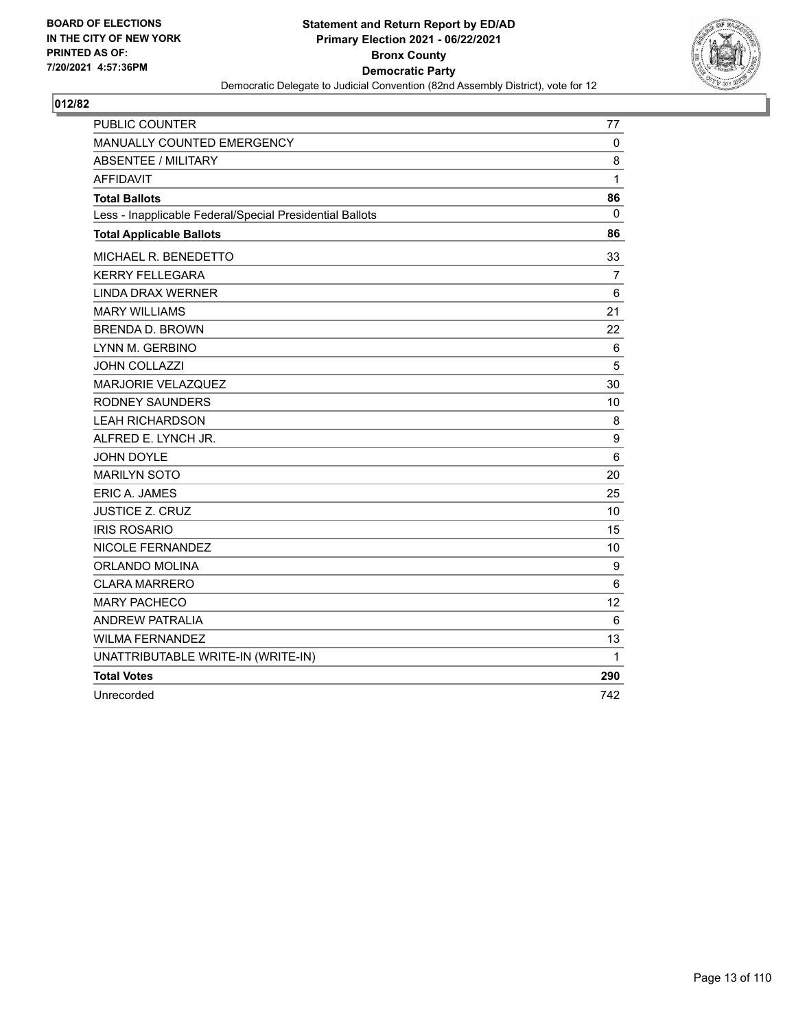BOARD OF ELECTIONS
IN THE CITY OF NEW YORK
PRINTED AS OF:
7/20/2021 4:57:36PM

**Statement and Return Report by ED/AD**
**Primary Election 2021 - 06/22/2021**
**Bronx County**
**Democratic Party**
Democratic Delegate to Judicial Convention (82nd Assembly District), vote for 12

## 012/82

| | |
|---|---|
| PUBLIC COUNTER | 77 |
| MANUALLY COUNTED EMERGENCY | 0 |
| ABSENTEE / MILITARY | 8 |
| AFFIDAVIT | 1 |
| **Total Ballots** | **86** |
| Less - Inapplicable Federal/Special Presidential Ballots | 0 |
| **Total Applicable Ballots** | **86** |
| MICHAEL R. BENEDETTO | 33 |
| KERRY FELLEGARA | 7 |
| LINDA DRAX WERNER | 6 |
| MARY WILLIAMS | 21 |
| BRENDA D. BROWN | 22 |
| LYNN M. GERBINO | 6 |
| JOHN COLLAZZI | 5 |
| MARJORIE VELAZQUEZ | 30 |
| RODNEY SAUNDERS | 10 |
| LEAH RICHARDSON | 8 |
| ALFRED E. LYNCH JR. | 9 |
| JOHN DOYLE | 6 |
| MARILYN SOTO | 20 |
| ERIC A. JAMES | 25 |
| JUSTICE Z. CRUZ | 10 |
| IRIS ROSARIO | 15 |
| NICOLE FERNANDEZ | 10 |
| ORLANDO MOLINA | 9 |
| CLARA MARRERO | 6 |
| MARY PACHECO | 12 |
| ANDREW PATRALIA | 6 |
| WILMA FERNANDEZ | 13 |
| UNATTRIBUTABLE WRITE-IN (WRITE-IN) | 1 |
| **Total Votes** | **290** |
| Unrecorded | 742 |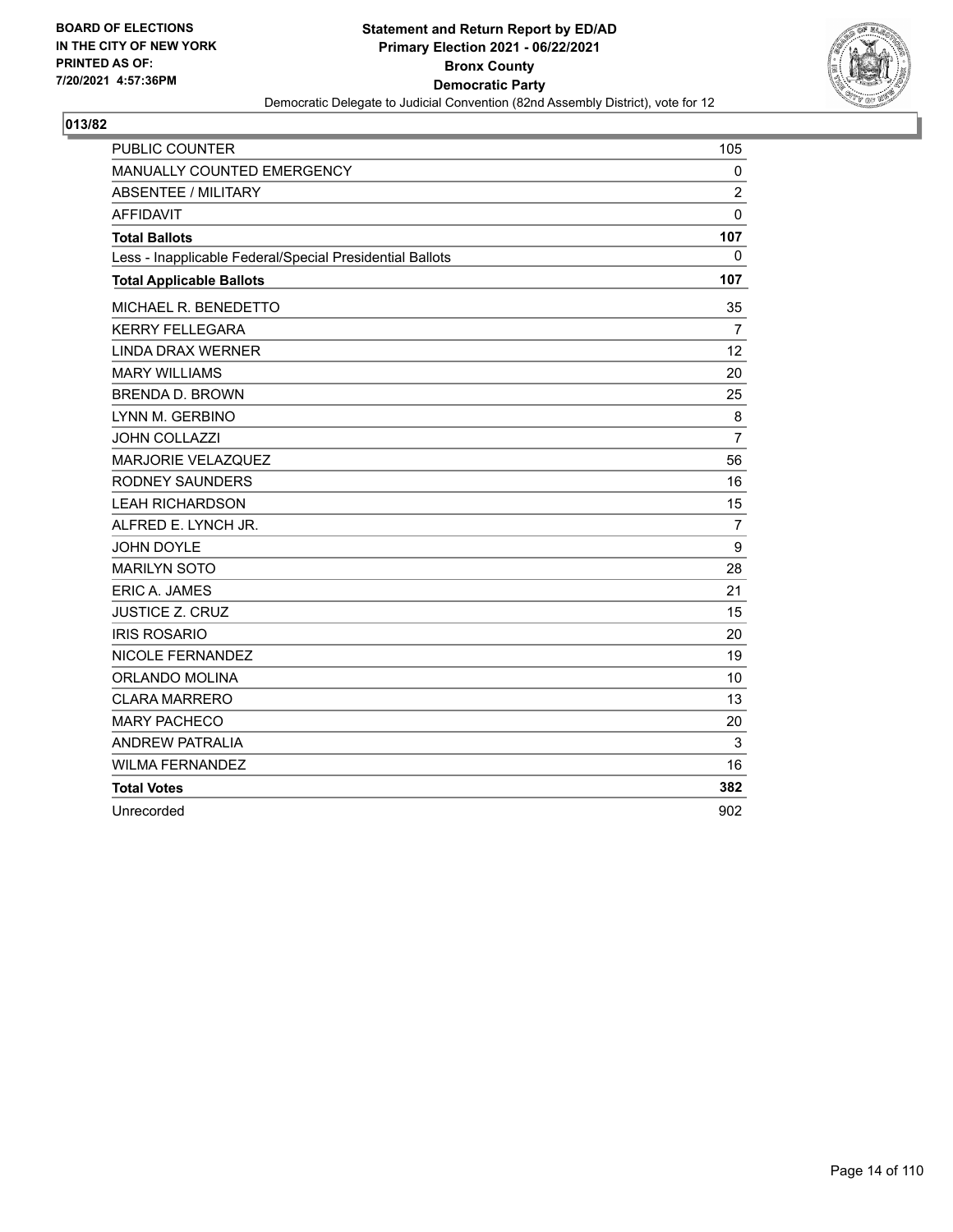BOARD OF ELECTIONS
IN THE CITY OF NEW YORK
PRINTED AS OF:
7/20/2021 4:57:36PM

**Statement and Return Report by ED/AD**
**Primary Election 2021 - 06/22/2021**
**Bronx County**
**Democratic Party**
Democratic Delegate to Judicial Convention (82nd Assembly District), vote for 12

## 013/82

| | |
|---|---|
| PUBLIC COUNTER | 105 |
| MANUALLY COUNTED EMERGENCY | 0 |
| ABSENTEE / MILITARY | 2 |
| AFFIDAVIT | 0 |
| **Total Ballots** | **107** |
| Less - Inapplicable Federal/Special Presidential Ballots | 0 |
| **Total Applicable Ballots** | **107** |
| MICHAEL R. BENEDETTO | 35 |
| KERRY FELLEGARA | 7 |
| LINDA DRAX WERNER | 12 |
| MARY WILLIAMS | 20 |
| BRENDA D. BROWN | 25 |
| LYNN M. GERBINO | 8 |
| JOHN COLLAZZI | 7 |
| MARJORIE VELAZQUEZ | 56 |
| RODNEY SAUNDERS | 16 |
| LEAH RICHARDSON | 15 |
| ALFRED E. LYNCH JR. | 7 |
| JOHN DOYLE | 9 |
| MARILYN SOTO | 28 |
| ERIC A. JAMES | 21 |
| JUSTICE Z. CRUZ | 15 |
| IRIS ROSARIO | 20 |
| NICOLE FERNANDEZ | 19 |
| ORLANDO MOLINA | 10 |
| CLARA MARRERO | 13 |
| MARY PACHECO | 20 |
| ANDREW PATRALIA | 3 |
| WILMA FERNANDEZ | 16 |
| **Total Votes** | **382** |
| Unrecorded | 902 |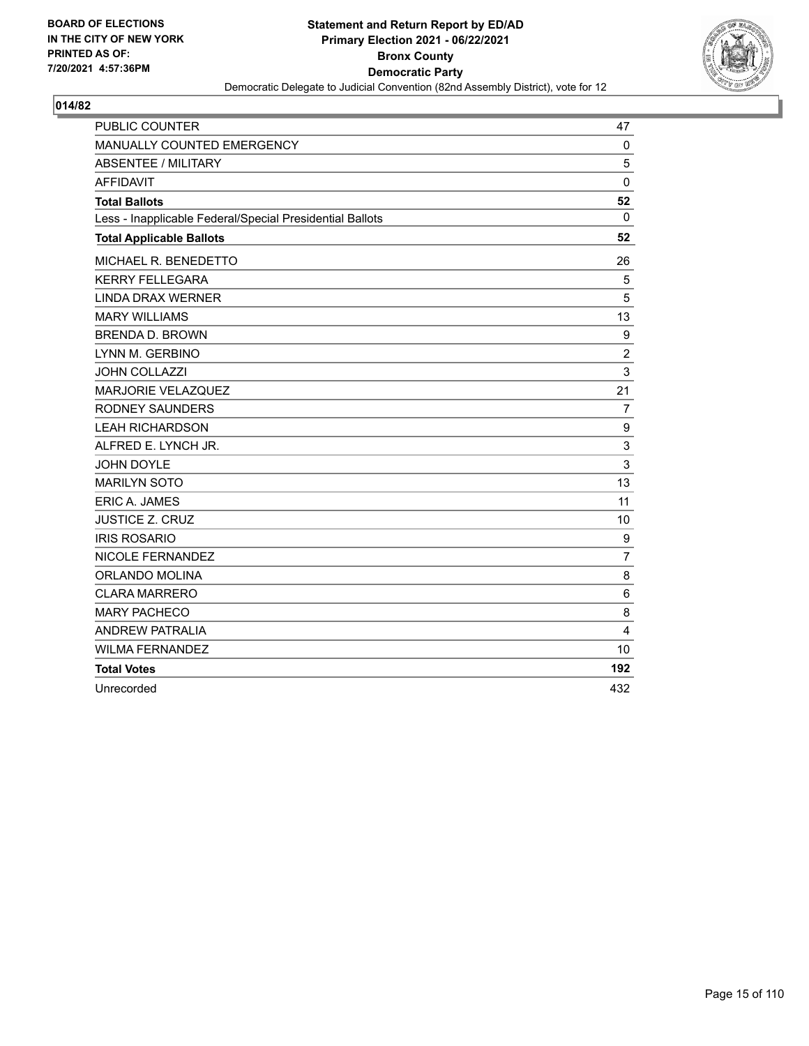**BOARD OF ELECTIONS IN THE CITY OF NEW YORK PRINTED AS OF: 7/20/2021 4:57:36PM**

**Statement and Return Report by ED/AD Primary Election 2021 - 06/22/2021 Bronx County Democratic Party**

Democratic Delegate to Judicial Convention (82nd Assembly District), vote for 12

## 014/82

| | |
|---|---|
| PUBLIC COUNTER | 47 |
| MANUALLY COUNTED EMERGENCY | 0 |
| ABSENTEE / MILITARY | 5 |
| AFFIDAVIT | 0 |
| **Total Ballots** | **52** |
| Less - Inapplicable Federal/Special Presidential Ballots | 0 |
| **Total Applicable Ballots** | **52** |
| MICHAEL R. BENEDETTO | 26 |
| KERRY FELLEGARA | 5 |
| LINDA DRAX WERNER | 5 |
| MARY WILLIAMS | 13 |
| BRENDA D. BROWN | 9 |
| LYNN M. GERBINO | 2 |
| JOHN COLLAZZI | 3 |
| MARJORIE VELAZQUEZ | 21 |
| RODNEY SAUNDERS | 7 |
| LEAH RICHARDSON | 9 |
| ALFRED E. LYNCH JR. | 3 |
| JOHN DOYLE | 3 |
| MARILYN SOTO | 13 |
| ERIC A. JAMES | 11 |
| JUSTICE Z. CRUZ | 10 |
| IRIS ROSARIO | 9 |
| NICOLE FERNANDEZ | 7 |
| ORLANDO MOLINA | 8 |
| CLARA MARRERO | 6 |
| MARY PACHECO | 8 |
| ANDREW PATRALIA | 4 |
| WILMA FERNANDEZ | 10 |
| **Total Votes** | **192** |
| Unrecorded | 432 |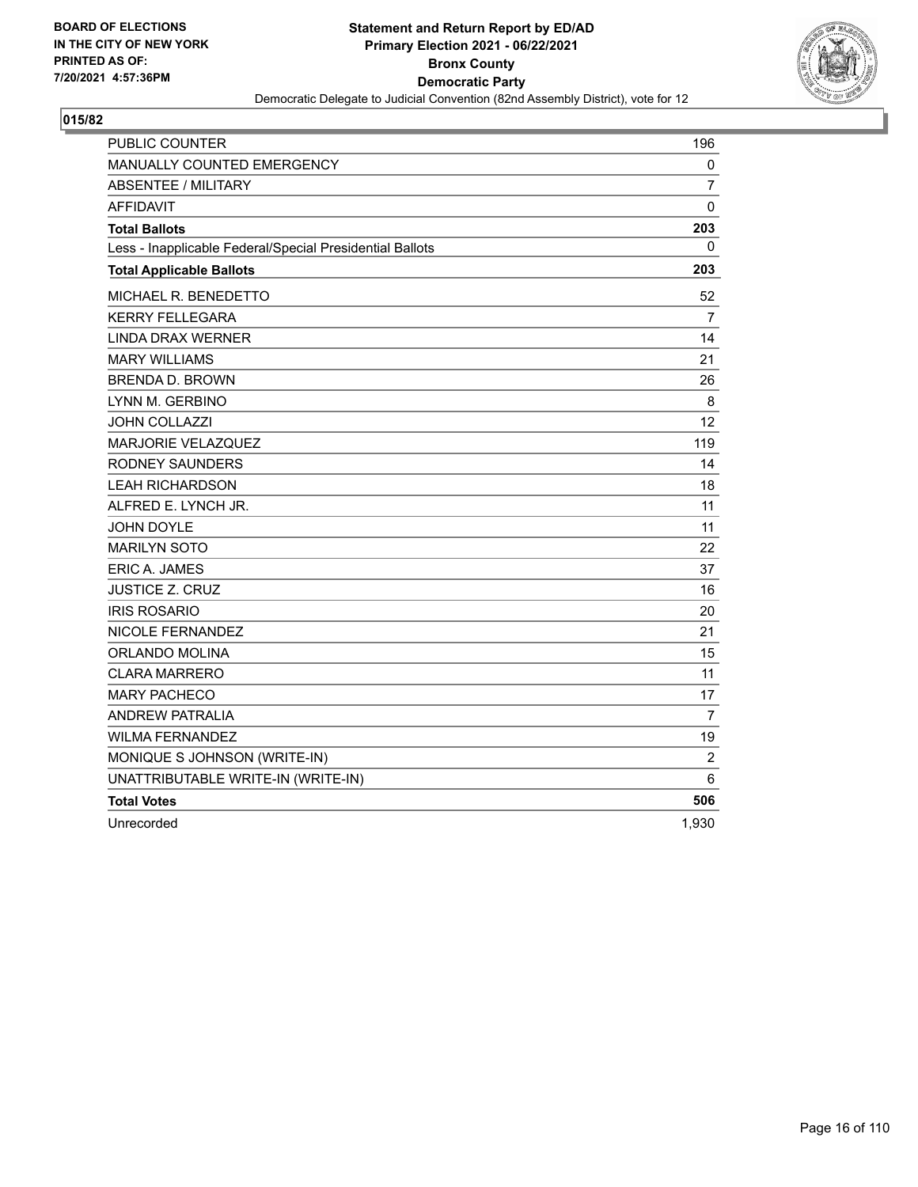BOARD OF ELECTIONS
IN THE CITY OF NEW YORK
PRINTED AS OF:
7/20/2021 4:57:36PM

**Statement and Return Report by ED/AD**
**Primary Election 2021 - 06/22/2021**
**Bronx County**
**Democratic Party**
Democratic Delegate to Judicial Convention (82nd Assembly District), vote for 12

## 015/82

| | |
|---|---|
| PUBLIC COUNTER | 196 |
| MANUALLY COUNTED EMERGENCY | 0 |
| ABSENTEE / MILITARY | 7 |
| AFFIDAVIT | 0 |
| **Total Ballots** | **203** |
| Less - Inapplicable Federal/Special Presidential Ballots | 0 |
| **Total Applicable Ballots** | **203** |
| MICHAEL R. BENEDETTO | 52 |
| KERRY FELLEGARA | 7 |
| LINDA DRAX WERNER | 14 |
| MARY WILLIAMS | 21 |
| BRENDA D. BROWN | 26 |
| LYNN M. GERBINO | 8 |
| JOHN COLLAZZI | 12 |
| MARJORIE VELAZQUEZ | 119 |
| RODNEY SAUNDERS | 14 |
| LEAH RICHARDSON | 18 |
| ALFRED E. LYNCH JR. | 11 |
| JOHN DOYLE | 11 |
| MARILYN SOTO | 22 |
| ERIC A. JAMES | 37 |
| JUSTICE Z. CRUZ | 16 |
| IRIS ROSARIO | 20 |
| NICOLE FERNANDEZ | 21 |
| ORLANDO MOLINA | 15 |
| CLARA MARRERO | 11 |
| MARY PACHECO | 17 |
| ANDREW PATRALIA | 7 |
| WILMA FERNANDEZ | 19 |
| MONIQUE S JOHNSON (WRITE-IN) | 2 |
| UNATTRIBUTABLE WRITE-IN (WRITE-IN) | 6 |
| **Total Votes** | **506** |
| Unrecorded | 1,930 |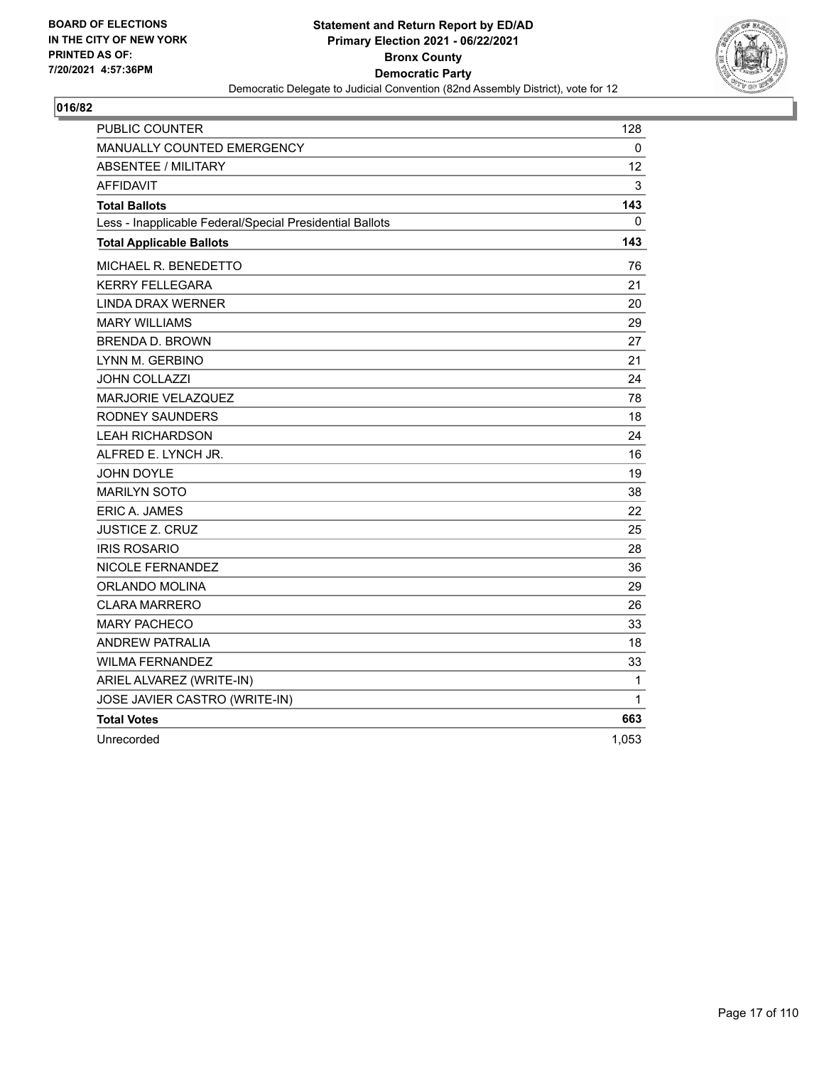**BOARD OF ELECTIONS IN THE CITY OF NEW YORK PRINTED AS OF: 7/20/2021 4:57:36PM**

**Statement and Return Report by ED/AD**
**Primary Election 2021 - 06/22/2021**
**Bronx County**
**Democratic Party**
Democratic Delegate to Judicial Convention (82nd Assembly District), vote for 12

## 016/82

| | |
|---|---|
| PUBLIC COUNTER | 128 |
| MANUALLY COUNTED EMERGENCY | 0 |
| ABSENTEE / MILITARY | 12 |
| AFFIDAVIT | 3 |
| **Total Ballots** | **143** |
| Less - Inapplicable Federal/Special Presidential Ballots | 0 |
| **Total Applicable Ballots** | **143** |
| MICHAEL R. BENEDETTO | 76 |
| KERRY FELLEGARA | 21 |
| LINDA DRAX WERNER | 20 |
| MARY WILLIAMS | 29 |
| BRENDA D. BROWN | 27 |
| LYNN M. GERBINO | 21 |
| JOHN COLLAZZI | 24 |
| MARJORIE VELAZQUEZ | 78 |
| RODNEY SAUNDERS | 18 |
| LEAH RICHARDSON | 24 |
| ALFRED E. LYNCH JR. | 16 |
| JOHN DOYLE | 19 |
| MARILYN SOTO | 38 |
| ERIC A. JAMES | 22 |
| JUSTICE Z. CRUZ | 25 |
| IRIS ROSARIO | 28 |
| NICOLE FERNANDEZ | 36 |
| ORLANDO MOLINA | 29 |
| CLARA MARRERO | 26 |
| MARY PACHECO | 33 |
| ANDREW PATRALIA | 18 |
| WILMA FERNANDEZ | 33 |
| ARIEL ALVAREZ (WRITE-IN) | 1 |
| JOSE JAVIER CASTRO (WRITE-IN) | 1 |
| **Total Votes** | **663** |
| Unrecorded | 1,053 |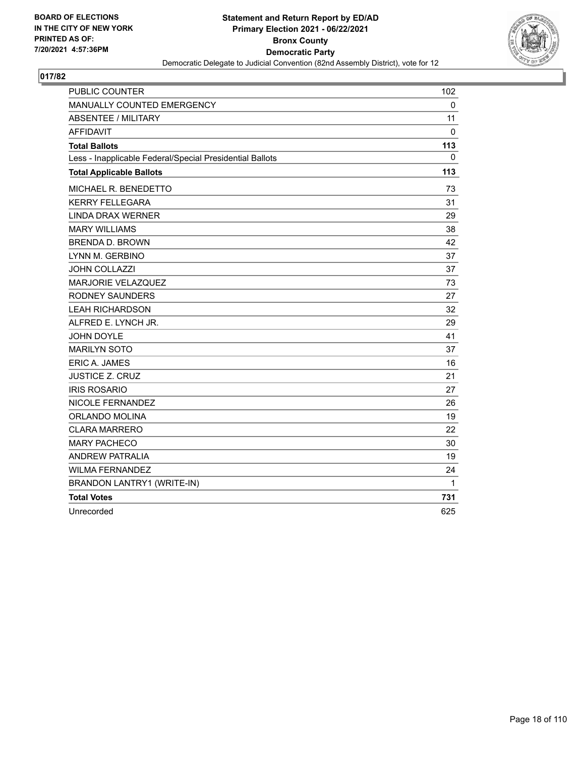**BOARD OF ELECTIONS IN THE CITY OF NEW YORK PRINTED AS OF: 7/20/2021 4:57:36PM**

**Statement and Return Report by ED/AD Primary Election 2021 - 06/22/2021 Bronx County Democratic Party**

Democratic Delegate to Judicial Convention (82nd Assembly District), vote for 12

## 017/82

| | |
|---|---|
| PUBLIC COUNTER | 102 |
| MANUALLY COUNTED EMERGENCY | 0 |
| ABSENTEE / MILITARY | 11 |
| AFFIDAVIT | 0 |
| **Total Ballots** | **113** |
| Less - Inapplicable Federal/Special Presidential Ballots | 0 |
| **Total Applicable Ballots** | **113** |
| MICHAEL R. BENEDETTO | 73 |
| KERRY FELLEGARA | 31 |
| LINDA DRAX WERNER | 29 |
| MARY WILLIAMS | 38 |
| BRENDA D. BROWN | 42 |
| LYNN M. GERBINO | 37 |
| JOHN COLLAZZI | 37 |
| MARJORIE VELAZQUEZ | 73 |
| RODNEY SAUNDERS | 27 |
| LEAH RICHARDSON | 32 |
| ALFRED E. LYNCH JR. | 29 |
| JOHN DOYLE | 41 |
| MARILYN SOTO | 37 |
| ERIC A. JAMES | 16 |
| JUSTICE Z. CRUZ | 21 |
| IRIS ROSARIO | 27 |
| NICOLE FERNANDEZ | 26 |
| ORLANDO MOLINA | 19 |
| CLARA MARRERO | 22 |
| MARY PACHECO | 30 |
| ANDREW PATRALIA | 19 |
| WILMA FERNANDEZ | 24 |
| BRANDON LANTRY1 (WRITE-IN) | 1 |
| **Total Votes** | **731** |
| Unrecorded | 625 |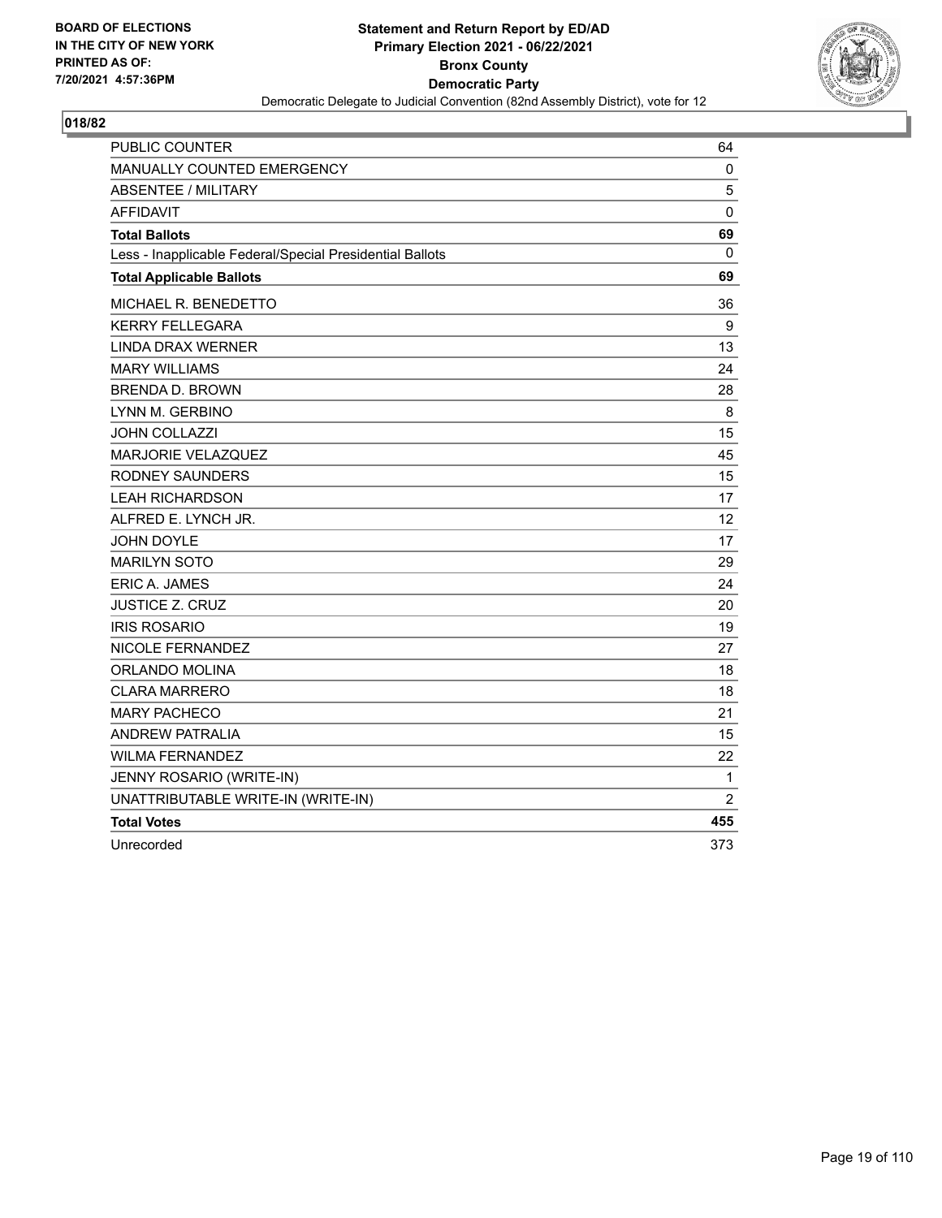BOARD OF ELECTIONS
IN THE CITY OF NEW YORK
PRINTED AS OF:
7/20/2021 4:57:36PM

**Statement and Return Report by ED/AD**
**Primary Election 2021 - 06/22/2021**
**Bronx County**
**Democratic Party**
Democratic Delegate to Judicial Convention (82nd Assembly District), vote for 12

## 018/82

| | |
|---|---|
| PUBLIC COUNTER | 64 |
| MANUALLY COUNTED EMERGENCY | 0 |
| ABSENTEE / MILITARY | 5 |
| AFFIDAVIT | 0 |
| **Total Ballots** | **69** |
| Less - Inapplicable Federal/Special Presidential Ballots | 0 |
| **Total Applicable Ballots** | **69** |
| MICHAEL R. BENEDETTO | 36 |
| KERRY FELLEGARA | 9 |
| LINDA DRAX WERNER | 13 |
| MARY WILLIAMS | 24 |
| BRENDA D. BROWN | 28 |
| LYNN M. GERBINO | 8 |
| JOHN COLLAZZI | 15 |
| MARJORIE VELAZQUEZ | 45 |
| RODNEY SAUNDERS | 15 |
| LEAH RICHARDSON | 17 |
| ALFRED E. LYNCH JR. | 12 |
| JOHN DOYLE | 17 |
| MARILYN SOTO | 29 |
| ERIC A. JAMES | 24 |
| JUSTICE Z. CRUZ | 20 |
| IRIS ROSARIO | 19 |
| NICOLE FERNANDEZ | 27 |
| ORLANDO MOLINA | 18 |
| CLARA MARRERO | 18 |
| MARY PACHECO | 21 |
| ANDREW PATRALIA | 15 |
| WILMA FERNANDEZ | 22 |
| JENNY ROSARIO (WRITE-IN) | 1 |
| UNATTRIBUTABLE WRITE-IN (WRITE-IN) | 2 |
| **Total Votes** | **455** |
| Unrecorded | 373 |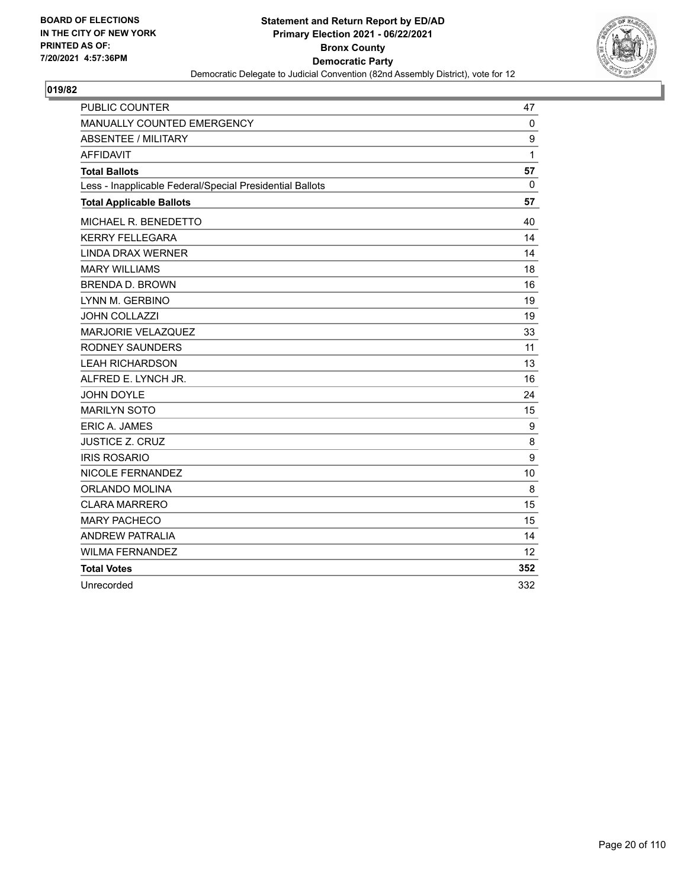BOARD OF ELECTIONS
IN THE CITY OF NEW YORK
PRINTED AS OF:
7/20/2021 4:57:36PM

**Statement and Return Report by ED/AD**
**Primary Election 2021 - 06/22/2021**
**Bronx County**
**Democratic Party**
Democratic Delegate to Judicial Convention (82nd Assembly District), vote for 12

## 019/82

| | |
|---|---|
| PUBLIC COUNTER | 47 |
| MANUALLY COUNTED EMERGENCY | 0 |
| ABSENTEE / MILITARY | 9 |
| AFFIDAVIT | 1 |
| **Total Ballots** | **57** |
| Less - Inapplicable Federal/Special Presidential Ballots | 0 |
| **Total Applicable Ballots** | **57** |
| MICHAEL R. BENEDETTO | 40 |
| KERRY FELLEGARA | 14 |
| LINDA DRAX WERNER | 14 |
| MARY WILLIAMS | 18 |
| BRENDA D. BROWN | 16 |
| LYNN M. GERBINO | 19 |
| JOHN COLLAZZI | 19 |
| MARJORIE VELAZQUEZ | 33 |
| RODNEY SAUNDERS | 11 |
| LEAH RICHARDSON | 13 |
| ALFRED E. LYNCH JR. | 16 |
| JOHN DOYLE | 24 |
| MARILYN SOTO | 15 |
| ERIC A. JAMES | 9 |
| JUSTICE Z. CRUZ | 8 |
| IRIS ROSARIO | 9 |
| NICOLE FERNANDEZ | 10 |
| ORLANDO MOLINA | 8 |
| CLARA MARRERO | 15 |
| MARY PACHECO | 15 |
| ANDREW PATRALIA | 14 |
| WILMA FERNANDEZ | 12 |
| **Total Votes** | **352** |
| Unrecorded | 332 |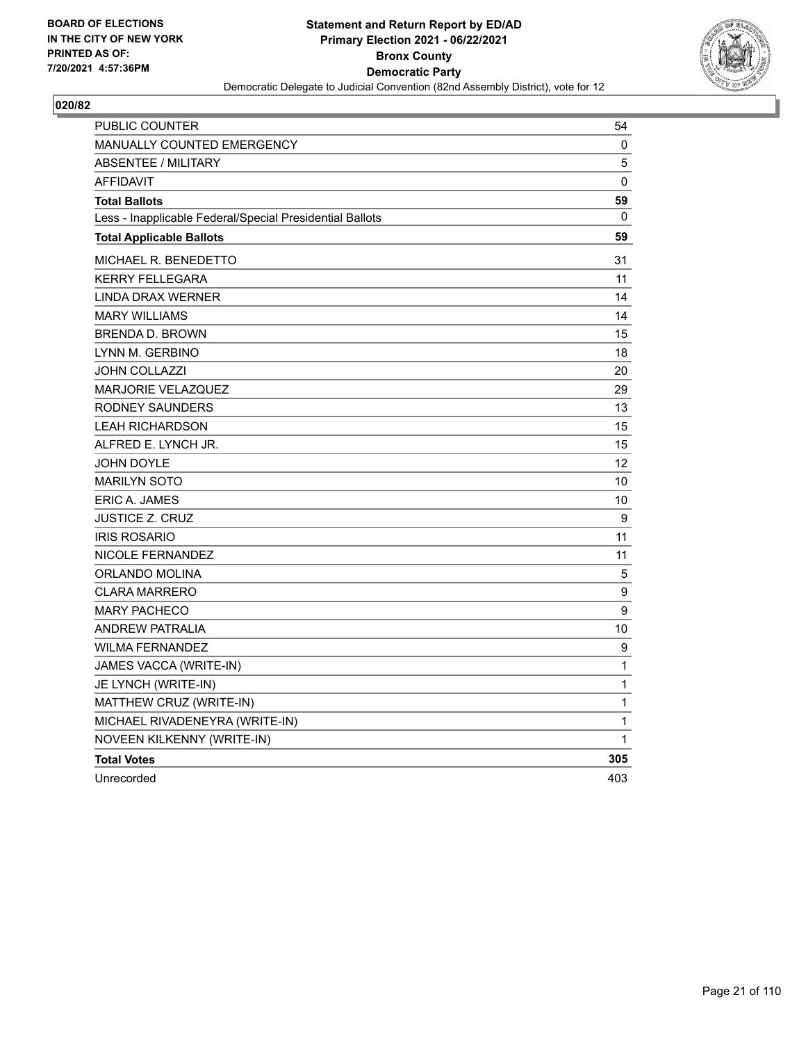BOARD OF ELECTIONS
IN THE CITY OF NEW YORK
PRINTED AS OF:
7/20/2021 4:57:36PM

**Statement and Return Report by ED/AD**
**Primary Election 2021 - 06/22/2021**
**Bronx County**
**Democratic Party**
Democratic Delegate to Judicial Convention (82nd Assembly District), vote for 12

**020/82**

| | |
|---|---|
| PUBLIC COUNTER | 54 |
| MANUALLY COUNTED EMERGENCY | 0 |
| ABSENTEE / MILITARY | 5 |
| AFFIDAVIT | 0 |
| **Total Ballots** | **59** |
| Less - Inapplicable Federal/Special Presidential Ballots | 0 |
| **Total Applicable Ballots** | **59** |
| MICHAEL R. BENEDETTO | 31 |
| KERRY FELLEGARA | 11 |
| LINDA DRAX WERNER | 14 |
| MARY WILLIAMS | 14 |
| BRENDA D. BROWN | 15 |
| LYNN M. GERBINO | 18 |
| JOHN COLLAZZI | 20 |
| MARJORIE VELAZQUEZ | 29 |
| RODNEY SAUNDERS | 13 |
| LEAH RICHARDSON | 15 |
| ALFRED E. LYNCH JR. | 15 |
| JOHN DOYLE | 12 |
| MARILYN SOTO | 10 |
| ERIC A. JAMES | 10 |
| JUSTICE Z. CRUZ | 9 |
| IRIS ROSARIO | 11 |
| NICOLE FERNANDEZ | 11 |
| ORLANDO MOLINA | 5 |
| CLARA MARRERO | 9 |
| MARY PACHECO | 9 |
| ANDREW PATRALIA | 10 |
| WILMA FERNANDEZ | 9 |
| JAMES VACCA (WRITE-IN) | 1 |
| JE LYNCH (WRITE-IN) | 1 |
| MATTHEW CRUZ (WRITE-IN) | 1 |
| MICHAEL RIVADENEYRA (WRITE-IN) | 1 |
| NOVEEN KILKENNY (WRITE-IN) | 1 |
| **Total Votes** | **305** |
| Unrecorded | 403 |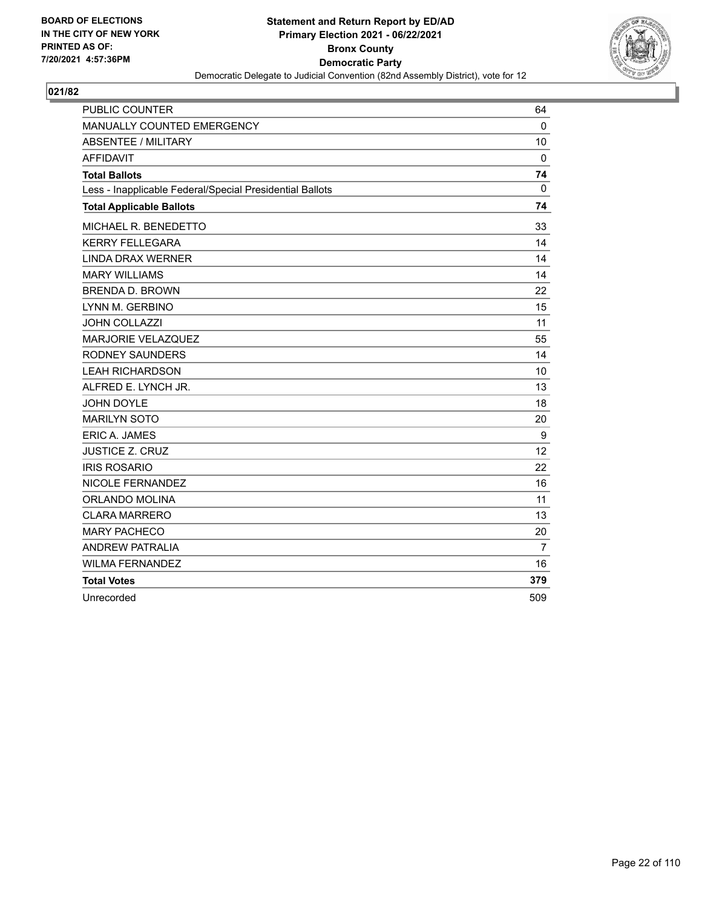BOARD OF ELECTIONS
IN THE CITY OF NEW YORK
PRINTED AS OF:
7/20/2021 4:57:36PM

**Statement and Return Report by ED/AD**
**Primary Election 2021 - 06/22/2021**
**Bronx County**
**Democratic Party**
Democratic Delegate to Judicial Convention (82nd Assembly District), vote for 12

**021/82**

| | |
|---|---|
| PUBLIC COUNTER | 64 |
| MANUALLY COUNTED EMERGENCY | 0 |
| ABSENTEE / MILITARY | 10 |
| AFFIDAVIT | 0 |
| **Total Ballots** | **74** |
| Less - Inapplicable Federal/Special Presidential Ballots | 0 |
| **Total Applicable Ballots** | **74** |
| MICHAEL R. BENEDETTO | 33 |
| KERRY FELLEGARA | 14 |
| LINDA DRAX WERNER | 14 |
| MARY WILLIAMS | 14 |
| BRENDA D. BROWN | 22 |
| LYNN M. GERBINO | 15 |
| JOHN COLLAZZI | 11 |
| MARJORIE VELAZQUEZ | 55 |
| RODNEY SAUNDERS | 14 |
| LEAH RICHARDSON | 10 |
| ALFRED E. LYNCH JR. | 13 |
| JOHN DOYLE | 18 |
| MARILYN SOTO | 20 |
| ERIC A. JAMES | 9 |
| JUSTICE Z. CRUZ | 12 |
| IRIS ROSARIO | 22 |
| NICOLE FERNANDEZ | 16 |
| ORLANDO MOLINA | 11 |
| CLARA MARRERO | 13 |
| MARY PACHECO | 20 |
| ANDREW PATRALIA | 7 |
| WILMA FERNANDEZ | 16 |
| **Total Votes** | **379** |
| Unrecorded | 509 |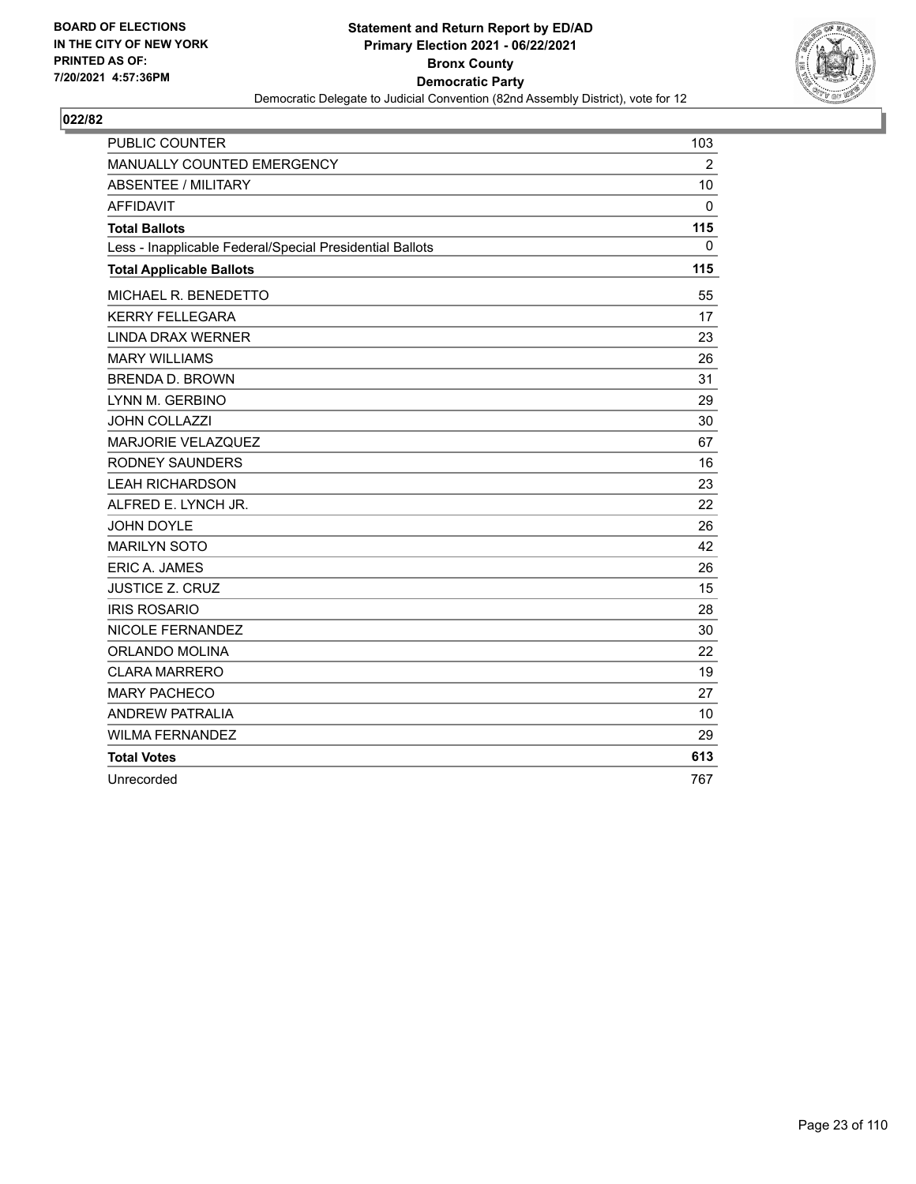BOARD OF ELECTIONS
IN THE CITY OF NEW YORK
PRINTED AS OF:
7/20/2021 4:57:36PM

**Statement and Return Report by ED/AD**
**Primary Election 2021 - 06/22/2021**
**Bronx County**
**Democratic Party**
Democratic Delegate to Judicial Convention (82nd Assembly District), vote for 12

## 022/82

| | |
|---|---|
| PUBLIC COUNTER | 103 |
| MANUALLY COUNTED EMERGENCY | 2 |
| ABSENTEE / MILITARY | 10 |
| AFFIDAVIT | 0 |
| **Total Ballots** | **115** |
| Less - Inapplicable Federal/Special Presidential Ballots | 0 |
| **Total Applicable Ballots** | **115** |
| MICHAEL R. BENEDETTO | 55 |
| KERRY FELLEGARA | 17 |
| LINDA DRAX WERNER | 23 |
| MARY WILLIAMS | 26 |
| BRENDA D. BROWN | 31 |
| LYNN M. GERBINO | 29 |
| JOHN COLLAZZI | 30 |
| MARJORIE VELAZQUEZ | 67 |
| RODNEY SAUNDERS | 16 |
| LEAH RICHARDSON | 23 |
| ALFRED E. LYNCH JR. | 22 |
| JOHN DOYLE | 26 |
| MARILYN SOTO | 42 |
| ERIC A. JAMES | 26 |
| JUSTICE Z. CRUZ | 15 |
| IRIS ROSARIO | 28 |
| NICOLE FERNANDEZ | 30 |
| ORLANDO MOLINA | 22 |
| CLARA MARRERO | 19 |
| MARY PACHECO | 27 |
| ANDREW PATRALIA | 10 |
| WILMA FERNANDEZ | 29 |
| **Total Votes** | **613** |
| Unrecorded | 767 |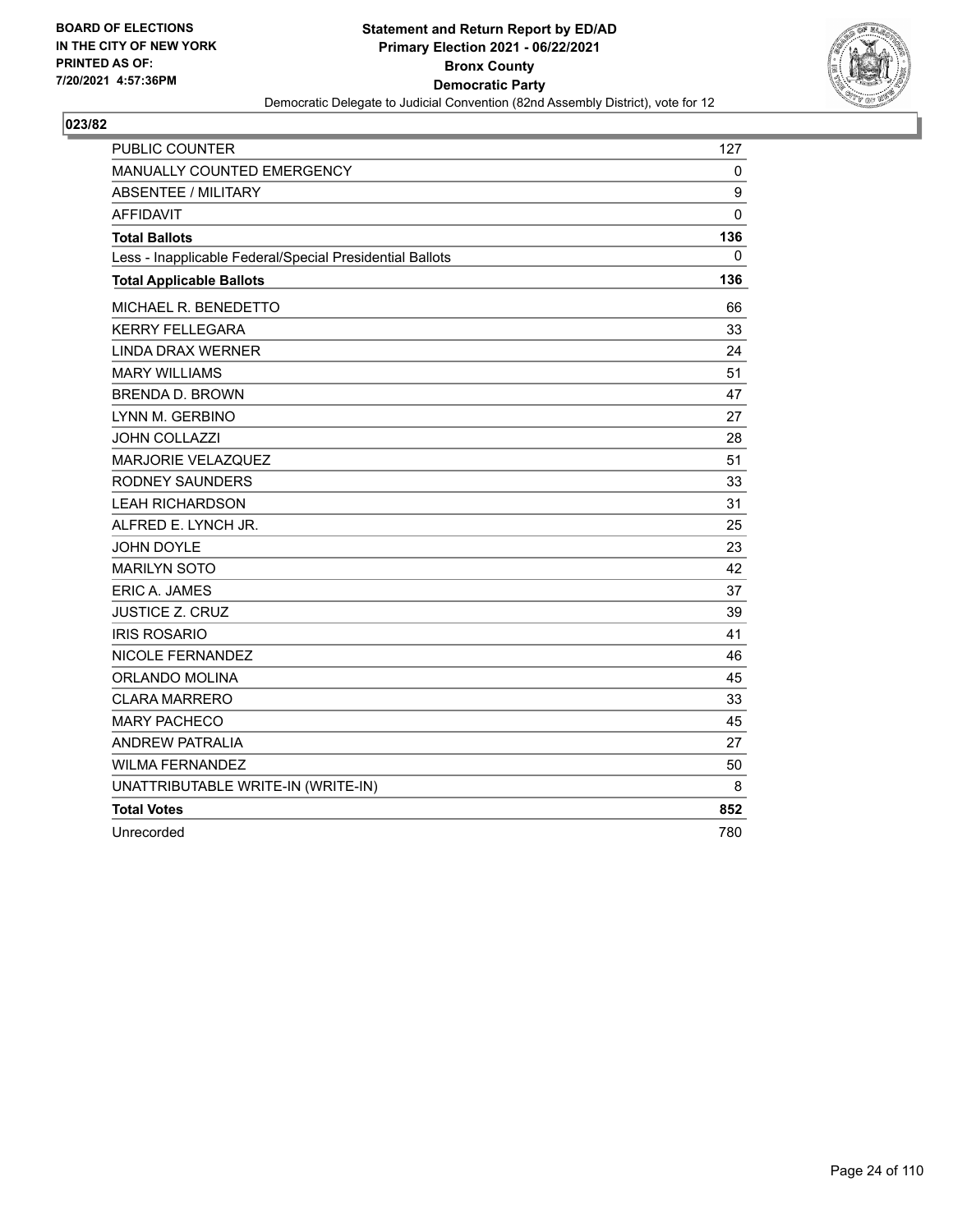BOARD OF ELECTIONS
IN THE CITY OF NEW YORK
PRINTED AS OF:
7/20/2021 4:57:36PM

**Statement and Return Report by ED/AD**
**Primary Election 2021 - 06/22/2021**
**Bronx County**
**Democratic Party**
Democratic Delegate to Judicial Convention (82nd Assembly District), vote for 12

## 023/82

| | |
|---|---|
| PUBLIC COUNTER | 127 |
| MANUALLY COUNTED EMERGENCY | 0 |
| ABSENTEE / MILITARY | 9 |
| AFFIDAVIT | 0 |
| **Total Ballots** | **136** |
| Less - Inapplicable Federal/Special Presidential Ballots | 0 |
| **Total Applicable Ballots** | **136** |
| MICHAEL R. BENEDETTO | 66 |
| KERRY FELLEGARA | 33 |
| LINDA DRAX WERNER | 24 |
| MARY WILLIAMS | 51 |
| BRENDA D. BROWN | 47 |
| LYNN M. GERBINO | 27 |
| JOHN COLLAZZI | 28 |
| MARJORIE VELAZQUEZ | 51 |
| RODNEY SAUNDERS | 33 |
| LEAH RICHARDSON | 31 |
| ALFRED E. LYNCH JR. | 25 |
| JOHN DOYLE | 23 |
| MARILYN SOTO | 42 |
| ERIC A. JAMES | 37 |
| JUSTICE Z. CRUZ | 39 |
| IRIS ROSARIO | 41 |
| NICOLE FERNANDEZ | 46 |
| ORLANDO MOLINA | 45 |
| CLARA MARRERO | 33 |
| MARY PACHECO | 45 |
| ANDREW PATRALIA | 27 |
| WILMA FERNANDEZ | 50 |
| UNATTRIBUTABLE WRITE-IN (WRITE-IN) | 8 |
| **Total Votes** | **852** |
| Unrecorded | 780 |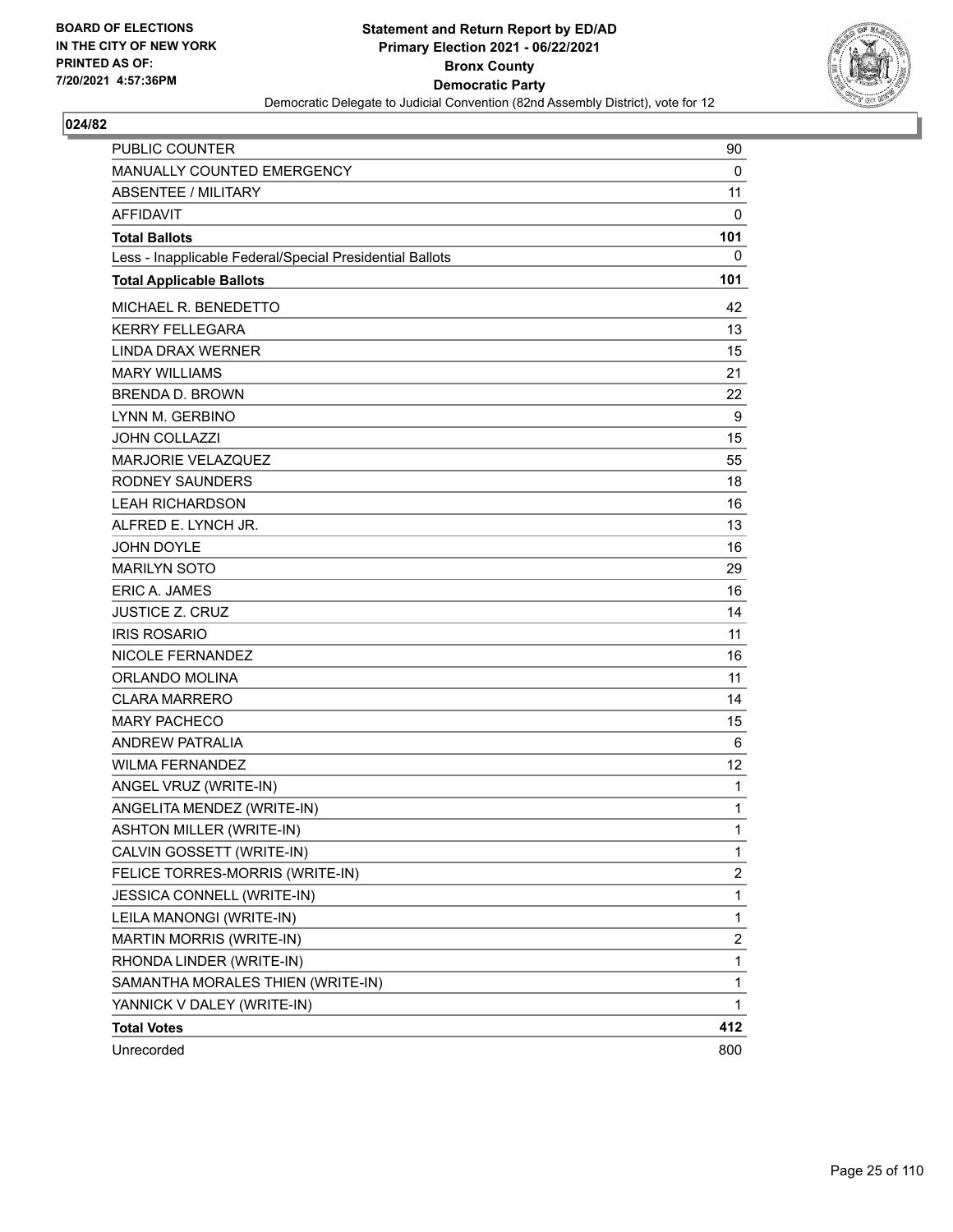**Statement and Return Report by ED/AD**
**Primary Election 2021 - 06/22/2021**
**Bronx County**
**Democratic Party**
Democratic Delegate to Judicial Convention (82nd Assembly District), vote for 12

BOARD OF ELECTIONS
IN THE CITY OF NEW YORK
PRINTED AS OF:
7/20/2021 4:57:36PM

## 024/82

| | |
|---|---|
| PUBLIC COUNTER | 90 |
| MANUALLY COUNTED EMERGENCY | 0 |
| ABSENTEE / MILITARY | 11 |
| AFFIDAVIT | 0 |
| **Total Ballots** | **101** |
| Less - Inapplicable Federal/Special Presidential Ballots | 0 |
| **Total Applicable Ballots** | **101** |
| MICHAEL R. BENEDETTO | 42 |
| KERRY FELLEGARA | 13 |
| LINDA DRAX WERNER | 15 |
| MARY WILLIAMS | 21 |
| BRENDA D. BROWN | 22 |
| LYNN M. GERBINO | 9 |
| JOHN COLLAZZI | 15 |
| MARJORIE VELAZQUEZ | 55 |
| RODNEY SAUNDERS | 18 |
| LEAH RICHARDSON | 16 |
| ALFRED E. LYNCH JR. | 13 |
| JOHN DOYLE | 16 |
| MARILYN SOTO | 29 |
| ERIC A. JAMES | 16 |
| JUSTICE Z. CRUZ | 14 |
| IRIS ROSARIO | 11 |
| NICOLE FERNANDEZ | 16 |
| ORLANDO MOLINA | 11 |
| CLARA MARRERO | 14 |
| MARY PACHECO | 15 |
| ANDREW PATRALIA | 6 |
| WILMA FERNANDEZ | 12 |
| ANGEL VRUZ (WRITE-IN) | 1 |
| ANGELITA MENDEZ (WRITE-IN) | 1 |
| ASHTON MILLER (WRITE-IN) | 1 |
| CALVIN GOSSETT (WRITE-IN) | 1 |
| FELICE TORRES-MORRIS (WRITE-IN) | 2 |
| JESSICA CONNELL (WRITE-IN) | 1 |
| LEILA MANONGI (WRITE-IN) | 1 |
| MARTIN MORRIS (WRITE-IN) | 2 |
| RHONDA LINDER (WRITE-IN) | 1 |
| SAMANTHA MORALES THIEN (WRITE-IN) | 1 |
| YANNICK V DALEY (WRITE-IN) | 1 |
| **Total Votes** | **412** |
| Unrecorded | 800 |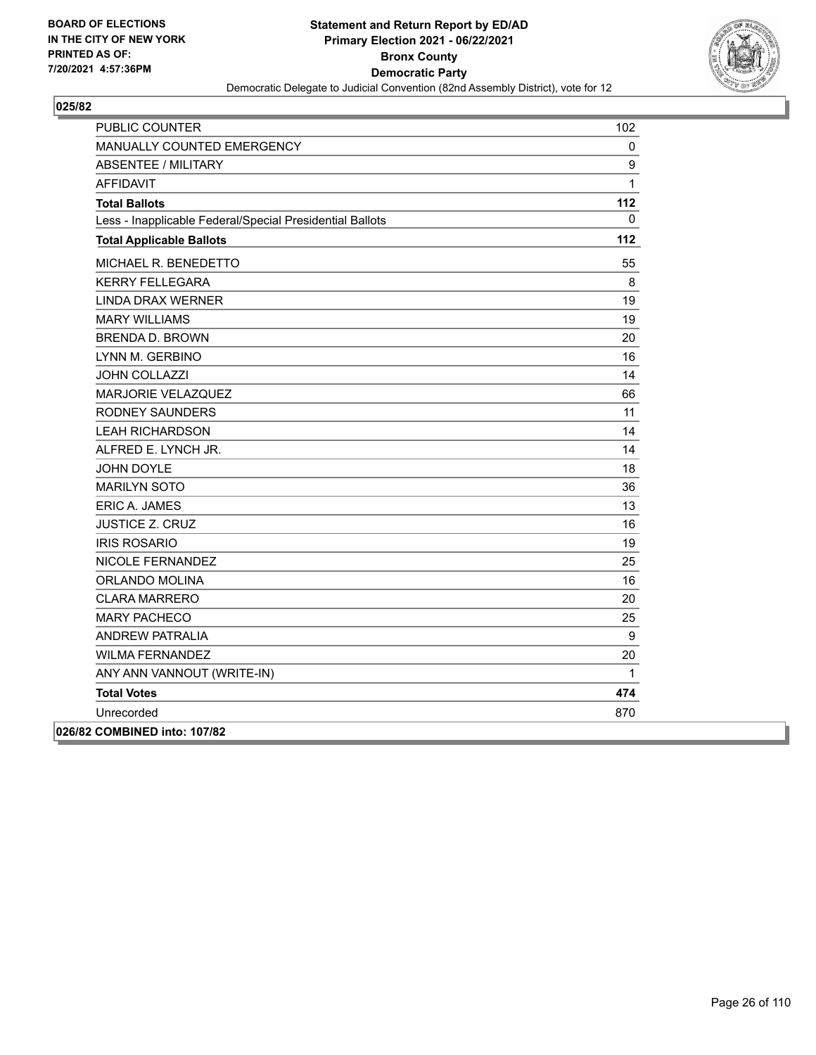**BOARD OF ELECTIONS IN THE CITY OF NEW YORK**
**PRINTED AS OF: 7/20/2021 4:57:36PM**

**Statement and Return Report by ED/AD**
**Primary Election 2021 - 06/22/2021**
**Bronx County**
**Democratic Party**
Democratic Delegate to Judicial Convention (82nd Assembly District), vote for 12

## 025/82

| | |
|---|---|
| PUBLIC COUNTER | 102 |
| MANUALLY COUNTED EMERGENCY | 0 |
| ABSENTEE / MILITARY | 9 |
| AFFIDAVIT | 1 |
| **Total Ballots** | **112** |
| Less - Inapplicable Federal/Special Presidential Ballots | 0 |
| **Total Applicable Ballots** | **112** |
| MICHAEL R. BENEDETTO | 55 |
| KERRY FELLEGARA | 8 |
| LINDA DRAX WERNER | 19 |
| MARY WILLIAMS | 19 |
| BRENDA D. BROWN | 20 |
| LYNN M. GERBINO | 16 |
| JOHN COLLAZZI | 14 |
| MARJORIE VELAZQUEZ | 66 |
| RODNEY SAUNDERS | 11 |
| LEAH RICHARDSON | 14 |
| ALFRED E. LYNCH JR. | 14 |
| JOHN DOYLE | 18 |
| MARILYN SOTO | 36 |
| ERIC A. JAMES | 13 |
| JUSTICE Z. CRUZ | 16 |
| IRIS ROSARIO | 19 |
| NICOLE FERNANDEZ | 25 |
| ORLANDO MOLINA | 16 |
| CLARA MARRERO | 20 |
| MARY PACHECO | 25 |
| ANDREW PATRALIA | 9 |
| WILMA FERNANDEZ | 20 |
| ANY ANN VANNOUT (WRITE-IN) | 1 |
| **Total Votes** | **474** |
| Unrecorded | 870 |

**026/82 COMBINED into: 107/82**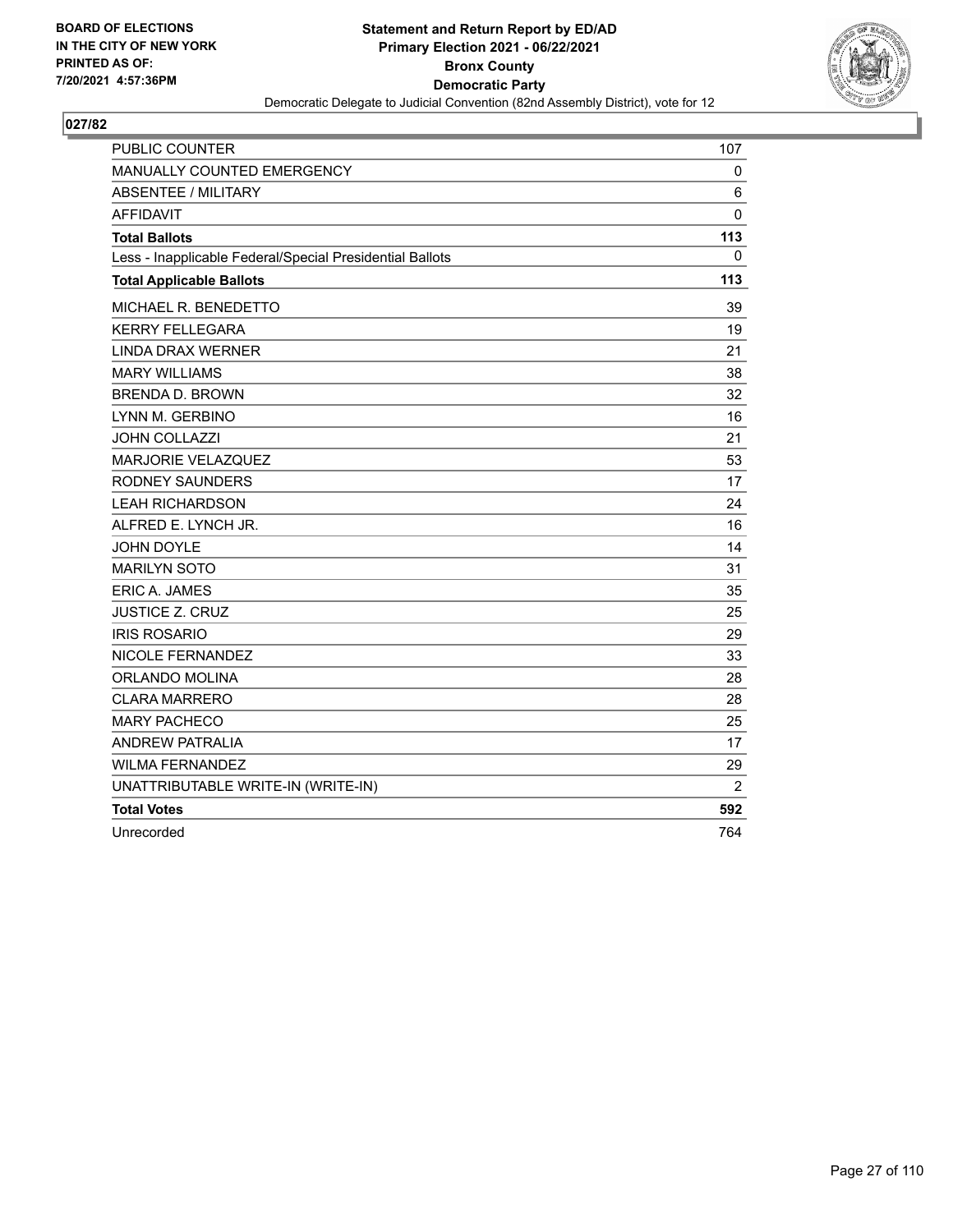BOARD OF ELECTIONS
IN THE CITY OF NEW YORK
PRINTED AS OF:
7/20/2021 4:57:36PM

**Statement and Return Report by ED/AD**
**Primary Election 2021 - 06/22/2021**
**Bronx County**
**Democratic Party**
Democratic Delegate to Judicial Convention (82nd Assembly District), vote for 12

## 027/82

| | |
|---|---|
| PUBLIC COUNTER | 107 |
| MANUALLY COUNTED EMERGENCY | 0 |
| ABSENTEE / MILITARY | 6 |
| AFFIDAVIT | 0 |
| **Total Ballots** | **113** |
| Less - Inapplicable Federal/Special Presidential Ballots | 0 |
| **Total Applicable Ballots** | **113** |
| MICHAEL R. BENEDETTO | 39 |
| KERRY FELLEGARA | 19 |
| LINDA DRAX WERNER | 21 |
| MARY WILLIAMS | 38 |
| BRENDA D. BROWN | 32 |
| LYNN M. GERBINO | 16 |
| JOHN COLLAZZI | 21 |
| MARJORIE VELAZQUEZ | 53 |
| RODNEY SAUNDERS | 17 |
| LEAH RICHARDSON | 24 |
| ALFRED E. LYNCH JR. | 16 |
| JOHN DOYLE | 14 |
| MARILYN SOTO | 31 |
| ERIC A. JAMES | 35 |
| JUSTICE Z. CRUZ | 25 |
| IRIS ROSARIO | 29 |
| NICOLE FERNANDEZ | 33 |
| ORLANDO MOLINA | 28 |
| CLARA MARRERO | 28 |
| MARY PACHECO | 25 |
| ANDREW PATRALIA | 17 |
| WILMA FERNANDEZ | 29 |
| UNATTRIBUTABLE WRITE-IN (WRITE-IN) | 2 |
| **Total Votes** | **592** |
| Unrecorded | 764 |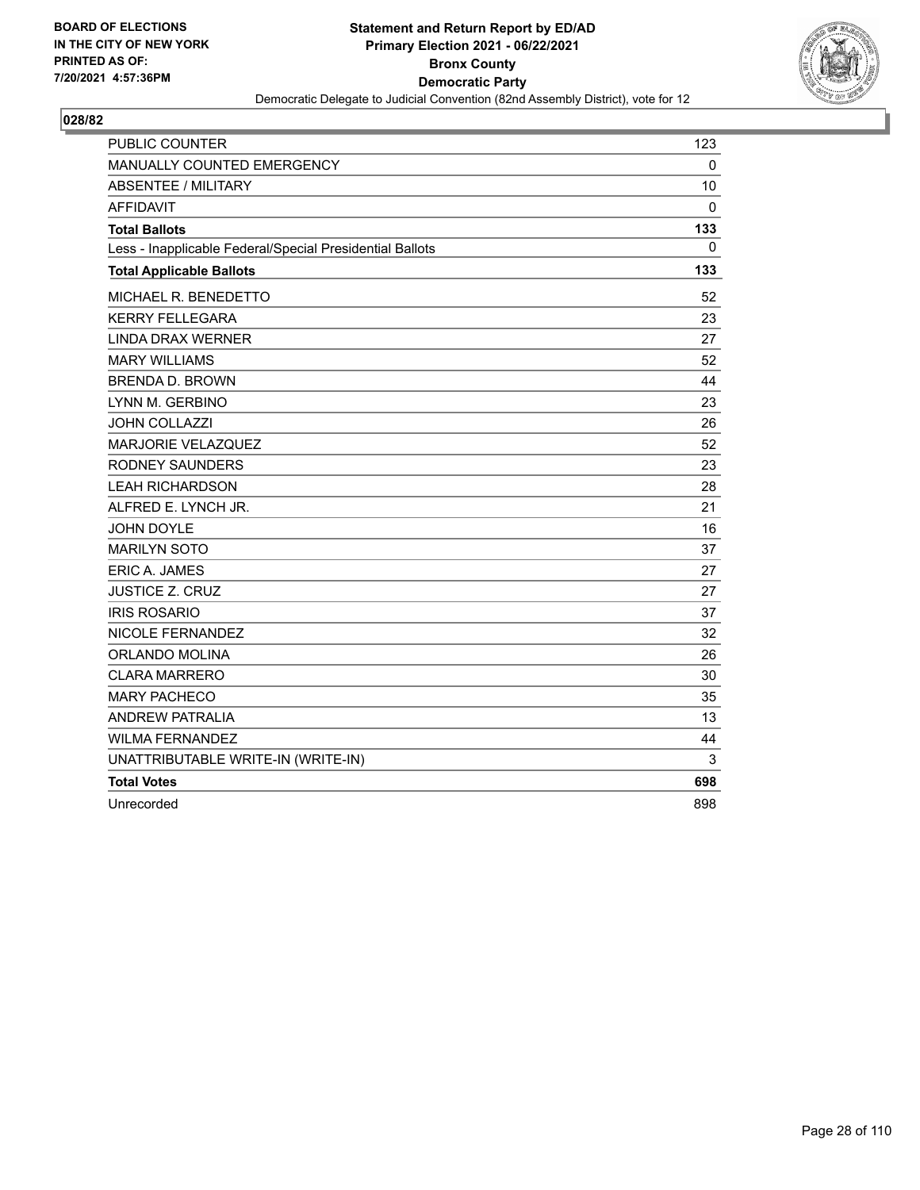BOARD OF ELECTIONS
IN THE CITY OF NEW YORK
PRINTED AS OF:
7/20/2021 4:57:36PM

**Statement and Return Report by ED/AD**
**Primary Election 2021 - 06/22/2021**
**Bronx County**
**Democratic Party**
Democratic Delegate to Judicial Convention (82nd Assembly District), vote for 12

## 028/82

| | |
|---|---|
| PUBLIC COUNTER | 123 |
| MANUALLY COUNTED EMERGENCY | 0 |
| ABSENTEE / MILITARY | 10 |
| AFFIDAVIT | 0 |
| **Total Ballots** | **133** |
| Less - Inapplicable Federal/Special Presidential Ballots | 0 |
| **Total Applicable Ballots** | **133** |
| MICHAEL R. BENEDETTO | 52 |
| KERRY FELLEGARA | 23 |
| LINDA DRAX WERNER | 27 |
| MARY WILLIAMS | 52 |
| BRENDA D. BROWN | 44 |
| LYNN M. GERBINO | 23 |
| JOHN COLLAZZI | 26 |
| MARJORIE VELAZQUEZ | 52 |
| RODNEY SAUNDERS | 23 |
| LEAH RICHARDSON | 28 |
| ALFRED E. LYNCH JR. | 21 |
| JOHN DOYLE | 16 |
| MARILYN SOTO | 37 |
| ERIC A. JAMES | 27 |
| JUSTICE Z. CRUZ | 27 |
| IRIS ROSARIO | 37 |
| NICOLE FERNANDEZ | 32 |
| ORLANDO MOLINA | 26 |
| CLARA MARRERO | 30 |
| MARY PACHECO | 35 |
| ANDREW PATRALIA | 13 |
| WILMA FERNANDEZ | 44 |
| UNATTRIBUTABLE WRITE-IN (WRITE-IN) | 3 |
| **Total Votes** | **698** |
| Unrecorded | 898 |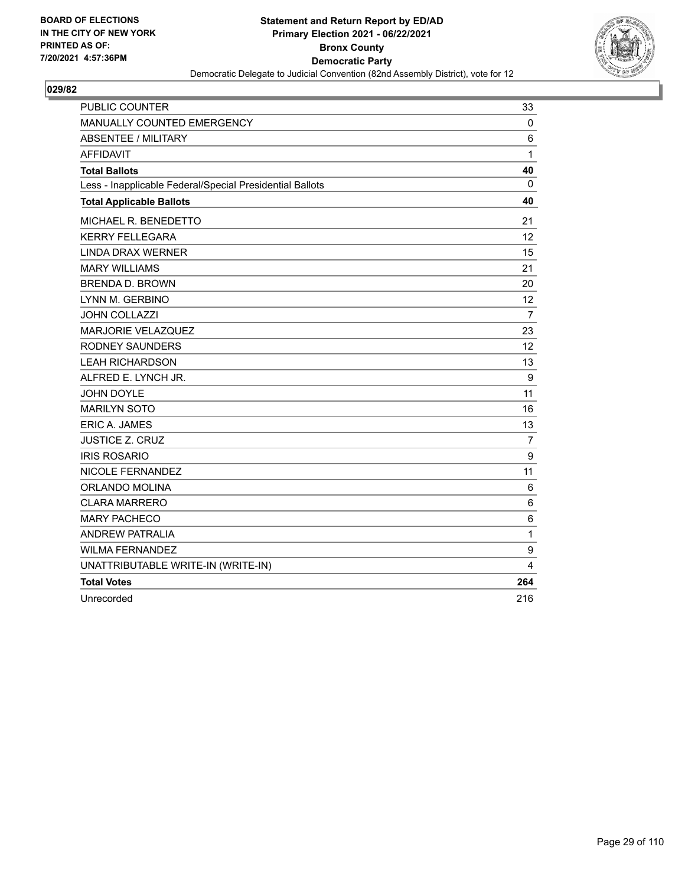BOARD OF ELECTIONS
IN THE CITY OF NEW YORK
PRINTED AS OF:
7/20/2021 4:57:36PM

**Statement and Return Report by ED/AD**
**Primary Election 2021 - 06/22/2021**
**Bronx County**
**Democratic Party**
Democratic Delegate to Judicial Convention (82nd Assembly District), vote for 12

## 029/82

| | |
|---|---|
| PUBLIC COUNTER | 33 |
| MANUALLY COUNTED EMERGENCY | 0 |
| ABSENTEE / MILITARY | 6 |
| AFFIDAVIT | 1 |
| **Total Ballots** | **40** |
| Less - Inapplicable Federal/Special Presidential Ballots | 0 |
| **Total Applicable Ballots** | **40** |
| MICHAEL R. BENEDETTO | 21 |
| KERRY FELLEGARA | 12 |
| LINDA DRAX WERNER | 15 |
| MARY WILLIAMS | 21 |
| BRENDA D. BROWN | 20 |
| LYNN M. GERBINO | 12 |
| JOHN COLLAZZI | 7 |
| MARJORIE VELAZQUEZ | 23 |
| RODNEY SAUNDERS | 12 |
| LEAH RICHARDSON | 13 |
| ALFRED E. LYNCH JR. | 9 |
| JOHN DOYLE | 11 |
| MARILYN SOTO | 16 |
| ERIC A. JAMES | 13 |
| JUSTICE Z. CRUZ | 7 |
| IRIS ROSARIO | 9 |
| NICOLE FERNANDEZ | 11 |
| ORLANDO MOLINA | 6 |
| CLARA MARRERO | 6 |
| MARY PACHECO | 6 |
| ANDREW PATRALIA | 1 |
| WILMA FERNANDEZ | 9 |
| UNATTRIBUTABLE WRITE-IN (WRITE-IN) | 4 |
| **Total Votes** | **264** |
| Unrecorded | 216 |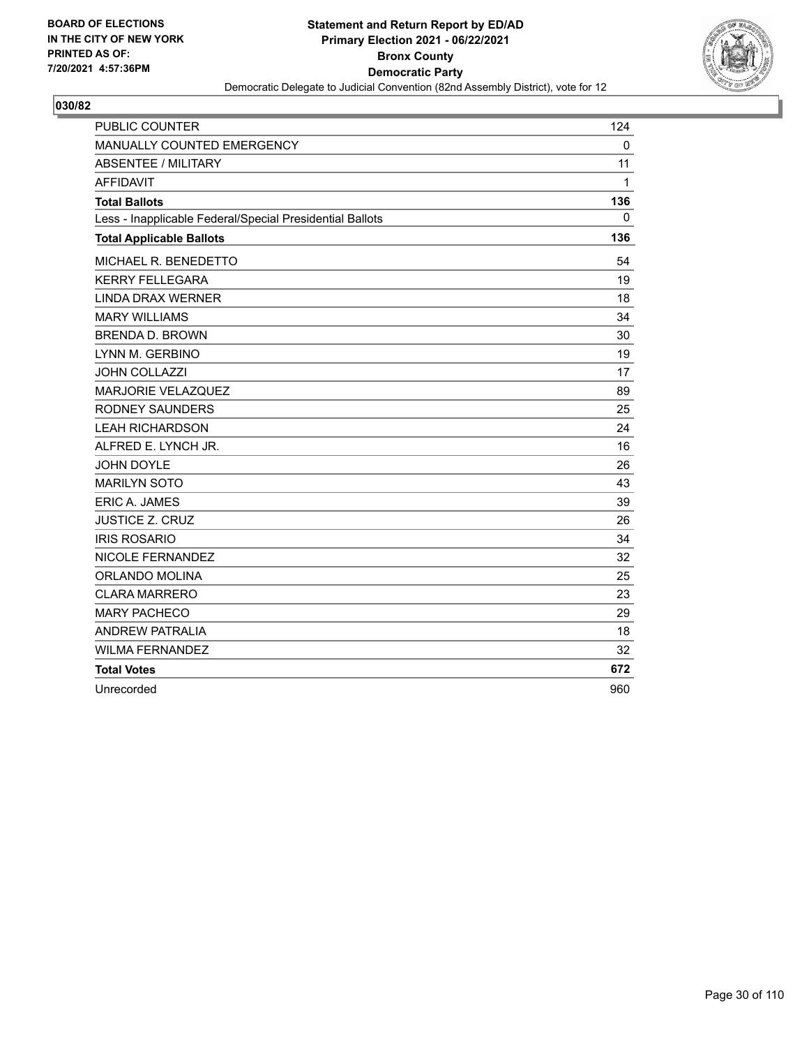**BOARD OF ELECTIONS IN THE CITY OF NEW YORK PRINTED AS OF: 7/20/2021 4:57:36PM**

**Statement and Return Report by ED/AD**
**Primary Election 2021 - 06/22/2021**
**Bronx County**
**Democratic Party**
Democratic Delegate to Judicial Convention (82nd Assembly District), vote for 12

## 030/82

| | |
|---|---|
| PUBLIC COUNTER | 124 |
| MANUALLY COUNTED EMERGENCY | 0 |
| ABSENTEE / MILITARY | 11 |
| AFFIDAVIT | 1 |
| **Total Ballots** | **136** |
| Less - Inapplicable Federal/Special Presidential Ballots | 0 |
| **Total Applicable Ballots** | **136** |
| MICHAEL R. BENEDETTO | 54 |
| KERRY FELLEGARA | 19 |
| LINDA DRAX WERNER | 18 |
| MARY WILLIAMS | 34 |
| BRENDA D. BROWN | 30 |
| LYNN M. GERBINO | 19 |
| JOHN COLLAZZI | 17 |
| MARJORIE VELAZQUEZ | 89 |
| RODNEY SAUNDERS | 25 |
| LEAH RICHARDSON | 24 |
| ALFRED E. LYNCH JR. | 16 |
| JOHN DOYLE | 26 |
| MARILYN SOTO | 43 |
| ERIC A. JAMES | 39 |
| JUSTICE Z. CRUZ | 26 |
| IRIS ROSARIO | 34 |
| NICOLE FERNANDEZ | 32 |
| ORLANDO MOLINA | 25 |
| CLARA MARRERO | 23 |
| MARY PACHECO | 29 |
| ANDREW PATRALIA | 18 |
| WILMA FERNANDEZ | 32 |
| **Total Votes** | **672** |
| Unrecorded | 960 |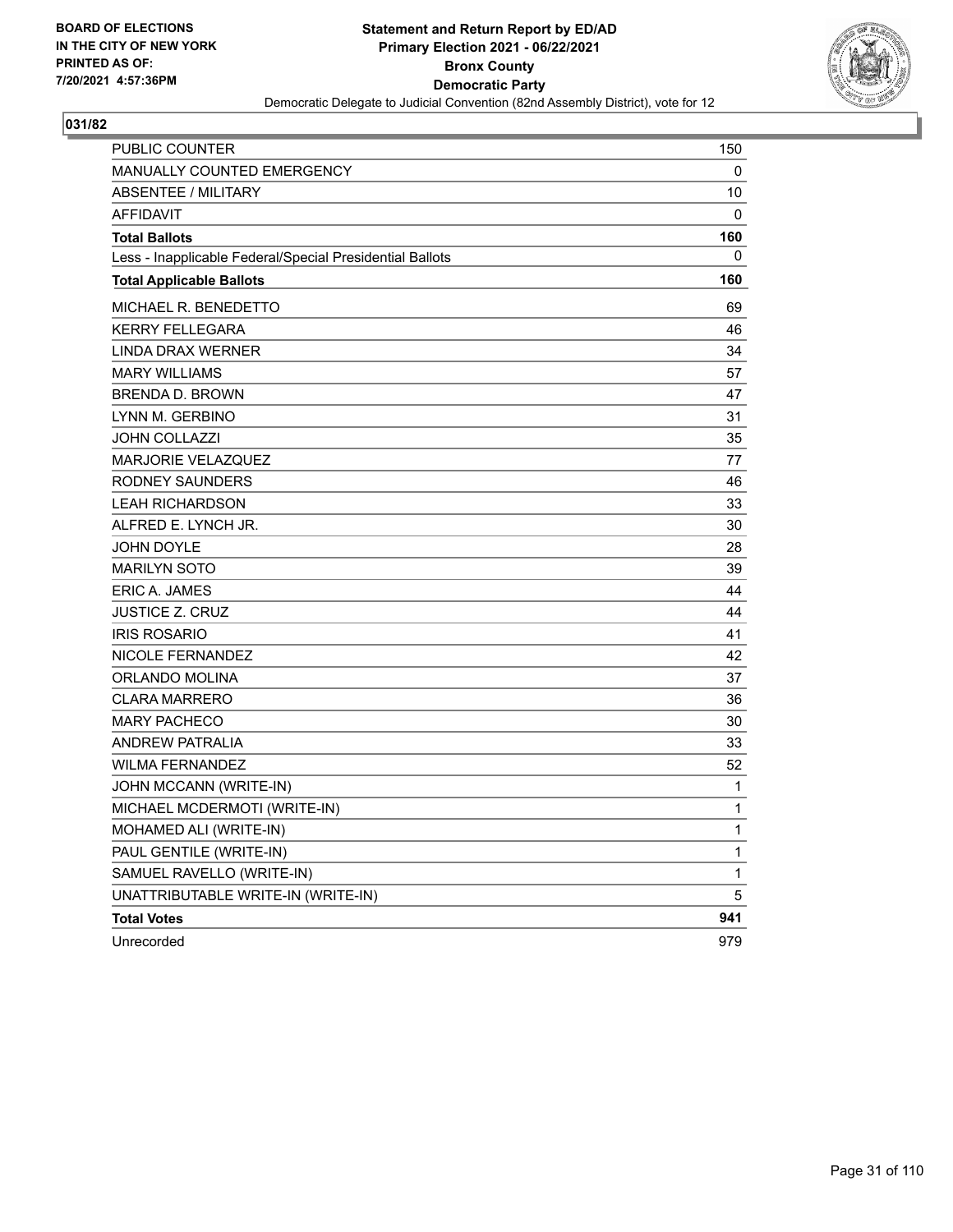BOARD OF ELECTIONS
IN THE CITY OF NEW YORK
PRINTED AS OF:
7/20/2021 4:57:36PM

**Statement and Return Report by ED/AD**
**Primary Election 2021 - 06/22/2021**
**Bronx County**
**Democratic Party**
Democratic Delegate to Judicial Convention (82nd Assembly District), vote for 12

**031/82**

| | |
|---|---|
| PUBLIC COUNTER | 150 |
| MANUALLY COUNTED EMERGENCY | 0 |
| ABSENTEE / MILITARY | 10 |
| AFFIDAVIT | 0 |
| **Total Ballots** | **160** |
| Less - Inapplicable Federal/Special Presidential Ballots | 0 |
| **Total Applicable Ballots** | **160** |
| MICHAEL R. BENEDETTO | 69 |
| KERRY FELLEGARA | 46 |
| LINDA DRAX WERNER | 34 |
| MARY WILLIAMS | 57 |
| BRENDA D. BROWN | 47 |
| LYNN M. GERBINO | 31 |
| JOHN COLLAZZI | 35 |
| MARJORIE VELAZQUEZ | 77 |
| RODNEY SAUNDERS | 46 |
| LEAH RICHARDSON | 33 |
| ALFRED E. LYNCH JR. | 30 |
| JOHN DOYLE | 28 |
| MARILYN SOTO | 39 |
| ERIC A. JAMES | 44 |
| JUSTICE Z. CRUZ | 44 |
| IRIS ROSARIO | 41 |
| NICOLE FERNANDEZ | 42 |
| ORLANDO MOLINA | 37 |
| CLARA MARRERO | 36 |
| MARY PACHECO | 30 |
| ANDREW PATRALIA | 33 |
| WILMA FERNANDEZ | 52 |
| JOHN MCCANN (WRITE-IN) | 1 |
| MICHAEL MCDERMOTI (WRITE-IN) | 1 |
| MOHAMED ALI (WRITE-IN) | 1 |
| PAUL GENTILE (WRITE-IN) | 1 |
| SAMUEL RAVELLO (WRITE-IN) | 1 |
| UNATTRIBUTABLE WRITE-IN (WRITE-IN) | 5 |
| **Total Votes** | **941** |
| Unrecorded | 979 |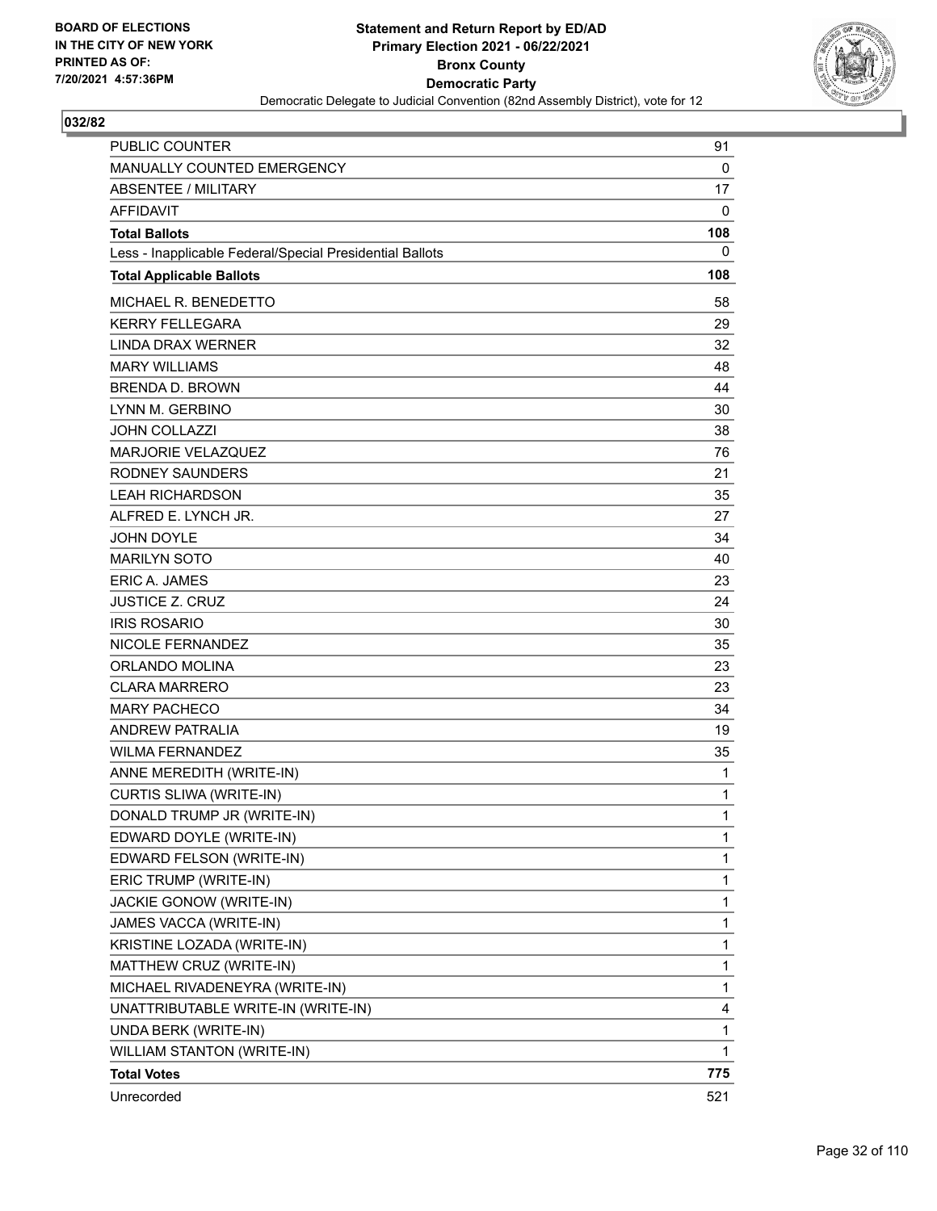BOARD OF ELECTIONS
IN THE CITY OF NEW YORK
PRINTED AS OF:
7/20/2021 4:57:36PM

**Statement and Return Report by ED/AD**
**Primary Election 2021 - 06/22/2021**
**Bronx County**
**Democratic Party**
Democratic Delegate to Judicial Convention (82nd Assembly District), vote for 12

**032/82**

| | |
|---|---|
| PUBLIC COUNTER | 91 |
| MANUALLY COUNTED EMERGENCY | 0 |
| ABSENTEE / MILITARY | 17 |
| AFFIDAVIT | 0 |
| **Total Ballots** | **108** |
| Less - Inapplicable Federal/Special Presidential Ballots | 0 |
| **Total Applicable Ballots** | **108** |
| MICHAEL R. BENEDETTO | 58 |
| KERRY FELLEGARA | 29 |
| LINDA DRAX WERNER | 32 |
| MARY WILLIAMS | 48 |
| BRENDA D. BROWN | 44 |
| LYNN M. GERBINO | 30 |
| JOHN COLLAZZI | 38 |
| MARJORIE VELAZQUEZ | 76 |
| RODNEY SAUNDERS | 21 |
| LEAH RICHARDSON | 35 |
| ALFRED E. LYNCH JR. | 27 |
| JOHN DOYLE | 34 |
| MARILYN SOTO | 40 |
| ERIC A. JAMES | 23 |
| JUSTICE Z. CRUZ | 24 |
| IRIS ROSARIO | 30 |
| NICOLE FERNANDEZ | 35 |
| ORLANDO MOLINA | 23 |
| CLARA MARRERO | 23 |
| MARY PACHECO | 34 |
| ANDREW PATRALIA | 19 |
| WILMA FERNANDEZ | 35 |
| ANNE MEREDITH (WRITE-IN) | 1 |
| CURTIS SLIWA (WRITE-IN) | 1 |
| DONALD TRUMP JR (WRITE-IN) | 1 |
| EDWARD DOYLE (WRITE-IN) | 1 |
| EDWARD FELSON (WRITE-IN) | 1 |
| ERIC TRUMP (WRITE-IN) | 1 |
| JACKIE GONOW (WRITE-IN) | 1 |
| JAMES VACCA (WRITE-IN) | 1 |
| KRISTINE LOZADA (WRITE-IN) | 1 |
| MATTHEW CRUZ (WRITE-IN) | 1 |
| MICHAEL RIVADENEYRA (WRITE-IN) | 1 |
| UNATTRIBUTABLE WRITE-IN (WRITE-IN) | 4 |
| UNDA BERK (WRITE-IN) | 1 |
| WILLIAM STANTON (WRITE-IN) | 1 |
| **Total Votes** | **775** |
| Unrecorded | 521 |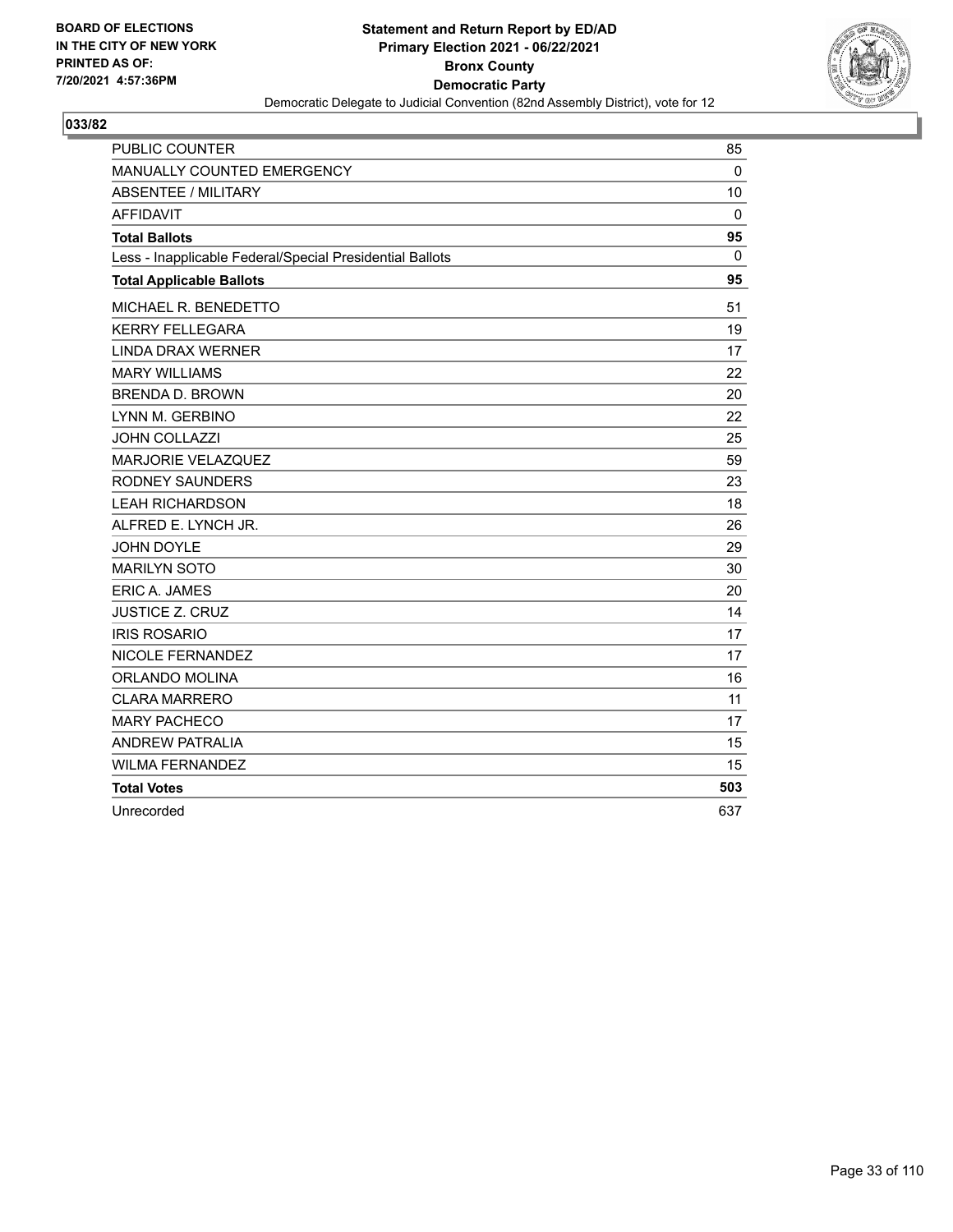**BOARD OF ELECTIONS IN THE CITY OF NEW YORK PRINTED AS OF: 7/20/2021 4:57:36PM**

**Statement and Return Report by ED/AD**
**Primary Election 2021 - 06/22/2021**
**Bronx County**
**Democratic Party**
Democratic Delegate to Judicial Convention (82nd Assembly District), vote for 12

## 033/82

| | |
|---|---|
| PUBLIC COUNTER | 85 |
| MANUALLY COUNTED EMERGENCY | 0 |
| ABSENTEE / MILITARY | 10 |
| AFFIDAVIT | 0 |
| **Total Ballots** | **95** |
| Less - Inapplicable Federal/Special Presidential Ballots | 0 |
| **Total Applicable Ballots** | **95** |
| MICHAEL R. BENEDETTO | 51 |
| KERRY FELLEGARA | 19 |
| LINDA DRAX WERNER | 17 |
| MARY WILLIAMS | 22 |
| BRENDA D. BROWN | 20 |
| LYNN M. GERBINO | 22 |
| JOHN COLLAZZI | 25 |
| MARJORIE VELAZQUEZ | 59 |
| RODNEY SAUNDERS | 23 |
| LEAH RICHARDSON | 18 |
| ALFRED E. LYNCH JR. | 26 |
| JOHN DOYLE | 29 |
| MARILYN SOTO | 30 |
| ERIC A. JAMES | 20 |
| JUSTICE Z. CRUZ | 14 |
| IRIS ROSARIO | 17 |
| NICOLE FERNANDEZ | 17 |
| ORLANDO MOLINA | 16 |
| CLARA MARRERO | 11 |
| MARY PACHECO | 17 |
| ANDREW PATRALIA | 15 |
| WILMA FERNANDEZ | 15 |
| **Total Votes** | **503** |
| Unrecorded | 637 |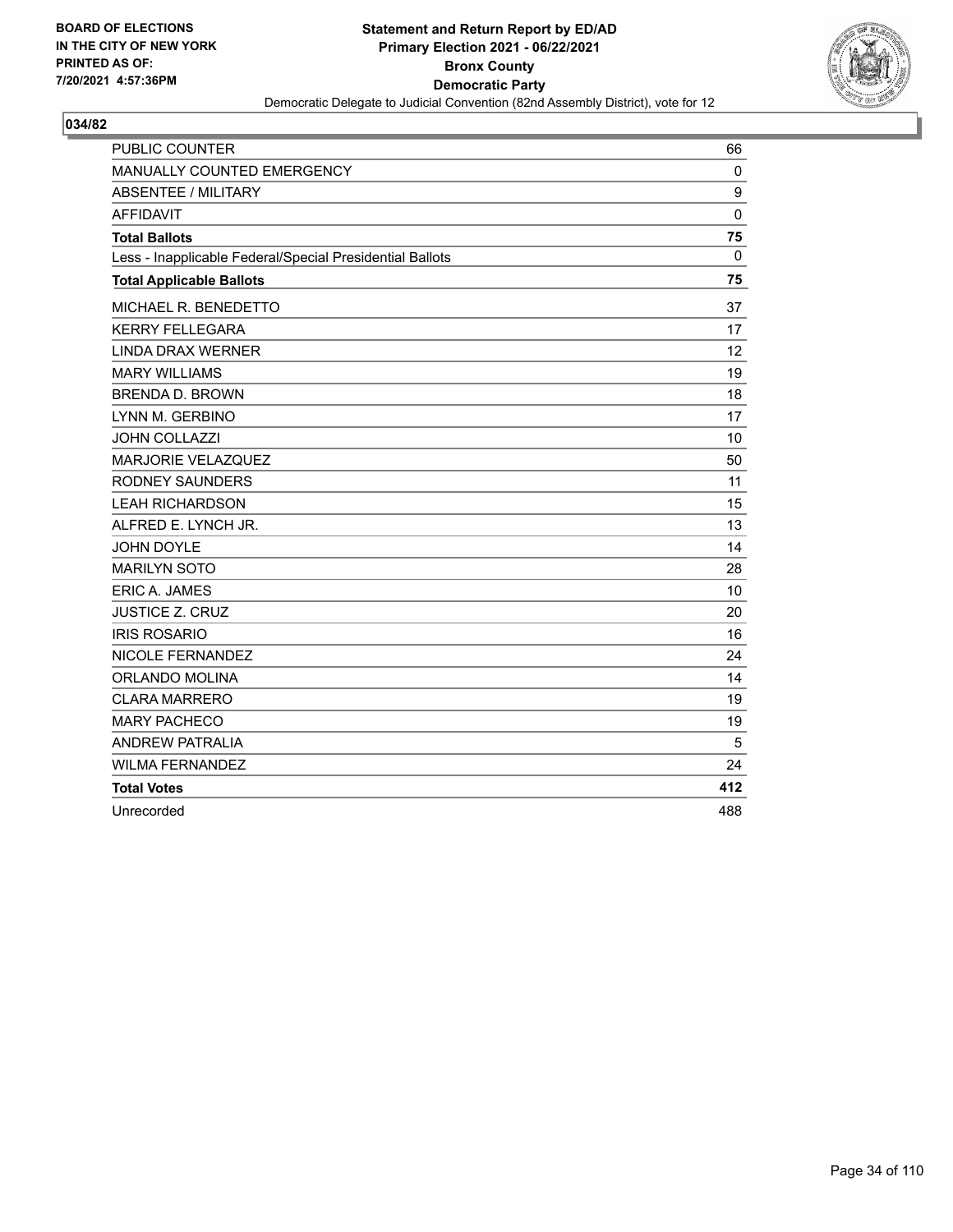**BOARD OF ELECTIONS IN THE CITY OF NEW YORK PRINTED AS OF: 7/20/2021 4:57:36PM**

**Statement and Return Report by ED/AD**
**Primary Election 2021 - 06/22/2021**
**Bronx County**
**Democratic Party**
Democratic Delegate to Judicial Convention (82nd Assembly District), vote for 12

**034/82**

| | |
|---|---|
| PUBLIC COUNTER | 66 |
| MANUALLY COUNTED EMERGENCY | 0 |
| ABSENTEE / MILITARY | 9 |
| AFFIDAVIT | 0 |
| **Total Ballots** | **75** |
| Less - Inapplicable Federal/Special Presidential Ballots | 0 |
| **Total Applicable Ballots** | **75** |
| MICHAEL R. BENEDETTO | 37 |
| KERRY FELLEGARA | 17 |
| LINDA DRAX WERNER | 12 |
| MARY WILLIAMS | 19 |
| BRENDA D. BROWN | 18 |
| LYNN M. GERBINO | 17 |
| JOHN COLLAZZI | 10 |
| MARJORIE VELAZQUEZ | 50 |
| RODNEY SAUNDERS | 11 |
| LEAH RICHARDSON | 15 |
| ALFRED E. LYNCH JR. | 13 |
| JOHN DOYLE | 14 |
| MARILYN SOTO | 28 |
| ERIC A. JAMES | 10 |
| JUSTICE Z. CRUZ | 20 |
| IRIS ROSARIO | 16 |
| NICOLE FERNANDEZ | 24 |
| ORLANDO MOLINA | 14 |
| CLARA MARRERO | 19 |
| MARY PACHECO | 19 |
| ANDREW PATRALIA | 5 |
| WILMA FERNANDEZ | 24 |
| **Total Votes** | **412** |
| Unrecorded | 488 |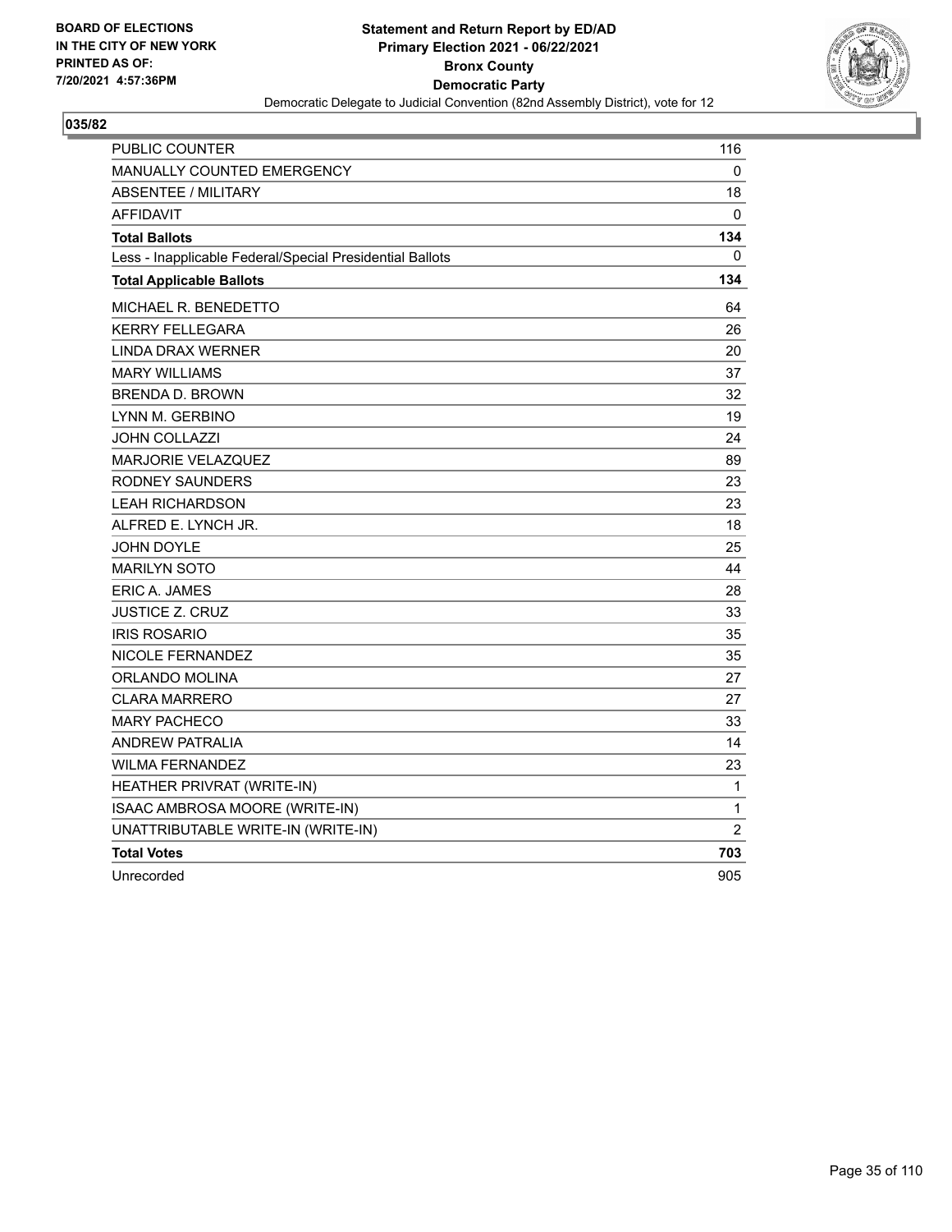BOARD OF ELECTIONS
IN THE CITY OF NEW YORK
PRINTED AS OF:
7/20/2021 4:57:36PM

**Statement and Return Report by ED/AD**
**Primary Election 2021 - 06/22/2021**
**Bronx County**
**Democratic Party**
Democratic Delegate to Judicial Convention (82nd Assembly District), vote for 12

## 035/82

| | |
|---|---|
| PUBLIC COUNTER | 116 |
| MANUALLY COUNTED EMERGENCY | 0 |
| ABSENTEE / MILITARY | 18 |
| AFFIDAVIT | 0 |
| **Total Ballots** | **134** |
| Less - Inapplicable Federal/Special Presidential Ballots | 0 |
| **Total Applicable Ballots** | **134** |
| MICHAEL R. BENEDETTO | 64 |
| KERRY FELLEGARA | 26 |
| LINDA DRAX WERNER | 20 |
| MARY WILLIAMS | 37 |
| BRENDA D. BROWN | 32 |
| LYNN M. GERBINO | 19 |
| JOHN COLLAZZI | 24 |
| MARJORIE VELAZQUEZ | 89 |
| RODNEY SAUNDERS | 23 |
| LEAH RICHARDSON | 23 |
| ALFRED E. LYNCH JR. | 18 |
| JOHN DOYLE | 25 |
| MARILYN SOTO | 44 |
| ERIC A. JAMES | 28 |
| JUSTICE Z. CRUZ | 33 |
| IRIS ROSARIO | 35 |
| NICOLE FERNANDEZ | 35 |
| ORLANDO MOLINA | 27 |
| CLARA MARRERO | 27 |
| MARY PACHECO | 33 |
| ANDREW PATRALIA | 14 |
| WILMA FERNANDEZ | 23 |
| HEATHER PRIVRAT (WRITE-IN) | 1 |
| ISAAC AMBROSA MOORE (WRITE-IN) | 1 |
| UNATTRIBUTABLE WRITE-IN (WRITE-IN) | 2 |
| **Total Votes** | **703** |
| Unrecorded | 905 |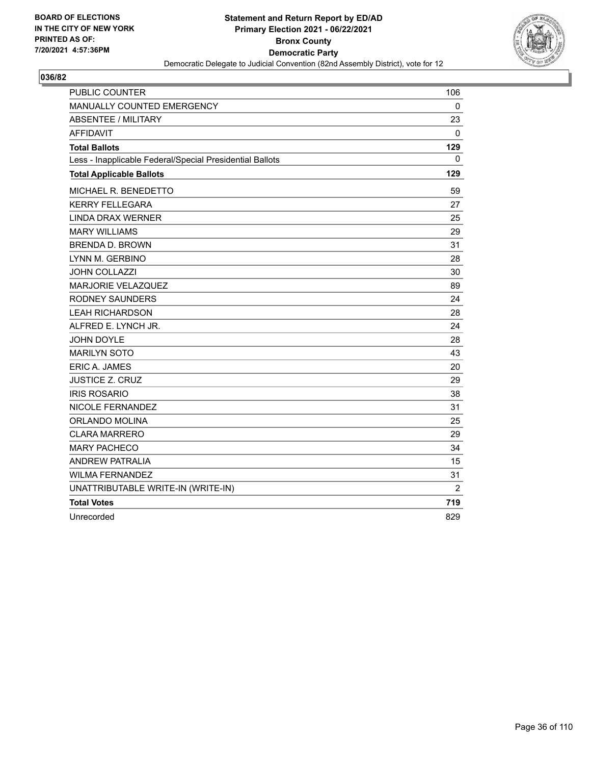BOARD OF ELECTIONS
IN THE CITY OF NEW YORK
PRINTED AS OF:
7/20/2021 4:57:36PM

**Statement and Return Report by ED/AD**
**Primary Election 2021 - 06/22/2021**
**Bronx County**
**Democratic Party**
Democratic Delegate to Judicial Convention (82nd Assembly District), vote for 12

## 036/82

| | |
|---|---|
| PUBLIC COUNTER | 106 |
| MANUALLY COUNTED EMERGENCY | 0 |
| ABSENTEE / MILITARY | 23 |
| AFFIDAVIT | 0 |
| **Total Ballots** | **129** |
| Less - Inapplicable Federal/Special Presidential Ballots | 0 |
| **Total Applicable Ballots** | **129** |
| MICHAEL R. BENEDETTO | 59 |
| KERRY FELLEGARA | 27 |
| LINDA DRAX WERNER | 25 |
| MARY WILLIAMS | 29 |
| BRENDA D. BROWN | 31 |
| LYNN M. GERBINO | 28 |
| JOHN COLLAZZI | 30 |
| MARJORIE VELAZQUEZ | 89 |
| RODNEY SAUNDERS | 24 |
| LEAH RICHARDSON | 28 |
| ALFRED E. LYNCH JR. | 24 |
| JOHN DOYLE | 28 |
| MARILYN SOTO | 43 |
| ERIC A. JAMES | 20 |
| JUSTICE Z. CRUZ | 29 |
| IRIS ROSARIO | 38 |
| NICOLE FERNANDEZ | 31 |
| ORLANDO MOLINA | 25 |
| CLARA MARRERO | 29 |
| MARY PACHECO | 34 |
| ANDREW PATRALIA | 15 |
| WILMA FERNANDEZ | 31 |
| UNATTRIBUTABLE WRITE-IN (WRITE-IN) | 2 |
| **Total Votes** | **719** |
| Unrecorded | 829 |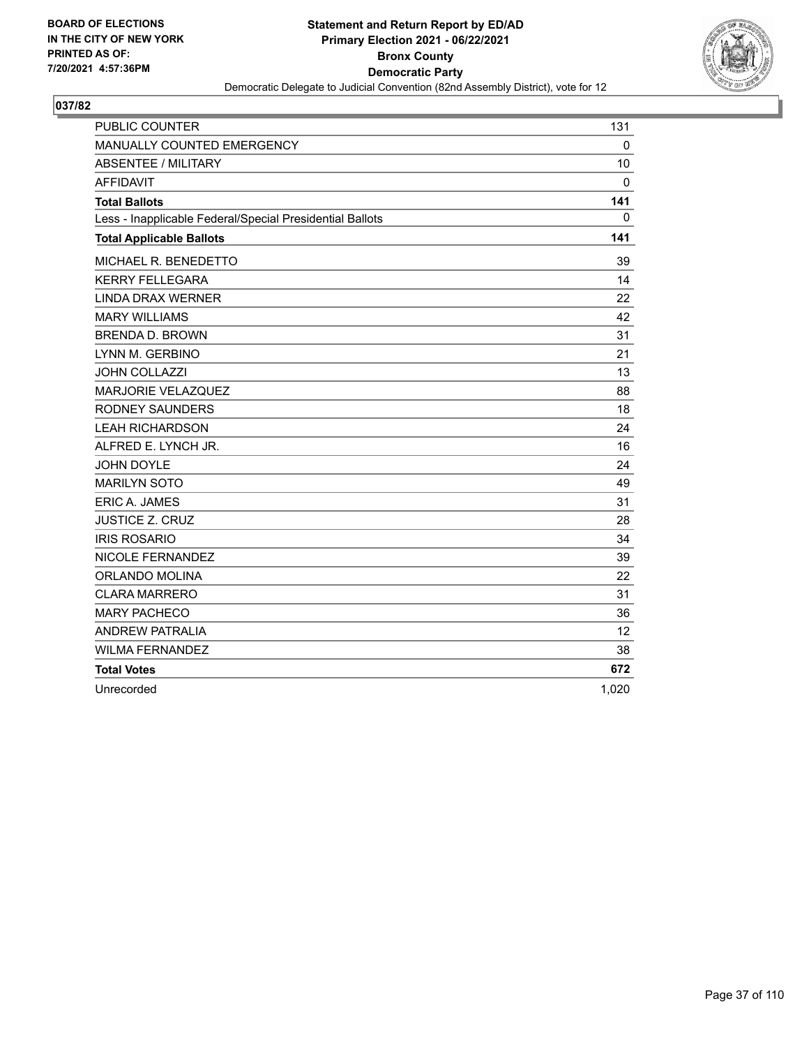**BOARD OF ELECTIONS IN THE CITY OF NEW YORK PRINTED AS OF: 7/20/2021 4:57:36PM**

**Statement and Return Report by ED/AD**
**Primary Election 2021 - 06/22/2021**
**Bronx County**
**Democratic Party**
Democratic Delegate to Judicial Convention (82nd Assembly District), vote for 12

## 037/82

| | |
|---|---|
| PUBLIC COUNTER | 131 |
| MANUALLY COUNTED EMERGENCY | 0 |
| ABSENTEE / MILITARY | 10 |
| AFFIDAVIT | 0 |
| **Total Ballots** | **141** |
| Less - Inapplicable Federal/Special Presidential Ballots | 0 |
| **Total Applicable Ballots** | **141** |
| MICHAEL R. BENEDETTO | 39 |
| KERRY FELLEGARA | 14 |
| LINDA DRAX WERNER | 22 |
| MARY WILLIAMS | 42 |
| BRENDA D. BROWN | 31 |
| LYNN M. GERBINO | 21 |
| JOHN COLLAZZI | 13 |
| MARJORIE VELAZQUEZ | 88 |
| RODNEY SAUNDERS | 18 |
| LEAH RICHARDSON | 24 |
| ALFRED E. LYNCH JR. | 16 |
| JOHN DOYLE | 24 |
| MARILYN SOTO | 49 |
| ERIC A. JAMES | 31 |
| JUSTICE Z. CRUZ | 28 |
| IRIS ROSARIO | 34 |
| NICOLE FERNANDEZ | 39 |
| ORLANDO MOLINA | 22 |
| CLARA MARRERO | 31 |
| MARY PACHECO | 36 |
| ANDREW PATRALIA | 12 |
| WILMA FERNANDEZ | 38 |
| **Total Votes** | **672** |
| Unrecorded | 1,020 |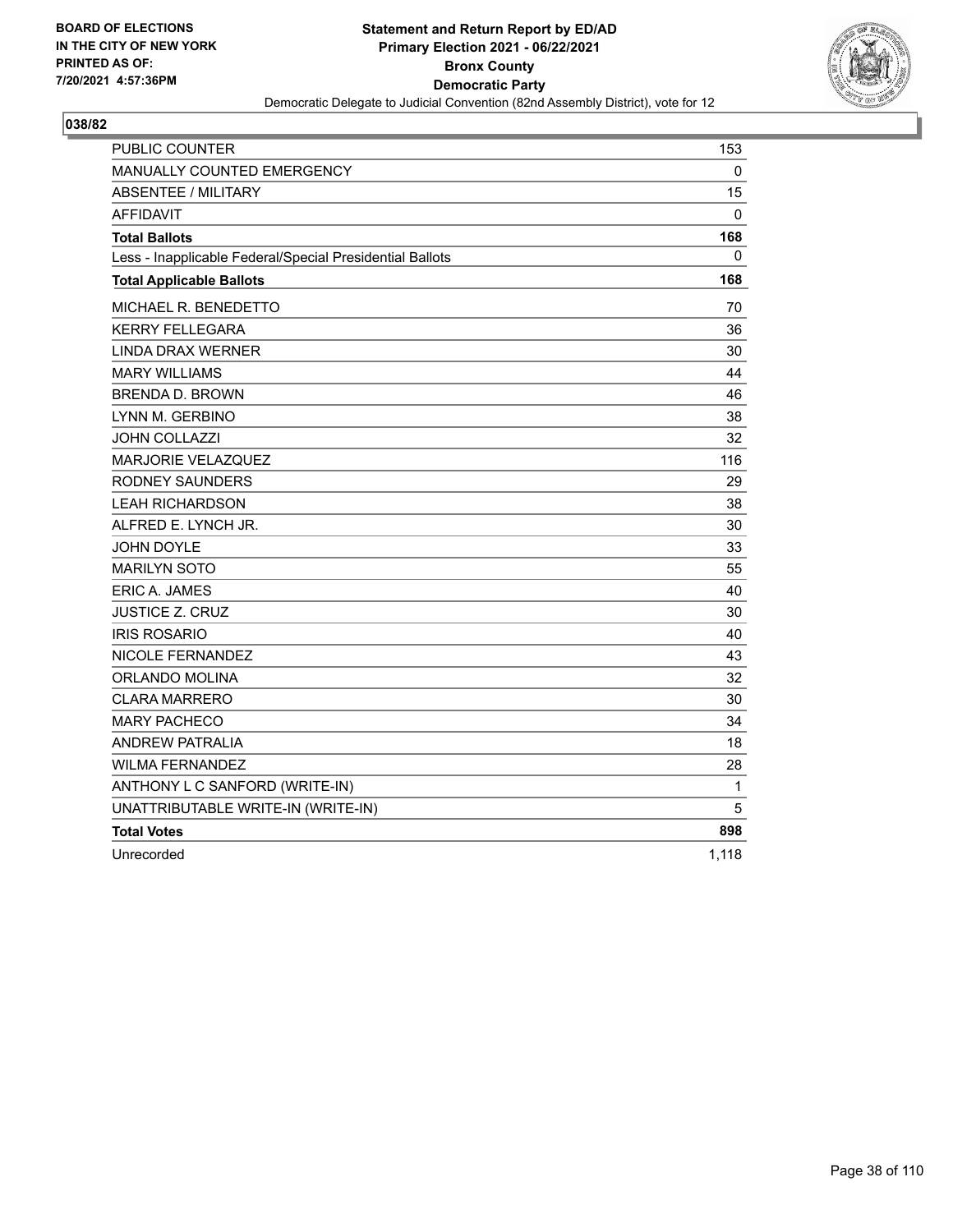**BOARD OF ELECTIONS IN THE CITY OF NEW YORK PRINTED AS OF: 7/20/2021 4:57:36PM**

**Statement and Return Report by ED/AD**
**Primary Election 2021 - 06/22/2021**
**Bronx County**
**Democratic Party**
Democratic Delegate to Judicial Convention (82nd Assembly District), vote for 12

## 038/82

| | |
|---|---|
| PUBLIC COUNTER | 153 |
| MANUALLY COUNTED EMERGENCY | 0 |
| ABSENTEE / MILITARY | 15 |
| AFFIDAVIT | 0 |
| **Total Ballots** | **168** |
| Less - Inapplicable Federal/Special Presidential Ballots | 0 |
| **Total Applicable Ballots** | **168** |
| MICHAEL R. BENEDETTO | 70 |
| KERRY FELLEGARA | 36 |
| LINDA DRAX WERNER | 30 |
| MARY WILLIAMS | 44 |
| BRENDA D. BROWN | 46 |
| LYNN M. GERBINO | 38 |
| JOHN COLLAZZI | 32 |
| MARJORIE VELAZQUEZ | 116 |
| RODNEY SAUNDERS | 29 |
| LEAH RICHARDSON | 38 |
| ALFRED E. LYNCH JR. | 30 |
| JOHN DOYLE | 33 |
| MARILYN SOTO | 55 |
| ERIC A. JAMES | 40 |
| JUSTICE Z. CRUZ | 30 |
| IRIS ROSARIO | 40 |
| NICOLE FERNANDEZ | 43 |
| ORLANDO MOLINA | 32 |
| CLARA MARRERO | 30 |
| MARY PACHECO | 34 |
| ANDREW PATRALIA | 18 |
| WILMA FERNANDEZ | 28 |
| ANTHONY L C SANFORD (WRITE-IN) | 1 |
| UNATTRIBUTABLE WRITE-IN (WRITE-IN) | 5 |
| **Total Votes** | **898** |
| Unrecorded | 1,118 |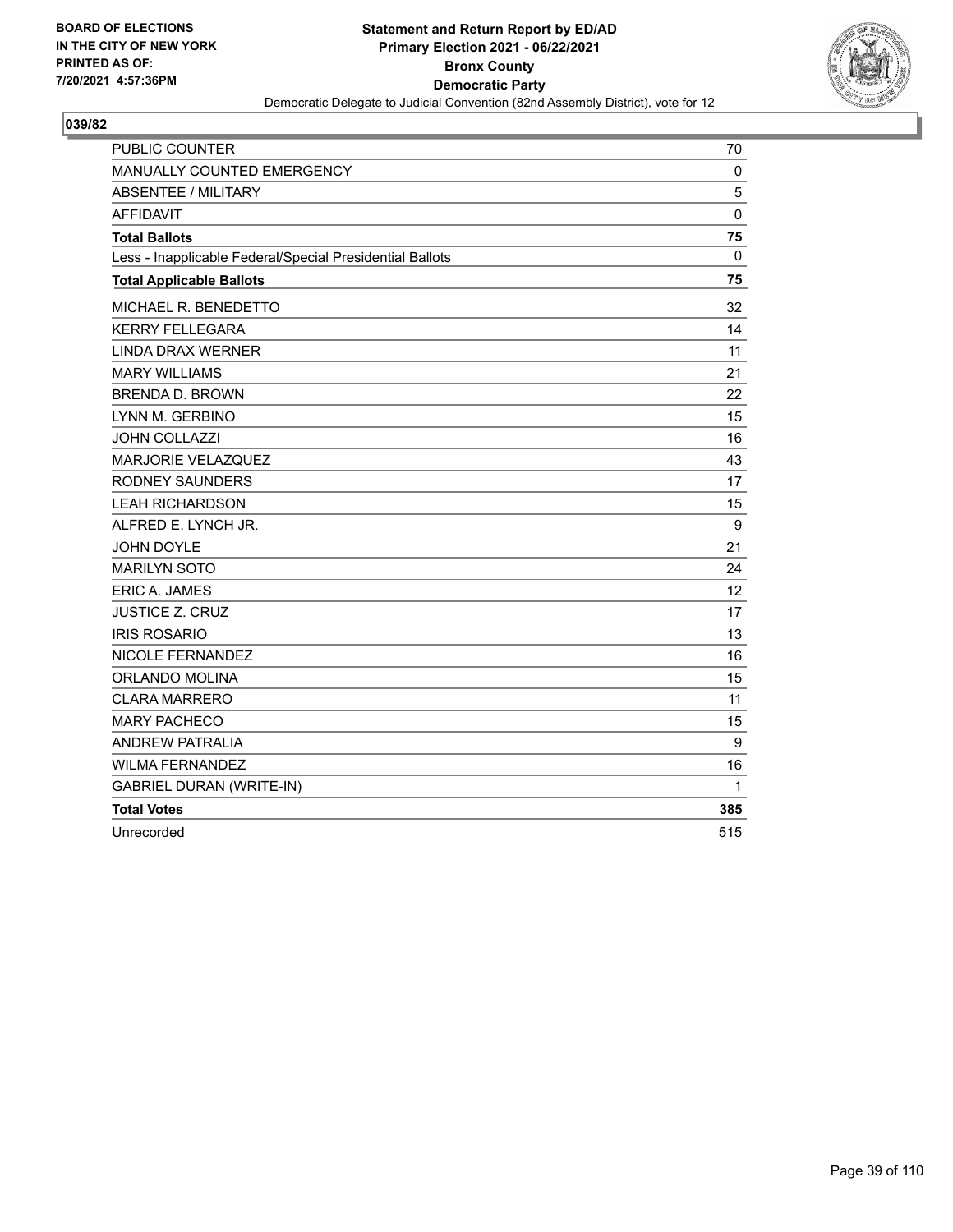BOARD OF ELECTIONS
IN THE CITY OF NEW YORK
PRINTED AS OF:
7/20/2021 4:57:36PM

**Statement and Return Report by ED/AD**
**Primary Election 2021 - 06/22/2021**
**Bronx County**
**Democratic Party**
Democratic Delegate to Judicial Convention (82nd Assembly District), vote for 12

## 039/82

| | |
|---|---|
| PUBLIC COUNTER | 70 |
| MANUALLY COUNTED EMERGENCY | 0 |
| ABSENTEE / MILITARY | 5 |
| AFFIDAVIT | 0 |
| **Total Ballots** | **75** |
| Less - Inapplicable Federal/Special Presidential Ballots | 0 |
| **Total Applicable Ballots** | **75** |
| MICHAEL R. BENEDETTO | 32 |
| KERRY FELLEGARA | 14 |
| LINDA DRAX WERNER | 11 |
| MARY WILLIAMS | 21 |
| BRENDA D. BROWN | 22 |
| LYNN M. GERBINO | 15 |
| JOHN COLLAZZI | 16 |
| MARJORIE VELAZQUEZ | 43 |
| RODNEY SAUNDERS | 17 |
| LEAH RICHARDSON | 15 |
| ALFRED E. LYNCH JR. | 9 |
| JOHN DOYLE | 21 |
| MARILYN SOTO | 24 |
| ERIC A. JAMES | 12 |
| JUSTICE Z. CRUZ | 17 |
| IRIS ROSARIO | 13 |
| NICOLE FERNANDEZ | 16 |
| ORLANDO MOLINA | 15 |
| CLARA MARRERO | 11 |
| MARY PACHECO | 15 |
| ANDREW PATRALIA | 9 |
| WILMA FERNANDEZ | 16 |
| GABRIEL DURAN (WRITE-IN) | 1 |
| **Total Votes** | **385** |
| Unrecorded | 515 |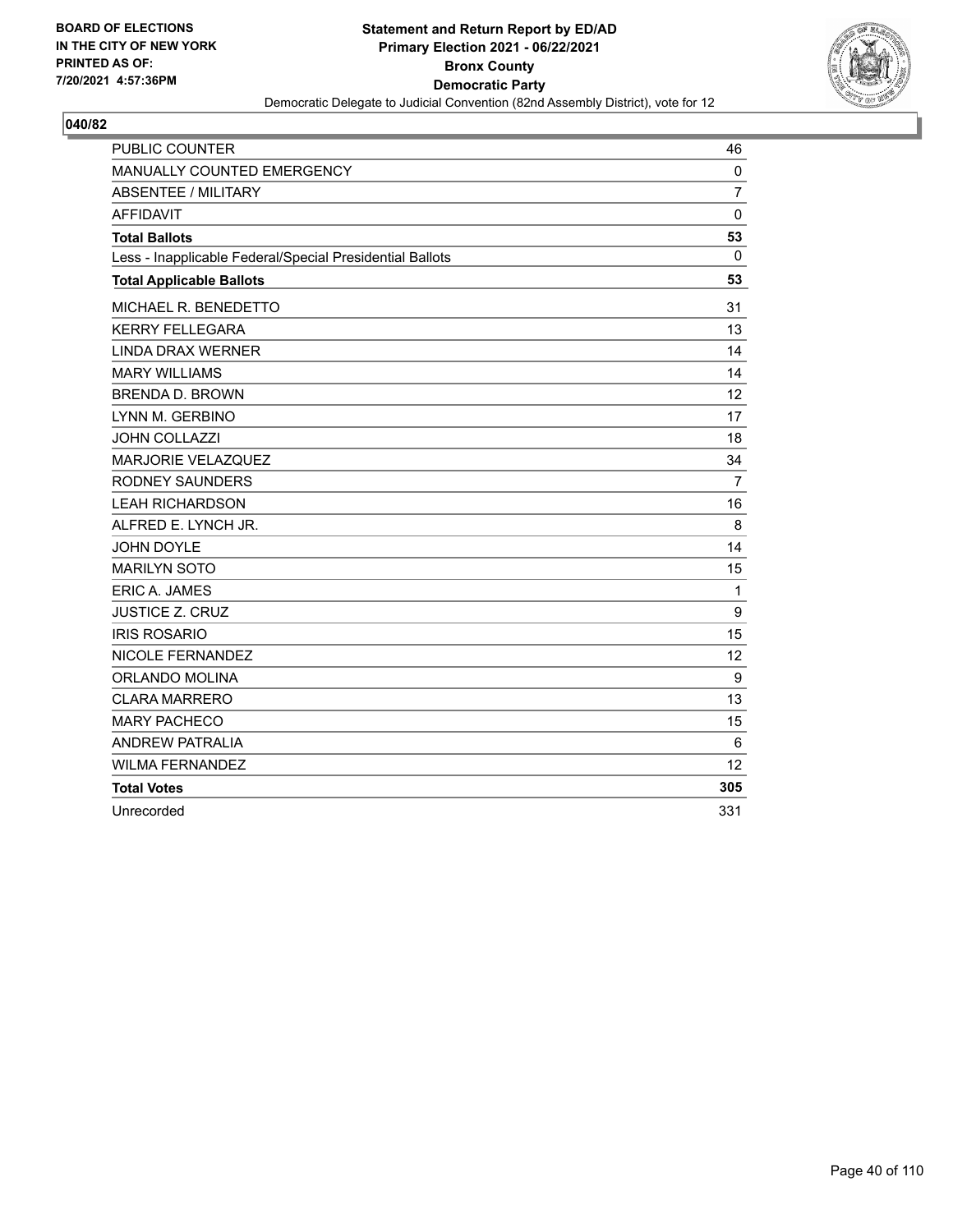BOARD OF ELECTIONS
IN THE CITY OF NEW YORK
PRINTED AS OF:
7/20/2021 4:57:36PM

**Statement and Return Report by ED/AD**
**Primary Election 2021 - 06/22/2021**
**Bronx County**
**Democratic Party**
Democratic Delegate to Judicial Convention (82nd Assembly District), vote for 12

**040/82**

| | |
|---|---|
| PUBLIC COUNTER | 46 |
| MANUALLY COUNTED EMERGENCY | 0 |
| ABSENTEE / MILITARY | 7 |
| AFFIDAVIT | 0 |
| **Total Ballots** | **53** |
| Less - Inapplicable Federal/Special Presidential Ballots | 0 |
| **Total Applicable Ballots** | **53** |
| MICHAEL R. BENEDETTO | 31 |
| KERRY FELLEGARA | 13 |
| LINDA DRAX WERNER | 14 |
| MARY WILLIAMS | 14 |
| BRENDA D. BROWN | 12 |
| LYNN M. GERBINO | 17 |
| JOHN COLLAZZI | 18 |
| MARJORIE VELAZQUEZ | 34 |
| RODNEY SAUNDERS | 7 |
| LEAH RICHARDSON | 16 |
| ALFRED E. LYNCH JR. | 8 |
| JOHN DOYLE | 14 |
| MARILYN SOTO | 15 |
| ERIC A. JAMES | 1 |
| JUSTICE Z. CRUZ | 9 |
| IRIS ROSARIO | 15 |
| NICOLE FERNANDEZ | 12 |
| ORLANDO MOLINA | 9 |
| CLARA MARRERO | 13 |
| MARY PACHECO | 15 |
| ANDREW PATRALIA | 6 |
| WILMA FERNANDEZ | 12 |
| **Total Votes** | **305** |
| Unrecorded | 331 |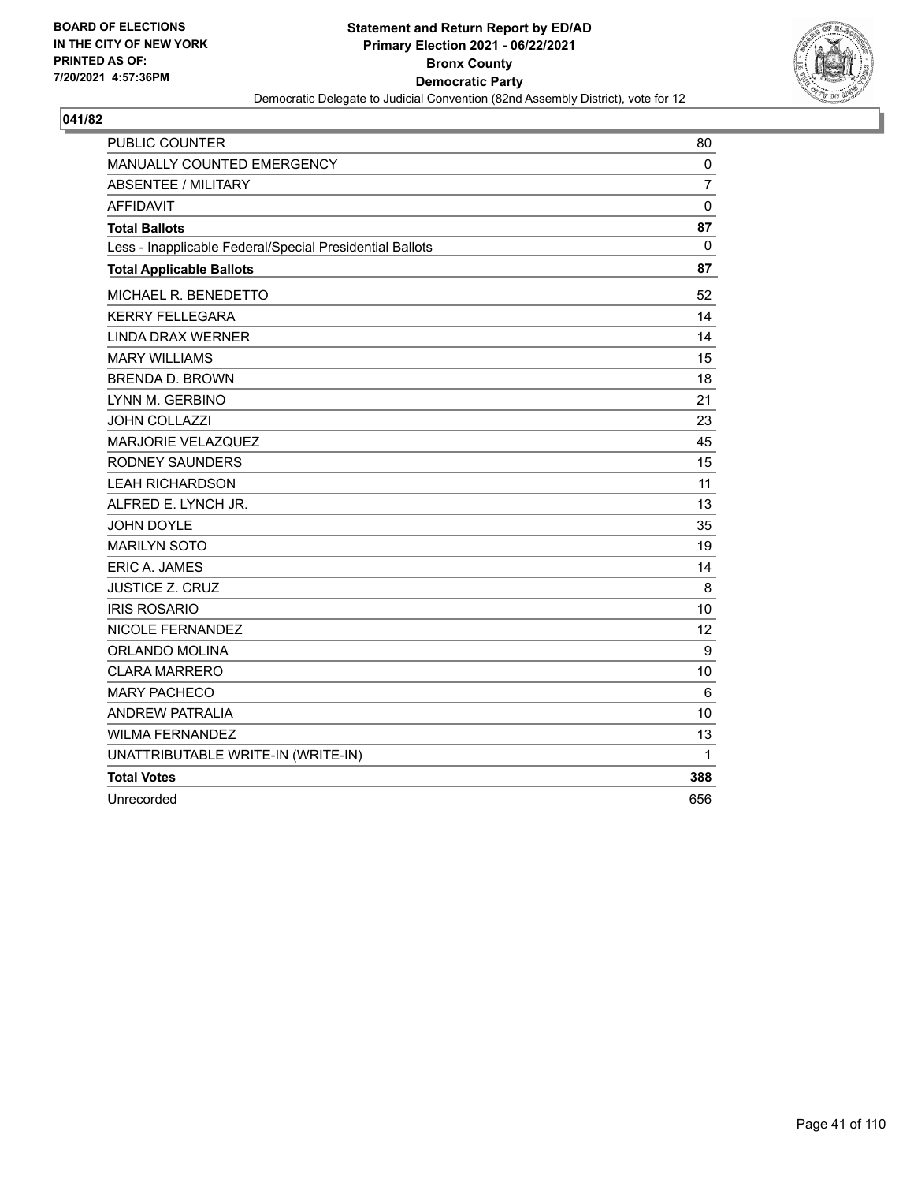BOARD OF ELECTIONS
IN THE CITY OF NEW YORK
PRINTED AS OF:
7/20/2021 4:57:36PM

**Statement and Return Report by ED/AD**
**Primary Election 2021 - 06/22/2021**
**Bronx County**
**Democratic Party**
Democratic Delegate to Judicial Convention (82nd Assembly District), vote for 12

## 041/82

| | |
|---|---|
| PUBLIC COUNTER | 80 |
| MANUALLY COUNTED EMERGENCY | 0 |
| ABSENTEE / MILITARY | 7 |
| AFFIDAVIT | 0 |
| **Total Ballots** | **87** |
| Less - Inapplicable Federal/Special Presidential Ballots | 0 |
| **Total Applicable Ballots** | **87** |
| MICHAEL R. BENEDETTO | 52 |
| KERRY FELLEGARA | 14 |
| LINDA DRAX WERNER | 14 |
| MARY WILLIAMS | 15 |
| BRENDA D. BROWN | 18 |
| LYNN M. GERBINO | 21 |
| JOHN COLLAZZI | 23 |
| MARJORIE VELAZQUEZ | 45 |
| RODNEY SAUNDERS | 15 |
| LEAH RICHARDSON | 11 |
| ALFRED E. LYNCH JR. | 13 |
| JOHN DOYLE | 35 |
| MARILYN SOTO | 19 |
| ERIC A. JAMES | 14 |
| JUSTICE Z. CRUZ | 8 |
| IRIS ROSARIO | 10 |
| NICOLE FERNANDEZ | 12 |
| ORLANDO MOLINA | 9 |
| CLARA MARRERO | 10 |
| MARY PACHECO | 6 |
| ANDREW PATRALIA | 10 |
| WILMA FERNANDEZ | 13 |
| UNATTRIBUTABLE WRITE-IN (WRITE-IN) | 1 |
| **Total Votes** | **388** |
| Unrecorded | 656 |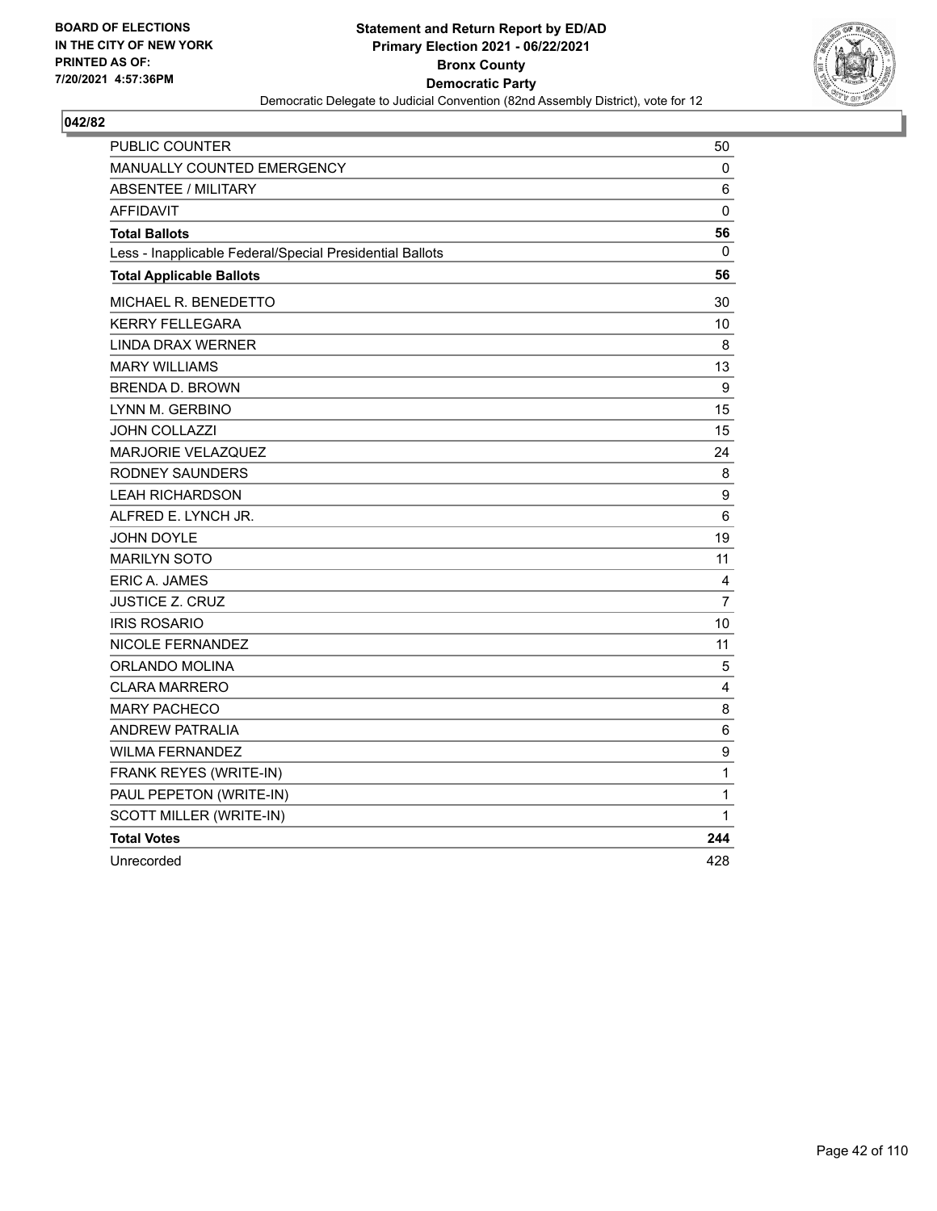**BOARD OF ELECTIONS IN THE CITY OF NEW YORK PRINTED AS OF: 7/20/2021 4:57:36PM**

**Statement and Return Report by ED/AD**
**Primary Election 2021 - 06/22/2021**
**Bronx County**
**Democratic Party**
Democratic Delegate to Judicial Convention (82nd Assembly District), vote for 12

**042/82**

| | |
|---|---|
| PUBLIC COUNTER | 50 |
| MANUALLY COUNTED EMERGENCY | 0 |
| ABSENTEE / MILITARY | 6 |
| AFFIDAVIT | 0 |
| **Total Ballots** | **56** |
| Less - Inapplicable Federal/Special Presidential Ballots | 0 |
| **Total Applicable Ballots** | **56** |
| MICHAEL R. BENEDETTO | 30 |
| KERRY FELLEGARA | 10 |
| LINDA DRAX WERNER | 8 |
| MARY WILLIAMS | 13 |
| BRENDA D. BROWN | 9 |
| LYNN M. GERBINO | 15 |
| JOHN COLLAZZI | 15 |
| MARJORIE VELAZQUEZ | 24 |
| RODNEY SAUNDERS | 8 |
| LEAH RICHARDSON | 9 |
| ALFRED E. LYNCH JR. | 6 |
| JOHN DOYLE | 19 |
| MARILYN SOTO | 11 |
| ERIC A. JAMES | 4 |
| JUSTICE Z. CRUZ | 7 |
| IRIS ROSARIO | 10 |
| NICOLE FERNANDEZ | 11 |
| ORLANDO MOLINA | 5 |
| CLARA MARRERO | 4 |
| MARY PACHECO | 8 |
| ANDREW PATRALIA | 6 |
| WILMA FERNANDEZ | 9 |
| FRANK REYES (WRITE-IN) | 1 |
| PAUL PEPETON (WRITE-IN) | 1 |
| SCOTT MILLER (WRITE-IN) | 1 |
| **Total Votes** | **244** |
| Unrecorded | 428 |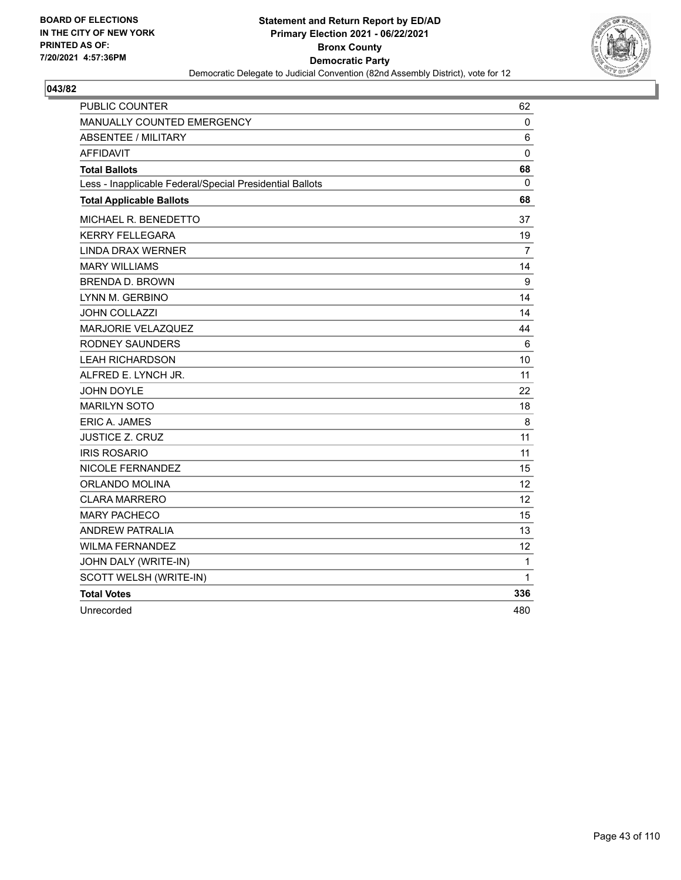**BOARD OF ELECTIONS IN THE CITY OF NEW YORK PRINTED AS OF: 7/20/2021 4:57:36PM**

**Statement and Return Report by ED/AD Primary Election 2021 - 06/22/2021 Bronx County Democratic Party**

Democratic Delegate to Judicial Convention (82nd Assembly District), vote for 12

**043/82**

| | |
|---|---|
| PUBLIC COUNTER | 62 |
| MANUALLY COUNTED EMERGENCY | 0 |
| ABSENTEE / MILITARY | 6 |
| AFFIDAVIT | 0 |
| **Total Ballots** | **68** |
| Less - Inapplicable Federal/Special Presidential Ballots | 0 |
| **Total Applicable Ballots** | **68** |
| MICHAEL R. BENEDETTO | 37 |
| KERRY FELLEGARA | 19 |
| LINDA DRAX WERNER | 7 |
| MARY WILLIAMS | 14 |
| BRENDA D. BROWN | 9 |
| LYNN M. GERBINO | 14 |
| JOHN COLLAZZI | 14 |
| MARJORIE VELAZQUEZ | 44 |
| RODNEY SAUNDERS | 6 |
| LEAH RICHARDSON | 10 |
| ALFRED E. LYNCH JR. | 11 |
| JOHN DOYLE | 22 |
| MARILYN SOTO | 18 |
| ERIC A. JAMES | 8 |
| JUSTICE Z. CRUZ | 11 |
| IRIS ROSARIO | 11 |
| NICOLE FERNANDEZ | 15 |
| ORLANDO MOLINA | 12 |
| CLARA MARRERO | 12 |
| MARY PACHECO | 15 |
| ANDREW PATRALIA | 13 |
| WILMA FERNANDEZ | 12 |
| JOHN DALY (WRITE-IN) | 1 |
| SCOTT WELSH (WRITE-IN) | 1 |
| **Total Votes** | **336** |
| Unrecorded | 480 |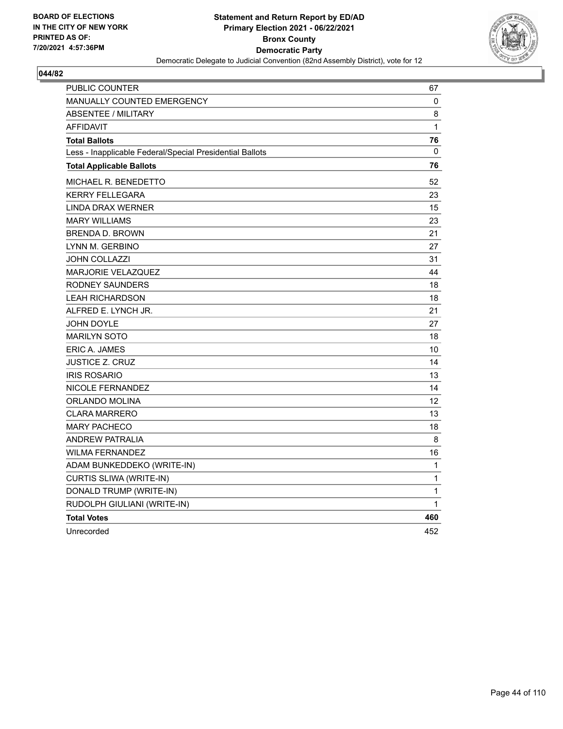**BOARD OF ELECTIONS IN THE CITY OF NEW YORK PRINTED AS OF: 7/20/2021 4:57:36PM**

**Statement and Return Report by ED/AD**
**Primary Election 2021 - 06/22/2021**
**Bronx County**
**Democratic Party**
Democratic Delegate to Judicial Convention (82nd Assembly District), vote for 12

**044/82**

| | |
|---|---|
| PUBLIC COUNTER | 67 |
| MANUALLY COUNTED EMERGENCY | 0 |
| ABSENTEE / MILITARY | 8 |
| AFFIDAVIT | 1 |
| **Total Ballots** | **76** |
| Less - Inapplicable Federal/Special Presidential Ballots | 0 |
| **Total Applicable Ballots** | **76** |
| MICHAEL R. BENEDETTO | 52 |
| KERRY FELLEGARA | 23 |
| LINDA DRAX WERNER | 15 |
| MARY WILLIAMS | 23 |
| BRENDA D. BROWN | 21 |
| LYNN M. GERBINO | 27 |
| JOHN COLLAZZI | 31 |
| MARJORIE VELAZQUEZ | 44 |
| RODNEY SAUNDERS | 18 |
| LEAH RICHARDSON | 18 |
| ALFRED E. LYNCH JR. | 21 |
| JOHN DOYLE | 27 |
| MARILYN SOTO | 18 |
| ERIC A. JAMES | 10 |
| JUSTICE Z. CRUZ | 14 |
| IRIS ROSARIO | 13 |
| NICOLE FERNANDEZ | 14 |
| ORLANDO MOLINA | 12 |
| CLARA MARRERO | 13 |
| MARY PACHECO | 18 |
| ANDREW PATRALIA | 8 |
| WILMA FERNANDEZ | 16 |
| ADAM BUNKEDDEKO (WRITE-IN) | 1 |
| CURTIS SLIWA (WRITE-IN) | 1 |
| DONALD TRUMP (WRITE-IN) | 1 |
| RUDOLPH GIULIANI (WRITE-IN) | 1 |
| **Total Votes** | **460** |
| Unrecorded | 452 |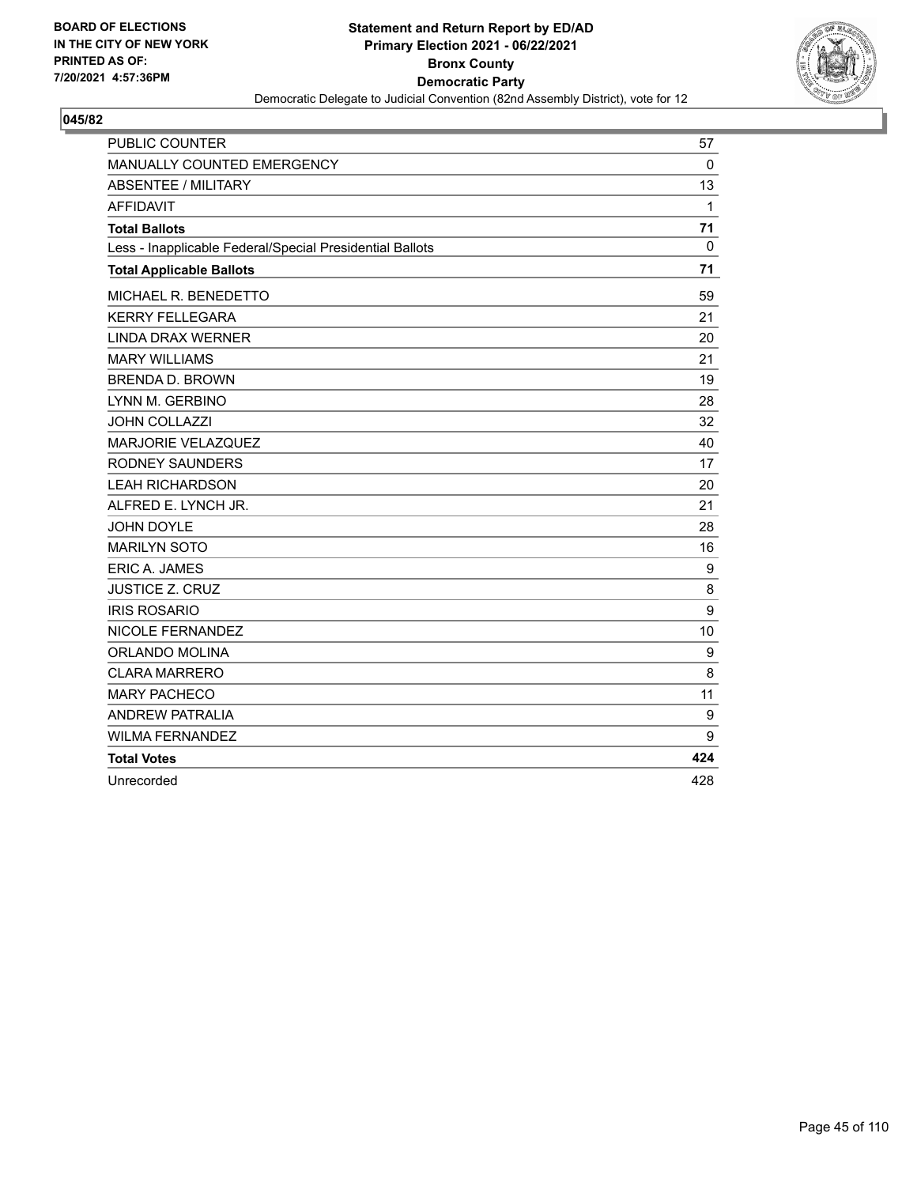BOARD OF ELECTIONS
IN THE CITY OF NEW YORK
PRINTED AS OF:
7/20/2021 4:57:36PM

**Statement and Return Report by ED/AD**
**Primary Election 2021 - 06/22/2021**
**Bronx County**
**Democratic Party**
Democratic Delegate to Judicial Convention (82nd Assembly District), vote for 12

## 045/82

| | |
|---|---|
| PUBLIC COUNTER | 57 |
| MANUALLY COUNTED EMERGENCY | 0 |
| ABSENTEE / MILITARY | 13 |
| AFFIDAVIT | 1 |
| **Total Ballots** | **71** |
| Less - Inapplicable Federal/Special Presidential Ballots | 0 |
| **Total Applicable Ballots** | **71** |
| MICHAEL R. BENEDETTO | 59 |
| KERRY FELLEGARA | 21 |
| LINDA DRAX WERNER | 20 |
| MARY WILLIAMS | 21 |
| BRENDA D. BROWN | 19 |
| LYNN M. GERBINO | 28 |
| JOHN COLLAZZI | 32 |
| MARJORIE VELAZQUEZ | 40 |
| RODNEY SAUNDERS | 17 |
| LEAH RICHARDSON | 20 |
| ALFRED E. LYNCH JR. | 21 |
| JOHN DOYLE | 28 |
| MARILYN SOTO | 16 |
| ERIC A. JAMES | 9 |
| JUSTICE Z. CRUZ | 8 |
| IRIS ROSARIO | 9 |
| NICOLE FERNANDEZ | 10 |
| ORLANDO MOLINA | 9 |
| CLARA MARRERO | 8 |
| MARY PACHECO | 11 |
| ANDREW PATRALIA | 9 |
| WILMA FERNANDEZ | 9 |
| **Total Votes** | **424** |
| Unrecorded | 428 |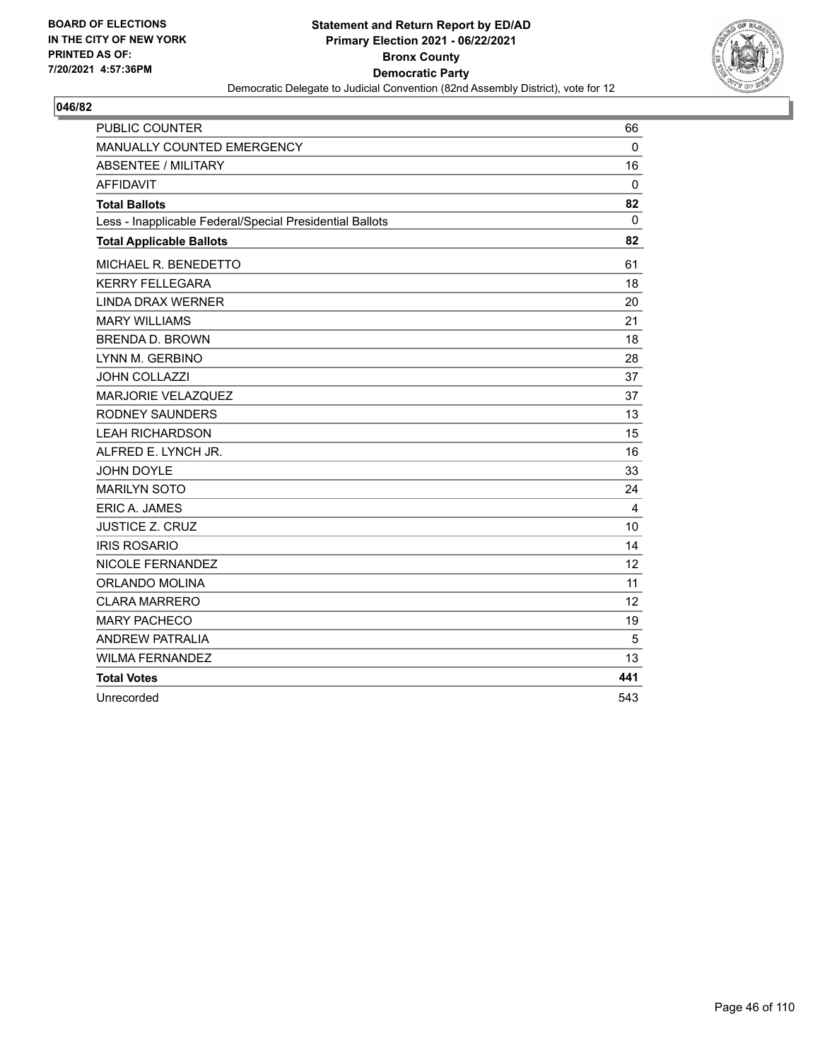**BOARD OF ELECTIONS IN THE CITY OF NEW YORK PRINTED AS OF: 7/20/2021 4:57:36PM**

# Statement and Return Report by ED/AD
## Primary Election 2021 - 06/22/2021
## Bronx County
## Democratic Party
### Democratic Delegate to Judicial Convention (82nd Assembly District), vote for 12

**046/82**

| | |
|---|---|
| PUBLIC COUNTER | 66 |
| MANUALLY COUNTED EMERGENCY | 0 |
| ABSENTEE / MILITARY | 16 |
| AFFIDAVIT | 0 |
| **Total Ballots** | **82** |
| Less - Inapplicable Federal/Special Presidential Ballots | 0 |
| **Total Applicable Ballots** | **82** |
| MICHAEL R. BENEDETTO | 61 |
| KERRY FELLEGARA | 18 |
| LINDA DRAX WERNER | 20 |
| MARY WILLIAMS | 21 |
| BRENDA D. BROWN | 18 |
| LYNN M. GERBINO | 28 |
| JOHN COLLAZZI | 37 |
| MARJORIE VELAZQUEZ | 37 |
| RODNEY SAUNDERS | 13 |
| LEAH RICHARDSON | 15 |
| ALFRED E. LYNCH JR. | 16 |
| JOHN DOYLE | 33 |
| MARILYN SOTO | 24 |
| ERIC A. JAMES | 4 |
| JUSTICE Z. CRUZ | 10 |
| IRIS ROSARIO | 14 |
| NICOLE FERNANDEZ | 12 |
| ORLANDO MOLINA | 11 |
| CLARA MARRERO | 12 |
| MARY PACHECO | 19 |
| ANDREW PATRALIA | 5 |
| WILMA FERNANDEZ | 13 |
| **Total Votes** | **441** |
| Unrecorded | 543 |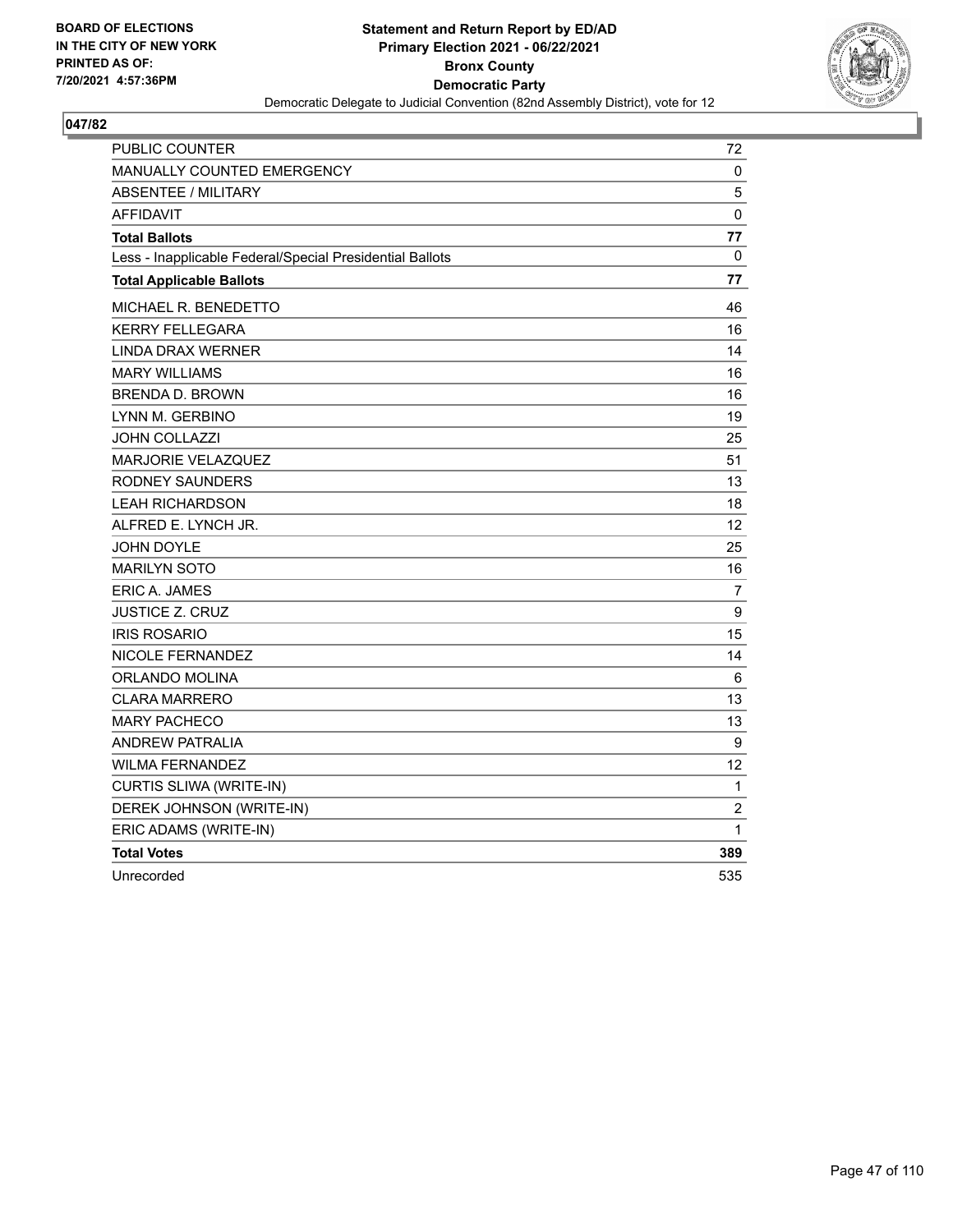**BOARD OF ELECTIONS**
**IN THE CITY OF NEW YORK**
**PRINTED AS OF:**
**7/20/2021 4:57:36PM**

# Statement and Return Report by ED/AD
## Primary Election 2021 - 06/22/2021
## Bronx County
## Democratic Party
Democratic Delegate to Judicial Convention (82nd Assembly District), vote for 12

**047/82**

| | |
|---|---|
| PUBLIC COUNTER | 72 |
| MANUALLY COUNTED EMERGENCY | 0 |
| ABSENTEE / MILITARY | 5 |
| AFFIDAVIT | 0 |
| **Total Ballots** | **77** |
| Less - Inapplicable Federal/Special Presidential Ballots | 0 |
| **Total Applicable Ballots** | **77** |
| MICHAEL R. BENEDETTO | 46 |
| KERRY FELLEGARA | 16 |
| LINDA DRAX WERNER | 14 |
| MARY WILLIAMS | 16 |
| BRENDA D. BROWN | 16 |
| LYNN M. GERBINO | 19 |
| JOHN COLLAZZI | 25 |
| MARJORIE VELAZQUEZ | 51 |
| RODNEY SAUNDERS | 13 |
| LEAH RICHARDSON | 18 |
| ALFRED E. LYNCH JR. | 12 |
| JOHN DOYLE | 25 |
| MARILYN SOTO | 16 |
| ERIC A. JAMES | 7 |
| JUSTICE Z. CRUZ | 9 |
| IRIS ROSARIO | 15 |
| NICOLE FERNANDEZ | 14 |
| ORLANDO MOLINA | 6 |
| CLARA MARRERO | 13 |
| MARY PACHECO | 13 |
| ANDREW PATRALIA | 9 |
| WILMA FERNANDEZ | 12 |
| CURTIS SLIWA (WRITE-IN) | 1 |
| DEREK JOHNSON (WRITE-IN) | 2 |
| ERIC ADAMS (WRITE-IN) | 1 |
| **Total Votes** | **389** |
| Unrecorded | 535 |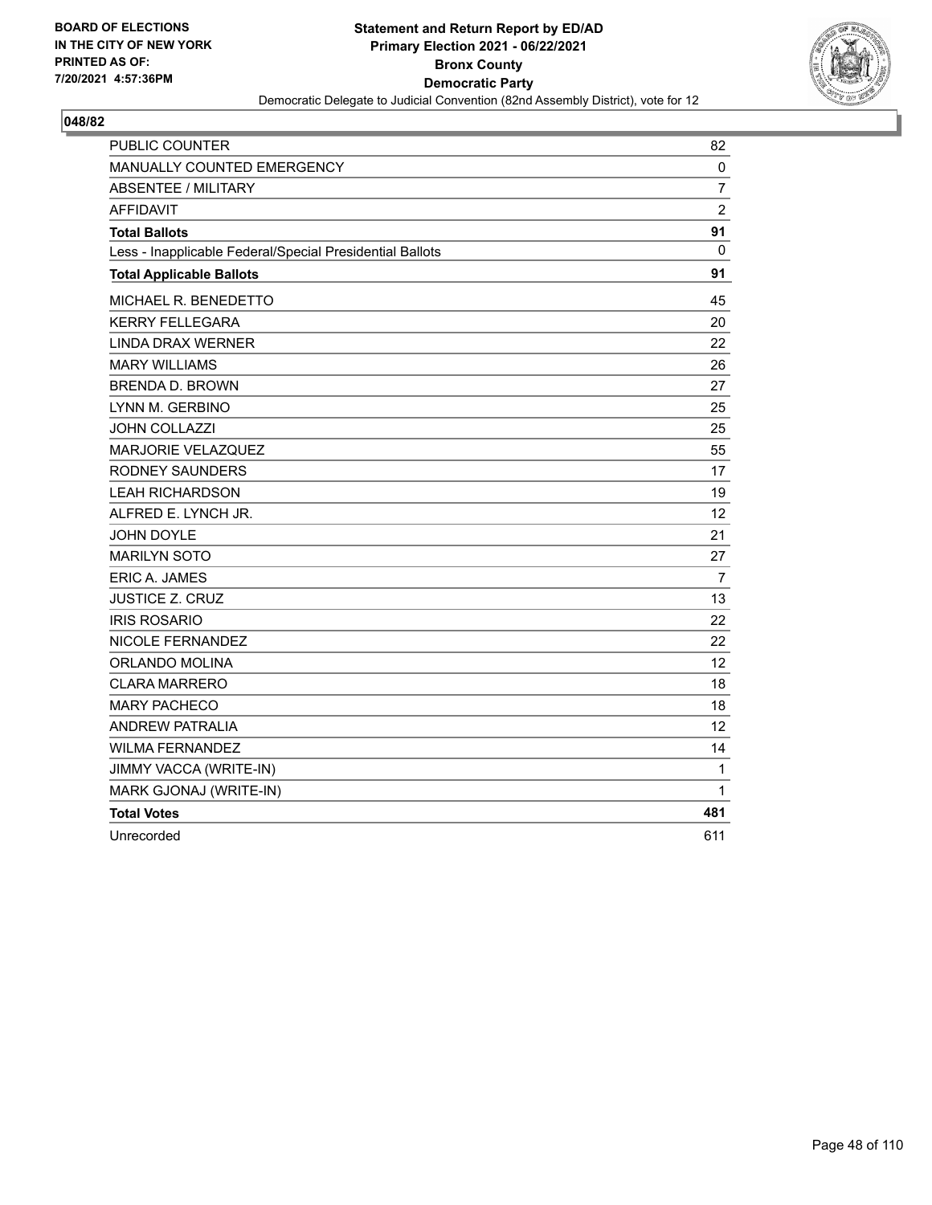BOARD OF ELECTIONS
IN THE CITY OF NEW YORK
PRINTED AS OF:
7/20/2021 4:57:36PM

**Statement and Return Report by ED/AD**
**Primary Election 2021 - 06/22/2021**
**Bronx County**
**Democratic Party**
Democratic Delegate to Judicial Convention (82nd Assembly District), vote for 12

## 048/82

| | |
|---|---|
| PUBLIC COUNTER | 82 |
| MANUALLY COUNTED EMERGENCY | 0 |
| ABSENTEE / MILITARY | 7 |
| AFFIDAVIT | 2 |
| **Total Ballots** | **91** |
| Less - Inapplicable Federal/Special Presidential Ballots | 0 |
| **Total Applicable Ballots** | **91** |
| MICHAEL R. BENEDETTO | 45 |
| KERRY FELLEGARA | 20 |
| LINDA DRAX WERNER | 22 |
| MARY WILLIAMS | 26 |
| BRENDA D. BROWN | 27 |
| LYNN M. GERBINO | 25 |
| JOHN COLLAZZI | 25 |
| MARJORIE VELAZQUEZ | 55 |
| RODNEY SAUNDERS | 17 |
| LEAH RICHARDSON | 19 |
| ALFRED E. LYNCH JR. | 12 |
| JOHN DOYLE | 21 |
| MARILYN SOTO | 27 |
| ERIC A. JAMES | 7 |
| JUSTICE Z. CRUZ | 13 |
| IRIS ROSARIO | 22 |
| NICOLE FERNANDEZ | 22 |
| ORLANDO MOLINA | 12 |
| CLARA MARRERO | 18 |
| MARY PACHECO | 18 |
| ANDREW PATRALIA | 12 |
| WILMA FERNANDEZ | 14 |
| JIMMY VACCA (WRITE-IN) | 1 |
| MARK GJONAJ (WRITE-IN) | 1 |
| **Total Votes** | **481** |
| Unrecorded | 611 |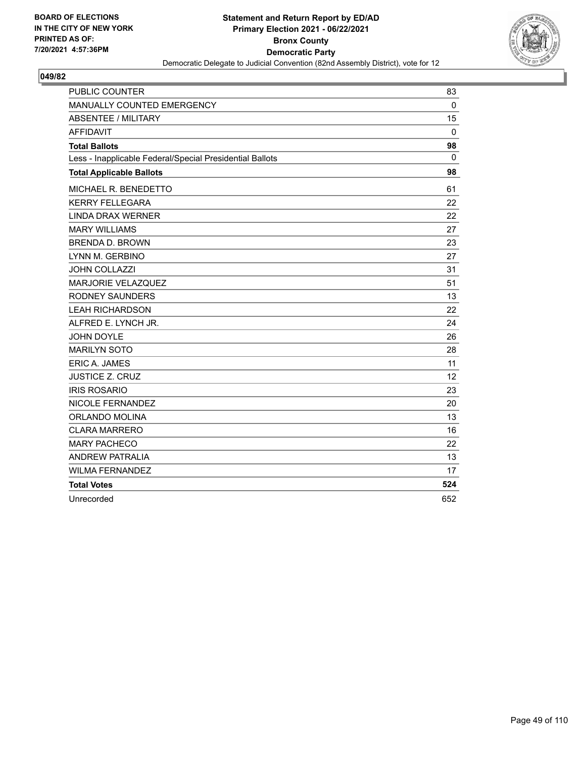BOARD OF ELECTIONS
IN THE CITY OF NEW YORK
PRINTED AS OF:
7/20/2021 4:57:36PM

**Statement and Return Report by ED/AD**
**Primary Election 2021 - 06/22/2021**
**Bronx County**
**Democratic Party**
Democratic Delegate to Judicial Convention (82nd Assembly District), vote for 12

**049/82**

| | |
|---|---|
| PUBLIC COUNTER | 83 |
| MANUALLY COUNTED EMERGENCY | 0 |
| ABSENTEE / MILITARY | 15 |
| AFFIDAVIT | 0 |
| **Total Ballots** | **98** |
| Less - Inapplicable Federal/Special Presidential Ballots | 0 |
| **Total Applicable Ballots** | **98** |
| MICHAEL R. BENEDETTO | 61 |
| KERRY FELLEGARA | 22 |
| LINDA DRAX WERNER | 22 |
| MARY WILLIAMS | 27 |
| BRENDA D. BROWN | 23 |
| LYNN M. GERBINO | 27 |
| JOHN COLLAZZI | 31 |
| MARJORIE VELAZQUEZ | 51 |
| RODNEY SAUNDERS | 13 |
| LEAH RICHARDSON | 22 |
| ALFRED E. LYNCH JR. | 24 |
| JOHN DOYLE | 26 |
| MARILYN SOTO | 28 |
| ERIC A. JAMES | 11 |
| JUSTICE Z. CRUZ | 12 |
| IRIS ROSARIO | 23 |
| NICOLE FERNANDEZ | 20 |
| ORLANDO MOLINA | 13 |
| CLARA MARRERO | 16 |
| MARY PACHECO | 22 |
| ANDREW PATRALIA | 13 |
| WILMA FERNANDEZ | 17 |
| **Total Votes** | **524** |
| Unrecorded | 652 |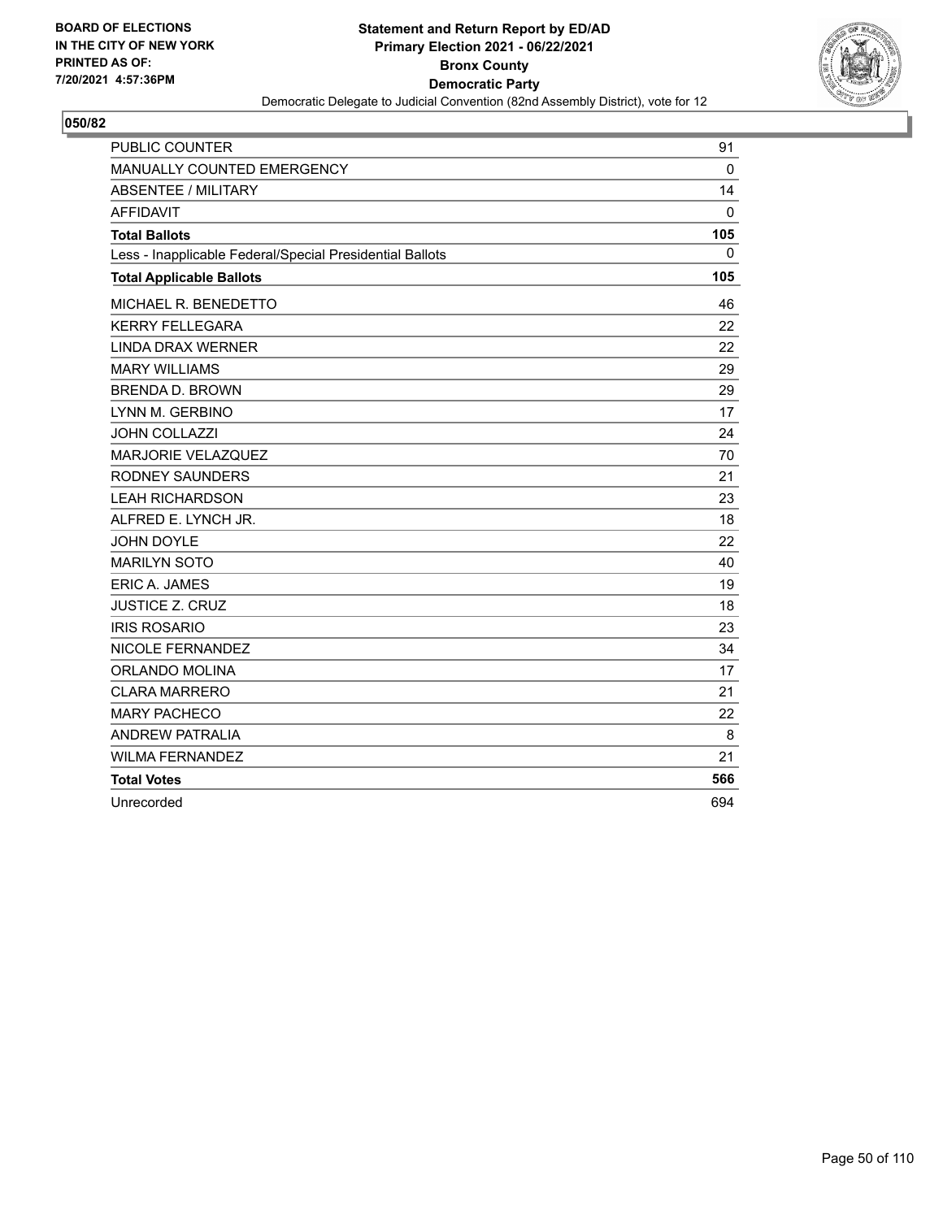**BOARD OF ELECTIONS IN THE CITY OF NEW YORK PRINTED AS OF: 7/20/2021 4:57:36PM**

**Statement and Return Report by ED/AD**
**Primary Election 2021 - 06/22/2021**
**Bronx County**
**Democratic Party**
Democratic Delegate to Judicial Convention (82nd Assembly District), vote for 12

**050/82**

| | |
|---|---|
| PUBLIC COUNTER | 91 |
| MANUALLY COUNTED EMERGENCY | 0 |
| ABSENTEE / MILITARY | 14 |
| AFFIDAVIT | 0 |
| **Total Ballots** | **105** |
| Less - Inapplicable Federal/Special Presidential Ballots | 0 |
| **Total Applicable Ballots** | **105** |
| MICHAEL R. BENEDETTO | 46 |
| KERRY FELLEGARA | 22 |
| LINDA DRAX WERNER | 22 |
| MARY WILLIAMS | 29 |
| BRENDA D. BROWN | 29 |
| LYNN M. GERBINO | 17 |
| JOHN COLLAZZI | 24 |
| MARJORIE VELAZQUEZ | 70 |
| RODNEY SAUNDERS | 21 |
| LEAH RICHARDSON | 23 |
| ALFRED E. LYNCH JR. | 18 |
| JOHN DOYLE | 22 |
| MARILYN SOTO | 40 |
| ERIC A. JAMES | 19 |
| JUSTICE Z. CRUZ | 18 |
| IRIS ROSARIO | 23 |
| NICOLE FERNANDEZ | 34 |
| ORLANDO MOLINA | 17 |
| CLARA MARRERO | 21 |
| MARY PACHECO | 22 |
| ANDREW PATRALIA | 8 |
| WILMA FERNANDEZ | 21 |
| **Total Votes** | **566** |
| Unrecorded | 694 |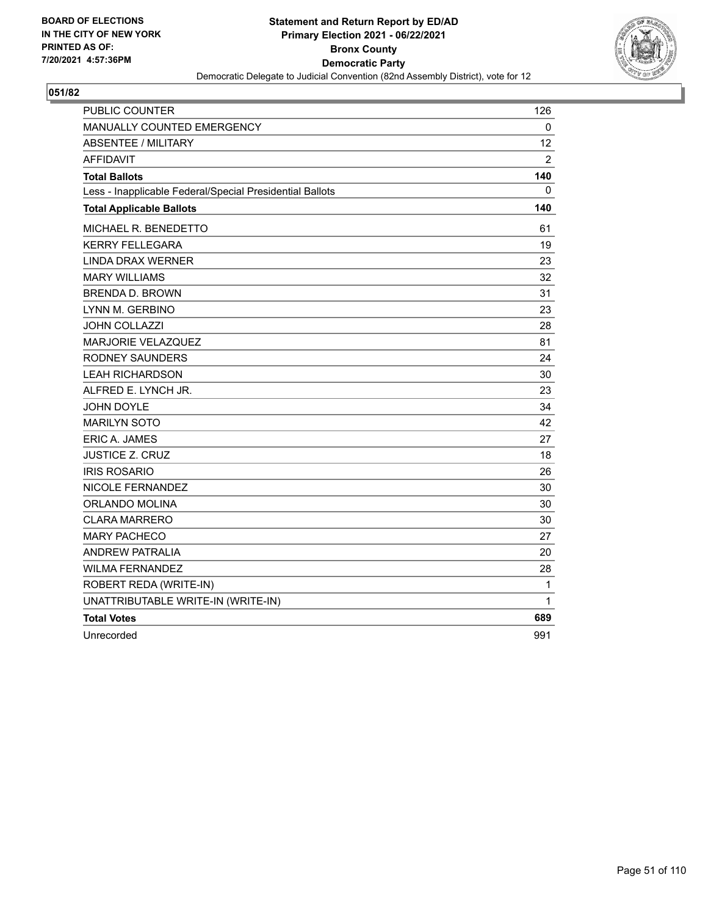**BOARD OF ELECTIONS IN THE CITY OF NEW YORK PRINTED AS OF: 7/20/2021 4:57:36PM**

**Statement and Return Report by ED/AD**
**Primary Election 2021 - 06/22/2021**
**Bronx County**
**Democratic Party**
Democratic Delegate to Judicial Convention (82nd Assembly District), vote for 12

**051/82**

| | |
|---|---|
| PUBLIC COUNTER | 126 |
| MANUALLY COUNTED EMERGENCY | 0 |
| ABSENTEE / MILITARY | 12 |
| AFFIDAVIT | 2 |
| **Total Ballots** | **140** |
| Less - Inapplicable Federal/Special Presidential Ballots | 0 |
| **Total Applicable Ballots** | **140** |
| MICHAEL R. BENEDETTO | 61 |
| KERRY FELLEGARA | 19 |
| LINDA DRAX WERNER | 23 |
| MARY WILLIAMS | 32 |
| BRENDA D. BROWN | 31 |
| LYNN M. GERBINO | 23 |
| JOHN COLLAZZI | 28 |
| MARJORIE VELAZQUEZ | 81 |
| RODNEY SAUNDERS | 24 |
| LEAH RICHARDSON | 30 |
| ALFRED E. LYNCH JR. | 23 |
| JOHN DOYLE | 34 |
| MARILYN SOTO | 42 |
| ERIC A. JAMES | 27 |
| JUSTICE Z. CRUZ | 18 |
| IRIS ROSARIO | 26 |
| NICOLE FERNANDEZ | 30 |
| ORLANDO MOLINA | 30 |
| CLARA MARRERO | 30 |
| MARY PACHECO | 27 |
| ANDREW PATRALIA | 20 |
| WILMA FERNANDEZ | 28 |
| ROBERT REDA (WRITE-IN) | 1 |
| UNATTRIBUTABLE WRITE-IN (WRITE-IN) | 1 |
| **Total Votes** | **689** |
| Unrecorded | 991 |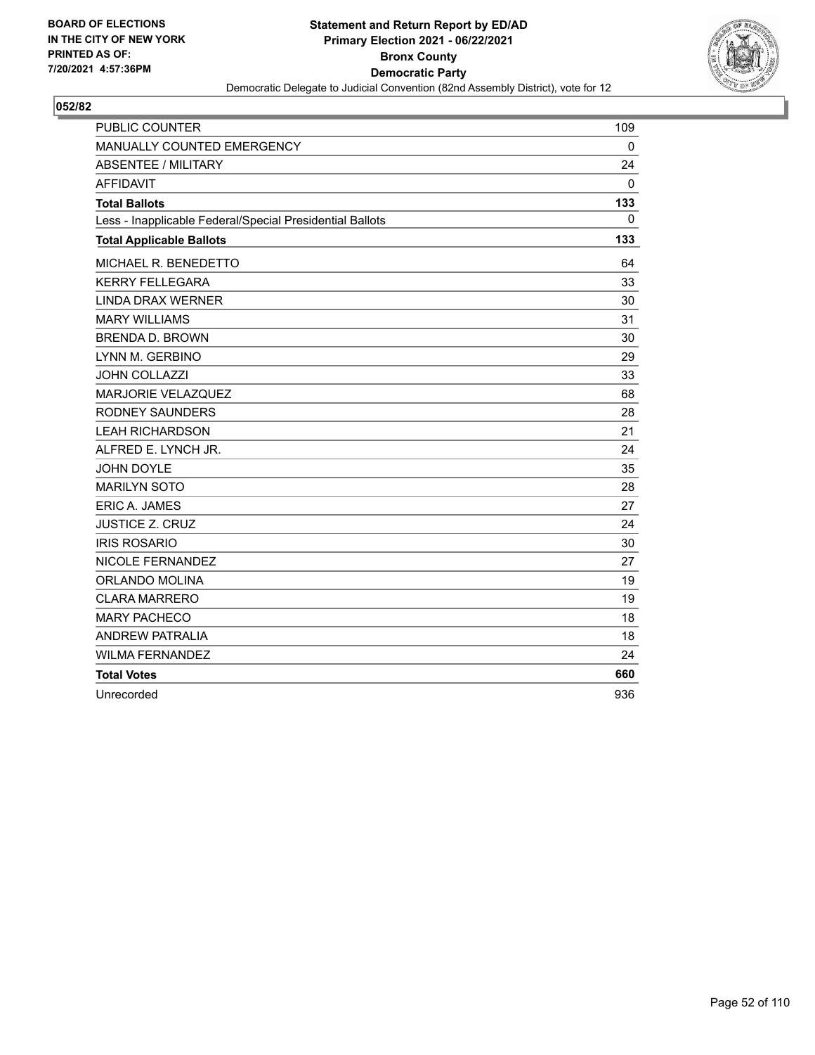BOARD OF ELECTIONS
IN THE CITY OF NEW YORK
PRINTED AS OF:
7/20/2021 4:57:36PM

**Statement and Return Report by ED/AD**
**Primary Election 2021 - 06/22/2021**
**Bronx County**
**Democratic Party**
Democratic Delegate to Judicial Convention (82nd Assembly District), vote for 12

## 052/82

| | |
|---|---|
| PUBLIC COUNTER | 109 |
| MANUALLY COUNTED EMERGENCY | 0 |
| ABSENTEE / MILITARY | 24 |
| AFFIDAVIT | 0 |
| **Total Ballots** | **133** |
| Less - Inapplicable Federal/Special Presidential Ballots | 0 |
| **Total Applicable Ballots** | **133** |
| MICHAEL R. BENEDETTO | 64 |
| KERRY FELLEGARA | 33 |
| LINDA DRAX WERNER | 30 |
| MARY WILLIAMS | 31 |
| BRENDA D. BROWN | 30 |
| LYNN M. GERBINO | 29 |
| JOHN COLLAZZI | 33 |
| MARJORIE VELAZQUEZ | 68 |
| RODNEY SAUNDERS | 28 |
| LEAH RICHARDSON | 21 |
| ALFRED E. LYNCH JR. | 24 |
| JOHN DOYLE | 35 |
| MARILYN SOTO | 28 |
| ERIC A. JAMES | 27 |
| JUSTICE Z. CRUZ | 24 |
| IRIS ROSARIO | 30 |
| NICOLE FERNANDEZ | 27 |
| ORLANDO MOLINA | 19 |
| CLARA MARRERO | 19 |
| MARY PACHECO | 18 |
| ANDREW PATRALIA | 18 |
| WILMA FERNANDEZ | 24 |
| **Total Votes** | **660** |
| Unrecorded | 936 |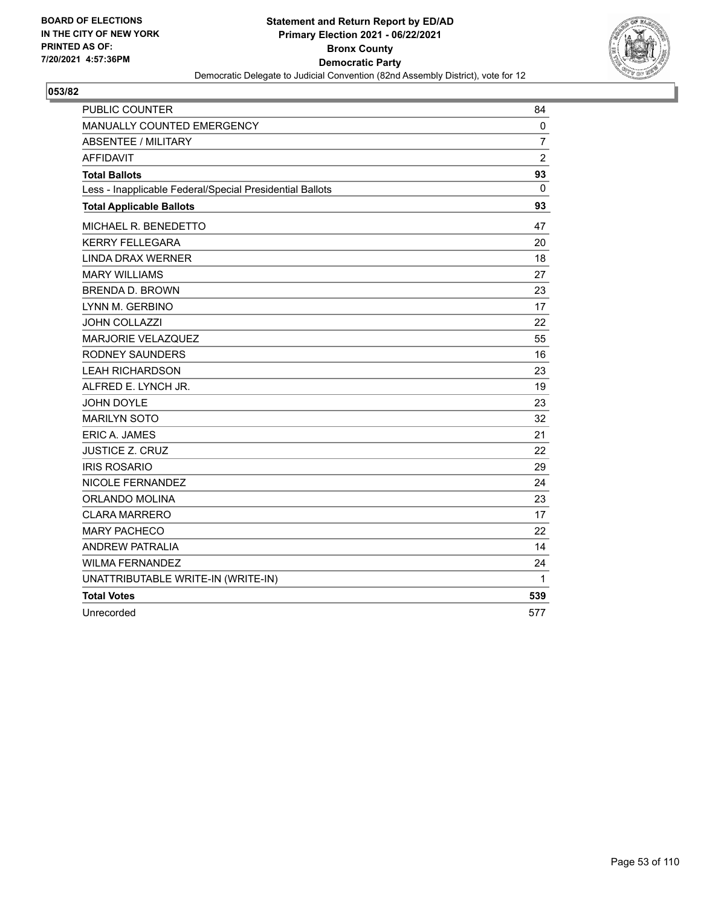BOARD OF ELECTIONS
IN THE CITY OF NEW YORK
PRINTED AS OF:
7/20/2021 4:57:36PM

**Statement and Return Report by ED/AD**
**Primary Election 2021 - 06/22/2021**
**Bronx County**
**Democratic Party**
Democratic Delegate to Judicial Convention (82nd Assembly District), vote for 12

**053/82**

| | |
|---|---|
| PUBLIC COUNTER | 84 |
| MANUALLY COUNTED EMERGENCY | 0 |
| ABSENTEE / MILITARY | 7 |
| AFFIDAVIT | 2 |
| **Total Ballots** | **93** |
| Less - Inapplicable Federal/Special Presidential Ballots | 0 |
| **Total Applicable Ballots** | **93** |
| MICHAEL R. BENEDETTO | 47 |
| KERRY FELLEGARA | 20 |
| LINDA DRAX WERNER | 18 |
| MARY WILLIAMS | 27 |
| BRENDA D. BROWN | 23 |
| LYNN M. GERBINO | 17 |
| JOHN COLLAZZI | 22 |
| MARJORIE VELAZQUEZ | 55 |
| RODNEY SAUNDERS | 16 |
| LEAH RICHARDSON | 23 |
| ALFRED E. LYNCH JR. | 19 |
| JOHN DOYLE | 23 |
| MARILYN SOTO | 32 |
| ERIC A. JAMES | 21 |
| JUSTICE Z. CRUZ | 22 |
| IRIS ROSARIO | 29 |
| NICOLE FERNANDEZ | 24 |
| ORLANDO MOLINA | 23 |
| CLARA MARRERO | 17 |
| MARY PACHECO | 22 |
| ANDREW PATRALIA | 14 |
| WILMA FERNANDEZ | 24 |
| UNATTRIBUTABLE WRITE-IN (WRITE-IN) | 1 |
| **Total Votes** | **539** |
| Unrecorded | 577 |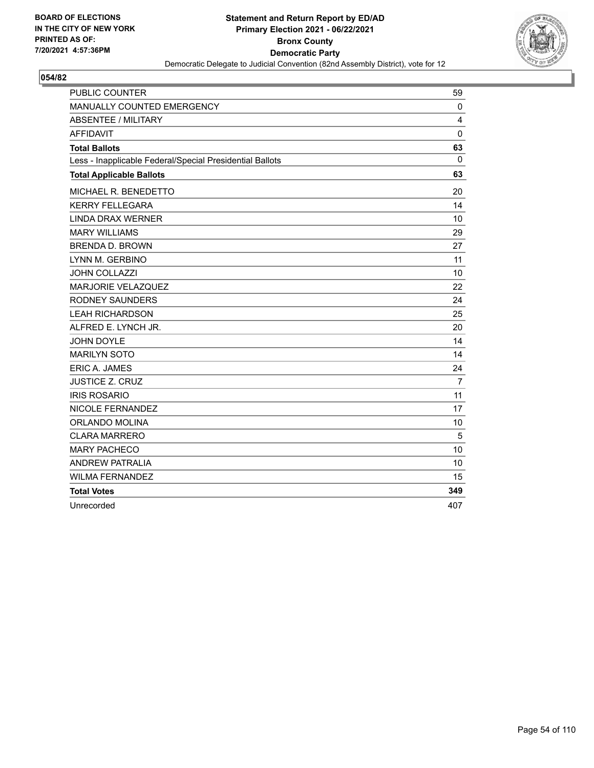BOARD OF ELECTIONS
IN THE CITY OF NEW YORK
PRINTED AS OF:
7/20/2021 4:57:36PM

**Statement and Return Report by ED/AD**
**Primary Election 2021 - 06/22/2021**
**Bronx County**
**Democratic Party**
Democratic Delegate to Judicial Convention (82nd Assembly District), vote for 12

## 054/82

| | |
|---|---|
| PUBLIC COUNTER | 59 |
| MANUALLY COUNTED EMERGENCY | 0 |
| ABSENTEE / MILITARY | 4 |
| AFFIDAVIT | 0 |
| **Total Ballots** | **63** |
| Less - Inapplicable Federal/Special Presidential Ballots | 0 |
| **Total Applicable Ballots** | **63** |
| MICHAEL R. BENEDETTO | 20 |
| KERRY FELLEGARA | 14 |
| LINDA DRAX WERNER | 10 |
| MARY WILLIAMS | 29 |
| BRENDA D. BROWN | 27 |
| LYNN M. GERBINO | 11 |
| JOHN COLLAZZI | 10 |
| MARJORIE VELAZQUEZ | 22 |
| RODNEY SAUNDERS | 24 |
| LEAH RICHARDSON | 25 |
| ALFRED E. LYNCH JR. | 20 |
| JOHN DOYLE | 14 |
| MARILYN SOTO | 14 |
| ERIC A. JAMES | 24 |
| JUSTICE Z. CRUZ | 7 |
| IRIS ROSARIO | 11 |
| NICOLE FERNANDEZ | 17 |
| ORLANDO MOLINA | 10 |
| CLARA MARRERO | 5 |
| MARY PACHECO | 10 |
| ANDREW PATRALIA | 10 |
| WILMA FERNANDEZ | 15 |
| **Total Votes** | **349** |
| Unrecorded | 407 |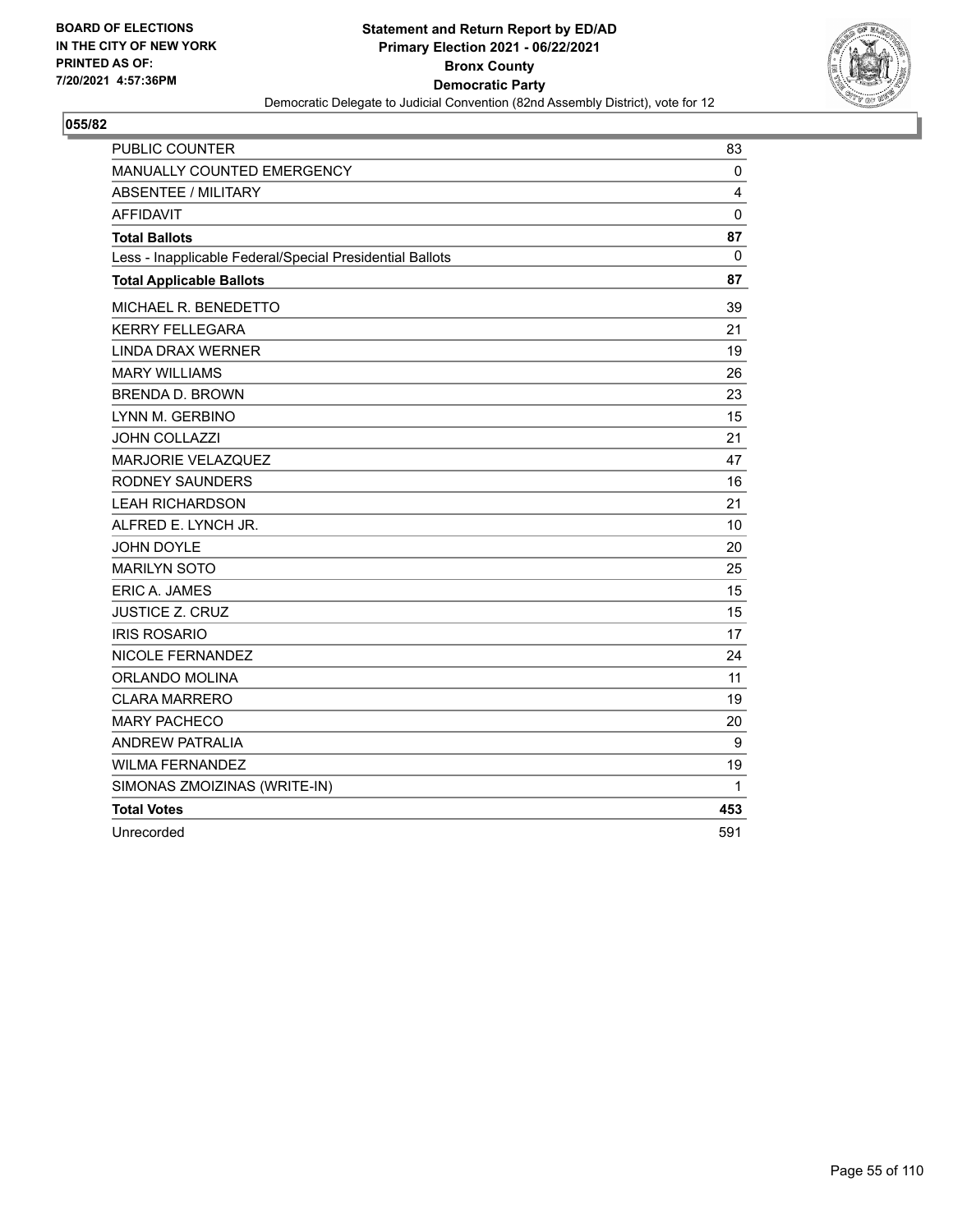BOARD OF ELECTIONS
IN THE CITY OF NEW YORK
PRINTED AS OF:
7/20/2021 4:57:36PM

**Statement and Return Report by ED/AD**
**Primary Election 2021 - 06/22/2021**
**Bronx County**
**Democratic Party**
Democratic Delegate to Judicial Convention (82nd Assembly District), vote for 12

**055/82**

| | |
|---|---|
| PUBLIC COUNTER | 83 |
| MANUALLY COUNTED EMERGENCY | 0 |
| ABSENTEE / MILITARY | 4 |
| AFFIDAVIT | 0 |
| **Total Ballots** | **87** |
| Less - Inapplicable Federal/Special Presidential Ballots | 0 |
| **Total Applicable Ballots** | **87** |
| MICHAEL R. BENEDETTO | 39 |
| KERRY FELLEGARA | 21 |
| LINDA DRAX WERNER | 19 |
| MARY WILLIAMS | 26 |
| BRENDA D. BROWN | 23 |
| LYNN M. GERBINO | 15 |
| JOHN COLLAZZI | 21 |
| MARJORIE VELAZQUEZ | 47 |
| RODNEY SAUNDERS | 16 |
| LEAH RICHARDSON | 21 |
| ALFRED E. LYNCH JR. | 10 |
| JOHN DOYLE | 20 |
| MARILYN SOTO | 25 |
| ERIC A. JAMES | 15 |
| JUSTICE Z. CRUZ | 15 |
| IRIS ROSARIO | 17 |
| NICOLE FERNANDEZ | 24 |
| ORLANDO MOLINA | 11 |
| CLARA MARRERO | 19 |
| MARY PACHECO | 20 |
| ANDREW PATRALIA | 9 |
| WILMA FERNANDEZ | 19 |
| SIMONAS ZMOIZINAS (WRITE-IN) | 1 |
| **Total Votes** | **453** |
| Unrecorded | 591 |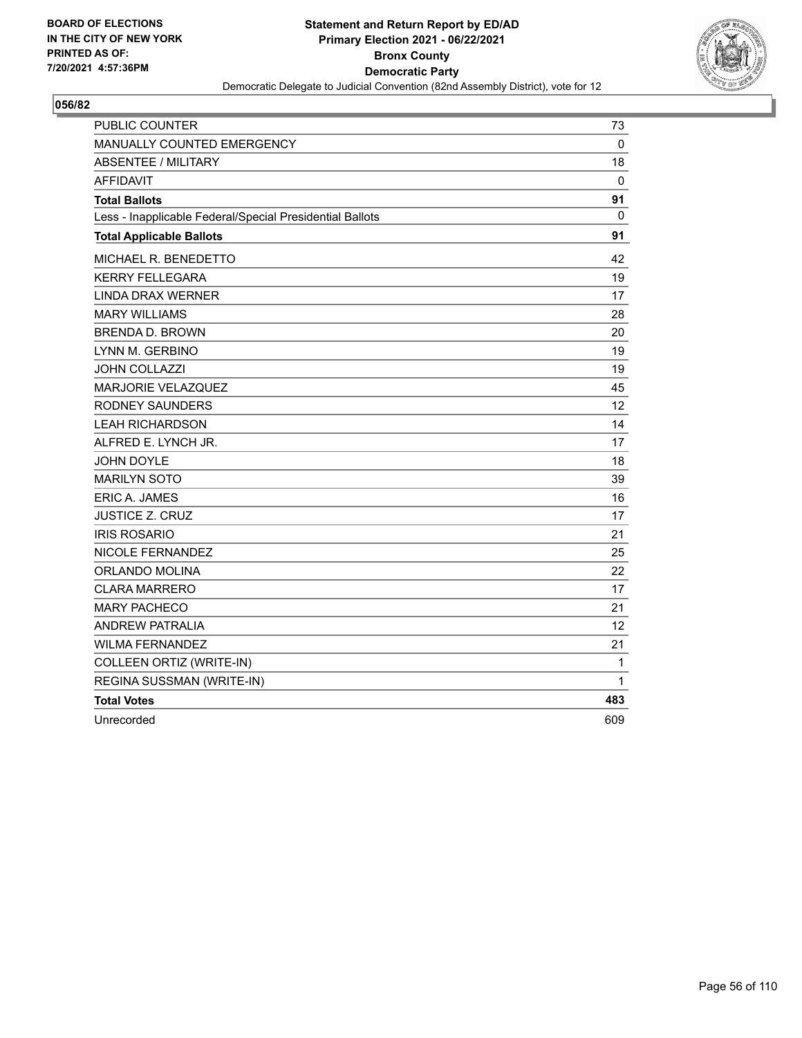BOARD OF ELECTIONS
IN THE CITY OF NEW YORK
PRINTED AS OF:
7/20/2021 4:57:36PM

**Statement and Return Report by ED/AD**
**Primary Election 2021 - 06/22/2021**
**Bronx County**
**Democratic Party**
Democratic Delegate to Judicial Convention (82nd Assembly District), vote for 12

**056/82**

| | |
|---|---|
| PUBLIC COUNTER | 73 |
| MANUALLY COUNTED EMERGENCY | 0 |
| ABSENTEE / MILITARY | 18 |
| AFFIDAVIT | 0 |
| **Total Ballots** | **91** |
| Less - Inapplicable Federal/Special Presidential Ballots | 0 |
| **Total Applicable Ballots** | **91** |
| MICHAEL R. BENEDETTO | 42 |
| KERRY FELLEGARA | 19 |
| LINDA DRAX WERNER | 17 |
| MARY WILLIAMS | 28 |
| BRENDA D. BROWN | 20 |
| LYNN M. GERBINO | 19 |
| JOHN COLLAZZI | 19 |
| MARJORIE VELAZQUEZ | 45 |
| RODNEY SAUNDERS | 12 |
| LEAH RICHARDSON | 14 |
| ALFRED E. LYNCH JR. | 17 |
| JOHN DOYLE | 18 |
| MARILYN SOTO | 39 |
| ERIC A. JAMES | 16 |
| JUSTICE Z. CRUZ | 17 |
| IRIS ROSARIO | 21 |
| NICOLE FERNANDEZ | 25 |
| ORLANDO MOLINA | 22 |
| CLARA MARRERO | 17 |
| MARY PACHECO | 21 |
| ANDREW PATRALIA | 12 |
| WILMA FERNANDEZ | 21 |
| COLLEEN ORTIZ (WRITE-IN) | 1 |
| REGINA SUSSMAN (WRITE-IN) | 1 |
| **Total Votes** | **483** |
| Unrecorded | 609 |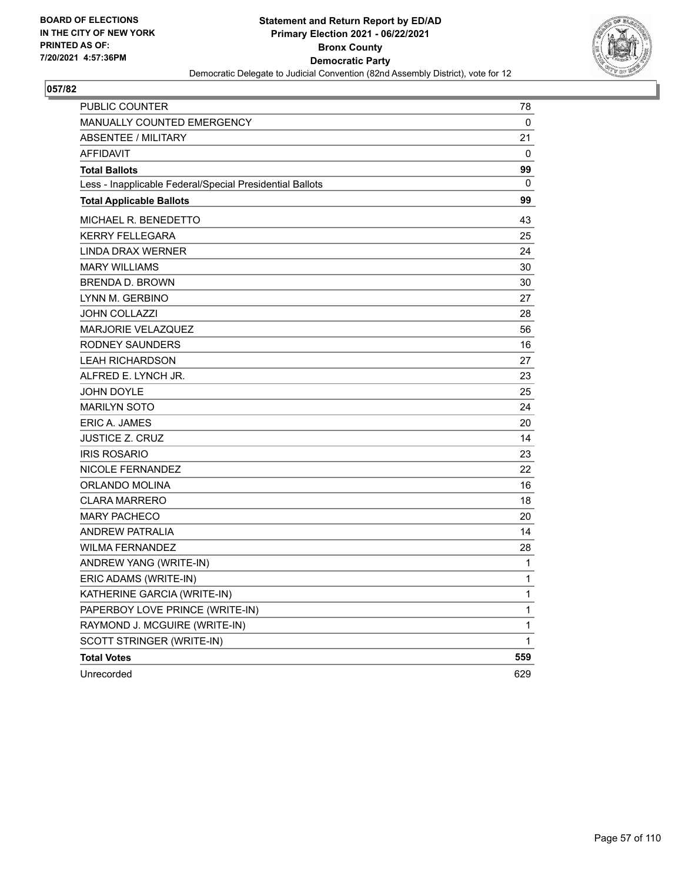BOARD OF ELECTIONS
IN THE CITY OF NEW YORK
PRINTED AS OF:
7/20/2021 4:57:36PM

**Statement and Return Report by ED/AD**
**Primary Election 2021 - 06/22/2021**
**Bronx County**
**Democratic Party**
Democratic Delegate to Judicial Convention (82nd Assembly District), vote for 12

**057/82**

| | |
|---|---|
| PUBLIC COUNTER | 78 |
| MANUALLY COUNTED EMERGENCY | 0 |
| ABSENTEE / MILITARY | 21 |
| AFFIDAVIT | 0 |
| **Total Ballots** | **99** |
| Less - Inapplicable Federal/Special Presidential Ballots | 0 |
| **Total Applicable Ballots** | **99** |
| MICHAEL R. BENEDETTO | 43 |
| KERRY FELLEGARA | 25 |
| LINDA DRAX WERNER | 24 |
| MARY WILLIAMS | 30 |
| BRENDA D. BROWN | 30 |
| LYNN M. GERBINO | 27 |
| JOHN COLLAZZI | 28 |
| MARJORIE VELAZQUEZ | 56 |
| RODNEY SAUNDERS | 16 |
| LEAH RICHARDSON | 27 |
| ALFRED E. LYNCH JR. | 23 |
| JOHN DOYLE | 25 |
| MARILYN SOTO | 24 |
| ERIC A. JAMES | 20 |
| JUSTICE Z. CRUZ | 14 |
| IRIS ROSARIO | 23 |
| NICOLE FERNANDEZ | 22 |
| ORLANDO MOLINA | 16 |
| CLARA MARRERO | 18 |
| MARY PACHECO | 20 |
| ANDREW PATRALIA | 14 |
| WILMA FERNANDEZ | 28 |
| ANDREW YANG (WRITE-IN) | 1 |
| ERIC ADAMS (WRITE-IN) | 1 |
| KATHERINE GARCIA (WRITE-IN) | 1 |
| PAPERBOY LOVE PRINCE (WRITE-IN) | 1 |
| RAYMOND J. MCGUIRE (WRITE-IN) | 1 |
| SCOTT STRINGER (WRITE-IN) | 1 |
| **Total Votes** | **559** |
| Unrecorded | 629 |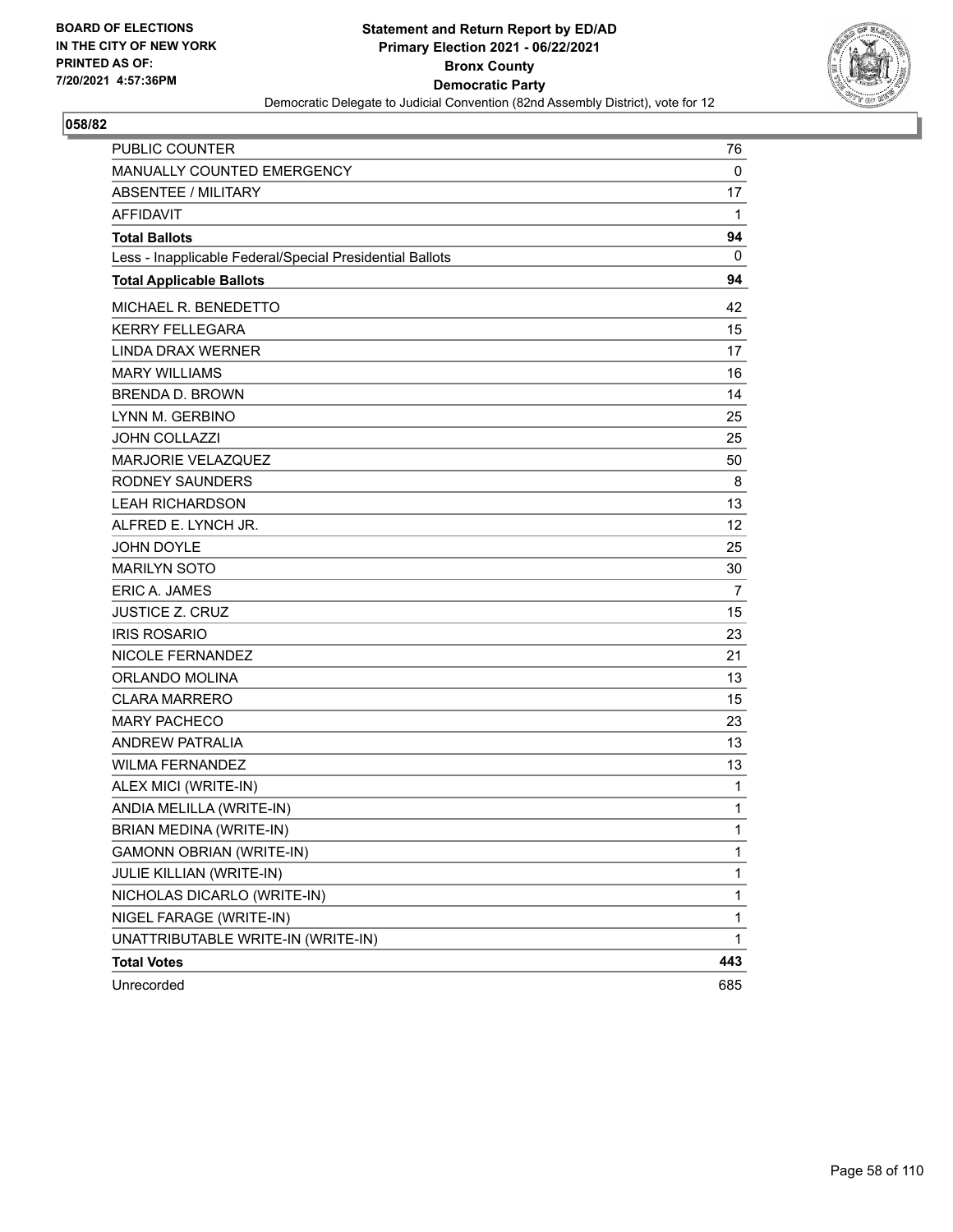BOARD OF ELECTIONS
IN THE CITY OF NEW YORK
PRINTED AS OF:
7/20/2021 4:57:36PM

**Statement and Return Report by ED/AD**
**Primary Election 2021 - 06/22/2021**
**Bronx County**
**Democratic Party**
Democratic Delegate to Judicial Convention (82nd Assembly District), vote for 12

**058/82**

| | |
|---|---|
| PUBLIC COUNTER | 76 |
| MANUALLY COUNTED EMERGENCY | 0 |
| ABSENTEE / MILITARY | 17 |
| AFFIDAVIT | 1 |
| **Total Ballots** | **94** |
| Less - Inapplicable Federal/Special Presidential Ballots | 0 |
| **Total Applicable Ballots** | **94** |
| MICHAEL R. BENEDETTO | 42 |
| KERRY FELLEGARA | 15 |
| LINDA DRAX WERNER | 17 |
| MARY WILLIAMS | 16 |
| BRENDA D. BROWN | 14 |
| LYNN M. GERBINO | 25 |
| JOHN COLLAZZI | 25 |
| MARJORIE VELAZQUEZ | 50 |
| RODNEY SAUNDERS | 8 |
| LEAH RICHARDSON | 13 |
| ALFRED E. LYNCH JR. | 12 |
| JOHN DOYLE | 25 |
| MARILYN SOTO | 30 |
| ERIC A. JAMES | 7 |
| JUSTICE Z. CRUZ | 15 |
| IRIS ROSARIO | 23 |
| NICOLE FERNANDEZ | 21 |
| ORLANDO MOLINA | 13 |
| CLARA MARRERO | 15 |
| MARY PACHECO | 23 |
| ANDREW PATRALIA | 13 |
| WILMA FERNANDEZ | 13 |
| ALEX MICI (WRITE-IN) | 1 |
| ANDIA MELILLA (WRITE-IN) | 1 |
| BRIAN MEDINA (WRITE-IN) | 1 |
| GAMONN OBRIAN (WRITE-IN) | 1 |
| JULIE KILLIAN (WRITE-IN) | 1 |
| NICHOLAS DICARLO (WRITE-IN) | 1 |
| NIGEL FARAGE (WRITE-IN) | 1 |
| UNATTRIBUTABLE WRITE-IN (WRITE-IN) | 1 |
| **Total Votes** | **443** |
| Unrecorded | 685 |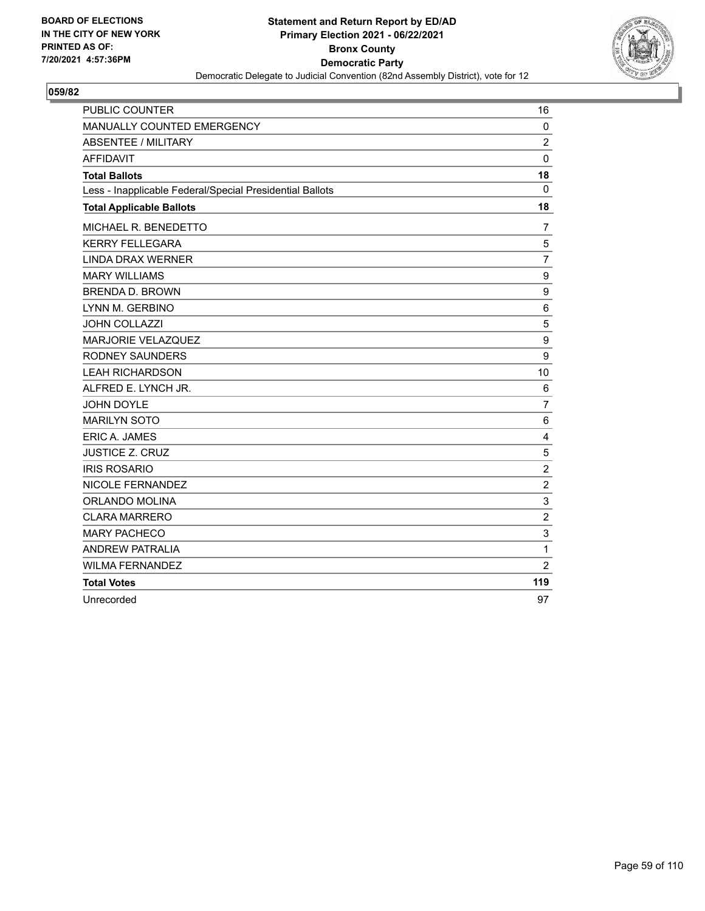**BOARD OF ELECTIONS IN THE CITY OF NEW YORK PRINTED AS OF: 7/20/2021 4:57:36PM**

**Statement and Return Report by ED/AD**
**Primary Election 2021 - 06/22/2021**
**Bronx County**
**Democratic Party**
Democratic Delegate to Judicial Convention (82nd Assembly District), vote for 12

**059/82**

| | |
|---|---|
| PUBLIC COUNTER | 16 |
| MANUALLY COUNTED EMERGENCY | 0 |
| ABSENTEE / MILITARY | 2 |
| AFFIDAVIT | 0 |
| **Total Ballots** | **18** |
| Less - Inapplicable Federal/Special Presidential Ballots | 0 |
| **Total Applicable Ballots** | **18** |
| MICHAEL R. BENEDETTO | 7 |
| KERRY FELLEGARA | 5 |
| LINDA DRAX WERNER | 7 |
| MARY WILLIAMS | 9 |
| BRENDA D. BROWN | 9 |
| LYNN M. GERBINO | 6 |
| JOHN COLLAZZI | 5 |
| MARJORIE VELAZQUEZ | 9 |
| RODNEY SAUNDERS | 9 |
| LEAH RICHARDSON | 10 |
| ALFRED E. LYNCH JR. | 6 |
| JOHN DOYLE | 7 |
| MARILYN SOTO | 6 |
| ERIC A. JAMES | 4 |
| JUSTICE Z. CRUZ | 5 |
| IRIS ROSARIO | 2 |
| NICOLE FERNANDEZ | 2 |
| ORLANDO MOLINA | 3 |
| CLARA MARRERO | 2 |
| MARY PACHECO | 3 |
| ANDREW PATRALIA | 1 |
| WILMA FERNANDEZ | 2 |
| **Total Votes** | **119** |
| Unrecorded | 97 |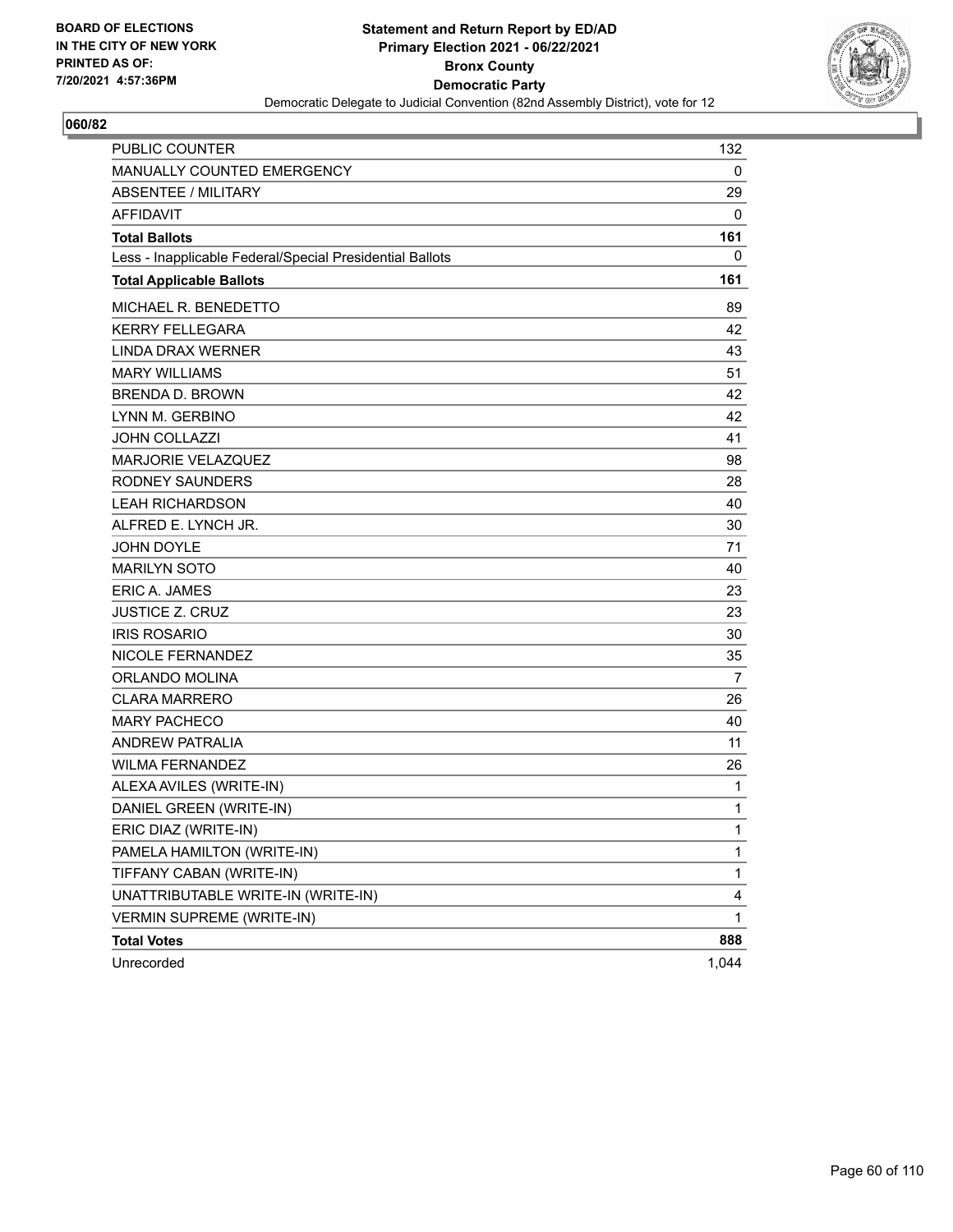**BOARD OF ELECTIONS IN THE CITY OF NEW YORK PRINTED AS OF: 7/20/2021 4:57:36PM**

**Statement and Return Report by ED/AD Primary Election 2021 - 06/22/2021 Bronx County Democratic Party**

Democratic Delegate to Judicial Convention (82nd Assembly District), vote for 12

**060/82**

| | |
|---|---|
| PUBLIC COUNTER | 132 |
| MANUALLY COUNTED EMERGENCY | 0 |
| ABSENTEE / MILITARY | 29 |
| AFFIDAVIT | 0 |
| **Total Ballots** | **161** |
| Less - Inapplicable Federal/Special Presidential Ballots | 0 |
| **Total Applicable Ballots** | **161** |
| MICHAEL R. BENEDETTO | 89 |
| KERRY FELLEGARA | 42 |
| LINDA DRAX WERNER | 43 |
| MARY WILLIAMS | 51 |
| BRENDA D. BROWN | 42 |
| LYNN M. GERBINO | 42 |
| JOHN COLLAZZI | 41 |
| MARJORIE VELAZQUEZ | 98 |
| RODNEY SAUNDERS | 28 |
| LEAH RICHARDSON | 40 |
| ALFRED E. LYNCH JR. | 30 |
| JOHN DOYLE | 71 |
| MARILYN SOTO | 40 |
| ERIC A. JAMES | 23 |
| JUSTICE Z. CRUZ | 23 |
| IRIS ROSARIO | 30 |
| NICOLE FERNANDEZ | 35 |
| ORLANDO MOLINA | 7 |
| CLARA MARRERO | 26 |
| MARY PACHECO | 40 |
| ANDREW PATRALIA | 11 |
| WILMA FERNANDEZ | 26 |
| ALEXA AVILES (WRITE-IN) | 1 |
| DANIEL GREEN (WRITE-IN) | 1 |
| ERIC DIAZ (WRITE-IN) | 1 |
| PAMELA HAMILTON (WRITE-IN) | 1 |
| TIFFANY CABAN (WRITE-IN) | 1 |
| UNATTRIBUTABLE WRITE-IN (WRITE-IN) | 4 |
| VERMIN SUPREME (WRITE-IN) | 1 |
| **Total Votes** | **888** |
| Unrecorded | 1,044 |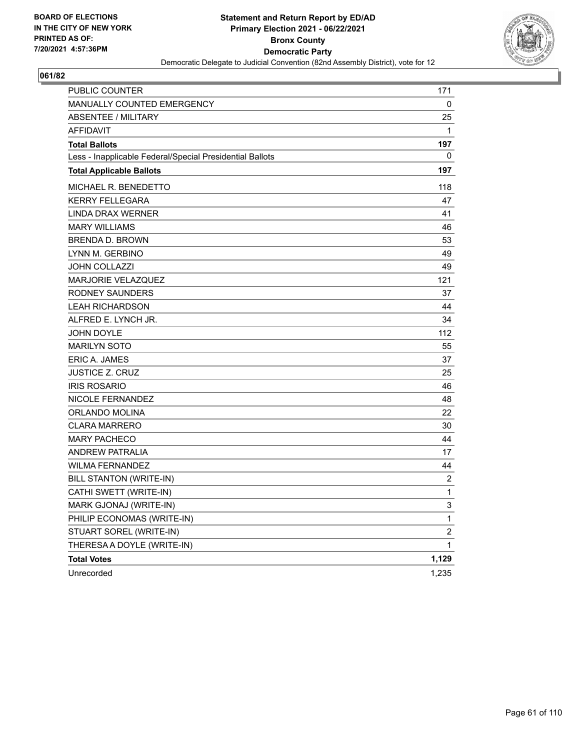BOARD OF ELECTIONS
IN THE CITY OF NEW YORK
PRINTED AS OF:
7/20/2021 4:57:36PM

**Statement and Return Report by ED/AD**
**Primary Election 2021 - 06/22/2021**
**Bronx County**
**Democratic Party**
Democratic Delegate to Judicial Convention (82nd Assembly District), vote for 12

**061/82**

| | |
|---|---|
| PUBLIC COUNTER | 171 |
| MANUALLY COUNTED EMERGENCY | 0 |
| ABSENTEE / MILITARY | 25 |
| AFFIDAVIT | 1 |
| **Total Ballots** | **197** |
| Less - Inapplicable Federal/Special Presidential Ballots | 0 |
| **Total Applicable Ballots** | **197** |
| MICHAEL R. BENEDETTO | 118 |
| KERRY FELLEGARA | 47 |
| LINDA DRAX WERNER | 41 |
| MARY WILLIAMS | 46 |
| BRENDA D. BROWN | 53 |
| LYNN M. GERBINO | 49 |
| JOHN COLLAZZI | 49 |
| MARJORIE VELAZQUEZ | 121 |
| RODNEY SAUNDERS | 37 |
| LEAH RICHARDSON | 44 |
| ALFRED E. LYNCH JR. | 34 |
| JOHN DOYLE | 112 |
| MARILYN SOTO | 55 |
| ERIC A. JAMES | 37 |
| JUSTICE Z. CRUZ | 25 |
| IRIS ROSARIO | 46 |
| NICOLE FERNANDEZ | 48 |
| ORLANDO MOLINA | 22 |
| CLARA MARRERO | 30 |
| MARY PACHECO | 44 |
| ANDREW PATRALIA | 17 |
| WILMA FERNANDEZ | 44 |
| BILL STANTON (WRITE-IN) | 2 |
| CATHI SWETT (WRITE-IN) | 1 |
| MARK GJONAJ (WRITE-IN) | 3 |
| PHILIP ECONOMAS (WRITE-IN) | 1 |
| STUART SOREL (WRITE-IN) | 2 |
| THERESA A DOYLE (WRITE-IN) | 1 |
| **Total Votes** | **1,129** |
| Unrecorded | 1,235 |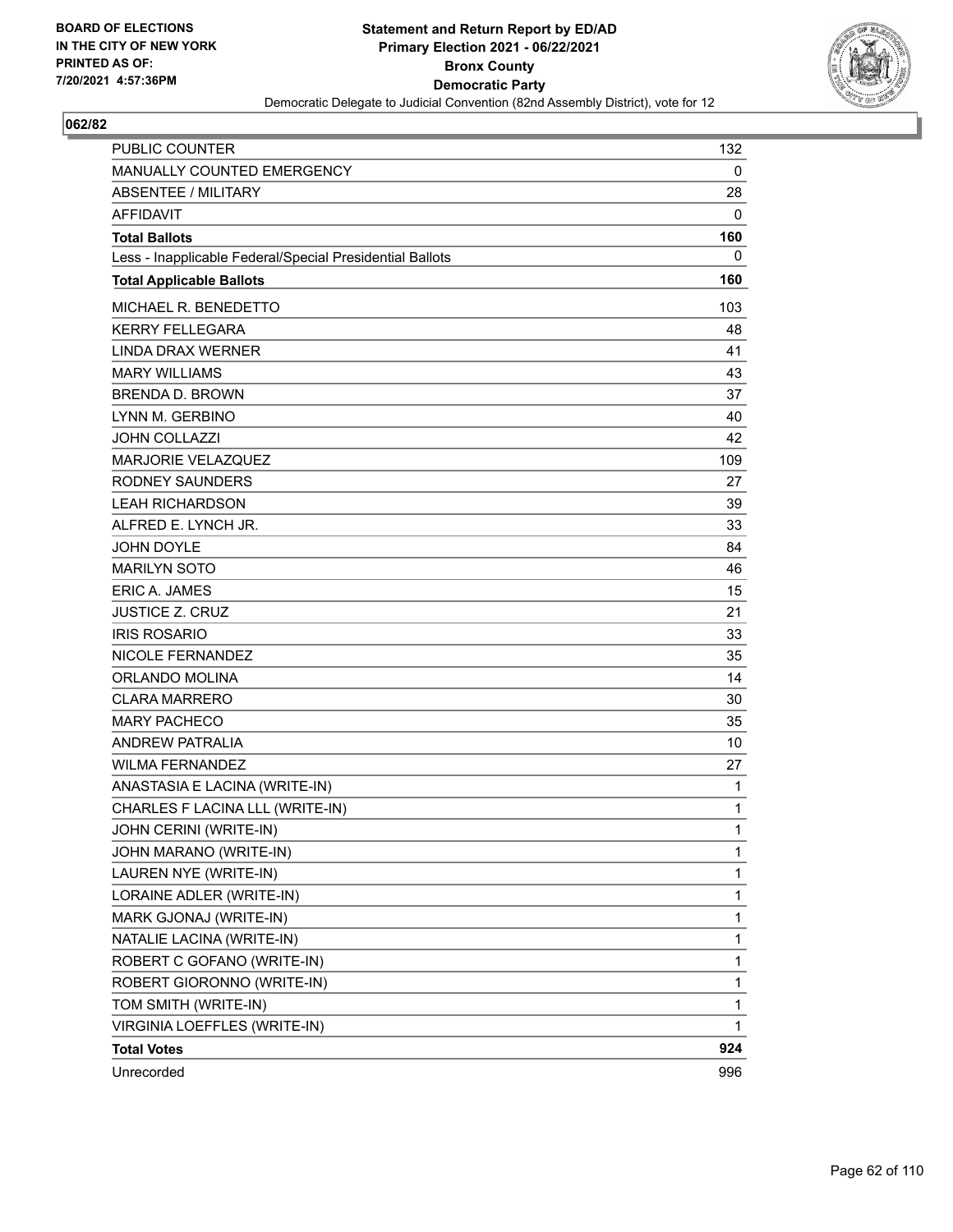**BOARD OF ELECTIONS IN THE CITY OF NEW YORK PRINTED AS OF: 7/20/2021 4:57:36PM**

**Statement and Return Report by ED/AD**
**Primary Election 2021 - 06/22/2021**
**Bronx County**
**Democratic Party**
Democratic Delegate to Judicial Convention (82nd Assembly District), vote for 12

**062/82**

| | |
|---|---|
| PUBLIC COUNTER | 132 |
| MANUALLY COUNTED EMERGENCY | 0 |
| ABSENTEE / MILITARY | 28 |
| AFFIDAVIT | 0 |
| **Total Ballots** | **160** |
| Less - Inapplicable Federal/Special Presidential Ballots | 0 |
| **Total Applicable Ballots** | **160** |
| MICHAEL R. BENEDETTO | 103 |
| KERRY FELLEGARA | 48 |
| LINDA DRAX WERNER | 41 |
| MARY WILLIAMS | 43 |
| BRENDA D. BROWN | 37 |
| LYNN M. GERBINO | 40 |
| JOHN COLLAZZI | 42 |
| MARJORIE VELAZQUEZ | 109 |
| RODNEY SAUNDERS | 27 |
| LEAH RICHARDSON | 39 |
| ALFRED E. LYNCH JR. | 33 |
| JOHN DOYLE | 84 |
| MARILYN SOTO | 46 |
| ERIC A. JAMES | 15 |
| JUSTICE Z. CRUZ | 21 |
| IRIS ROSARIO | 33 |
| NICOLE FERNANDEZ | 35 |
| ORLANDO MOLINA | 14 |
| CLARA MARRERO | 30 |
| MARY PACHECO | 35 |
| ANDREW PATRALIA | 10 |
| WILMA FERNANDEZ | 27 |
| ANASTASIA E LACINA (WRITE-IN) | 1 |
| CHARLES F LACINA LLL (WRITE-IN) | 1 |
| JOHN CERINI (WRITE-IN) | 1 |
| JOHN MARANO (WRITE-IN) | 1 |
| LAUREN NYE (WRITE-IN) | 1 |
| LORAINE ADLER (WRITE-IN) | 1 |
| MARK GJONAJ (WRITE-IN) | 1 |
| NATALIE LACINA (WRITE-IN) | 1 |
| ROBERT C GOFANO (WRITE-IN) | 1 |
| ROBERT GIORONNO (WRITE-IN) | 1 |
| TOM SMITH (WRITE-IN) | 1 |
| VIRGINIA LOEFFLES (WRITE-IN) | 1 |
| **Total Votes** | **924** |
| Unrecorded | 996 |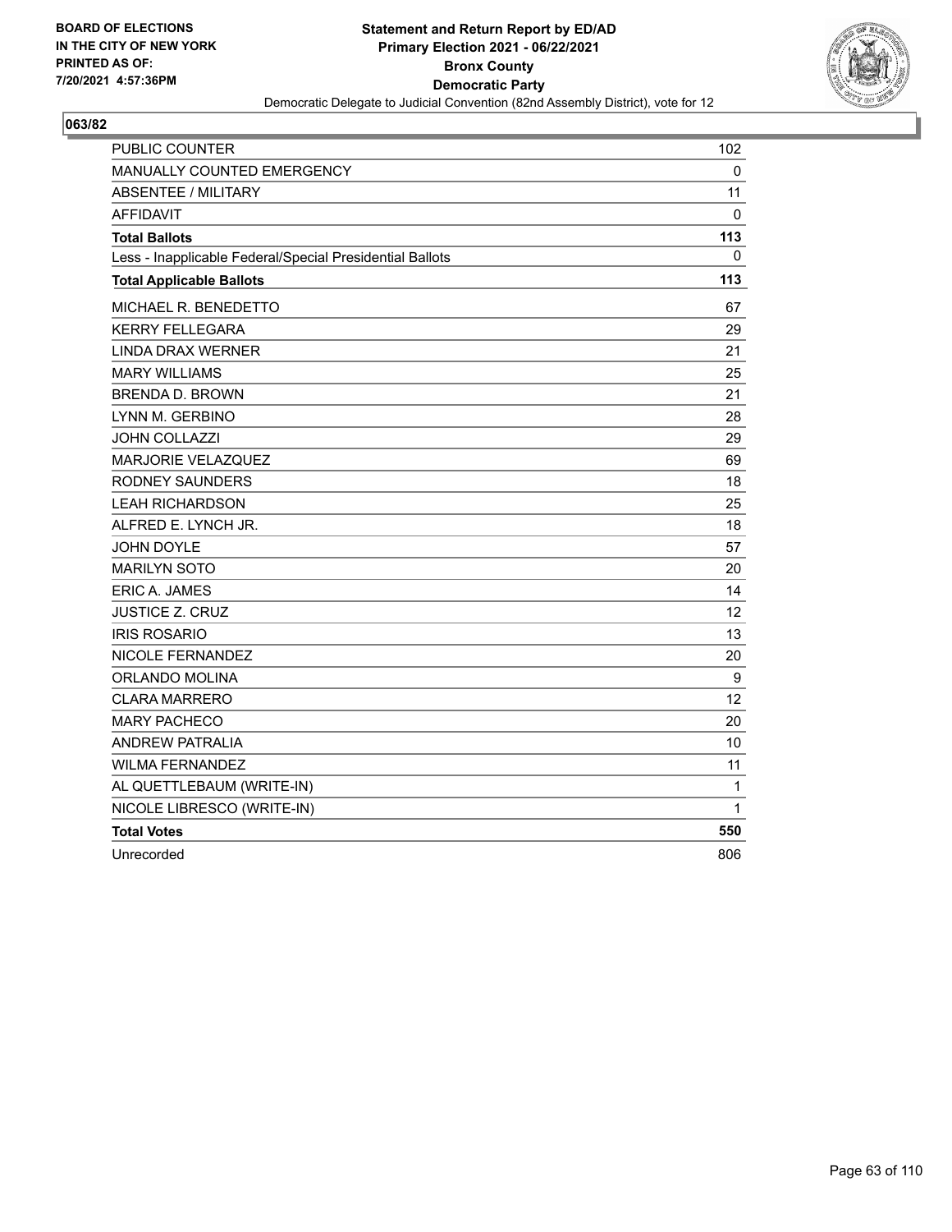**BOARD OF ELECTIONS**
**IN THE CITY OF NEW YORK**
**PRINTED AS OF:**
**7/20/2021 4:57:36PM**

**Statement and Return Report by ED/AD**
**Primary Election 2021 - 06/22/2021**
**Bronx County**
**Democratic Party**
Democratic Delegate to Judicial Convention (82nd Assembly District), vote for 12

**063/82**

| | |
|---|---|
| PUBLIC COUNTER | 102 |
| MANUALLY COUNTED EMERGENCY | 0 |
| ABSENTEE / MILITARY | 11 |
| AFFIDAVIT | 0 |
| **Total Ballots** | **113** |
| Less - Inapplicable Federal/Special Presidential Ballots | 0 |
| **Total Applicable Ballots** | **113** |
| MICHAEL R. BENEDETTO | 67 |
| KERRY FELLEGARA | 29 |
| LINDA DRAX WERNER | 21 |
| MARY WILLIAMS | 25 |
| BRENDA D. BROWN | 21 |
| LYNN M. GERBINO | 28 |
| JOHN COLLAZZI | 29 |
| MARJORIE VELAZQUEZ | 69 |
| RODNEY SAUNDERS | 18 |
| LEAH RICHARDSON | 25 |
| ALFRED E. LYNCH JR. | 18 |
| JOHN DOYLE | 57 |
| MARILYN SOTO | 20 |
| ERIC A. JAMES | 14 |
| JUSTICE Z. CRUZ | 12 |
| IRIS ROSARIO | 13 |
| NICOLE FERNANDEZ | 20 |
| ORLANDO MOLINA | 9 |
| CLARA MARRERO | 12 |
| MARY PACHECO | 20 |
| ANDREW PATRALIA | 10 |
| WILMA FERNANDEZ | 11 |
| AL QUETTLEBAUM (WRITE-IN) | 1 |
| NICOLE LIBRESCO (WRITE-IN) | 1 |
| **Total Votes** | **550** |
| Unrecorded | 806 |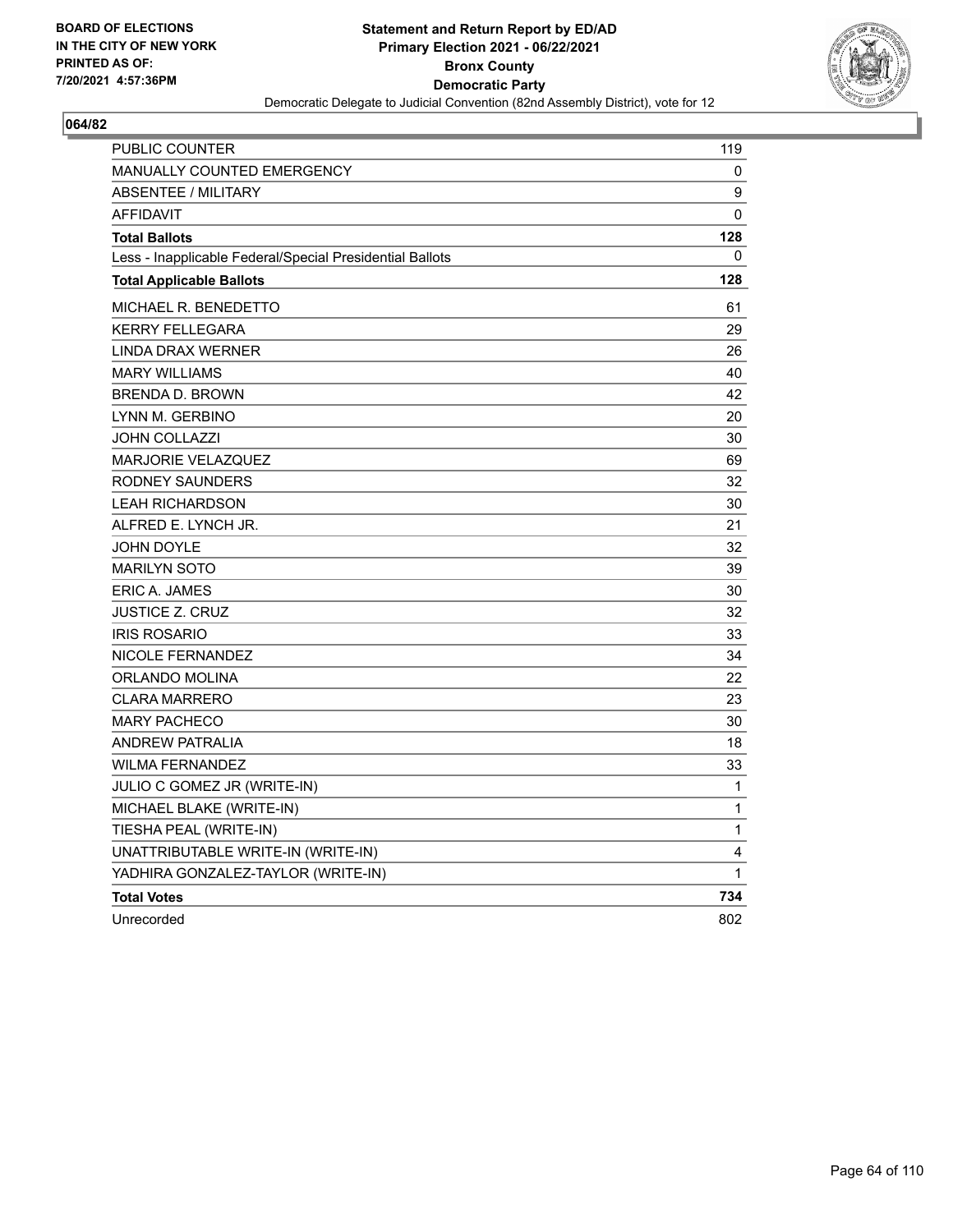**BOARD OF ELECTIONS IN THE CITY OF NEW YORK PRINTED AS OF: 7/20/2021 4:57:36PM**

**Statement and Return Report by ED/AD Primary Election 2021 - 06/22/2021 Bronx County Democratic Party**

Democratic Delegate to Judicial Convention (82nd Assembly District), vote for 12

## 064/82

| | |
|---|---|
| PUBLIC COUNTER | 119 |
| MANUALLY COUNTED EMERGENCY | 0 |
| ABSENTEE / MILITARY | 9 |
| AFFIDAVIT | 0 |
| **Total Ballots** | **128** |
| Less - Inapplicable Federal/Special Presidential Ballots | 0 |
| **Total Applicable Ballots** | **128** |
| MICHAEL R. BENEDETTO | 61 |
| KERRY FELLEGARA | 29 |
| LINDA DRAX WERNER | 26 |
| MARY WILLIAMS | 40 |
| BRENDA D. BROWN | 42 |
| LYNN M. GERBINO | 20 |
| JOHN COLLAZZI | 30 |
| MARJORIE VELAZQUEZ | 69 |
| RODNEY SAUNDERS | 32 |
| LEAH RICHARDSON | 30 |
| ALFRED E. LYNCH JR. | 21 |
| JOHN DOYLE | 32 |
| MARILYN SOTO | 39 |
| ERIC A. JAMES | 30 |
| JUSTICE Z. CRUZ | 32 |
| IRIS ROSARIO | 33 |
| NICOLE FERNANDEZ | 34 |
| ORLANDO MOLINA | 22 |
| CLARA MARRERO | 23 |
| MARY PACHECO | 30 |
| ANDREW PATRALIA | 18 |
| WILMA FERNANDEZ | 33 |
| JULIO C GOMEZ JR (WRITE-IN) | 1 |
| MICHAEL BLAKE (WRITE-IN) | 1 |
| TIESHA PEAL (WRITE-IN) | 1 |
| UNATTRIBUTABLE WRITE-IN (WRITE-IN) | 4 |
| YADHIRA GONZALEZ-TAYLOR (WRITE-IN) | 1 |
| **Total Votes** | **734** |
| Unrecorded | 802 |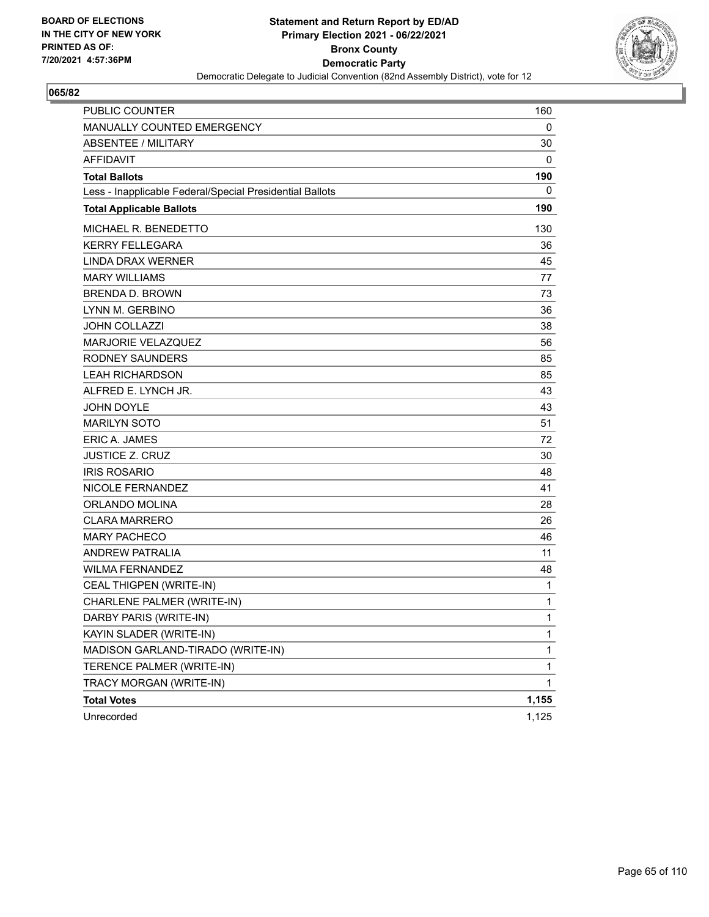BOARD OF ELECTIONS
IN THE CITY OF NEW YORK
PRINTED AS OF:
7/20/2021 4:57:36PM

**Statement and Return Report by ED/AD**
**Primary Election 2021 - 06/22/2021**
**Bronx County**
**Democratic Party**
Democratic Delegate to Judicial Convention (82nd Assembly District), vote for 12

## 065/82

| | |
|---|---|
| PUBLIC COUNTER | 160 |
| MANUALLY COUNTED EMERGENCY | 0 |
| ABSENTEE / MILITARY | 30 |
| AFFIDAVIT | 0 |
| **Total Ballots** | **190** |
| Less - Inapplicable Federal/Special Presidential Ballots | 0 |
| **Total Applicable Ballots** | **190** |
| MICHAEL R. BENEDETTO | 130 |
| KERRY FELLEGARA | 36 |
| LINDA DRAX WERNER | 45 |
| MARY WILLIAMS | 77 |
| BRENDA D. BROWN | 73 |
| LYNN M. GERBINO | 36 |
| JOHN COLLAZZI | 38 |
| MARJORIE VELAZQUEZ | 56 |
| RODNEY SAUNDERS | 85 |
| LEAH RICHARDSON | 85 |
| ALFRED E. LYNCH JR. | 43 |
| JOHN DOYLE | 43 |
| MARILYN SOTO | 51 |
| ERIC A. JAMES | 72 |
| JUSTICE Z. CRUZ | 30 |
| IRIS ROSARIO | 48 |
| NICOLE FERNANDEZ | 41 |
| ORLANDO MOLINA | 28 |
| CLARA MARRERO | 26 |
| MARY PACHECO | 46 |
| ANDREW PATRALIA | 11 |
| WILMA FERNANDEZ | 48 |
| CEAL THIGPEN (WRITE-IN) | 1 |
| CHARLENE PALMER (WRITE-IN) | 1 |
| DARBY PARIS (WRITE-IN) | 1 |
| KAYIN SLADER (WRITE-IN) | 1 |
| MADISON GARLAND-TIRADO (WRITE-IN) | 1 |
| TERENCE PALMER (WRITE-IN) | 1 |
| TRACY MORGAN (WRITE-IN) | 1 |
| **Total Votes** | **1,155** |
| Unrecorded | 1,125 |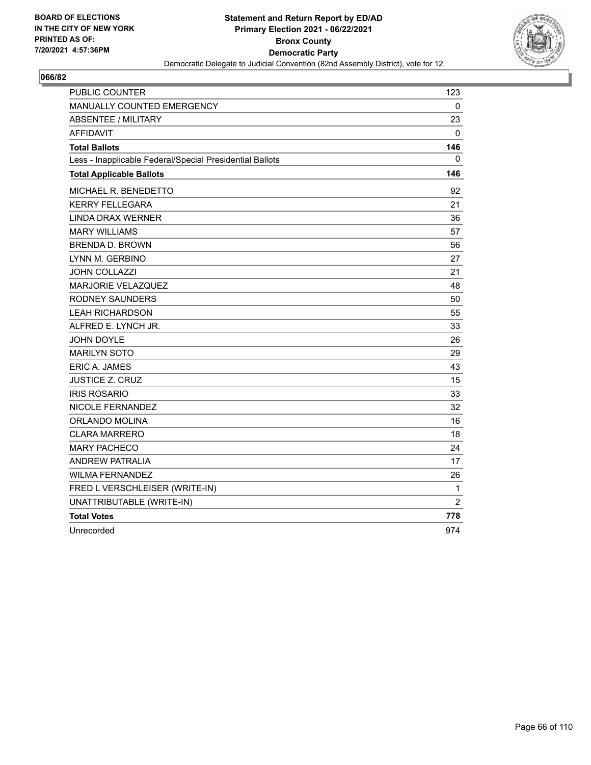**BOARD OF ELECTIONS IN THE CITY OF NEW YORK PRINTED AS OF: 7/20/2021 4:57:36PM**

**Statement and Return Report by ED/AD Primary Election 2021 - 06/22/2021 Bronx County Democratic Party**

Democratic Delegate to Judicial Convention (82nd Assembly District), vote for 12

**066/82**

| | |
|---|---|
| PUBLIC COUNTER | 123 |
| MANUALLY COUNTED EMERGENCY | 0 |
| ABSENTEE / MILITARY | 23 |
| AFFIDAVIT | 0 |
| **Total Ballots** | **146** |
| Less - Inapplicable Federal/Special Presidential Ballots | 0 |
| **Total Applicable Ballots** | **146** |
| MICHAEL R. BENEDETTO | 92 |
| KERRY FELLEGARA | 21 |
| LINDA DRAX WERNER | 36 |
| MARY WILLIAMS | 57 |
| BRENDA D. BROWN | 56 |
| LYNN M. GERBINO | 27 |
| JOHN COLLAZZI | 21 |
| MARJORIE VELAZQUEZ | 48 |
| RODNEY SAUNDERS | 50 |
| LEAH RICHARDSON | 55 |
| ALFRED E. LYNCH JR. | 33 |
| JOHN DOYLE | 26 |
| MARILYN SOTO | 29 |
| ERIC A. JAMES | 43 |
| JUSTICE Z. CRUZ | 15 |
| IRIS ROSARIO | 33 |
| NICOLE FERNANDEZ | 32 |
| ORLANDO MOLINA | 16 |
| CLARA MARRERO | 18 |
| MARY PACHECO | 24 |
| ANDREW PATRALIA | 17 |
| WILMA FERNANDEZ | 26 |
| FRED L VERSCHLEISER (WRITE-IN) | 1 |
| UNATTRIBUTABLE (WRITE-IN) | 2 |
| **Total Votes** | **778** |
| Unrecorded | 974 |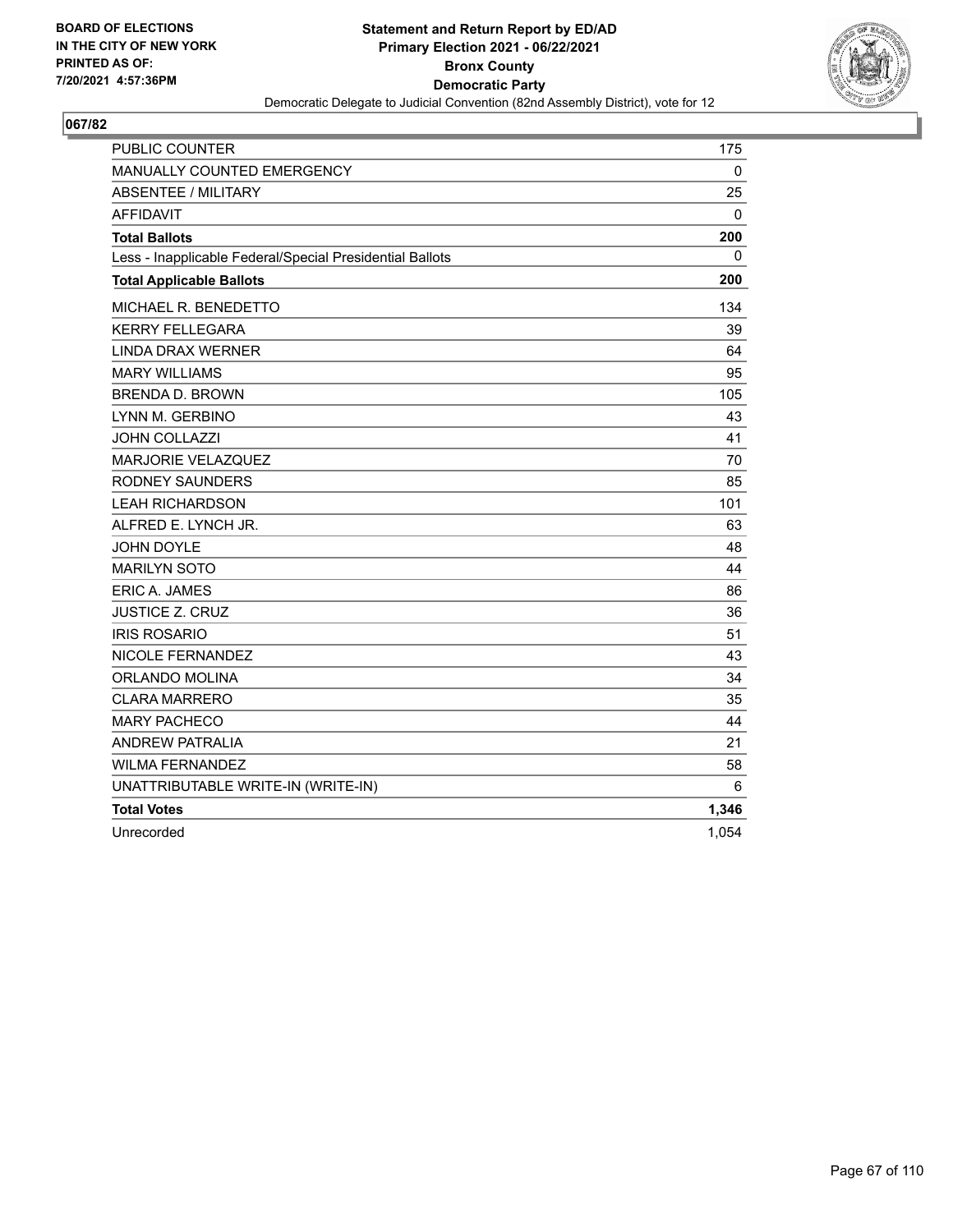BOARD OF ELECTIONS
IN THE CITY OF NEW YORK
PRINTED AS OF:
7/20/2021 4:57:36PM

# Statement and Return Report by ED/AD
## Primary Election 2021 - 06/22/2021
## Bronx County
## Democratic Party
### Democratic Delegate to Judicial Convention (82nd Assembly District), vote for 12

**067/82**

| | |
|---|---|
| PUBLIC COUNTER | 175 |
| MANUALLY COUNTED EMERGENCY | 0 |
| ABSENTEE / MILITARY | 25 |
| AFFIDAVIT | 0 |
| **Total Ballots** | **200** |
| Less - Inapplicable Federal/Special Presidential Ballots | 0 |
| **Total Applicable Ballots** | **200** |
| MICHAEL R. BENEDETTO | 134 |
| KERRY FELLEGARA | 39 |
| LINDA DRAX WERNER | 64 |
| MARY WILLIAMS | 95 |
| BRENDA D. BROWN | 105 |
| LYNN M. GERBINO | 43 |
| JOHN COLLAZZI | 41 |
| MARJORIE VELAZQUEZ | 70 |
| RODNEY SAUNDERS | 85 |
| LEAH RICHARDSON | 101 |
| ALFRED E. LYNCH JR. | 63 |
| JOHN DOYLE | 48 |
| MARILYN SOTO | 44 |
| ERIC A. JAMES | 86 |
| JUSTICE Z. CRUZ | 36 |
| IRIS ROSARIO | 51 |
| NICOLE FERNANDEZ | 43 |
| ORLANDO MOLINA | 34 |
| CLARA MARRERO | 35 |
| MARY PACHECO | 44 |
| ANDREW PATRALIA | 21 |
| WILMA FERNANDEZ | 58 |
| UNATTRIBUTABLE WRITE-IN (WRITE-IN) | 6 |
| **Total Votes** | **1,346** |
| Unrecorded | 1,054 |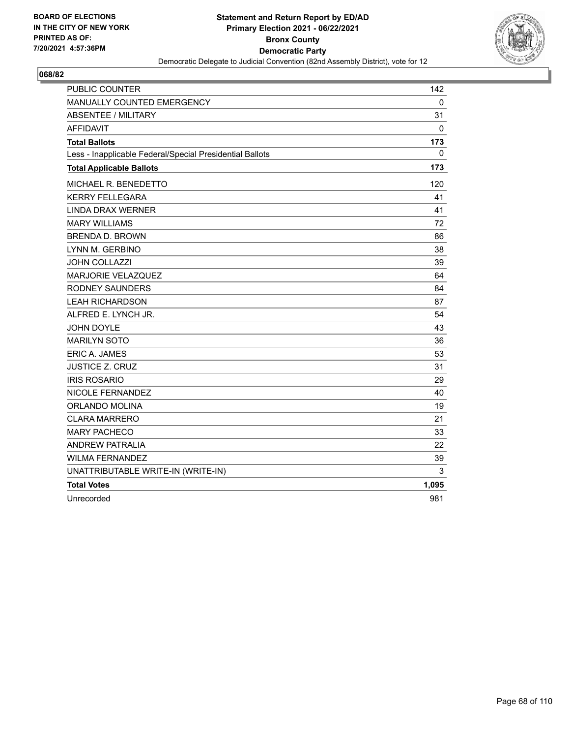BOARD OF ELECTIONS
IN THE CITY OF NEW YORK
PRINTED AS OF:
7/20/2021 4:57:36PM

**Statement and Return Report by ED/AD**
**Primary Election 2021 - 06/22/2021**
**Bronx County**
**Democratic Party**
Democratic Delegate to Judicial Convention (82nd Assembly District), vote for 12

## 068/82

| | |
|---|---|
| PUBLIC COUNTER | 142 |
| MANUALLY COUNTED EMERGENCY | 0 |
| ABSENTEE / MILITARY | 31 |
| AFFIDAVIT | 0 |
| **Total Ballots** | **173** |
| Less - Inapplicable Federal/Special Presidential Ballots | 0 |
| **Total Applicable Ballots** | **173** |
| MICHAEL R. BENEDETTO | 120 |
| KERRY FELLEGARA | 41 |
| LINDA DRAX WERNER | 41 |
| MARY WILLIAMS | 72 |
| BRENDA D. BROWN | 86 |
| LYNN M. GERBINO | 38 |
| JOHN COLLAZZI | 39 |
| MARJORIE VELAZQUEZ | 64 |
| RODNEY SAUNDERS | 84 |
| LEAH RICHARDSON | 87 |
| ALFRED E. LYNCH JR. | 54 |
| JOHN DOYLE | 43 |
| MARILYN SOTO | 36 |
| ERIC A. JAMES | 53 |
| JUSTICE Z. CRUZ | 31 |
| IRIS ROSARIO | 29 |
| NICOLE FERNANDEZ | 40 |
| ORLANDO MOLINA | 19 |
| CLARA MARRERO | 21 |
| MARY PACHECO | 33 |
| ANDREW PATRALIA | 22 |
| WILMA FERNANDEZ | 39 |
| UNATTRIBUTABLE WRITE-IN (WRITE-IN) | 3 |
| **Total Votes** | **1,095** |
| Unrecorded | 981 |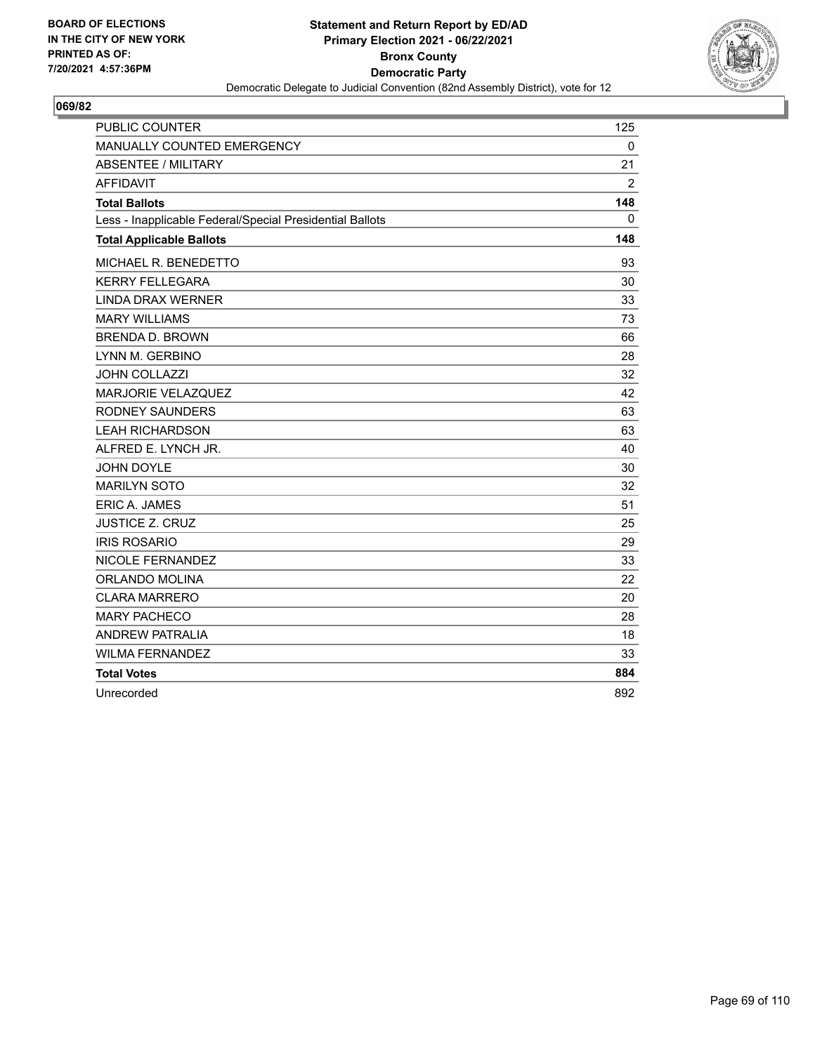BOARD OF ELECTIONS
IN THE CITY OF NEW YORK
PRINTED AS OF:
7/20/2021 4:57:36PM

**Statement and Return Report by ED/AD**
**Primary Election 2021 - 06/22/2021**
**Bronx County**
**Democratic Party**
Democratic Delegate to Judicial Convention (82nd Assembly District), vote for 12

## 069/82

| | |
|---|---|
| PUBLIC COUNTER | 125 |
| MANUALLY COUNTED EMERGENCY | 0 |
| ABSENTEE / MILITARY | 21 |
| AFFIDAVIT | 2 |
| **Total Ballots** | **148** |
| Less - Inapplicable Federal/Special Presidential Ballots | 0 |
| **Total Applicable Ballots** | **148** |
| MICHAEL R. BENEDETTO | 93 |
| KERRY FELLEGARA | 30 |
| LINDA DRAX WERNER | 33 |
| MARY WILLIAMS | 73 |
| BRENDA D. BROWN | 66 |
| LYNN M. GERBINO | 28 |
| JOHN COLLAZZI | 32 |
| MARJORIE VELAZQUEZ | 42 |
| RODNEY SAUNDERS | 63 |
| LEAH RICHARDSON | 63 |
| ALFRED E. LYNCH JR. | 40 |
| JOHN DOYLE | 30 |
| MARILYN SOTO | 32 |
| ERIC A. JAMES | 51 |
| JUSTICE Z. CRUZ | 25 |
| IRIS ROSARIO | 29 |
| NICOLE FERNANDEZ | 33 |
| ORLANDO MOLINA | 22 |
| CLARA MARRERO | 20 |
| MARY PACHECO | 28 |
| ANDREW PATRALIA | 18 |
| WILMA FERNANDEZ | 33 |
| **Total Votes** | **884** |
| Unrecorded | 892 |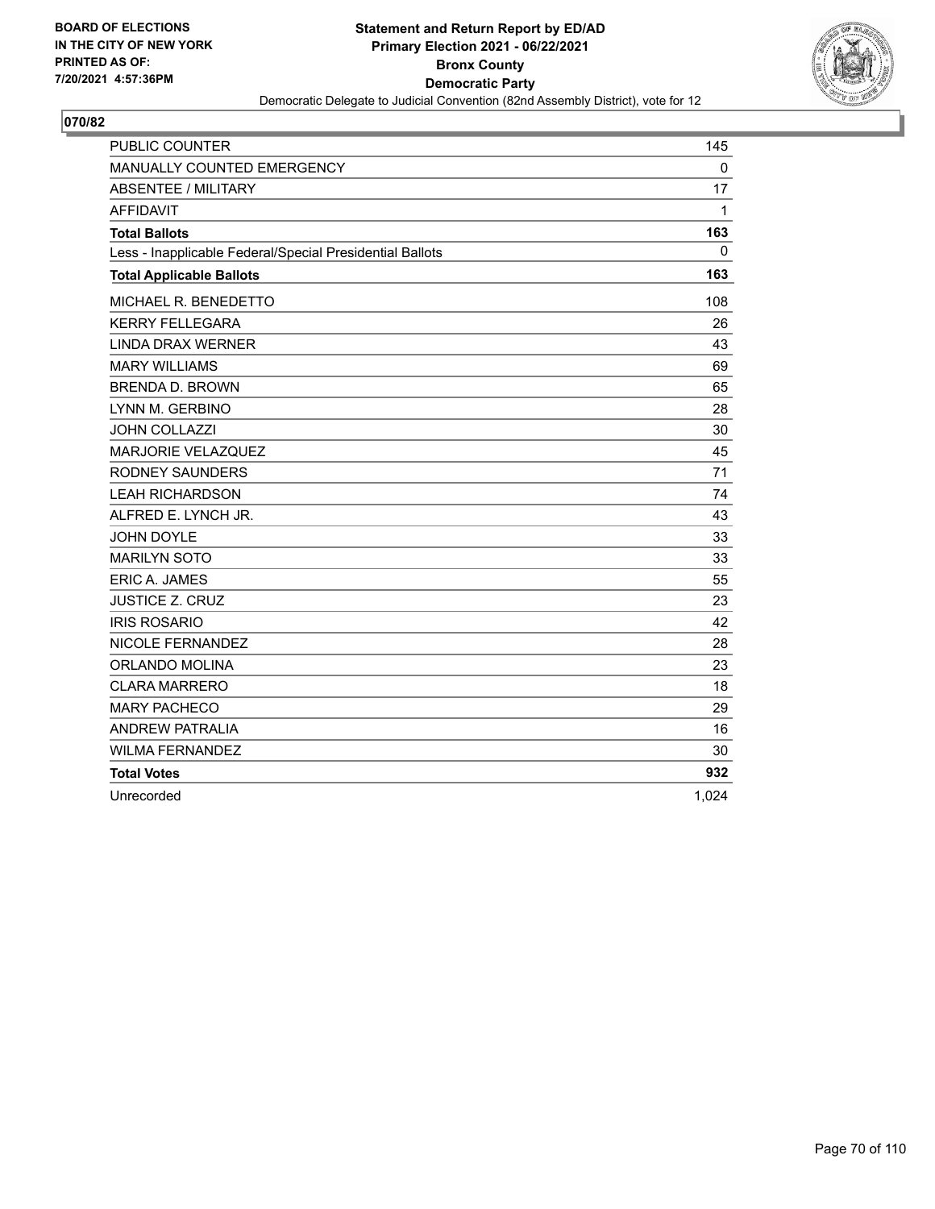BOARD OF ELECTIONS
IN THE CITY OF NEW YORK
PRINTED AS OF:
7/20/2021 4:57:36PM

**Statement and Return Report by ED/AD**
**Primary Election 2021 - 06/22/2021**
**Bronx County**
**Democratic Party**
Democratic Delegate to Judicial Convention (82nd Assembly District), vote for 12

## 070/82

| | |
|---|---|
| PUBLIC COUNTER | 145 |
| MANUALLY COUNTED EMERGENCY | 0 |
| ABSENTEE / MILITARY | 17 |
| AFFIDAVIT | 1 |
| **Total Ballots** | **163** |
| Less - Inapplicable Federal/Special Presidential Ballots | 0 |
| **Total Applicable Ballots** | **163** |
| MICHAEL R. BENEDETTO | 108 |
| KERRY FELLEGARA | 26 |
| LINDA DRAX WERNER | 43 |
| MARY WILLIAMS | 69 |
| BRENDA D. BROWN | 65 |
| LYNN M. GERBINO | 28 |
| JOHN COLLAZZI | 30 |
| MARJORIE VELAZQUEZ | 45 |
| RODNEY SAUNDERS | 71 |
| LEAH RICHARDSON | 74 |
| ALFRED E. LYNCH JR. | 43 |
| JOHN DOYLE | 33 |
| MARILYN SOTO | 33 |
| ERIC A. JAMES | 55 |
| JUSTICE Z. CRUZ | 23 |
| IRIS ROSARIO | 42 |
| NICOLE FERNANDEZ | 28 |
| ORLANDO MOLINA | 23 |
| CLARA MARRERO | 18 |
| MARY PACHECO | 29 |
| ANDREW PATRALIA | 16 |
| WILMA FERNANDEZ | 30 |
| **Total Votes** | **932** |
| Unrecorded | 1,024 |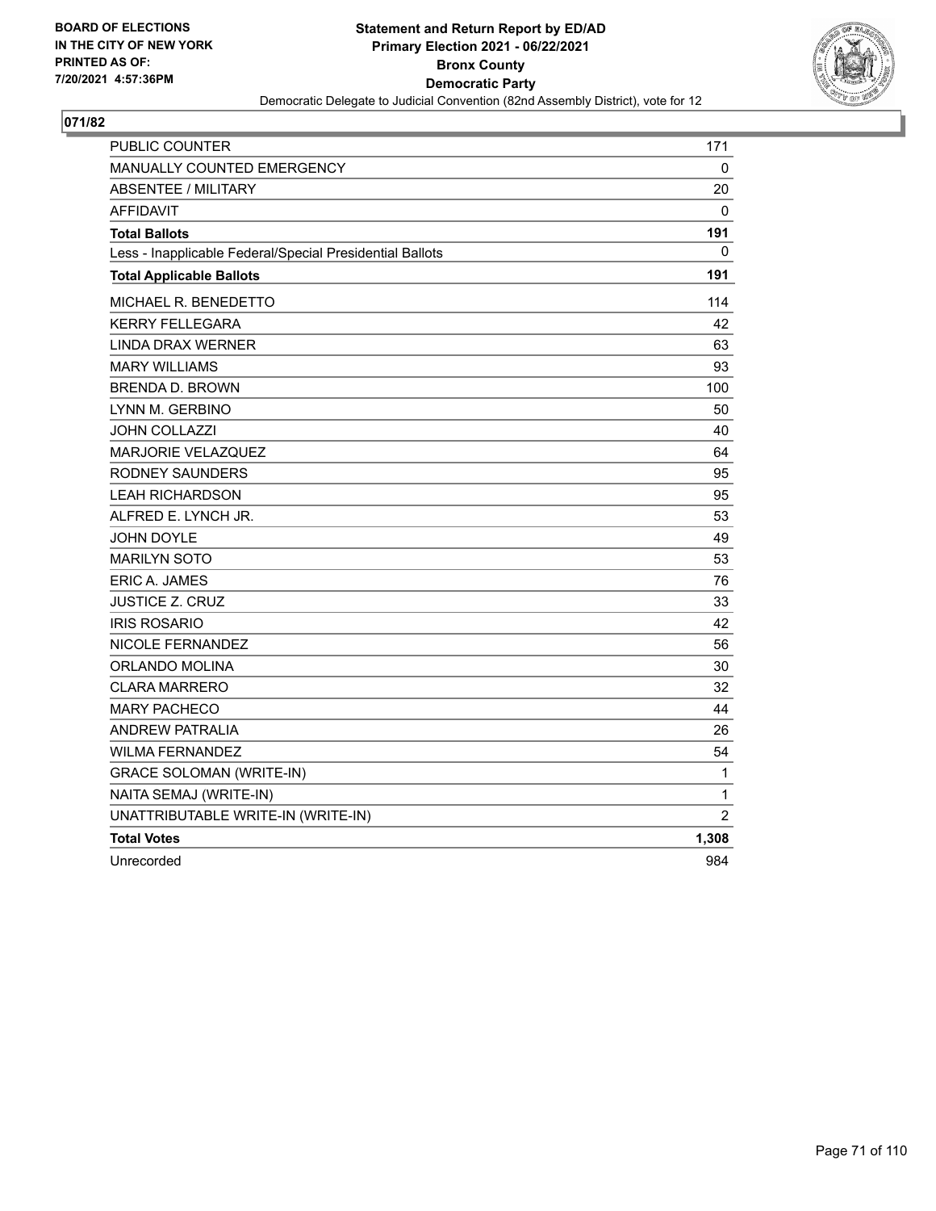BOARD OF ELECTIONS
IN THE CITY OF NEW YORK
PRINTED AS OF:
7/20/2021 4:57:36PM

**Statement and Return Report by ED/AD**
**Primary Election 2021 - 06/22/2021**
**Bronx County**
**Democratic Party**
Democratic Delegate to Judicial Convention (82nd Assembly District), vote for 12

**071/82**

| | |
|---|---|
| PUBLIC COUNTER | 171 |
| MANUALLY COUNTED EMERGENCY | 0 |
| ABSENTEE / MILITARY | 20 |
| AFFIDAVIT | 0 |
| **Total Ballots** | **191** |
| Less - Inapplicable Federal/Special Presidential Ballots | 0 |
| **Total Applicable Ballots** | **191** |
| MICHAEL R. BENEDETTO | 114 |
| KERRY FELLEGARA | 42 |
| LINDA DRAX WERNER | 63 |
| MARY WILLIAMS | 93 |
| BRENDA D. BROWN | 100 |
| LYNN M. GERBINO | 50 |
| JOHN COLLAZZI | 40 |
| MARJORIE VELAZQUEZ | 64 |
| RODNEY SAUNDERS | 95 |
| LEAH RICHARDSON | 95 |
| ALFRED E. LYNCH JR. | 53 |
| JOHN DOYLE | 49 |
| MARILYN SOTO | 53 |
| ERIC A. JAMES | 76 |
| JUSTICE Z. CRUZ | 33 |
| IRIS ROSARIO | 42 |
| NICOLE FERNANDEZ | 56 |
| ORLANDO MOLINA | 30 |
| CLARA MARRERO | 32 |
| MARY PACHECO | 44 |
| ANDREW PATRALIA | 26 |
| WILMA FERNANDEZ | 54 |
| GRACE SOLOMAN (WRITE-IN) | 1 |
| NAITA SEMAJ (WRITE-IN) | 1 |
| UNATTRIBUTABLE WRITE-IN (WRITE-IN) | 2 |
| **Total Votes** | **1,308** |
| Unrecorded | 984 |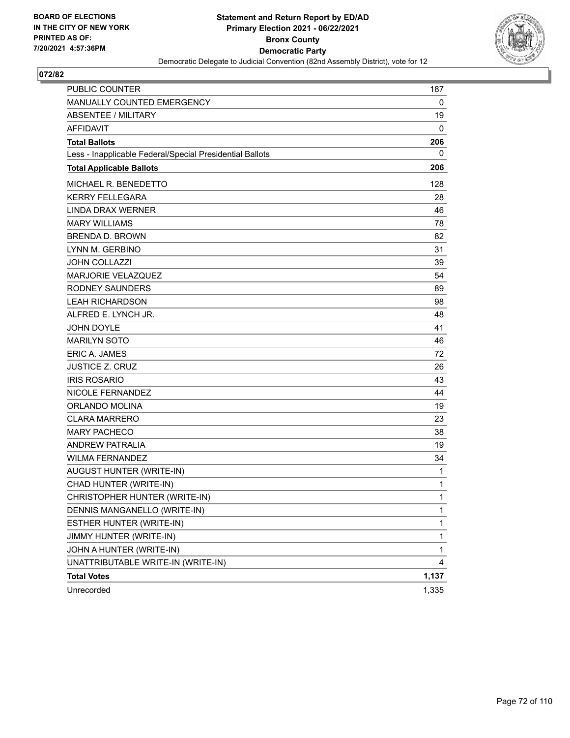BOARD OF ELECTIONS
IN THE CITY OF NEW YORK
PRINTED AS OF:
7/20/2021 4:57:36PM

**Statement and Return Report by ED/AD**
**Primary Election 2021 - 06/22/2021**
**Bronx County**
**Democratic Party**
Democratic Delegate to Judicial Convention (82nd Assembly District), vote for 12

## 072/82

| | |
|---|---|
| PUBLIC COUNTER | 187 |
| MANUALLY COUNTED EMERGENCY | 0 |
| ABSENTEE / MILITARY | 19 |
| AFFIDAVIT | 0 |
| **Total Ballots** | **206** |
| Less - Inapplicable Federal/Special Presidential Ballots | 0 |
| **Total Applicable Ballots** | **206** |
| MICHAEL R. BENEDETTO | 128 |
| KERRY FELLEGARA | 28 |
| LINDA DRAX WERNER | 46 |
| MARY WILLIAMS | 78 |
| BRENDA D. BROWN | 82 |
| LYNN M. GERBINO | 31 |
| JOHN COLLAZZI | 39 |
| MARJORIE VELAZQUEZ | 54 |
| RODNEY SAUNDERS | 89 |
| LEAH RICHARDSON | 98 |
| ALFRED E. LYNCH JR. | 48 |
| JOHN DOYLE | 41 |
| MARILYN SOTO | 46 |
| ERIC A. JAMES | 72 |
| JUSTICE Z. CRUZ | 26 |
| IRIS ROSARIO | 43 |
| NICOLE FERNANDEZ | 44 |
| ORLANDO MOLINA | 19 |
| CLARA MARRERO | 23 |
| MARY PACHECO | 38 |
| ANDREW PATRALIA | 19 |
| WILMA FERNANDEZ | 34 |
| AUGUST HUNTER (WRITE-IN) | 1 |
| CHAD HUNTER (WRITE-IN) | 1 |
| CHRISTOPHER HUNTER (WRITE-IN) | 1 |
| DENNIS MANGANELLO (WRITE-IN) | 1 |
| ESTHER HUNTER (WRITE-IN) | 1 |
| JIMMY HUNTER (WRITE-IN) | 1 |
| JOHN A HUNTER (WRITE-IN) | 1 |
| UNATTRIBUTABLE WRITE-IN (WRITE-IN) | 4 |
| **Total Votes** | **1,137** |
| Unrecorded | 1,335 |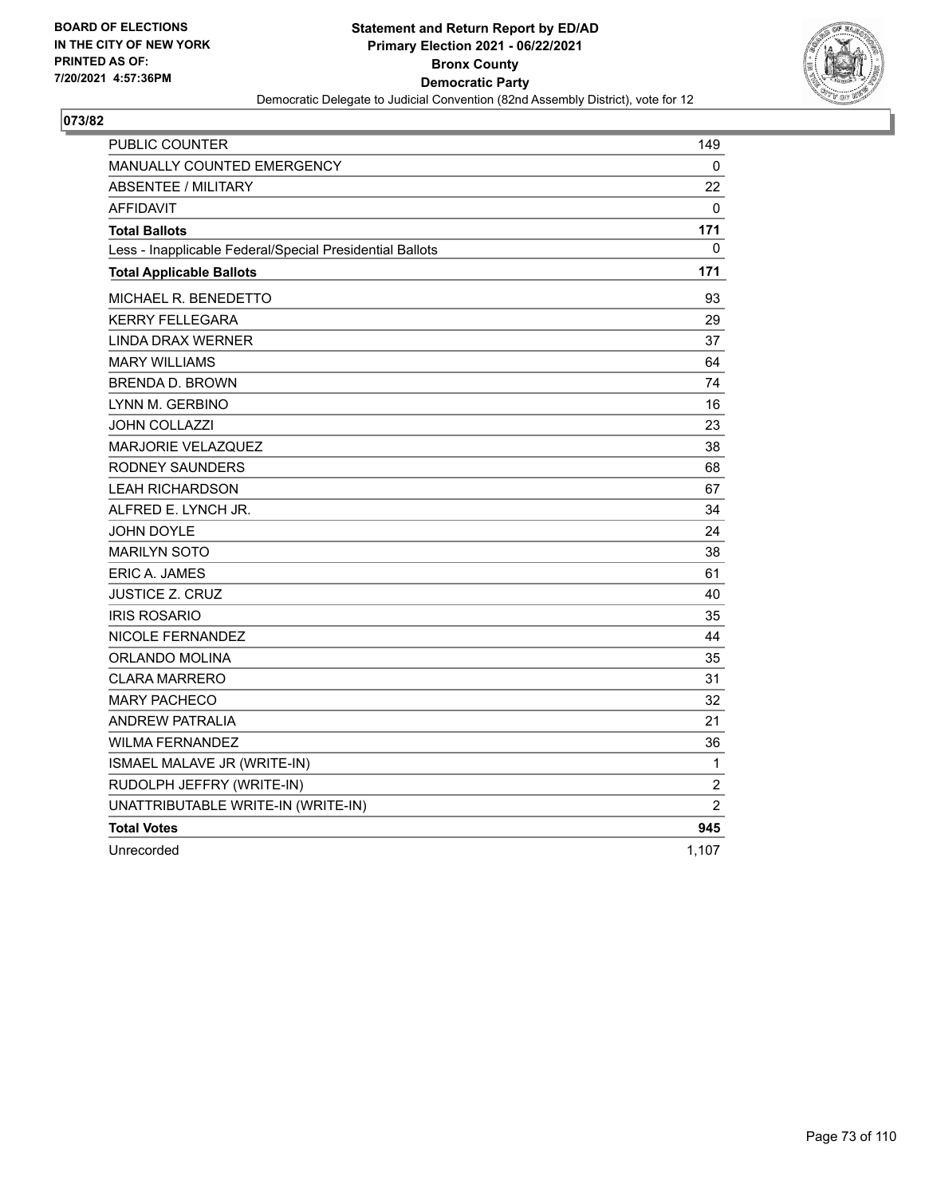BOARD OF ELECTIONS
IN THE CITY OF NEW YORK
PRINTED AS OF:
7/20/2021 4:57:36PM

**Statement and Return Report by ED/AD**
**Primary Election 2021 - 06/22/2021**
**Bronx County**
**Democratic Party**
Democratic Delegate to Judicial Convention (82nd Assembly District), vote for 12

## 073/82

| | |
|---|---|
| PUBLIC COUNTER | 149 |
| MANUALLY COUNTED EMERGENCY | 0 |
| ABSENTEE / MILITARY | 22 |
| AFFIDAVIT | 0 |
| **Total Ballots** | **171** |
| Less - Inapplicable Federal/Special Presidential Ballots | 0 |
| **Total Applicable Ballots** | **171** |
| MICHAEL R. BENEDETTO | 93 |
| KERRY FELLEGARA | 29 |
| LINDA DRAX WERNER | 37 |
| MARY WILLIAMS | 64 |
| BRENDA D. BROWN | 74 |
| LYNN M. GERBINO | 16 |
| JOHN COLLAZZI | 23 |
| MARJORIE VELAZQUEZ | 38 |
| RODNEY SAUNDERS | 68 |
| LEAH RICHARDSON | 67 |
| ALFRED E. LYNCH JR. | 34 |
| JOHN DOYLE | 24 |
| MARILYN SOTO | 38 |
| ERIC A. JAMES | 61 |
| JUSTICE Z. CRUZ | 40 |
| IRIS ROSARIO | 35 |
| NICOLE FERNANDEZ | 44 |
| ORLANDO MOLINA | 35 |
| CLARA MARRERO | 31 |
| MARY PACHECO | 32 |
| ANDREW PATRALIA | 21 |
| WILMA FERNANDEZ | 36 |
| ISMAEL MALAVE JR (WRITE-IN) | 1 |
| RUDOLPH JEFFRY (WRITE-IN) | 2 |
| UNATTRIBUTABLE WRITE-IN (WRITE-IN) | 2 |
| **Total Votes** | **945** |
| Unrecorded | 1,107 |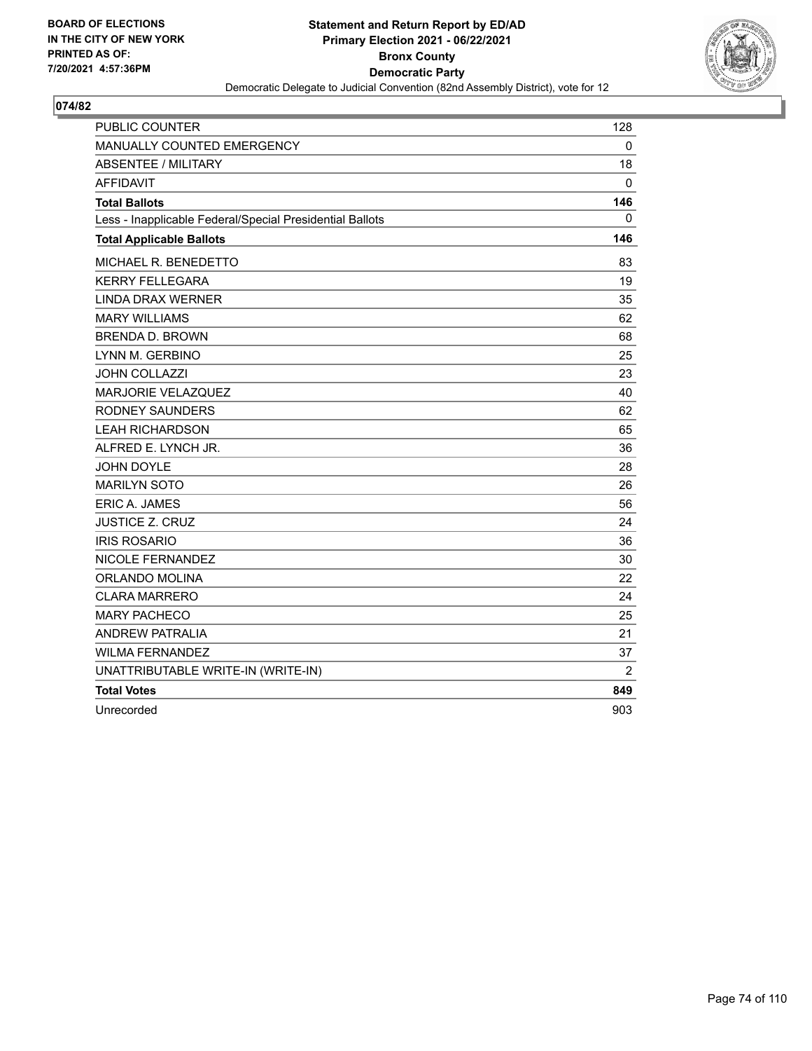BOARD OF ELECTIONS
IN THE CITY OF NEW YORK
PRINTED AS OF:
7/20/2021 4:57:36PM

**Statement and Return Report by ED/AD**
**Primary Election 2021 - 06/22/2021**
**Bronx County**
**Democratic Party**
Democratic Delegate to Judicial Convention (82nd Assembly District), vote for 12

## 074/82

| | |
|---|---|
| PUBLIC COUNTER | 128 |
| MANUALLY COUNTED EMERGENCY | 0 |
| ABSENTEE / MILITARY | 18 |
| AFFIDAVIT | 0 |
| **Total Ballots** | **146** |
| Less - Inapplicable Federal/Special Presidential Ballots | 0 |
| **Total Applicable Ballots** | **146** |
| MICHAEL R. BENEDETTO | 83 |
| KERRY FELLEGARA | 19 |
| LINDA DRAX WERNER | 35 |
| MARY WILLIAMS | 62 |
| BRENDA D. BROWN | 68 |
| LYNN M. GERBINO | 25 |
| JOHN COLLAZZI | 23 |
| MARJORIE VELAZQUEZ | 40 |
| RODNEY SAUNDERS | 62 |
| LEAH RICHARDSON | 65 |
| ALFRED E. LYNCH JR. | 36 |
| JOHN DOYLE | 28 |
| MARILYN SOTO | 26 |
| ERIC A. JAMES | 56 |
| JUSTICE Z. CRUZ | 24 |
| IRIS ROSARIO | 36 |
| NICOLE FERNANDEZ | 30 |
| ORLANDO MOLINA | 22 |
| CLARA MARRERO | 24 |
| MARY PACHECO | 25 |
| ANDREW PATRALIA | 21 |
| WILMA FERNANDEZ | 37 |
| UNATTRIBUTABLE WRITE-IN (WRITE-IN) | 2 |
| **Total Votes** | **849** |
| Unrecorded | 903 |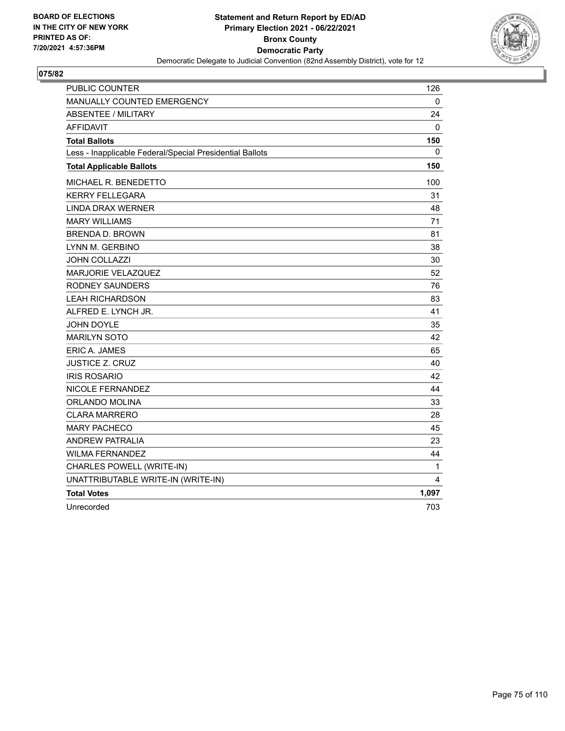**BOARD OF ELECTIONS IN THE CITY OF NEW YORK PRINTED AS OF: 7/20/2021 4:57:36PM**

**Statement and Return Report by ED/AD**
**Primary Election 2021 - 06/22/2021**
**Bronx County**
**Democratic Party**
Democratic Delegate to Judicial Convention (82nd Assembly District), vote for 12

## 075/82

| | |
|---|---|
| PUBLIC COUNTER | 126 |
| MANUALLY COUNTED EMERGENCY | 0 |
| ABSENTEE / MILITARY | 24 |
| AFFIDAVIT | 0 |
| **Total Ballots** | **150** |
| Less - Inapplicable Federal/Special Presidential Ballots | 0 |
| **Total Applicable Ballots** | **150** |
| MICHAEL R. BENEDETTO | 100 |
| KERRY FELLEGARA | 31 |
| LINDA DRAX WERNER | 48 |
| MARY WILLIAMS | 71 |
| BRENDA D. BROWN | 81 |
| LYNN M. GERBINO | 38 |
| JOHN COLLAZZI | 30 |
| MARJORIE VELAZQUEZ | 52 |
| RODNEY SAUNDERS | 76 |
| LEAH RICHARDSON | 83 |
| ALFRED E. LYNCH JR. | 41 |
| JOHN DOYLE | 35 |
| MARILYN SOTO | 42 |
| ERIC A. JAMES | 65 |
| JUSTICE Z. CRUZ | 40 |
| IRIS ROSARIO | 42 |
| NICOLE FERNANDEZ | 44 |
| ORLANDO MOLINA | 33 |
| CLARA MARRERO | 28 |
| MARY PACHECO | 45 |
| ANDREW PATRALIA | 23 |
| WILMA FERNANDEZ | 44 |
| CHARLES POWELL (WRITE-IN) | 1 |
| UNATTRIBUTABLE WRITE-IN (WRITE-IN) | 4 |
| **Total Votes** | **1,097** |
| Unrecorded | 703 |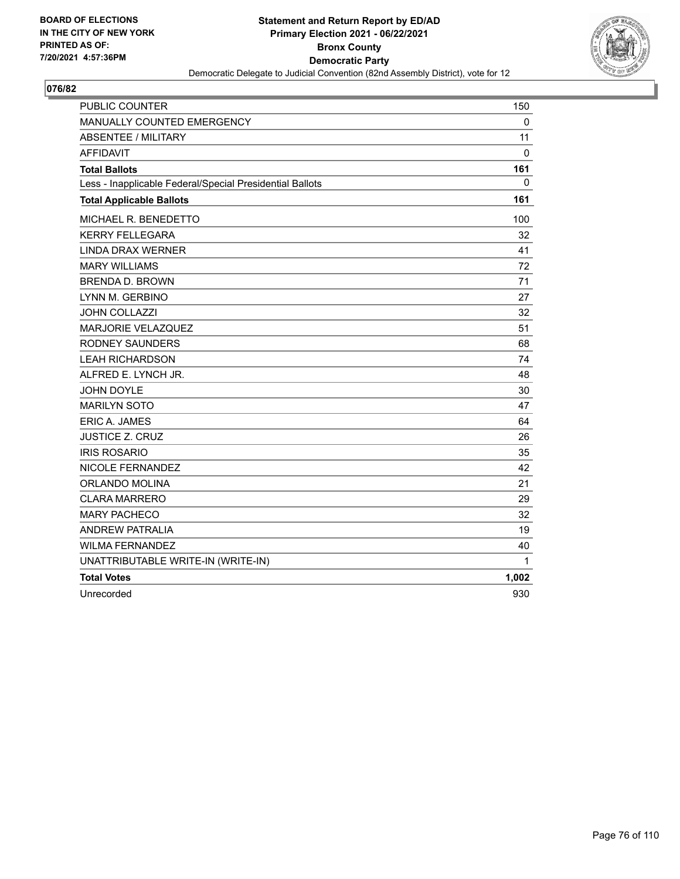BOARD OF ELECTIONS
IN THE CITY OF NEW YORK
PRINTED AS OF:
7/20/2021 4:57:36PM

**Statement and Return Report by ED/AD**
**Primary Election 2021 - 06/22/2021**
**Bronx County**
**Democratic Party**
Democratic Delegate to Judicial Convention (82nd Assembly District), vote for 12

## 076/82

| | |
|---|---|
| PUBLIC COUNTER | 150 |
| MANUALLY COUNTED EMERGENCY | 0 |
| ABSENTEE / MILITARY | 11 |
| AFFIDAVIT | 0 |
| **Total Ballots** | **161** |
| Less - Inapplicable Federal/Special Presidential Ballots | 0 |
| **Total Applicable Ballots** | **161** |
| MICHAEL R. BENEDETTO | 100 |
| KERRY FELLEGARA | 32 |
| LINDA DRAX WERNER | 41 |
| MARY WILLIAMS | 72 |
| BRENDA D. BROWN | 71 |
| LYNN M. GERBINO | 27 |
| JOHN COLLAZZI | 32 |
| MARJORIE VELAZQUEZ | 51 |
| RODNEY SAUNDERS | 68 |
| LEAH RICHARDSON | 74 |
| ALFRED E. LYNCH JR. | 48 |
| JOHN DOYLE | 30 |
| MARILYN SOTO | 47 |
| ERIC A. JAMES | 64 |
| JUSTICE Z. CRUZ | 26 |
| IRIS ROSARIO | 35 |
| NICOLE FERNANDEZ | 42 |
| ORLANDO MOLINA | 21 |
| CLARA MARRERO | 29 |
| MARY PACHECO | 32 |
| ANDREW PATRALIA | 19 |
| WILMA FERNANDEZ | 40 |
| UNATTRIBUTABLE WRITE-IN (WRITE-IN) | 1 |
| **Total Votes** | **1,002** |
| Unrecorded | 930 |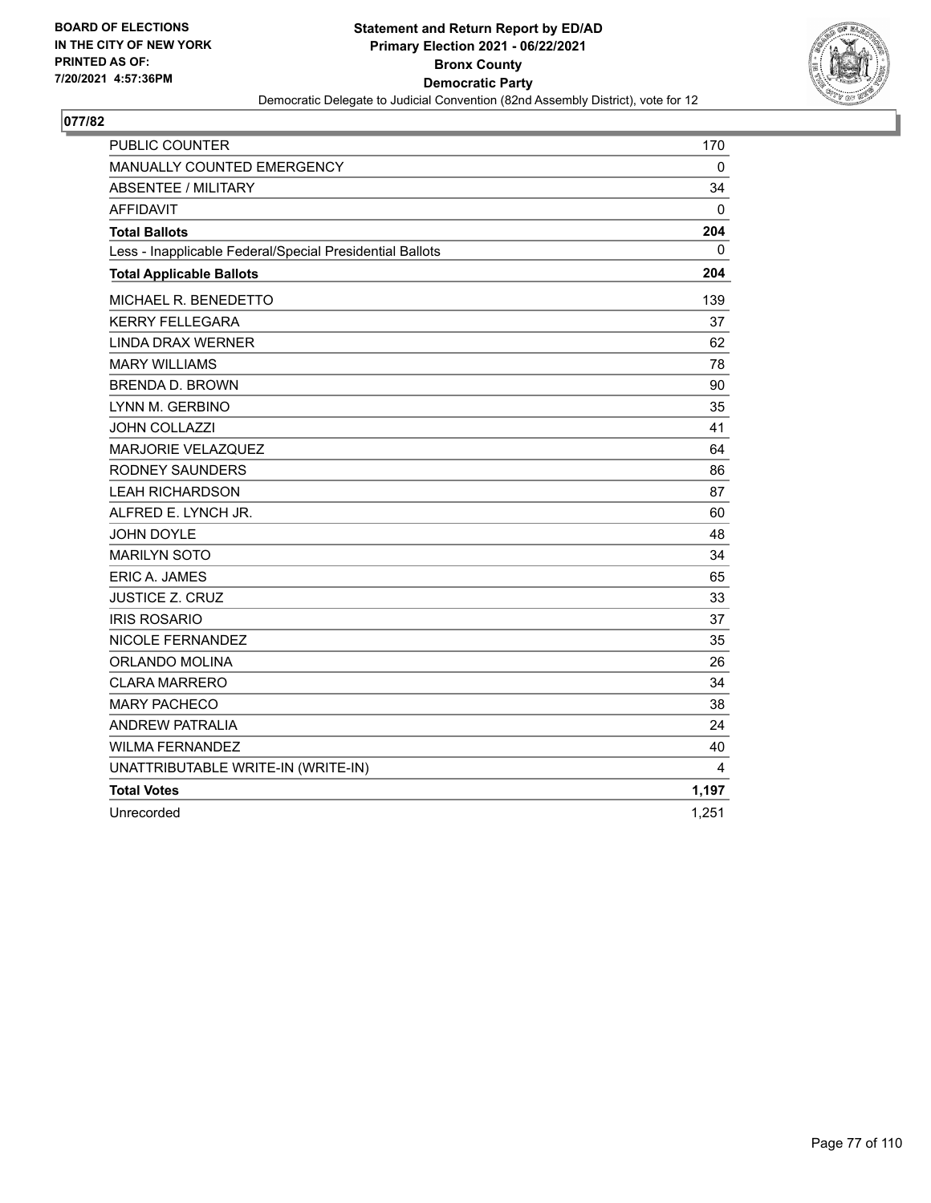BOARD OF ELECTIONS
IN THE CITY OF NEW YORK
PRINTED AS OF:
7/20/2021 4:57:36PM

**Statement and Return Report by ED/AD**
**Primary Election 2021 - 06/22/2021**
**Bronx County**
**Democratic Party**
Democratic Delegate to Judicial Convention (82nd Assembly District), vote for 12

## 077/82

| | |
|---|---|
| PUBLIC COUNTER | 170 |
| MANUALLY COUNTED EMERGENCY | 0 |
| ABSENTEE / MILITARY | 34 |
| AFFIDAVIT | 0 |
| **Total Ballots** | **204** |
| Less - Inapplicable Federal/Special Presidential Ballots | 0 |
| **Total Applicable Ballots** | **204** |
| MICHAEL R. BENEDETTO | 139 |
| KERRY FELLEGARA | 37 |
| LINDA DRAX WERNER | 62 |
| MARY WILLIAMS | 78 |
| BRENDA D. BROWN | 90 |
| LYNN M. GERBINO | 35 |
| JOHN COLLAZZI | 41 |
| MARJORIE VELAZQUEZ | 64 |
| RODNEY SAUNDERS | 86 |
| LEAH RICHARDSON | 87 |
| ALFRED E. LYNCH JR. | 60 |
| JOHN DOYLE | 48 |
| MARILYN SOTO | 34 |
| ERIC A. JAMES | 65 |
| JUSTICE Z. CRUZ | 33 |
| IRIS ROSARIO | 37 |
| NICOLE FERNANDEZ | 35 |
| ORLANDO MOLINA | 26 |
| CLARA MARRERO | 34 |
| MARY PACHECO | 38 |
| ANDREW PATRALIA | 24 |
| WILMA FERNANDEZ | 40 |
| UNATTRIBUTABLE WRITE-IN (WRITE-IN) | 4 |
| **Total Votes** | **1,197** |
| Unrecorded | 1,251 |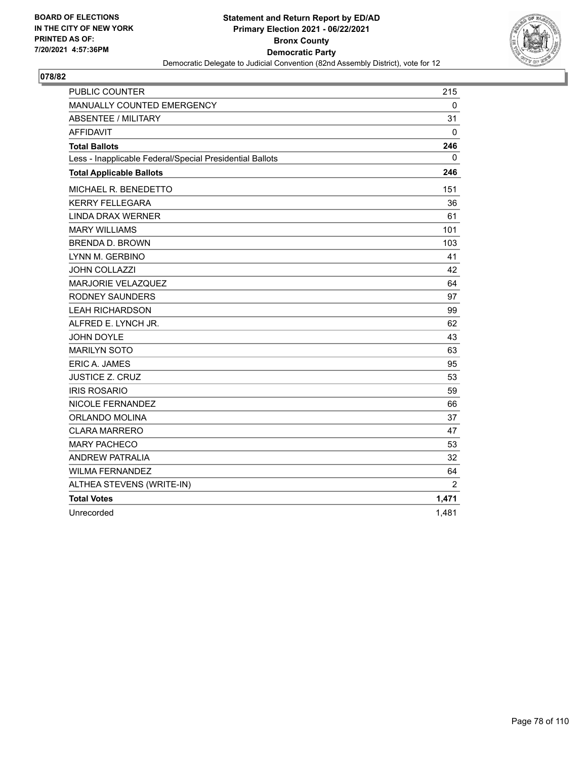BOARD OF ELECTIONS
IN THE CITY OF NEW YORK
PRINTED AS OF:
7/20/2021 4:57:36PM

**Statement and Return Report by ED/AD**
**Primary Election 2021 - 06/22/2021**
**Bronx County**
**Democratic Party**
Democratic Delegate to Judicial Convention (82nd Assembly District), vote for 12

## 078/82

| | |
|---|---|
| PUBLIC COUNTER | 215 |
| MANUALLY COUNTED EMERGENCY | 0 |
| ABSENTEE / MILITARY | 31 |
| AFFIDAVIT | 0 |
| **Total Ballots** | **246** |
| Less - Inapplicable Federal/Special Presidential Ballots | 0 |
| **Total Applicable Ballots** | **246** |
| MICHAEL R. BENEDETTO | 151 |
| KERRY FELLEGARA | 36 |
| LINDA DRAX WERNER | 61 |
| MARY WILLIAMS | 101 |
| BRENDA D. BROWN | 103 |
| LYNN M. GERBINO | 41 |
| JOHN COLLAZZI | 42 |
| MARJORIE VELAZQUEZ | 64 |
| RODNEY SAUNDERS | 97 |
| LEAH RICHARDSON | 99 |
| ALFRED E. LYNCH JR. | 62 |
| JOHN DOYLE | 43 |
| MARILYN SOTO | 63 |
| ERIC A. JAMES | 95 |
| JUSTICE Z. CRUZ | 53 |
| IRIS ROSARIO | 59 |
| NICOLE FERNANDEZ | 66 |
| ORLANDO MOLINA | 37 |
| CLARA MARRERO | 47 |
| MARY PACHECO | 53 |
| ANDREW PATRALIA | 32 |
| WILMA FERNANDEZ | 64 |
| ALTHEA STEVENS (WRITE-IN) | 2 |
| **Total Votes** | **1,471** |
| Unrecorded | 1,481 |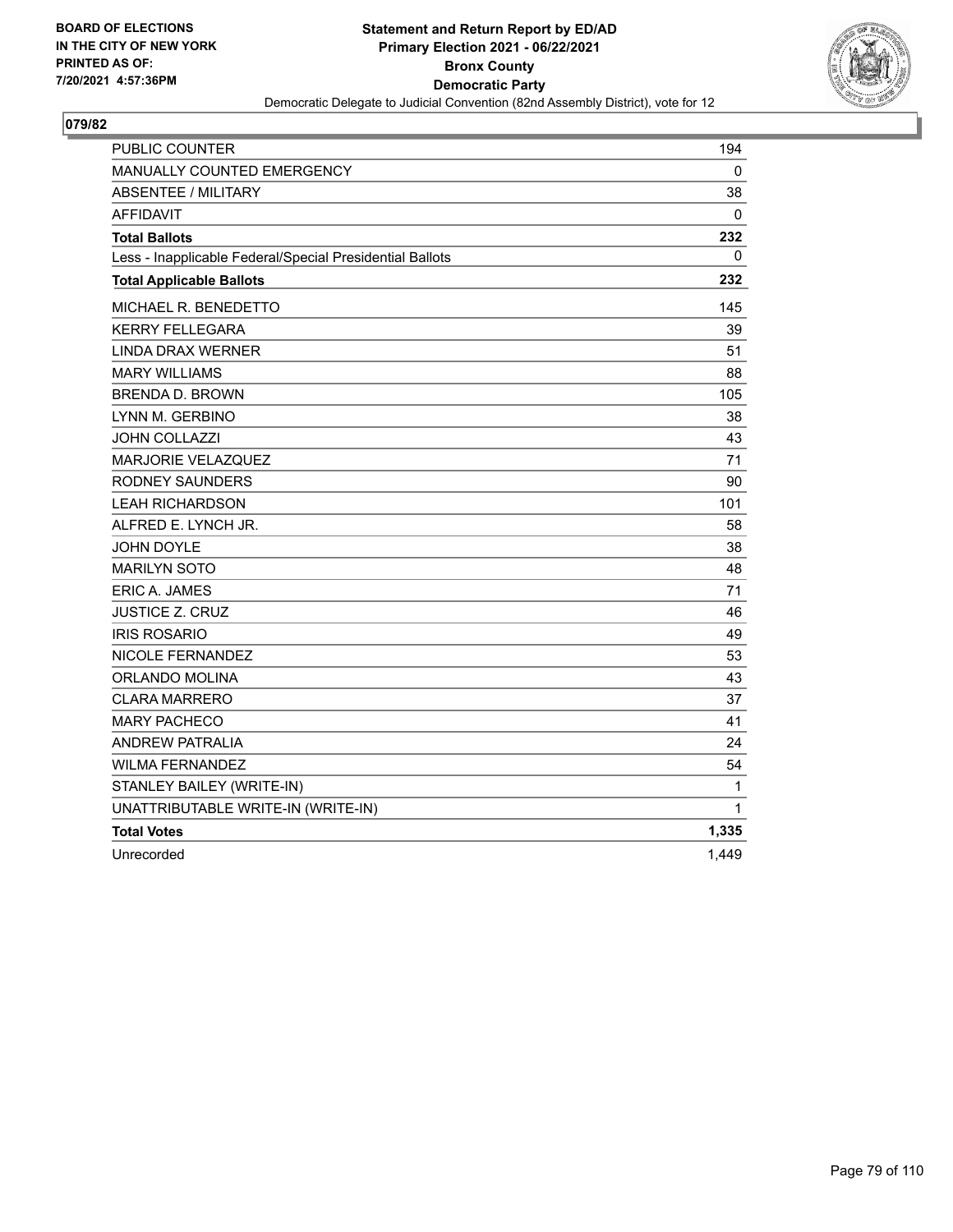**BOARD OF ELECTIONS IN THE CITY OF NEW YORK PRINTED AS OF: 7/20/2021 4:57:36PM**

**Statement and Return Report by ED/AD Primary Election 2021 - 06/22/2021 Bronx County Democratic Party**

Democratic Delegate to Judicial Convention (82nd Assembly District), vote for 12

**079/82**

| | |
|---|---|
| PUBLIC COUNTER | 194 |
| MANUALLY COUNTED EMERGENCY | 0 |
| ABSENTEE / MILITARY | 38 |
| AFFIDAVIT | 0 |
| **Total Ballots** | **232** |
| Less - Inapplicable Federal/Special Presidential Ballots | 0 |
| **Total Applicable Ballots** | **232** |
| MICHAEL R. BENEDETTO | 145 |
| KERRY FELLEGARA | 39 |
| LINDA DRAX WERNER | 51 |
| MARY WILLIAMS | 88 |
| BRENDA D. BROWN | 105 |
| LYNN M. GERBINO | 38 |
| JOHN COLLAZZI | 43 |
| MARJORIE VELAZQUEZ | 71 |
| RODNEY SAUNDERS | 90 |
| LEAH RICHARDSON | 101 |
| ALFRED E. LYNCH JR. | 58 |
| JOHN DOYLE | 38 |
| MARILYN SOTO | 48 |
| ERIC A. JAMES | 71 |
| JUSTICE Z. CRUZ | 46 |
| IRIS ROSARIO | 49 |
| NICOLE FERNANDEZ | 53 |
| ORLANDO MOLINA | 43 |
| CLARA MARRERO | 37 |
| MARY PACHECO | 41 |
| ANDREW PATRALIA | 24 |
| WILMA FERNANDEZ | 54 |
| STANLEY BAILEY (WRITE-IN) | 1 |
| UNATTRIBUTABLE WRITE-IN (WRITE-IN) | 1 |
| **Total Votes** | **1,335** |
| Unrecorded | 1,449 |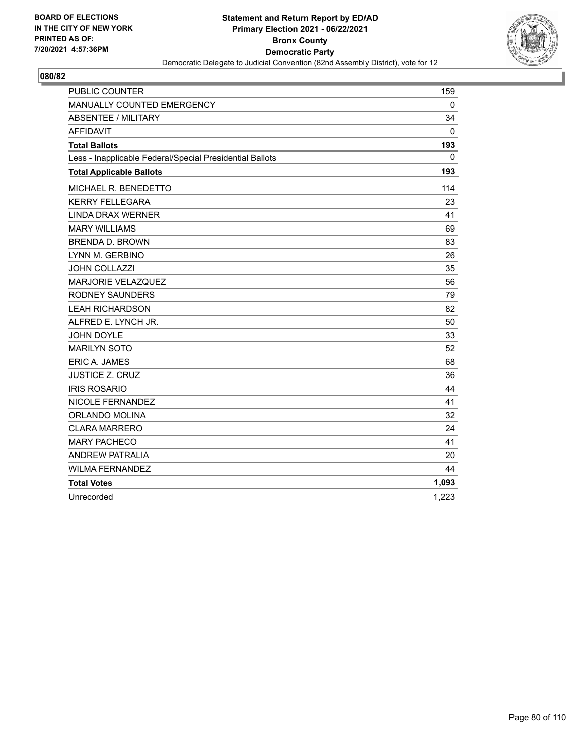BOARD OF ELECTIONS
IN THE CITY OF NEW YORK
PRINTED AS OF:
7/20/2021 4:57:36PM

**Statement and Return Report by ED/AD**
**Primary Election 2021 - 06/22/2021**
**Bronx County**
**Democratic Party**
Democratic Delegate to Judicial Convention (82nd Assembly District), vote for 12

## 080/82

| | |
|---|---|
| PUBLIC COUNTER | 159 |
| MANUALLY COUNTED EMERGENCY | 0 |
| ABSENTEE / MILITARY | 34 |
| AFFIDAVIT | 0 |
| **Total Ballots** | **193** |
| Less - Inapplicable Federal/Special Presidential Ballots | 0 |
| **Total Applicable Ballots** | **193** |
| MICHAEL R. BENEDETTO | 114 |
| KERRY FELLEGARA | 23 |
| LINDA DRAX WERNER | 41 |
| MARY WILLIAMS | 69 |
| BRENDA D. BROWN | 83 |
| LYNN M. GERBINO | 26 |
| JOHN COLLAZZI | 35 |
| MARJORIE VELAZQUEZ | 56 |
| RODNEY SAUNDERS | 79 |
| LEAH RICHARDSON | 82 |
| ALFRED E. LYNCH JR. | 50 |
| JOHN DOYLE | 33 |
| MARILYN SOTO | 52 |
| ERIC A. JAMES | 68 |
| JUSTICE Z. CRUZ | 36 |
| IRIS ROSARIO | 44 |
| NICOLE FERNANDEZ | 41 |
| ORLANDO MOLINA | 32 |
| CLARA MARRERO | 24 |
| MARY PACHECO | 41 |
| ANDREW PATRALIA | 20 |
| WILMA FERNANDEZ | 44 |
| **Total Votes** | **1,093** |
| Unrecorded | 1,223 |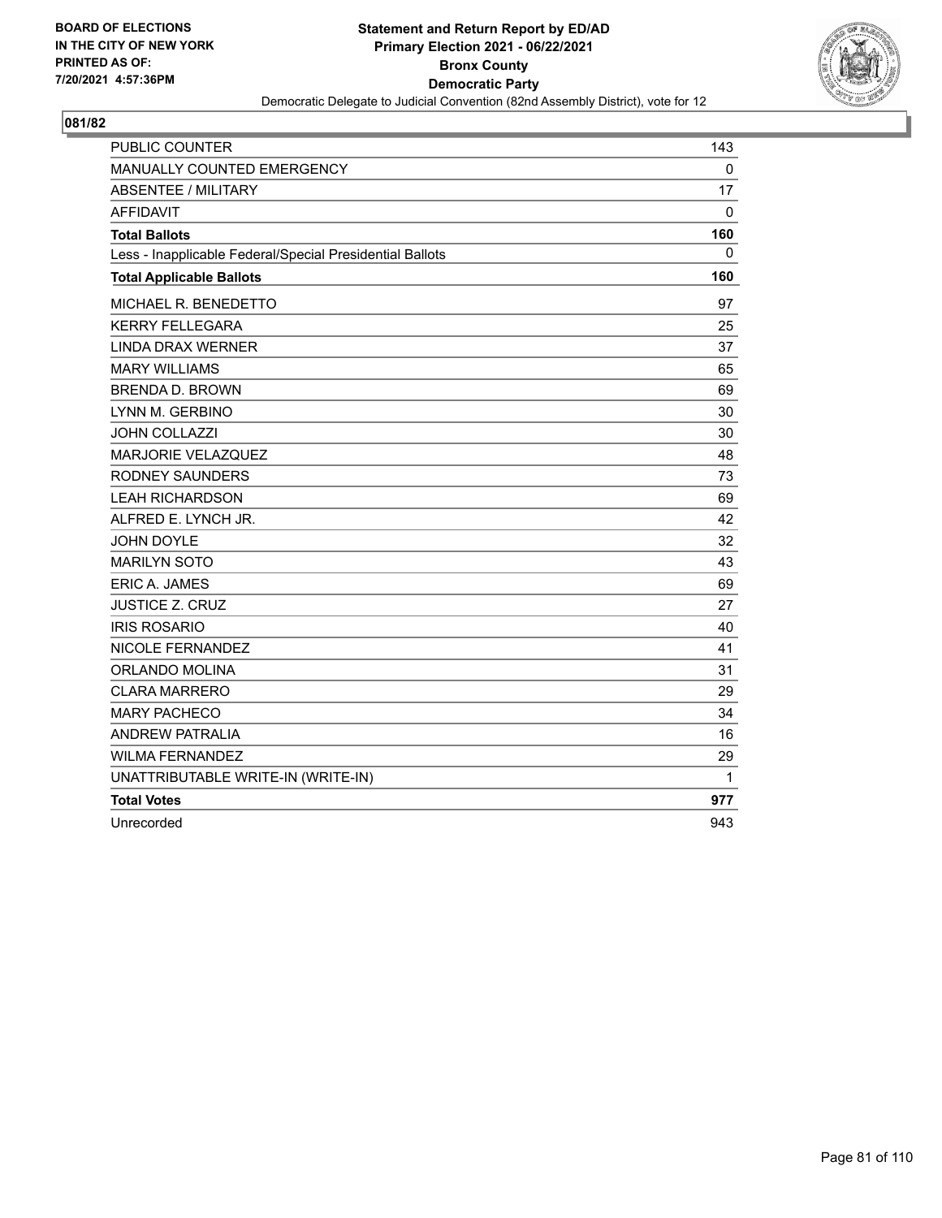**BOARD OF ELECTIONS IN THE CITY OF NEW YORK PRINTED AS OF: 7/20/2021 4:57:36PM**

**Statement and Return Report by ED/AD**
**Primary Election 2021 - 06/22/2021**
**Bronx County**
**Democratic Party**
Democratic Delegate to Judicial Convention (82nd Assembly District), vote for 12

**081/82**

| | |
|---|---|
| PUBLIC COUNTER | 143 |
| MANUALLY COUNTED EMERGENCY | 0 |
| ABSENTEE / MILITARY | 17 |
| AFFIDAVIT | 0 |
| **Total Ballots** | **160** |
| Less - Inapplicable Federal/Special Presidential Ballots | 0 |
| **Total Applicable Ballots** | **160** |
| MICHAEL R. BENEDETTO | 97 |
| KERRY FELLEGARA | 25 |
| LINDA DRAX WERNER | 37 |
| MARY WILLIAMS | 65 |
| BRENDA D. BROWN | 69 |
| LYNN M. GERBINO | 30 |
| JOHN COLLAZZI | 30 |
| MARJORIE VELAZQUEZ | 48 |
| RODNEY SAUNDERS | 73 |
| LEAH RICHARDSON | 69 |
| ALFRED E. LYNCH JR. | 42 |
| JOHN DOYLE | 32 |
| MARILYN SOTO | 43 |
| ERIC A. JAMES | 69 |
| JUSTICE Z. CRUZ | 27 |
| IRIS ROSARIO | 40 |
| NICOLE FERNANDEZ | 41 |
| ORLANDO MOLINA | 31 |
| CLARA MARRERO | 29 |
| MARY PACHECO | 34 |
| ANDREW PATRALIA | 16 |
| WILMA FERNANDEZ | 29 |
| UNATTRIBUTABLE WRITE-IN (WRITE-IN) | 1 |
| **Total Votes** | **977** |
| Unrecorded | 943 |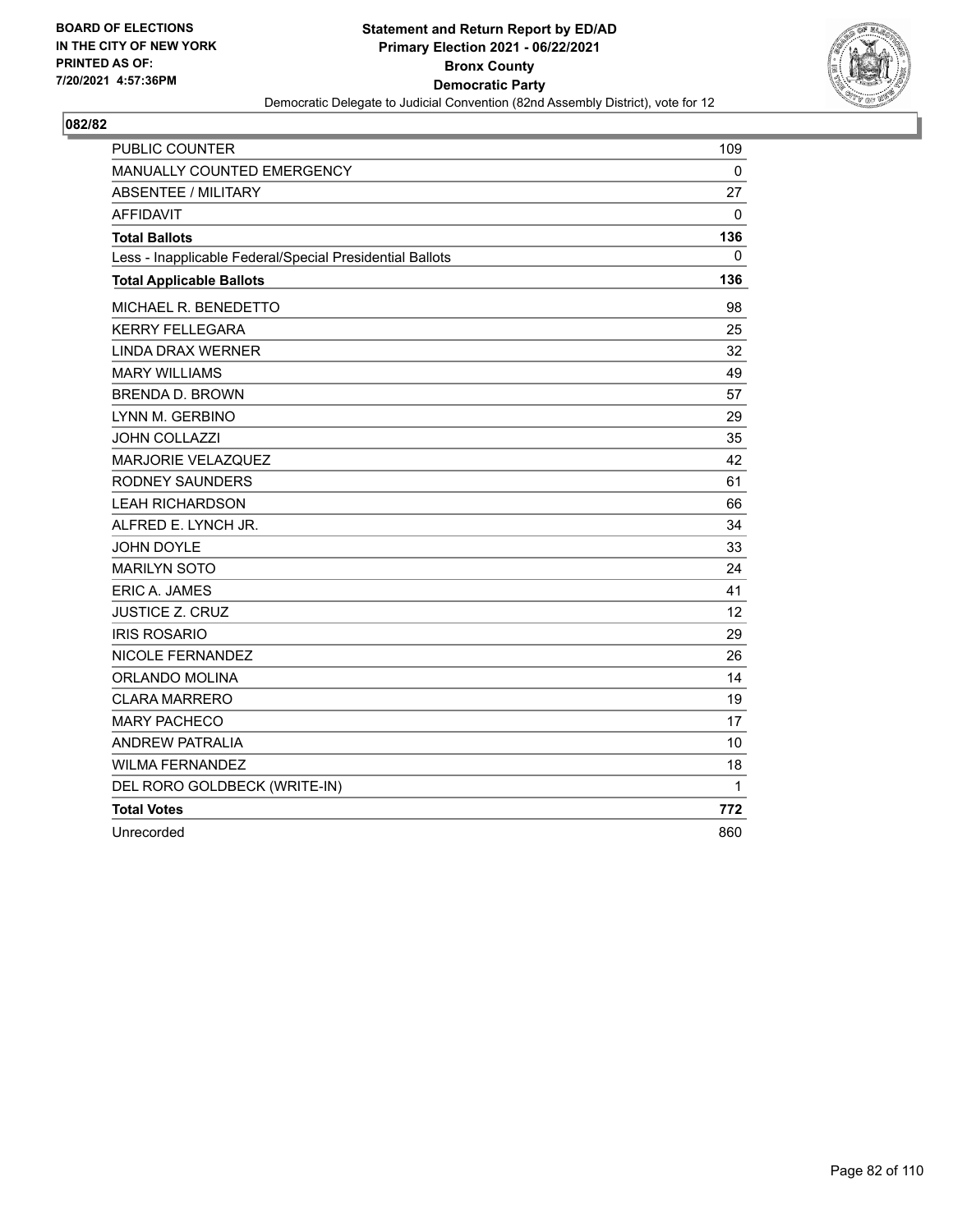BOARD OF ELECTIONS
IN THE CITY OF NEW YORK
PRINTED AS OF:
7/20/2021 4:57:36PM

**Statement and Return Report by ED/AD**
**Primary Election 2021 - 06/22/2021**
**Bronx County**
**Democratic Party**
Democratic Delegate to Judicial Convention (82nd Assembly District), vote for 12

**082/82**

| | |
|---|---|
| PUBLIC COUNTER | 109 |
| MANUALLY COUNTED EMERGENCY | 0 |
| ABSENTEE / MILITARY | 27 |
| AFFIDAVIT | 0 |
| **Total Ballots** | **136** |
| Less - Inapplicable Federal/Special Presidential Ballots | 0 |
| **Total Applicable Ballots** | **136** |
| MICHAEL R. BENEDETTO | 98 |
| KERRY FELLEGARA | 25 |
| LINDA DRAX WERNER | 32 |
| MARY WILLIAMS | 49 |
| BRENDA D. BROWN | 57 |
| LYNN M. GERBINO | 29 |
| JOHN COLLAZZI | 35 |
| MARJORIE VELAZQUEZ | 42 |
| RODNEY SAUNDERS | 61 |
| LEAH RICHARDSON | 66 |
| ALFRED E. LYNCH JR. | 34 |
| JOHN DOYLE | 33 |
| MARILYN SOTO | 24 |
| ERIC A. JAMES | 41 |
| JUSTICE Z. CRUZ | 12 |
| IRIS ROSARIO | 29 |
| NICOLE FERNANDEZ | 26 |
| ORLANDO MOLINA | 14 |
| CLARA MARRERO | 19 |
| MARY PACHECO | 17 |
| ANDREW PATRALIA | 10 |
| WILMA FERNANDEZ | 18 |
| DEL RORO GOLDBECK (WRITE-IN) | 1 |
| **Total Votes** | **772** |
| Unrecorded | 860 |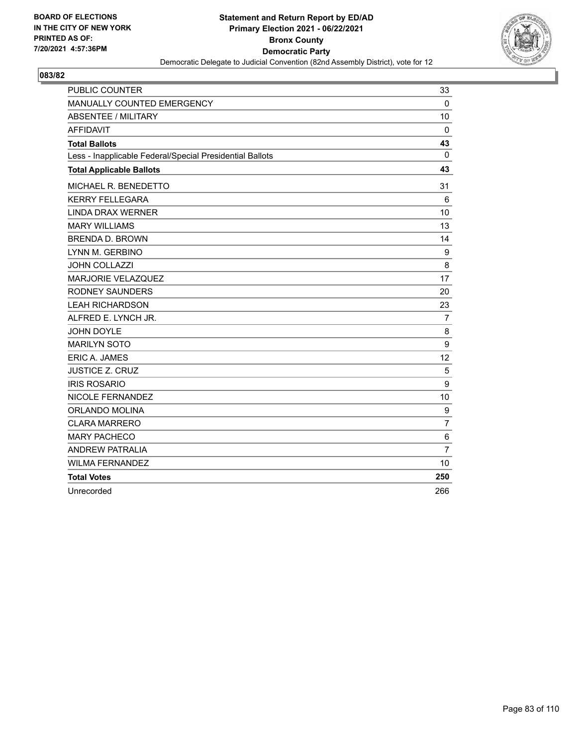**BOARD OF ELECTIONS IN THE CITY OF NEW YORK PRINTED AS OF: 7/20/2021 4:57:36PM**

# Statement and Return Report by ED/AD
## Primary Election 2021 - 06/22/2021
## Bronx County
## Democratic Party
### Democratic Delegate to Judicial Convention (82nd Assembly District), vote for 12

**083/82**

| | |
|---|---|
| PUBLIC COUNTER | 33 |
| MANUALLY COUNTED EMERGENCY | 0 |
| ABSENTEE / MILITARY | 10 |
| AFFIDAVIT | 0 |
| **Total Ballots** | **43** |
| Less - Inapplicable Federal/Special Presidential Ballots | 0 |
| **Total Applicable Ballots** | **43** |
| MICHAEL R. BENEDETTO | 31 |
| KERRY FELLEGARA | 6 |
| LINDA DRAX WERNER | 10 |
| MARY WILLIAMS | 13 |
| BRENDA D. BROWN | 14 |
| LYNN M. GERBINO | 9 |
| JOHN COLLAZZI | 8 |
| MARJORIE VELAZQUEZ | 17 |
| RODNEY SAUNDERS | 20 |
| LEAH RICHARDSON | 23 |
| ALFRED E. LYNCH JR. | 7 |
| JOHN DOYLE | 8 |
| MARILYN SOTO | 9 |
| ERIC A. JAMES | 12 |
| JUSTICE Z. CRUZ | 5 |
| IRIS ROSARIO | 9 |
| NICOLE FERNANDEZ | 10 |
| ORLANDO MOLINA | 9 |
| CLARA MARRERO | 7 |
| MARY PACHECO | 6 |
| ANDREW PATRALIA | 7 |
| WILMA FERNANDEZ | 10 |
| **Total Votes** | **250** |
| Unrecorded | 266 |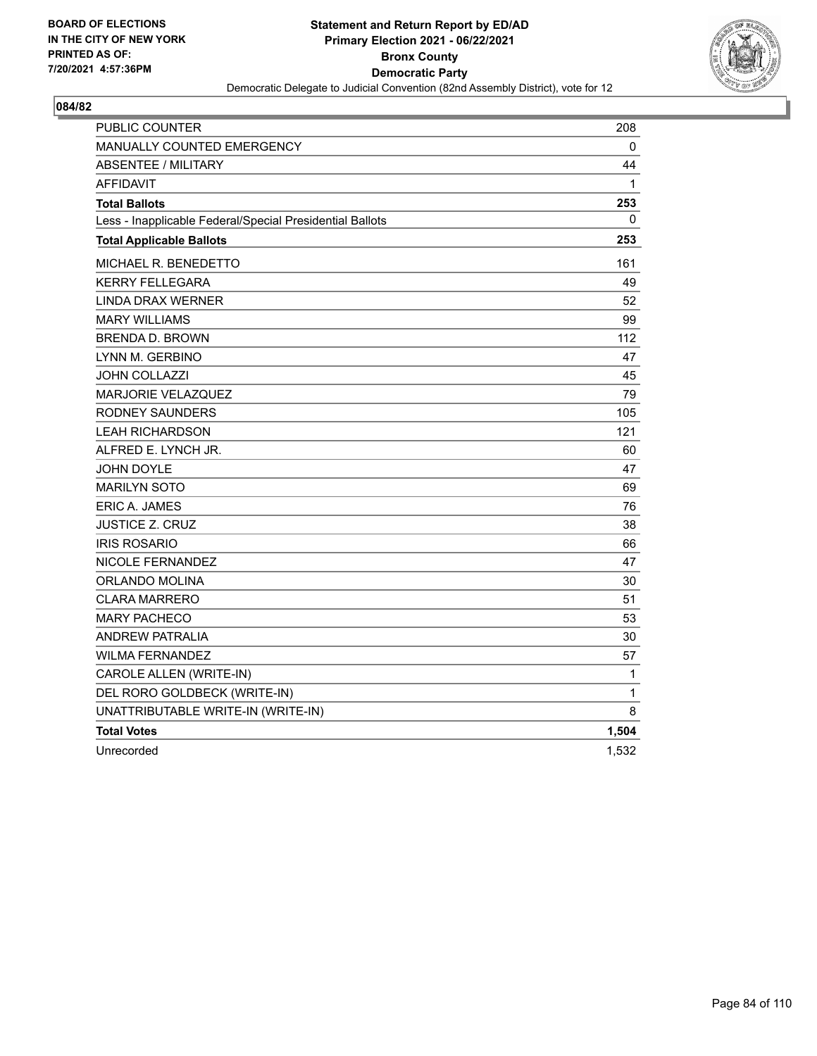BOARD OF ELECTIONS
IN THE CITY OF NEW YORK
PRINTED AS OF:
7/20/2021 4:57:36PM

**Statement and Return Report by ED/AD**
**Primary Election 2021 - 06/22/2021**
**Bronx County**
**Democratic Party**
Democratic Delegate to Judicial Convention (82nd Assembly District), vote for 12

## 084/82

| | |
|---|---|
| PUBLIC COUNTER | 208 |
| MANUALLY COUNTED EMERGENCY | 0 |
| ABSENTEE / MILITARY | 44 |
| AFFIDAVIT | 1 |
| **Total Ballots** | **253** |
| Less - Inapplicable Federal/Special Presidential Ballots | 0 |
| **Total Applicable Ballots** | **253** |
| MICHAEL R. BENEDETTO | 161 |
| KERRY FELLEGARA | 49 |
| LINDA DRAX WERNER | 52 |
| MARY WILLIAMS | 99 |
| BRENDA D. BROWN | 112 |
| LYNN M. GERBINO | 47 |
| JOHN COLLAZZI | 45 |
| MARJORIE VELAZQUEZ | 79 |
| RODNEY SAUNDERS | 105 |
| LEAH RICHARDSON | 121 |
| ALFRED E. LYNCH JR. | 60 |
| JOHN DOYLE | 47 |
| MARILYN SOTO | 69 |
| ERIC A. JAMES | 76 |
| JUSTICE Z. CRUZ | 38 |
| IRIS ROSARIO | 66 |
| NICOLE FERNANDEZ | 47 |
| ORLANDO MOLINA | 30 |
| CLARA MARRERO | 51 |
| MARY PACHECO | 53 |
| ANDREW PATRALIA | 30 |
| WILMA FERNANDEZ | 57 |
| CAROLE ALLEN (WRITE-IN) | 1 |
| DEL RORO GOLDBECK (WRITE-IN) | 1 |
| UNATTRIBUTABLE WRITE-IN (WRITE-IN) | 8 |
| **Total Votes** | **1,504** |
| Unrecorded | 1,532 |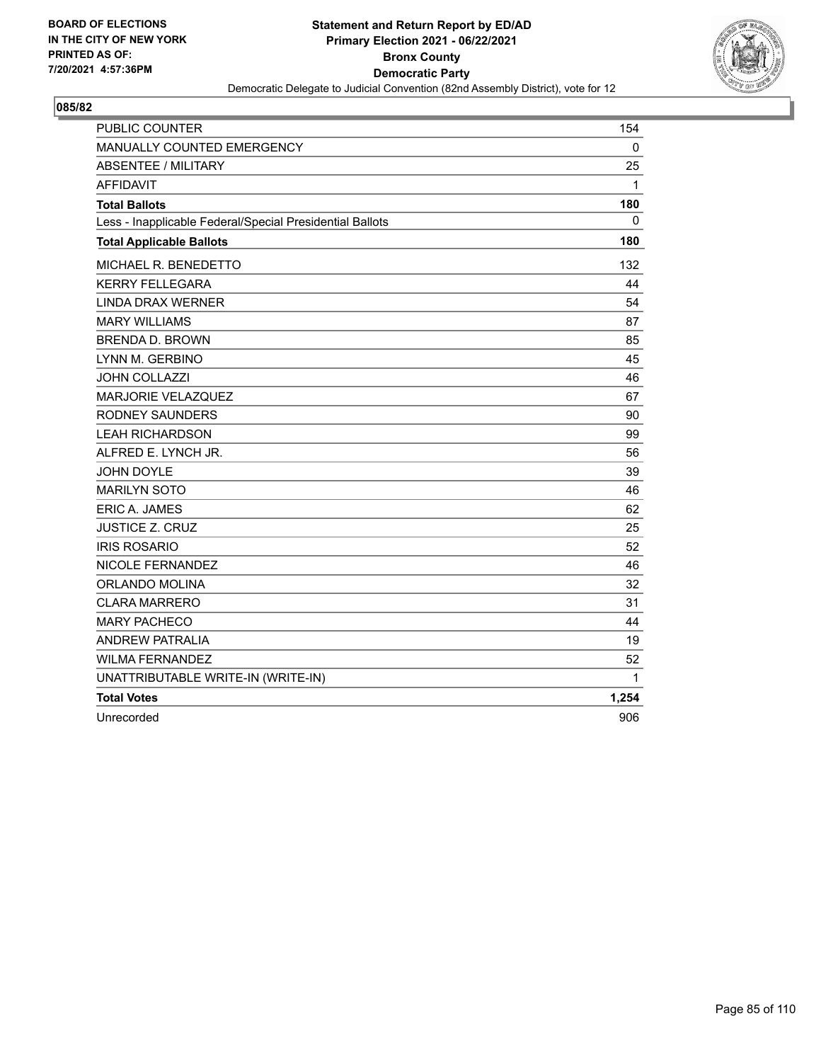**BOARD OF ELECTIONS IN THE CITY OF NEW YORK PRINTED AS OF: 7/20/2021 4:57:36PM**

**Statement and Return Report by ED/AD**
**Primary Election 2021 - 06/22/2021**
**Bronx County**
**Democratic Party**
Democratic Delegate to Judicial Convention (82nd Assembly District), vote for 12

**085/82**

| | |
|---|---|
| PUBLIC COUNTER | 154 |
| MANUALLY COUNTED EMERGENCY | 0 |
| ABSENTEE / MILITARY | 25 |
| AFFIDAVIT | 1 |
| **Total Ballots** | **180** |
| Less - Inapplicable Federal/Special Presidential Ballots | 0 |
| **Total Applicable Ballots** | **180** |
| MICHAEL R. BENEDETTO | 132 |
| KERRY FELLEGARA | 44 |
| LINDA DRAX WERNER | 54 |
| MARY WILLIAMS | 87 |
| BRENDA D. BROWN | 85 |
| LYNN M. GERBINO | 45 |
| JOHN COLLAZZI | 46 |
| MARJORIE VELAZQUEZ | 67 |
| RODNEY SAUNDERS | 90 |
| LEAH RICHARDSON | 99 |
| ALFRED E. LYNCH JR. | 56 |
| JOHN DOYLE | 39 |
| MARILYN SOTO | 46 |
| ERIC A. JAMES | 62 |
| JUSTICE Z. CRUZ | 25 |
| IRIS ROSARIO | 52 |
| NICOLE FERNANDEZ | 46 |
| ORLANDO MOLINA | 32 |
| CLARA MARRERO | 31 |
| MARY PACHECO | 44 |
| ANDREW PATRALIA | 19 |
| WILMA FERNANDEZ | 52 |
| UNATTRIBUTABLE WRITE-IN (WRITE-IN) | 1 |
| **Total Votes** | **1,254** |
| Unrecorded | 906 |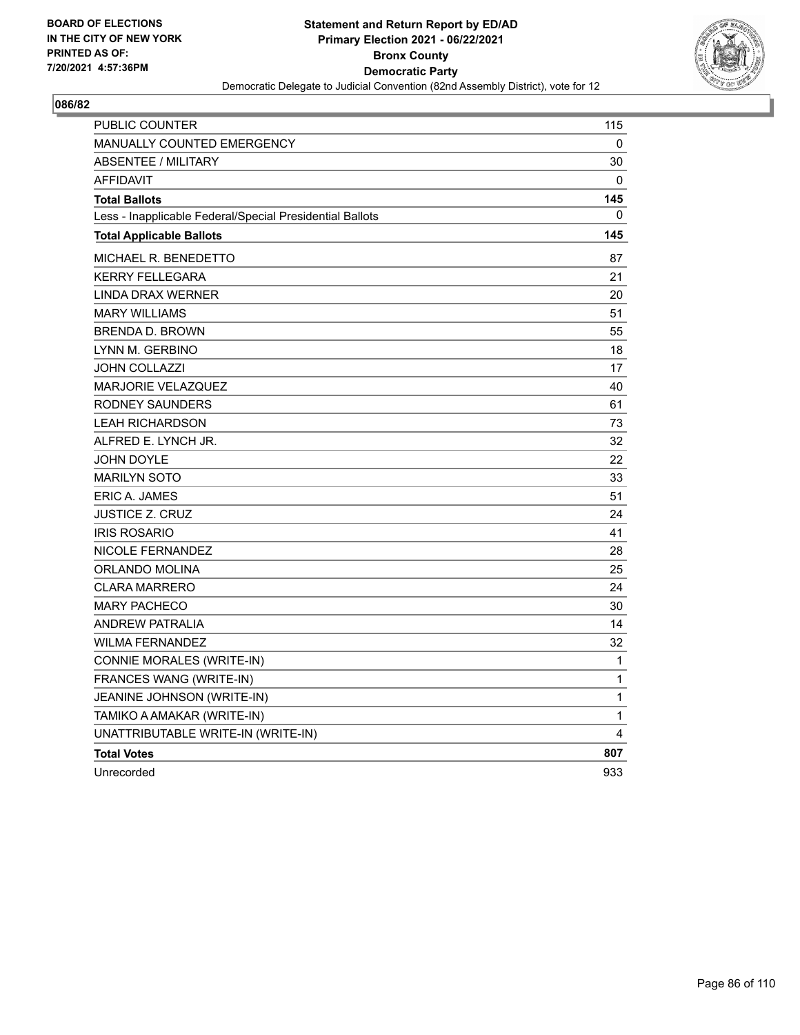BOARD OF ELECTIONS
IN THE CITY OF NEW YORK
PRINTED AS OF:
7/20/2021 4:57:36PM

**Statement and Return Report by ED/AD**
**Primary Election 2021 - 06/22/2021**
**Bronx County**
**Democratic Party**
Democratic Delegate to Judicial Convention (82nd Assembly District), vote for 12

## 086/82

| | |
|---|---|
| PUBLIC COUNTER | 115 |
| MANUALLY COUNTED EMERGENCY | 0 |
| ABSENTEE / MILITARY | 30 |
| AFFIDAVIT | 0 |
| **Total Ballots** | **145** |
| Less - Inapplicable Federal/Special Presidential Ballots | 0 |
| **Total Applicable Ballots** | **145** |
| MICHAEL R. BENEDETTO | 87 |
| KERRY FELLEGARA | 21 |
| LINDA DRAX WERNER | 20 |
| MARY WILLIAMS | 51 |
| BRENDA D. BROWN | 55 |
| LYNN M. GERBINO | 18 |
| JOHN COLLAZZI | 17 |
| MARJORIE VELAZQUEZ | 40 |
| RODNEY SAUNDERS | 61 |
| LEAH RICHARDSON | 73 |
| ALFRED E. LYNCH JR. | 32 |
| JOHN DOYLE | 22 |
| MARILYN SOTO | 33 |
| ERIC A. JAMES | 51 |
| JUSTICE Z. CRUZ | 24 |
| IRIS ROSARIO | 41 |
| NICOLE FERNANDEZ | 28 |
| ORLANDO MOLINA | 25 |
| CLARA MARRERO | 24 |
| MARY PACHECO | 30 |
| ANDREW PATRALIA | 14 |
| WILMA FERNANDEZ | 32 |
| CONNIE MORALES (WRITE-IN) | 1 |
| FRANCES WANG (WRITE-IN) | 1 |
| JEANINE JOHNSON (WRITE-IN) | 1 |
| TAMIKO A AMAKAR (WRITE-IN) | 1 |
| UNATTRIBUTABLE WRITE-IN (WRITE-IN) | 4 |
| **Total Votes** | **807** |
| Unrecorded | 933 |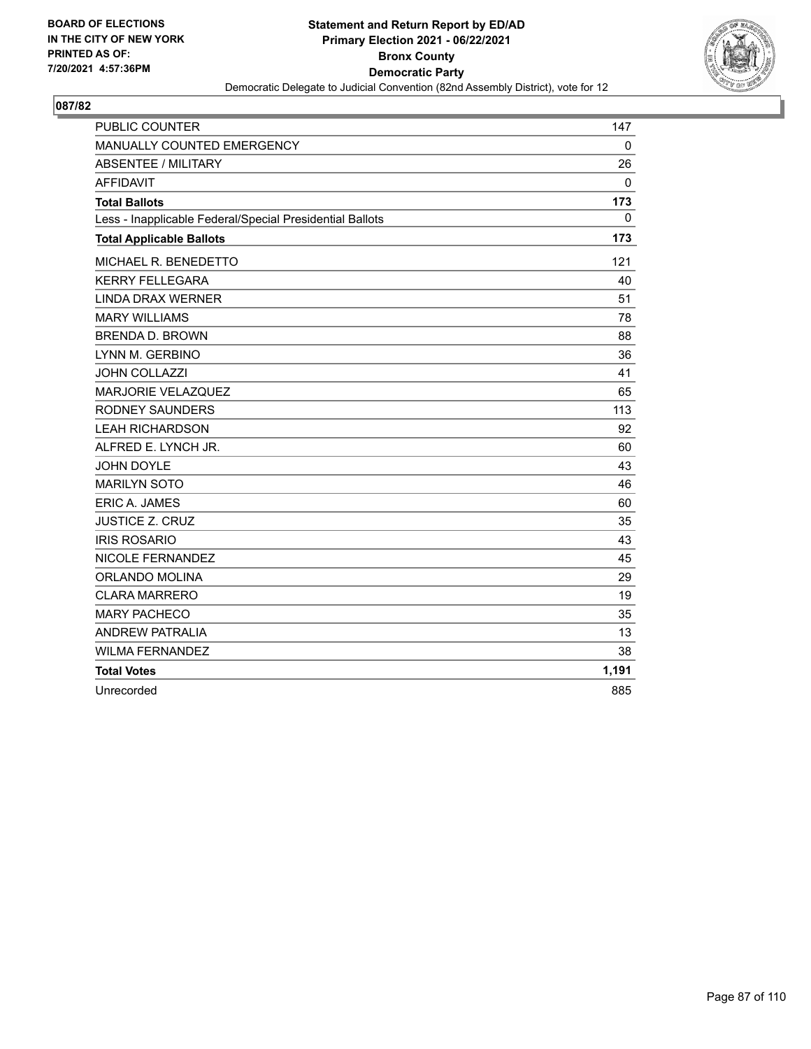**BOARD OF ELECTIONS IN THE CITY OF NEW YORK PRINTED AS OF: 7/20/2021 4:57:36PM**

**Statement and Return Report by ED/AD Primary Election 2021 - 06/22/2021 Bronx County Democratic Party**

Democratic Delegate to Judicial Convention (82nd Assembly District), vote for 12

**087/82**

| | |
|---|---|
| PUBLIC COUNTER | 147 |
| MANUALLY COUNTED EMERGENCY | 0 |
| ABSENTEE / MILITARY | 26 |
| AFFIDAVIT | 0 |
| **Total Ballots** | **173** |
| Less - Inapplicable Federal/Special Presidential Ballots | 0 |
| **Total Applicable Ballots** | **173** |
| MICHAEL R. BENEDETTO | 121 |
| KERRY FELLEGARA | 40 |
| LINDA DRAX WERNER | 51 |
| MARY WILLIAMS | 78 |
| BRENDA D. BROWN | 88 |
| LYNN M. GERBINO | 36 |
| JOHN COLLAZZI | 41 |
| MARJORIE VELAZQUEZ | 65 |
| RODNEY SAUNDERS | 113 |
| LEAH RICHARDSON | 92 |
| ALFRED E. LYNCH JR. | 60 |
| JOHN DOYLE | 43 |
| MARILYN SOTO | 46 |
| ERIC A. JAMES | 60 |
| JUSTICE Z. CRUZ | 35 |
| IRIS ROSARIO | 43 |
| NICOLE FERNANDEZ | 45 |
| ORLANDO MOLINA | 29 |
| CLARA MARRERO | 19 |
| MARY PACHECO | 35 |
| ANDREW PATRALIA | 13 |
| WILMA FERNANDEZ | 38 |
| **Total Votes** | **1,191** |
| Unrecorded | 885 |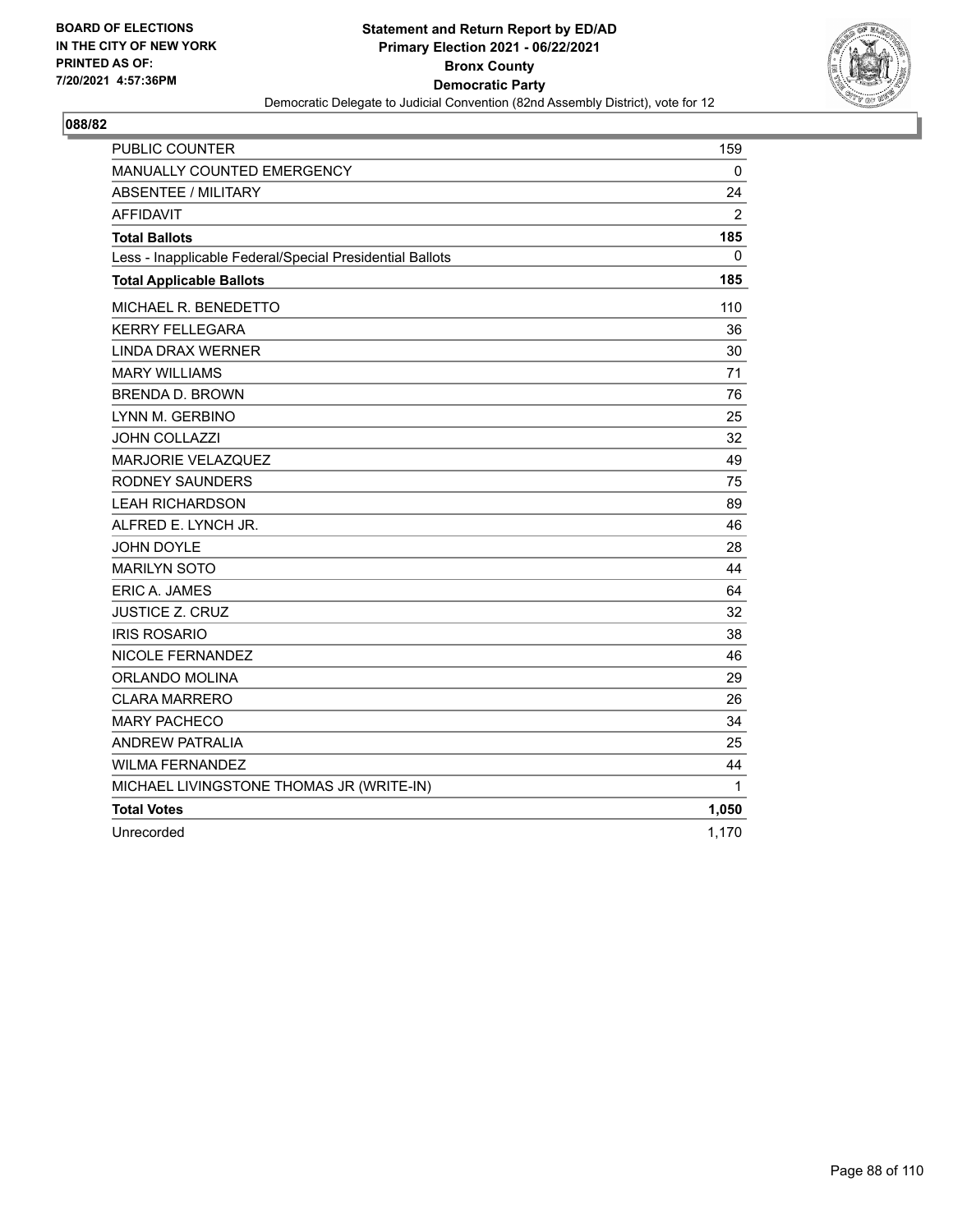BOARD OF ELECTIONS
IN THE CITY OF NEW YORK
PRINTED AS OF:
7/20/2021 4:57:36PM

**Statement and Return Report by ED/AD**
**Primary Election 2021 - 06/22/2021**
**Bronx County**
**Democratic Party**
Democratic Delegate to Judicial Convention (82nd Assembly District), vote for 12

**088/82**

| | |
|---|---|
| PUBLIC COUNTER | 159 |
| MANUALLY COUNTED EMERGENCY | 0 |
| ABSENTEE / MILITARY | 24 |
| AFFIDAVIT | 2 |
| **Total Ballots** | **185** |
| Less - Inapplicable Federal/Special Presidential Ballots | 0 |
| **Total Applicable Ballots** | **185** |
| MICHAEL R. BENEDETTO | 110 |
| KERRY FELLEGARA | 36 |
| LINDA DRAX WERNER | 30 |
| MARY WILLIAMS | 71 |
| BRENDA D. BROWN | 76 |
| LYNN M. GERBINO | 25 |
| JOHN COLLAZZI | 32 |
| MARJORIE VELAZQUEZ | 49 |
| RODNEY SAUNDERS | 75 |
| LEAH RICHARDSON | 89 |
| ALFRED E. LYNCH JR. | 46 |
| JOHN DOYLE | 28 |
| MARILYN SOTO | 44 |
| ERIC A. JAMES | 64 |
| JUSTICE Z. CRUZ | 32 |
| IRIS ROSARIO | 38 |
| NICOLE FERNANDEZ | 46 |
| ORLANDO MOLINA | 29 |
| CLARA MARRERO | 26 |
| MARY PACHECO | 34 |
| ANDREW PATRALIA | 25 |
| WILMA FERNANDEZ | 44 |
| MICHAEL LIVINGSTONE THOMAS JR (WRITE-IN) | 1 |
| **Total Votes** | **1,050** |
| Unrecorded | 1,170 |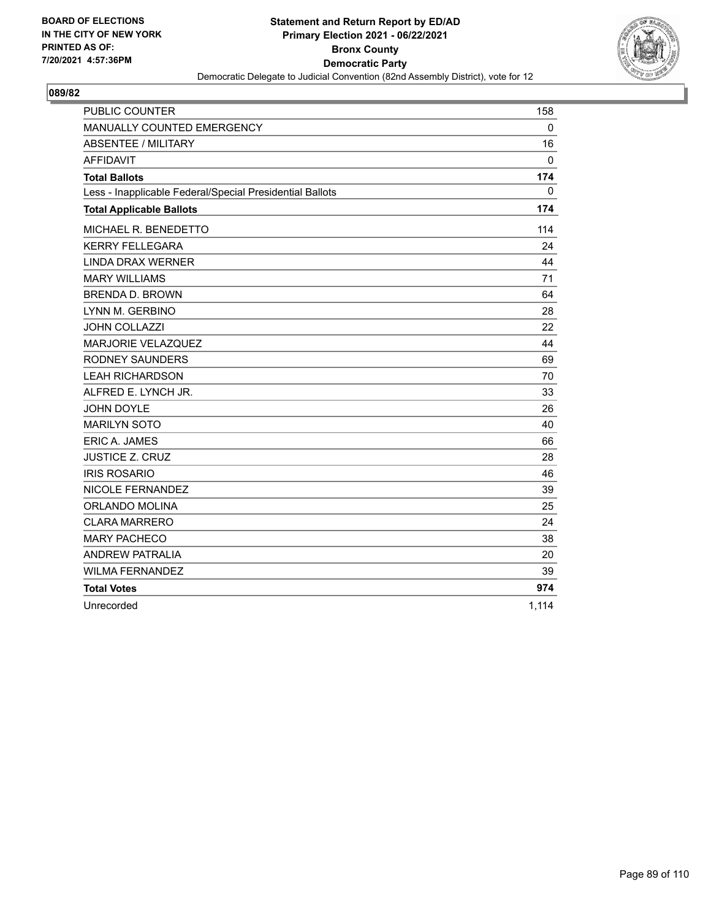**BOARD OF ELECTIONS IN THE CITY OF NEW YORK PRINTED AS OF: 7/20/2021 4:57:36PM**

**Statement and Return Report by ED/AD Primary Election 2021 - 06/22/2021 Bronx County Democratic Party**

Democratic Delegate to Judicial Convention (82nd Assembly District), vote for 12

**089/82**

| | |
|---|---|
| PUBLIC COUNTER | 158 |
| MANUALLY COUNTED EMERGENCY | 0 |
| ABSENTEE / MILITARY | 16 |
| AFFIDAVIT | 0 |
| **Total Ballots** | **174** |
| Less - Inapplicable Federal/Special Presidential Ballots | 0 |
| **Total Applicable Ballots** | **174** |
| MICHAEL R. BENEDETTO | 114 |
| KERRY FELLEGARA | 24 |
| LINDA DRAX WERNER | 44 |
| MARY WILLIAMS | 71 |
| BRENDA D. BROWN | 64 |
| LYNN M. GERBINO | 28 |
| JOHN COLLAZZI | 22 |
| MARJORIE VELAZQUEZ | 44 |
| RODNEY SAUNDERS | 69 |
| LEAH RICHARDSON | 70 |
| ALFRED E. LYNCH JR. | 33 |
| JOHN DOYLE | 26 |
| MARILYN SOTO | 40 |
| ERIC A. JAMES | 66 |
| JUSTICE Z. CRUZ | 28 |
| IRIS ROSARIO | 46 |
| NICOLE FERNANDEZ | 39 |
| ORLANDO MOLINA | 25 |
| CLARA MARRERO | 24 |
| MARY PACHECO | 38 |
| ANDREW PATRALIA | 20 |
| WILMA FERNANDEZ | 39 |
| **Total Votes** | **974** |
| Unrecorded | 1,114 |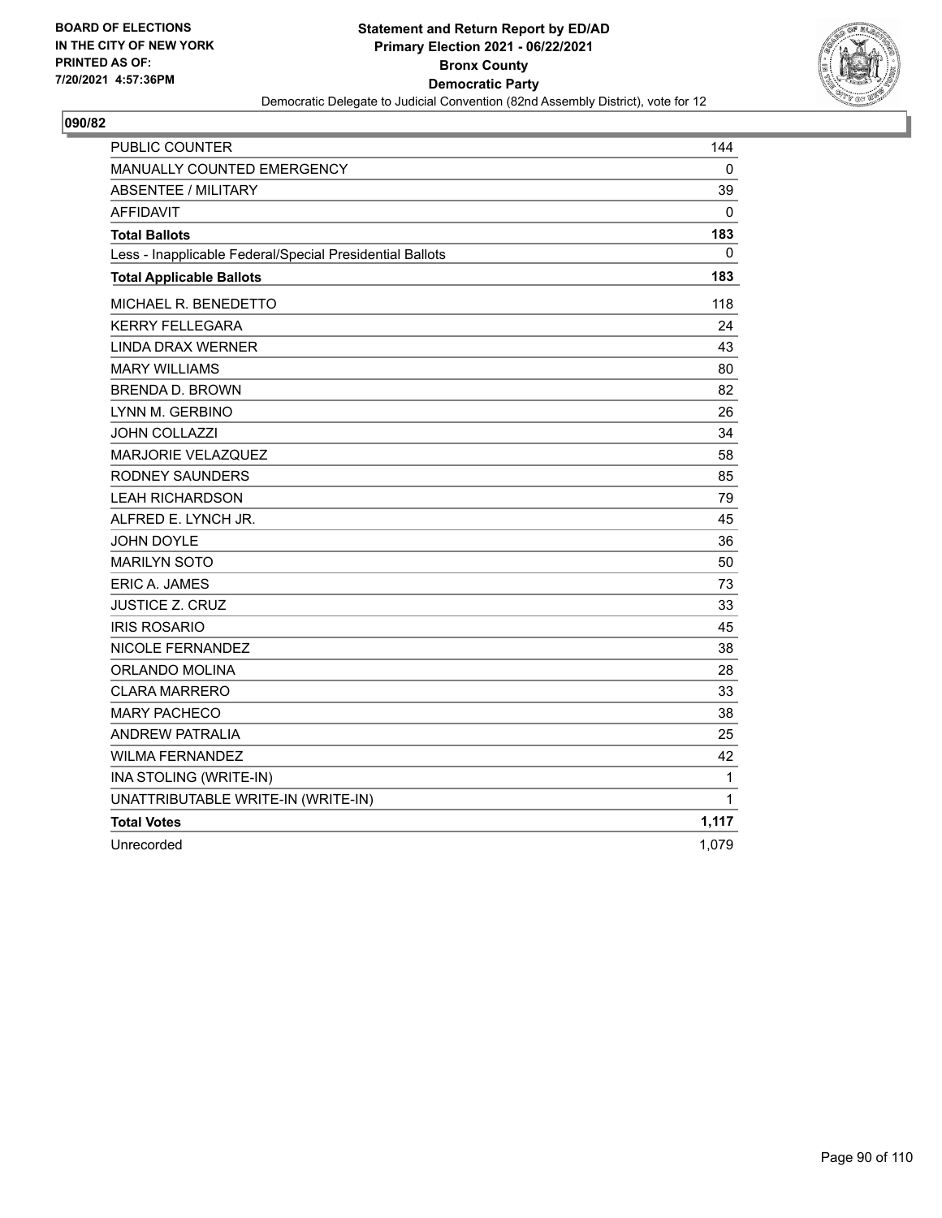**BOARD OF ELECTIONS IN THE CITY OF NEW YORK PRINTED AS OF: 7/20/2021 4:57:36PM**

**Statement and Return Report by ED/AD**
**Primary Election 2021 - 06/22/2021**
**Bronx County**
**Democratic Party**
Democratic Delegate to Judicial Convention (82nd Assembly District), vote for 12

**090/82**

| | |
|---|---|
| PUBLIC COUNTER | 144 |
| MANUALLY COUNTED EMERGENCY | 0 |
| ABSENTEE / MILITARY | 39 |
| AFFIDAVIT | 0 |
| **Total Ballots** | **183** |
| Less - Inapplicable Federal/Special Presidential Ballots | 0 |
| **Total Applicable Ballots** | **183** |
| MICHAEL R. BENEDETTO | 118 |
| KERRY FELLEGARA | 24 |
| LINDA DRAX WERNER | 43 |
| MARY WILLIAMS | 80 |
| BRENDA D. BROWN | 82 |
| LYNN M. GERBINO | 26 |
| JOHN COLLAZZI | 34 |
| MARJORIE VELAZQUEZ | 58 |
| RODNEY SAUNDERS | 85 |
| LEAH RICHARDSON | 79 |
| ALFRED E. LYNCH JR. | 45 |
| JOHN DOYLE | 36 |
| MARILYN SOTO | 50 |
| ERIC A. JAMES | 73 |
| JUSTICE Z. CRUZ | 33 |
| IRIS ROSARIO | 45 |
| NICOLE FERNANDEZ | 38 |
| ORLANDO MOLINA | 28 |
| CLARA MARRERO | 33 |
| MARY PACHECO | 38 |
| ANDREW PATRALIA | 25 |
| WILMA FERNANDEZ | 42 |
| INA STOLING (WRITE-IN) | 1 |
| UNATTRIBUTABLE WRITE-IN (WRITE-IN) | 1 |
| **Total Votes** | **1,117** |
| Unrecorded | 1,079 |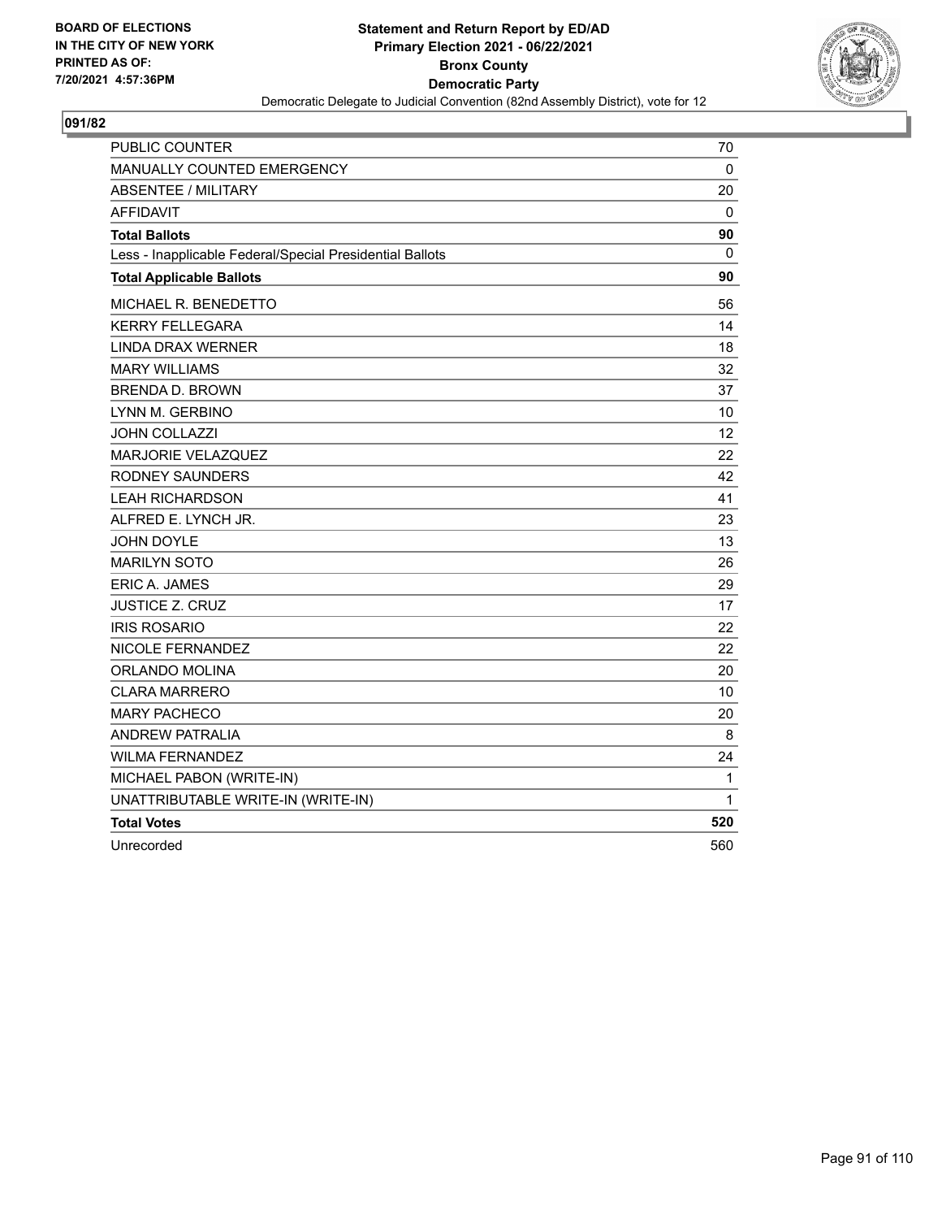BOARD OF ELECTIONS
IN THE CITY OF NEW YORK
PRINTED AS OF:
7/20/2021 4:57:36PM

**Statement and Return Report by ED/AD**
**Primary Election 2021 - 06/22/2021**
**Bronx County**
**Democratic Party**
Democratic Delegate to Judicial Convention (82nd Assembly District), vote for 12

## 091/82

| | |
|---|---|
| PUBLIC COUNTER | 70 |
| MANUALLY COUNTED EMERGENCY | 0 |
| ABSENTEE / MILITARY | 20 |
| AFFIDAVIT | 0 |
| **Total Ballots** | **90** |
| Less - Inapplicable Federal/Special Presidential Ballots | 0 |
| **Total Applicable Ballots** | **90** |
| MICHAEL R. BENEDETTO | 56 |
| KERRY FELLEGARA | 14 |
| LINDA DRAX WERNER | 18 |
| MARY WILLIAMS | 32 |
| BRENDA D. BROWN | 37 |
| LYNN M. GERBINO | 10 |
| JOHN COLLAZZI | 12 |
| MARJORIE VELAZQUEZ | 22 |
| RODNEY SAUNDERS | 42 |
| LEAH RICHARDSON | 41 |
| ALFRED E. LYNCH JR. | 23 |
| JOHN DOYLE | 13 |
| MARILYN SOTO | 26 |
| ERIC A. JAMES | 29 |
| JUSTICE Z. CRUZ | 17 |
| IRIS ROSARIO | 22 |
| NICOLE FERNANDEZ | 22 |
| ORLANDO MOLINA | 20 |
| CLARA MARRERO | 10 |
| MARY PACHECO | 20 |
| ANDREW PATRALIA | 8 |
| WILMA FERNANDEZ | 24 |
| MICHAEL PABON (WRITE-IN) | 1 |
| UNATTRIBUTABLE WRITE-IN (WRITE-IN) | 1 |
| **Total Votes** | **520** |
| Unrecorded | 560 |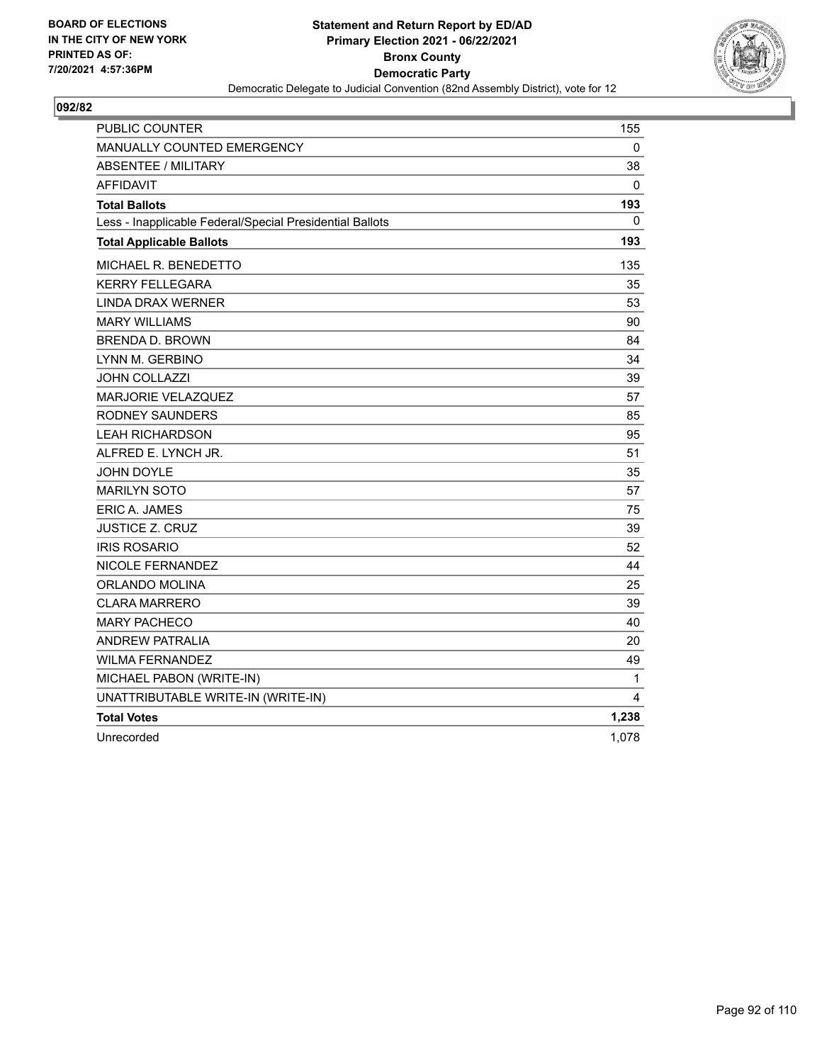**BOARD OF ELECTIONS IN THE CITY OF NEW YORK PRINTED AS OF: 7/20/2021 4:57:36PM**

**Statement and Return Report by ED/AD**
**Primary Election 2021 - 06/22/2021**
**Bronx County**
**Democratic Party**
Democratic Delegate to Judicial Convention (82nd Assembly District), vote for 12

**092/82**

| | |
|---|---|
| PUBLIC COUNTER | 155 |
| MANUALLY COUNTED EMERGENCY | 0 |
| ABSENTEE / MILITARY | 38 |
| AFFIDAVIT | 0 |
| **Total Ballots** | **193** |
| Less - Inapplicable Federal/Special Presidential Ballots | 0 |
| **Total Applicable Ballots** | **193** |
| MICHAEL R. BENEDETTO | 135 |
| KERRY FELLEGARA | 35 |
| LINDA DRAX WERNER | 53 |
| MARY WILLIAMS | 90 |
| BRENDA D. BROWN | 84 |
| LYNN M. GERBINO | 34 |
| JOHN COLLAZZI | 39 |
| MARJORIE VELAZQUEZ | 57 |
| RODNEY SAUNDERS | 85 |
| LEAH RICHARDSON | 95 |
| ALFRED E. LYNCH JR. | 51 |
| JOHN DOYLE | 35 |
| MARILYN SOTO | 57 |
| ERIC A. JAMES | 75 |
| JUSTICE Z. CRUZ | 39 |
| IRIS ROSARIO | 52 |
| NICOLE FERNANDEZ | 44 |
| ORLANDO MOLINA | 25 |
| CLARA MARRERO | 39 |
| MARY PACHECO | 40 |
| ANDREW PATRALIA | 20 |
| WILMA FERNANDEZ | 49 |
| MICHAEL PABON (WRITE-IN) | 1 |
| UNATTRIBUTABLE WRITE-IN (WRITE-IN) | 4 |
| **Total Votes** | **1,238** |
| Unrecorded | 1,078 |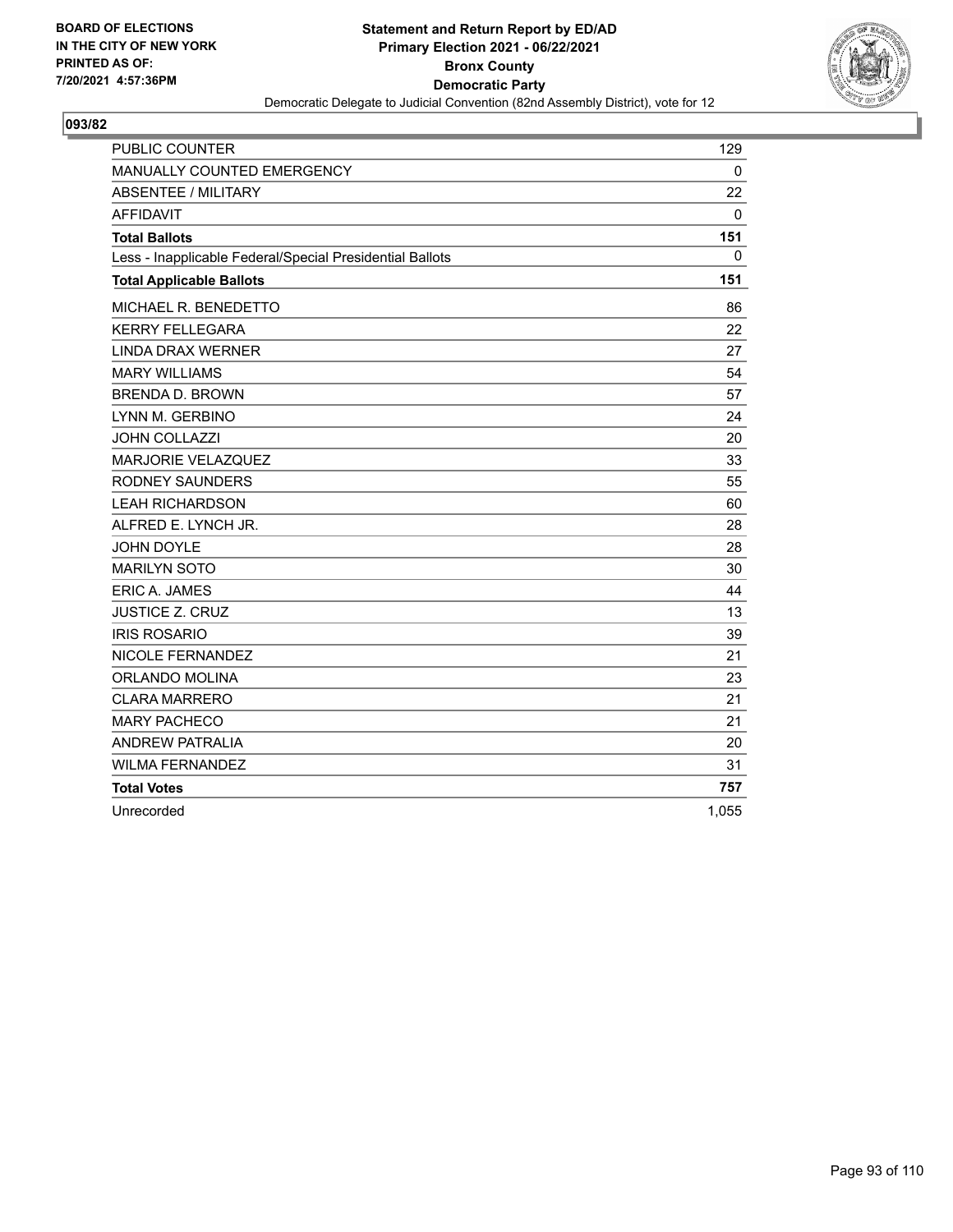BOARD OF ELECTIONS
IN THE CITY OF NEW YORK
PRINTED AS OF:
7/20/2021 4:57:36PM

**Statement and Return Report by ED/AD**
**Primary Election 2021 - 06/22/2021**
**Bronx County**
**Democratic Party**
Democratic Delegate to Judicial Convention (82nd Assembly District), vote for 12

## 093/82

| | |
|---|---|
| PUBLIC COUNTER | 129 |
| MANUALLY COUNTED EMERGENCY | 0 |
| ABSENTEE / MILITARY | 22 |
| AFFIDAVIT | 0 |
| **Total Ballots** | **151** |
| Less - Inapplicable Federal/Special Presidential Ballots | 0 |
| **Total Applicable Ballots** | **151** |
| MICHAEL R. BENEDETTO | 86 |
| KERRY FELLEGARA | 22 |
| LINDA DRAX WERNER | 27 |
| MARY WILLIAMS | 54 |
| BRENDA D. BROWN | 57 |
| LYNN M. GERBINO | 24 |
| JOHN COLLAZZI | 20 |
| MARJORIE VELAZQUEZ | 33 |
| RODNEY SAUNDERS | 55 |
| LEAH RICHARDSON | 60 |
| ALFRED E. LYNCH JR. | 28 |
| JOHN DOYLE | 28 |
| MARILYN SOTO | 30 |
| ERIC A. JAMES | 44 |
| JUSTICE Z. CRUZ | 13 |
| IRIS ROSARIO | 39 |
| NICOLE FERNANDEZ | 21 |
| ORLANDO MOLINA | 23 |
| CLARA MARRERO | 21 |
| MARY PACHECO | 21 |
| ANDREW PATRALIA | 20 |
| WILMA FERNANDEZ | 31 |
| **Total Votes** | **757** |
| Unrecorded | 1,055 |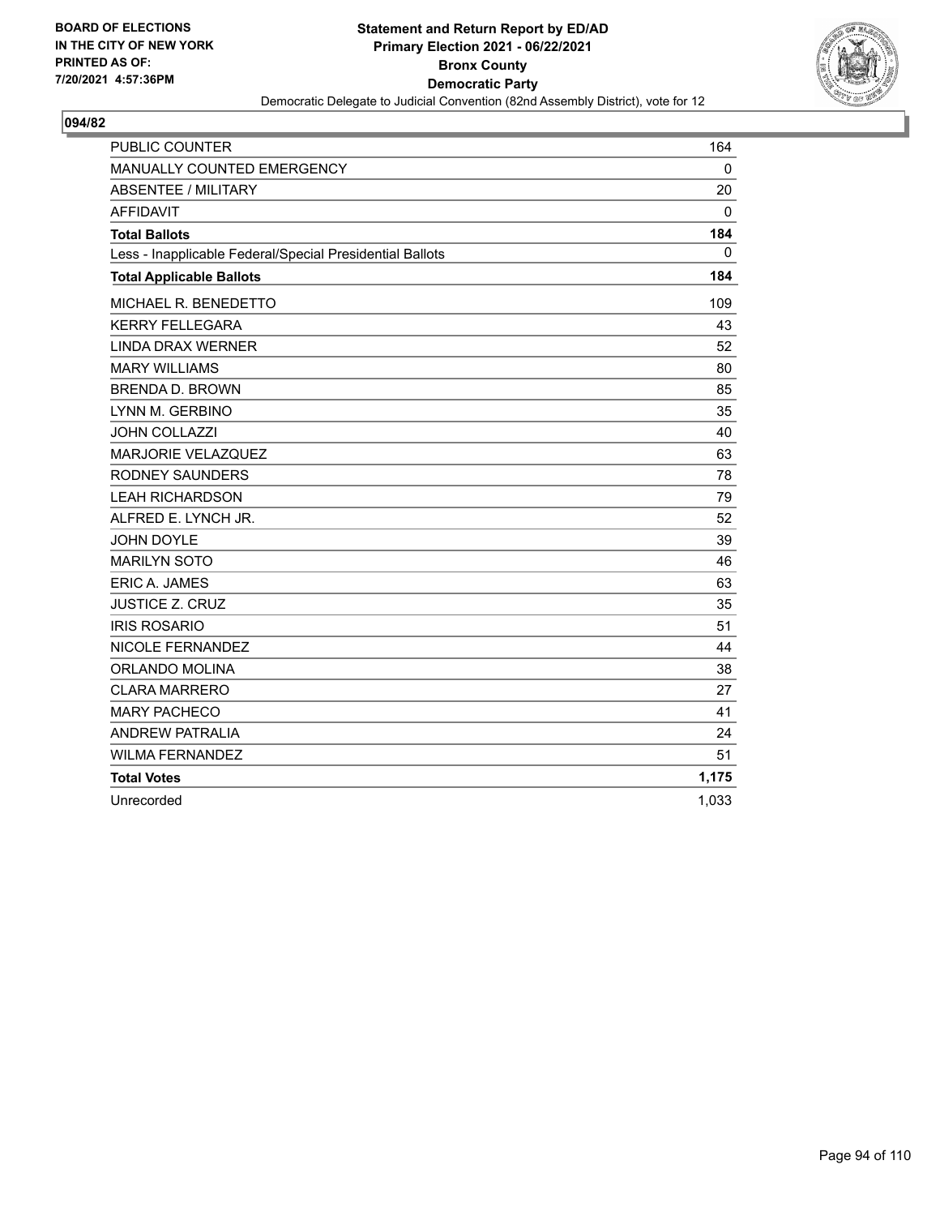**BOARD OF ELECTIONS IN THE CITY OF NEW YORK PRINTED AS OF: 7/20/2021 4:57:36PM**

**Statement and Return Report by ED/AD Primary Election 2021 - 06/22/2021 Bronx County Democratic Party**

Democratic Delegate to Judicial Convention (82nd Assembly District), vote for 12

**094/82**

| | |
|---|---|
| PUBLIC COUNTER | 164 |
| MANUALLY COUNTED EMERGENCY | 0 |
| ABSENTEE / MILITARY | 20 |
| AFFIDAVIT | 0 |
| **Total Ballots** | **184** |
| Less - Inapplicable Federal/Special Presidential Ballots | 0 |
| **Total Applicable Ballots** | **184** |
| MICHAEL R. BENEDETTO | 109 |
| KERRY FELLEGARA | 43 |
| LINDA DRAX WERNER | 52 |
| MARY WILLIAMS | 80 |
| BRENDA D. BROWN | 85 |
| LYNN M. GERBINO | 35 |
| JOHN COLLAZZI | 40 |
| MARJORIE VELAZQUEZ | 63 |
| RODNEY SAUNDERS | 78 |
| LEAH RICHARDSON | 79 |
| ALFRED E. LYNCH JR. | 52 |
| JOHN DOYLE | 39 |
| MARILYN SOTO | 46 |
| ERIC A. JAMES | 63 |
| JUSTICE Z. CRUZ | 35 |
| IRIS ROSARIO | 51 |
| NICOLE FERNANDEZ | 44 |
| ORLANDO MOLINA | 38 |
| CLARA MARRERO | 27 |
| MARY PACHECO | 41 |
| ANDREW PATRALIA | 24 |
| WILMA FERNANDEZ | 51 |
| **Total Votes** | **1,175** |
| Unrecorded | 1,033 |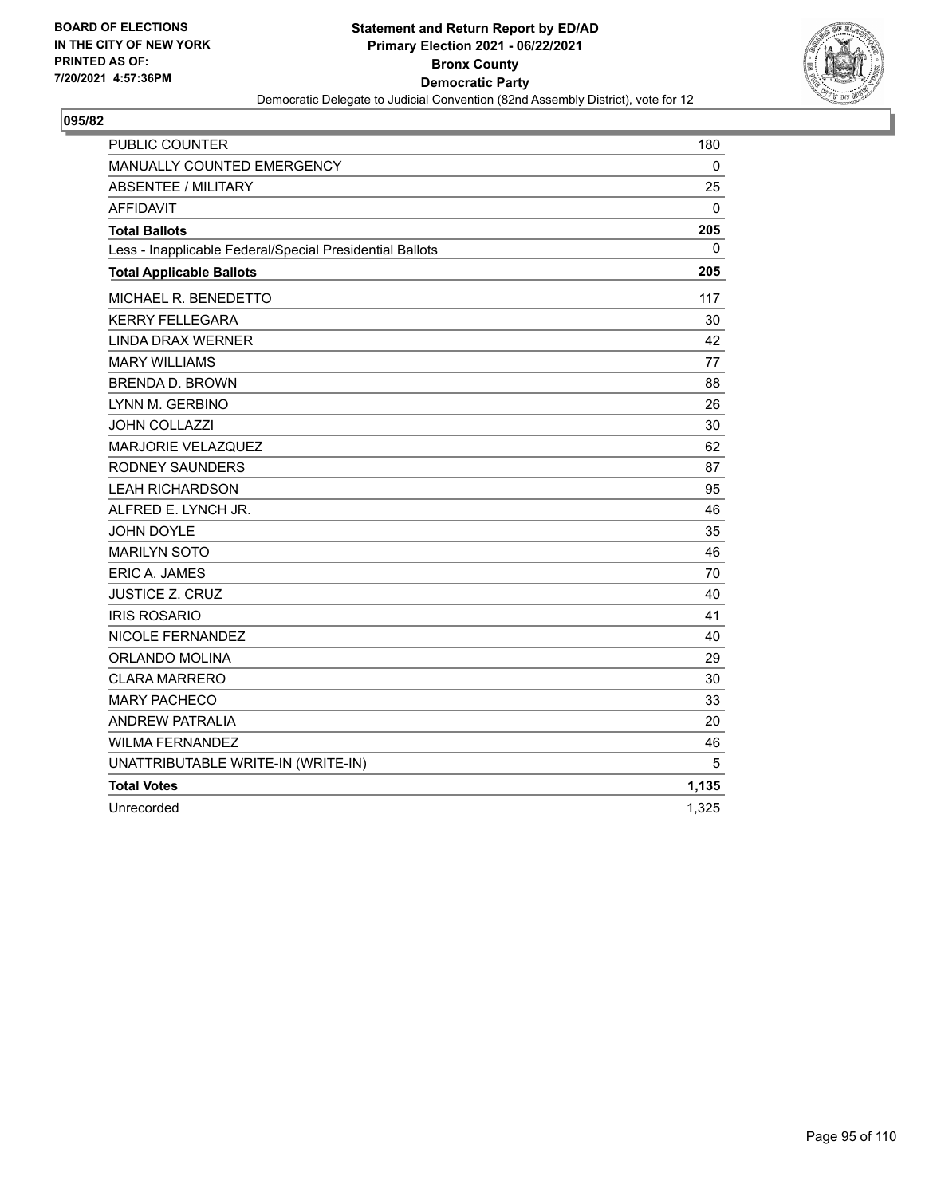BOARD OF ELECTIONS
IN THE CITY OF NEW YORK
PRINTED AS OF:
7/20/2021 4:57:36PM

**Statement and Return Report by ED/AD**
**Primary Election 2021 - 06/22/2021**
**Bronx County**
**Democratic Party**
Democratic Delegate to Judicial Convention (82nd Assembly District), vote for 12

**095/82**

| | |
|---|---|
| PUBLIC COUNTER | 180 |
| MANUALLY COUNTED EMERGENCY | 0 |
| ABSENTEE / MILITARY | 25 |
| AFFIDAVIT | 0 |
| **Total Ballots** | **205** |
| Less - Inapplicable Federal/Special Presidential Ballots | 0 |
| **Total Applicable Ballots** | **205** |
| MICHAEL R. BENEDETTO | 117 |
| KERRY FELLEGARA | 30 |
| LINDA DRAX WERNER | 42 |
| MARY WILLIAMS | 77 |
| BRENDA D. BROWN | 88 |
| LYNN M. GERBINO | 26 |
| JOHN COLLAZZI | 30 |
| MARJORIE VELAZQUEZ | 62 |
| RODNEY SAUNDERS | 87 |
| LEAH RICHARDSON | 95 |
| ALFRED E. LYNCH JR. | 46 |
| JOHN DOYLE | 35 |
| MARILYN SOTO | 46 |
| ERIC A. JAMES | 70 |
| JUSTICE Z. CRUZ | 40 |
| IRIS ROSARIO | 41 |
| NICOLE FERNANDEZ | 40 |
| ORLANDO MOLINA | 29 |
| CLARA MARRERO | 30 |
| MARY PACHECO | 33 |
| ANDREW PATRALIA | 20 |
| WILMA FERNANDEZ | 46 |
| UNATTRIBUTABLE WRITE-IN (WRITE-IN) | 5 |
| **Total Votes** | **1,135** |
| Unrecorded | 1,325 |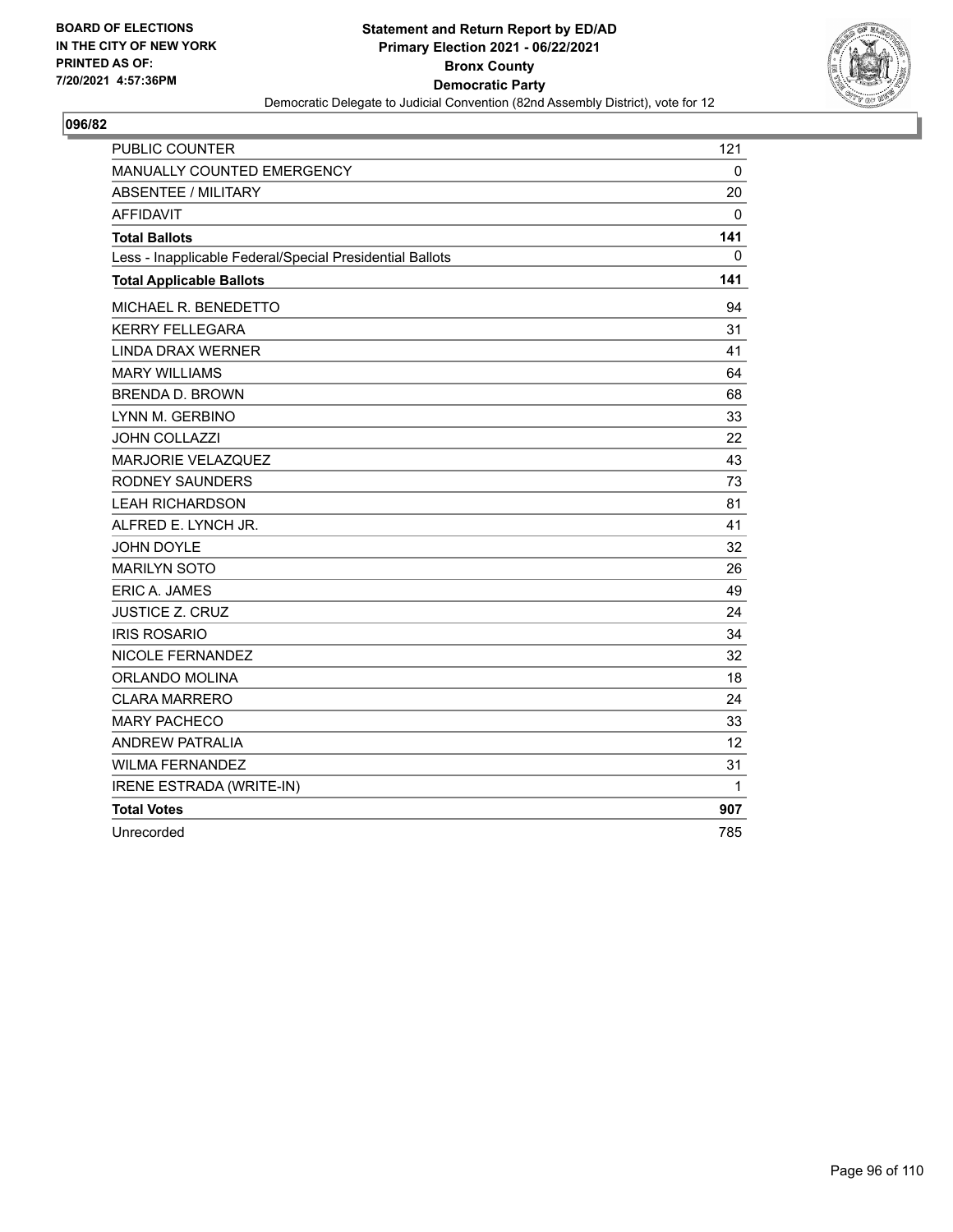BOARD OF ELECTIONS
IN THE CITY OF NEW YORK
PRINTED AS OF:
7/20/2021 4:57:36PM

**Statement and Return Report by ED/AD**
**Primary Election 2021 - 06/22/2021**
**Bronx County**
**Democratic Party**
Democratic Delegate to Judicial Convention (82nd Assembly District), vote for 12

## 096/82

| | |
|---|---|
| PUBLIC COUNTER | 121 |
| MANUALLY COUNTED EMERGENCY | 0 |
| ABSENTEE / MILITARY | 20 |
| AFFIDAVIT | 0 |
| **Total Ballots** | **141** |
| Less - Inapplicable Federal/Special Presidential Ballots | 0 |
| **Total Applicable Ballots** | **141** |
| MICHAEL R. BENEDETTO | 94 |
| KERRY FELLEGARA | 31 |
| LINDA DRAX WERNER | 41 |
| MARY WILLIAMS | 64 |
| BRENDA D. BROWN | 68 |
| LYNN M. GERBINO | 33 |
| JOHN COLLAZZI | 22 |
| MARJORIE VELAZQUEZ | 43 |
| RODNEY SAUNDERS | 73 |
| LEAH RICHARDSON | 81 |
| ALFRED E. LYNCH JR. | 41 |
| JOHN DOYLE | 32 |
| MARILYN SOTO | 26 |
| ERIC A. JAMES | 49 |
| JUSTICE Z. CRUZ | 24 |
| IRIS ROSARIO | 34 |
| NICOLE FERNANDEZ | 32 |
| ORLANDO MOLINA | 18 |
| CLARA MARRERO | 24 |
| MARY PACHECO | 33 |
| ANDREW PATRALIA | 12 |
| WILMA FERNANDEZ | 31 |
| IRENE ESTRADA (WRITE-IN) | 1 |
| **Total Votes** | **907** |
| Unrecorded | 785 |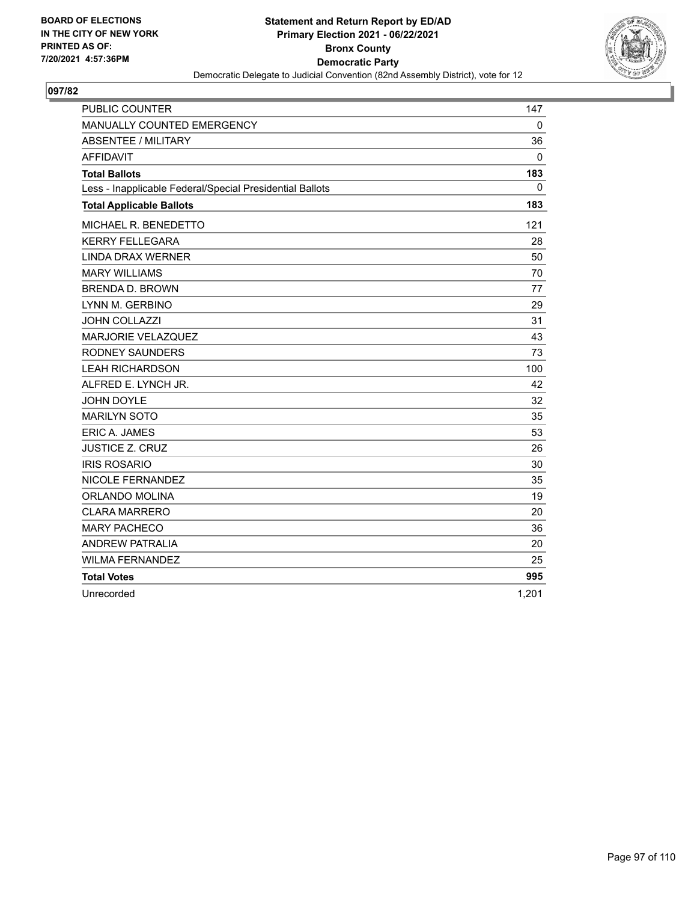BOARD OF ELECTIONS
IN THE CITY OF NEW YORK
PRINTED AS OF:
7/20/2021 4:57:36PM

**Statement and Return Report by ED/AD**
**Primary Election 2021 - 06/22/2021**
**Bronx County**
**Democratic Party**
Democratic Delegate to Judicial Convention (82nd Assembly District), vote for 12

**097/82**

| | |
|---|---|
| PUBLIC COUNTER | 147 |
| MANUALLY COUNTED EMERGENCY | 0 |
| ABSENTEE / MILITARY | 36 |
| AFFIDAVIT | 0 |
| **Total Ballots** | **183** |
| Less - Inapplicable Federal/Special Presidential Ballots | 0 |
| **Total Applicable Ballots** | **183** |
| MICHAEL R. BENEDETTO | 121 |
| KERRY FELLEGARA | 28 |
| LINDA DRAX WERNER | 50 |
| MARY WILLIAMS | 70 |
| BRENDA D. BROWN | 77 |
| LYNN M. GERBINO | 29 |
| JOHN COLLAZZI | 31 |
| MARJORIE VELAZQUEZ | 43 |
| RODNEY SAUNDERS | 73 |
| LEAH RICHARDSON | 100 |
| ALFRED E. LYNCH JR. | 42 |
| JOHN DOYLE | 32 |
| MARILYN SOTO | 35 |
| ERIC A. JAMES | 53 |
| JUSTICE Z. CRUZ | 26 |
| IRIS ROSARIO | 30 |
| NICOLE FERNANDEZ | 35 |
| ORLANDO MOLINA | 19 |
| CLARA MARRERO | 20 |
| MARY PACHECO | 36 |
| ANDREW PATRALIA | 20 |
| WILMA FERNANDEZ | 25 |
| **Total Votes** | **995** |
| Unrecorded | 1,201 |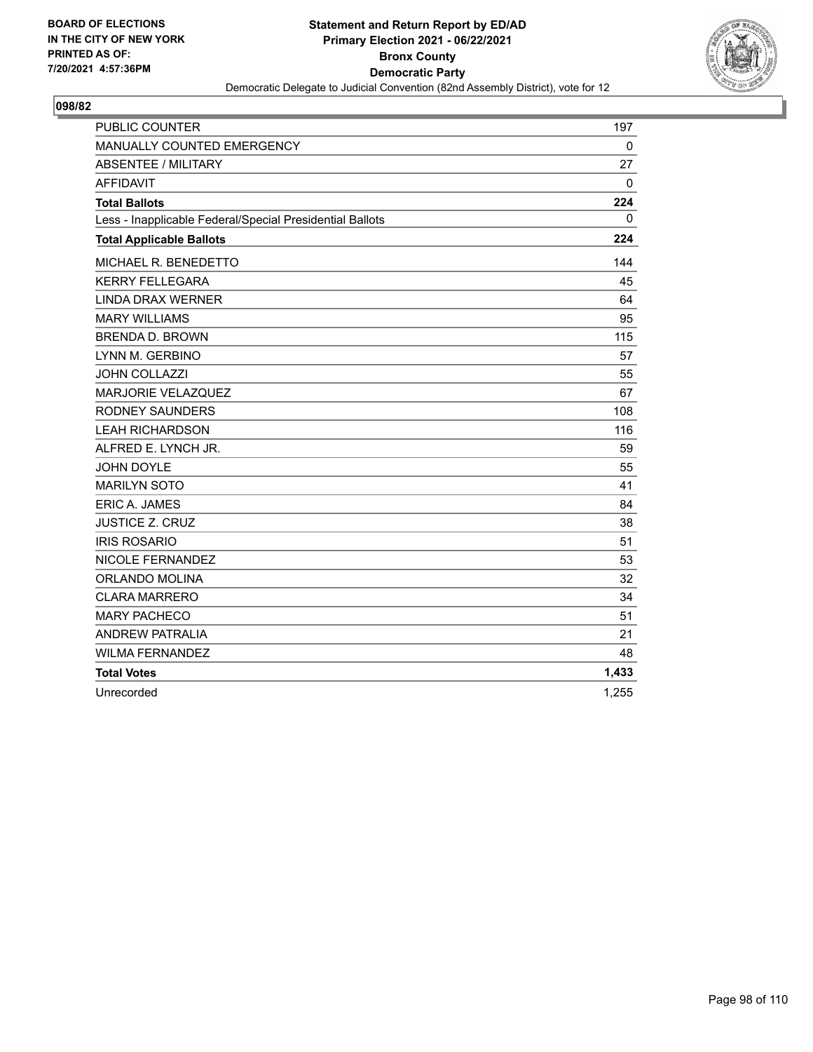BOARD OF ELECTIONS
IN THE CITY OF NEW YORK
PRINTED AS OF:
7/20/2021 4:57:36PM

**Statement and Return Report by ED/AD**
**Primary Election 2021 - 06/22/2021**
**Bronx County**
**Democratic Party**
Democratic Delegate to Judicial Convention (82nd Assembly District), vote for 12

## 098/82

| | |
|---|---|
| PUBLIC COUNTER | 197 |
| MANUALLY COUNTED EMERGENCY | 0 |
| ABSENTEE / MILITARY | 27 |
| AFFIDAVIT | 0 |
| **Total Ballots** | **224** |
| Less - Inapplicable Federal/Special Presidential Ballots | 0 |
| **Total Applicable Ballots** | **224** |
| MICHAEL R. BENEDETTO | 144 |
| KERRY FELLEGARA | 45 |
| LINDA DRAX WERNER | 64 |
| MARY WILLIAMS | 95 |
| BRENDA D. BROWN | 115 |
| LYNN M. GERBINO | 57 |
| JOHN COLLAZZI | 55 |
| MARJORIE VELAZQUEZ | 67 |
| RODNEY SAUNDERS | 108 |
| LEAH RICHARDSON | 116 |
| ALFRED E. LYNCH JR. | 59 |
| JOHN DOYLE | 55 |
| MARILYN SOTO | 41 |
| ERIC A. JAMES | 84 |
| JUSTICE Z. CRUZ | 38 |
| IRIS ROSARIO | 51 |
| NICOLE FERNANDEZ | 53 |
| ORLANDO MOLINA | 32 |
| CLARA MARRERO | 34 |
| MARY PACHECO | 51 |
| ANDREW PATRALIA | 21 |
| WILMA FERNANDEZ | 48 |
| **Total Votes** | **1,433** |
| Unrecorded | 1,255 |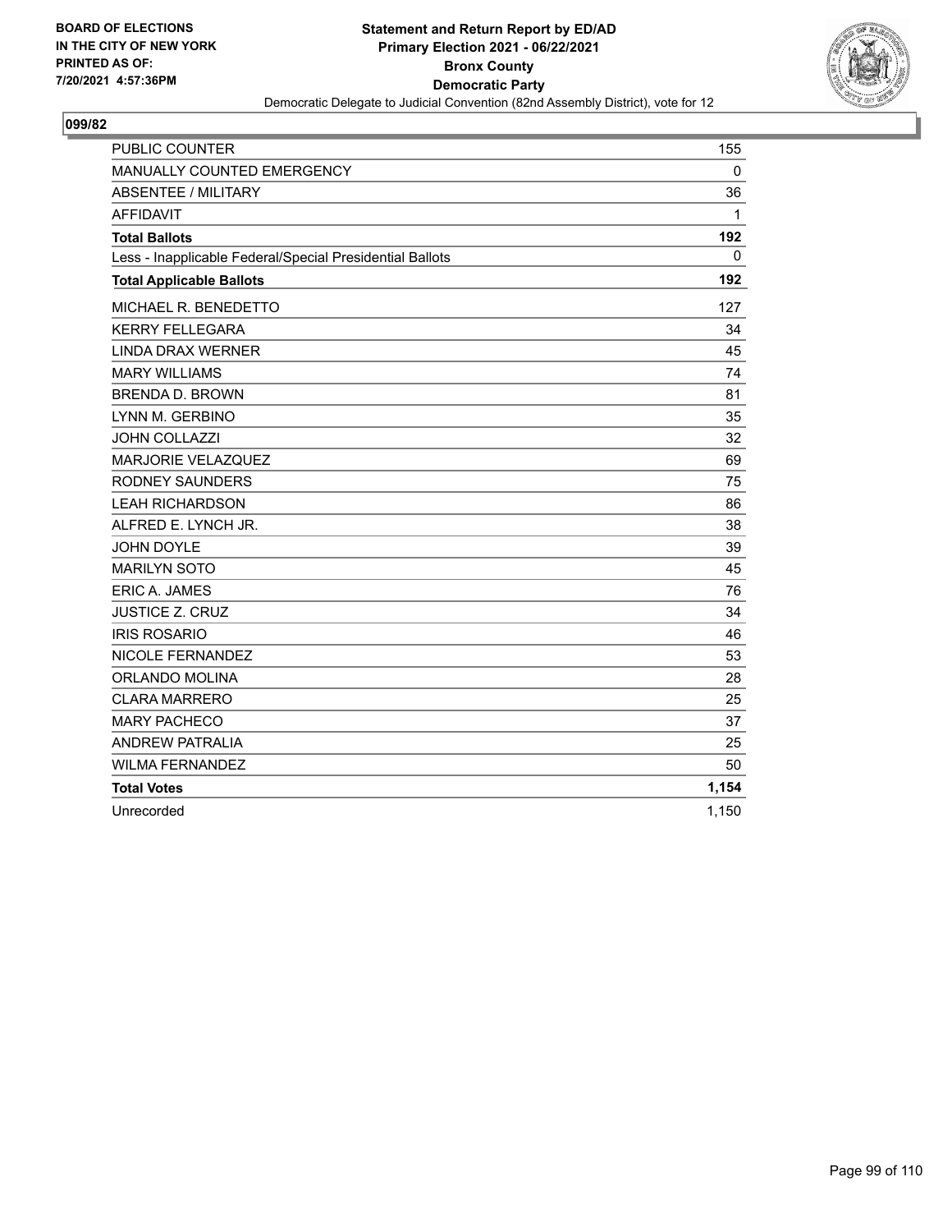BOARD OF ELECTIONS
IN THE CITY OF NEW YORK
PRINTED AS OF:
7/20/2021 4:57:36PM

**Statement and Return Report by ED/AD**
**Primary Election 2021 - 06/22/2021**
**Bronx County**
**Democratic Party**
Democratic Delegate to Judicial Convention (82nd Assembly District), vote for 12

## 099/82

| | |
|---|---|
| PUBLIC COUNTER | 155 |
| MANUALLY COUNTED EMERGENCY | 0 |
| ABSENTEE / MILITARY | 36 |
| AFFIDAVIT | 1 |
| **Total Ballots** | **192** |
| Less - Inapplicable Federal/Special Presidential Ballots | 0 |
| **Total Applicable Ballots** | **192** |
| MICHAEL R. BENEDETTO | 127 |
| KERRY FELLEGARA | 34 |
| LINDA DRAX WERNER | 45 |
| MARY WILLIAMS | 74 |
| BRENDA D. BROWN | 81 |
| LYNN M. GERBINO | 35 |
| JOHN COLLAZZI | 32 |
| MARJORIE VELAZQUEZ | 69 |
| RODNEY SAUNDERS | 75 |
| LEAH RICHARDSON | 86 |
| ALFRED E. LYNCH JR. | 38 |
| JOHN DOYLE | 39 |
| MARILYN SOTO | 45 |
| ERIC A. JAMES | 76 |
| JUSTICE Z. CRUZ | 34 |
| IRIS ROSARIO | 46 |
| NICOLE FERNANDEZ | 53 |
| ORLANDO MOLINA | 28 |
| CLARA MARRERO | 25 |
| MARY PACHECO | 37 |
| ANDREW PATRALIA | 25 |
| WILMA FERNANDEZ | 50 |
| **Total Votes** | **1,154** |
| Unrecorded | 1,150 |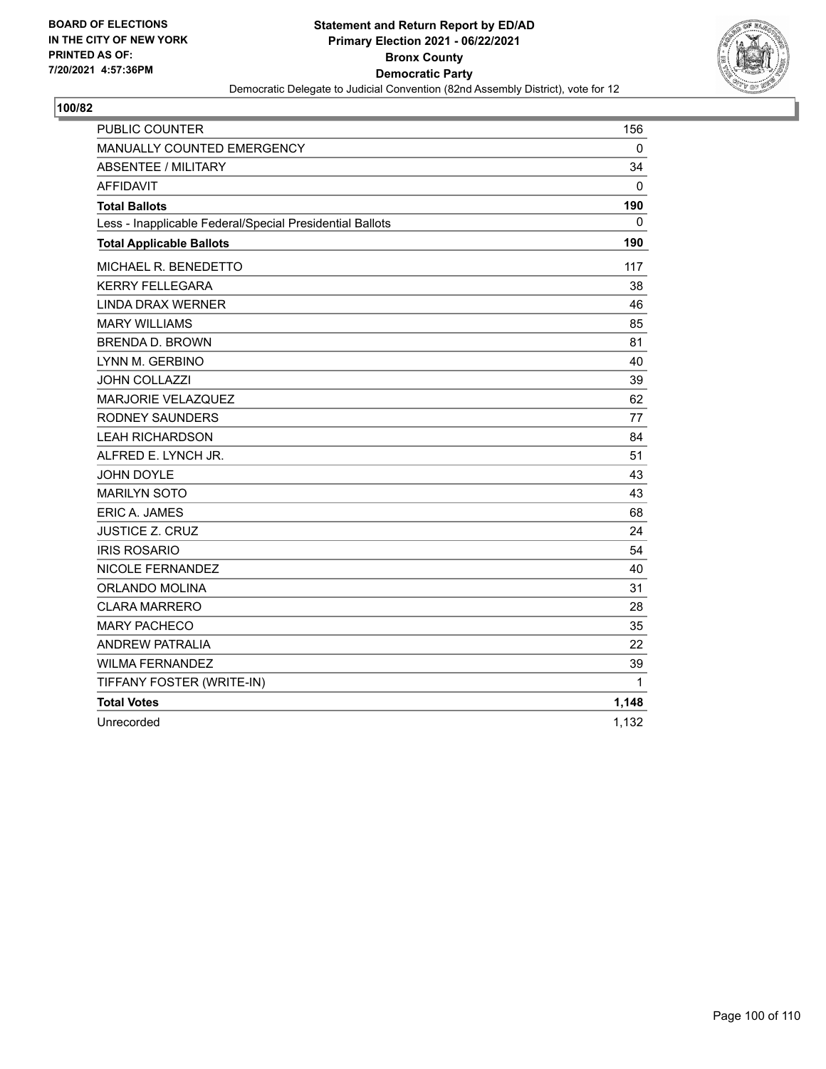**BOARD OF ELECTIONS IN THE CITY OF NEW YORK PRINTED AS OF: 7/20/2021 4:57:36PM**

**Statement and Return Report by ED/AD Primary Election 2021 - 06/22/2021 Bronx County Democratic Party**

Democratic Delegate to Judicial Convention (82nd Assembly District), vote for 12

## 100/82

| | |
|---|---|
| PUBLIC COUNTER | 156 |
| MANUALLY COUNTED EMERGENCY | 0 |
| ABSENTEE / MILITARY | 34 |
| AFFIDAVIT | 0 |
| **Total Ballots** | **190** |
| Less - Inapplicable Federal/Special Presidential Ballots | 0 |
| **Total Applicable Ballots** | **190** |
| MICHAEL R. BENEDETTO | 117 |
| KERRY FELLEGARA | 38 |
| LINDA DRAX WERNER | 46 |
| MARY WILLIAMS | 85 |
| BRENDA D. BROWN | 81 |
| LYNN M. GERBINO | 40 |
| JOHN COLLAZZI | 39 |
| MARJORIE VELAZQUEZ | 62 |
| RODNEY SAUNDERS | 77 |
| LEAH RICHARDSON | 84 |
| ALFRED E. LYNCH JR. | 51 |
| JOHN DOYLE | 43 |
| MARILYN SOTO | 43 |
| ERIC A. JAMES | 68 |
| JUSTICE Z. CRUZ | 24 |
| IRIS ROSARIO | 54 |
| NICOLE FERNANDEZ | 40 |
| ORLANDO MOLINA | 31 |
| CLARA MARRERO | 28 |
| MARY PACHECO | 35 |
| ANDREW PATRALIA | 22 |
| WILMA FERNANDEZ | 39 |
| TIFFANY FOSTER (WRITE-IN) | 1 |
| **Total Votes** | **1,148** |
| Unrecorded | 1,132 |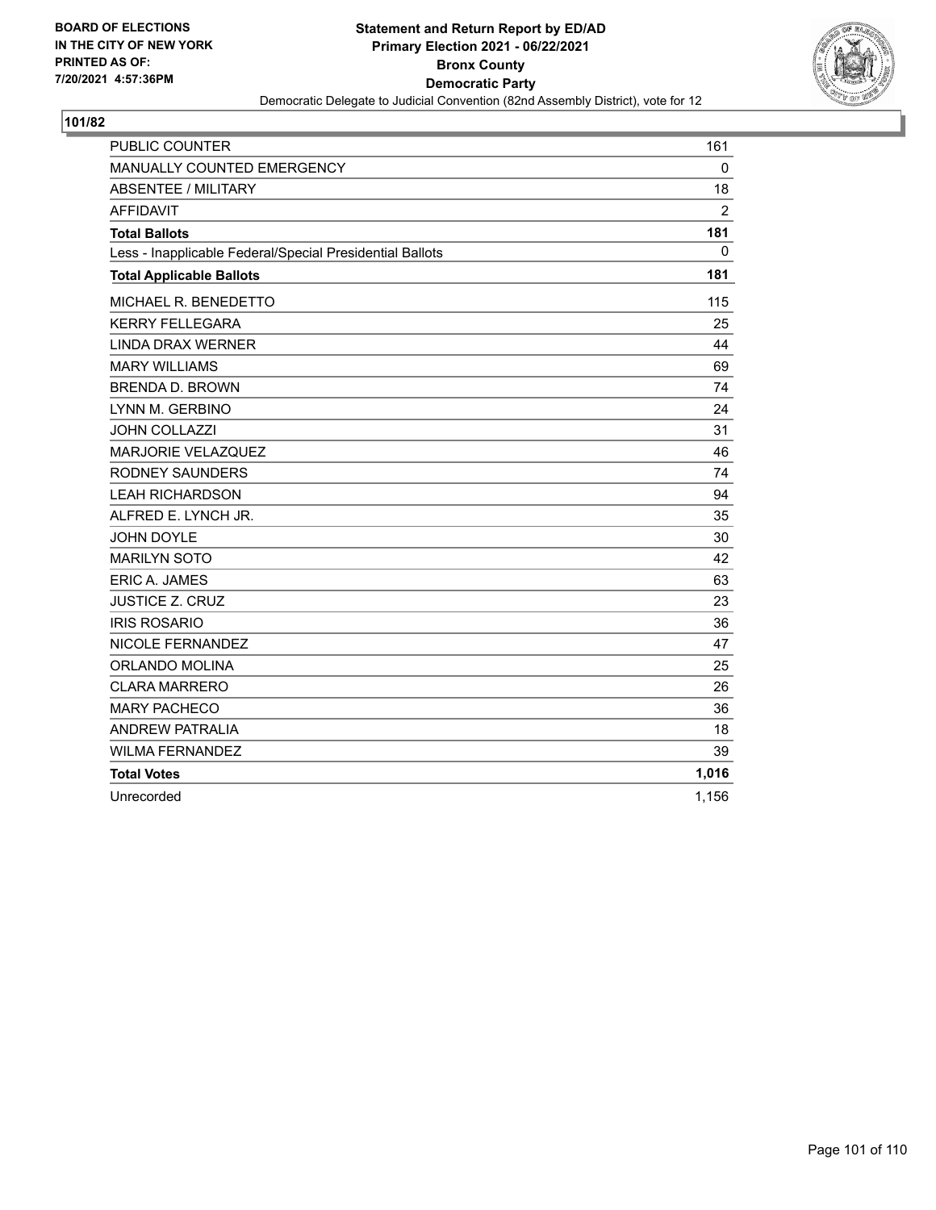BOARD OF ELECTIONS
IN THE CITY OF NEW YORK
PRINTED AS OF:
7/20/2021 4:57:36PM

**Statement and Return Report by ED/AD**
**Primary Election 2021 - 06/22/2021**
**Bronx County**
**Democratic Party**
Democratic Delegate to Judicial Convention (82nd Assembly District), vote for 12

**101/82**

| | |
|---|---|
| PUBLIC COUNTER | 161 |
| MANUALLY COUNTED EMERGENCY | 0 |
| ABSENTEE / MILITARY | 18 |
| AFFIDAVIT | 2 |
| **Total Ballots** | **181** |
| Less - Inapplicable Federal/Special Presidential Ballots | 0 |
| **Total Applicable Ballots** | **181** |
| MICHAEL R. BENEDETTO | 115 |
| KERRY FELLEGARA | 25 |
| LINDA DRAX WERNER | 44 |
| MARY WILLIAMS | 69 |
| BRENDA D. BROWN | 74 |
| LYNN M. GERBINO | 24 |
| JOHN COLLAZZI | 31 |
| MARJORIE VELAZQUEZ | 46 |
| RODNEY SAUNDERS | 74 |
| LEAH RICHARDSON | 94 |
| ALFRED E. LYNCH JR. | 35 |
| JOHN DOYLE | 30 |
| MARILYN SOTO | 42 |
| ERIC A. JAMES | 63 |
| JUSTICE Z. CRUZ | 23 |
| IRIS ROSARIO | 36 |
| NICOLE FERNANDEZ | 47 |
| ORLANDO MOLINA | 25 |
| CLARA MARRERO | 26 |
| MARY PACHECO | 36 |
| ANDREW PATRALIA | 18 |
| WILMA FERNANDEZ | 39 |
| **Total Votes** | **1,016** |
| Unrecorded | 1,156 |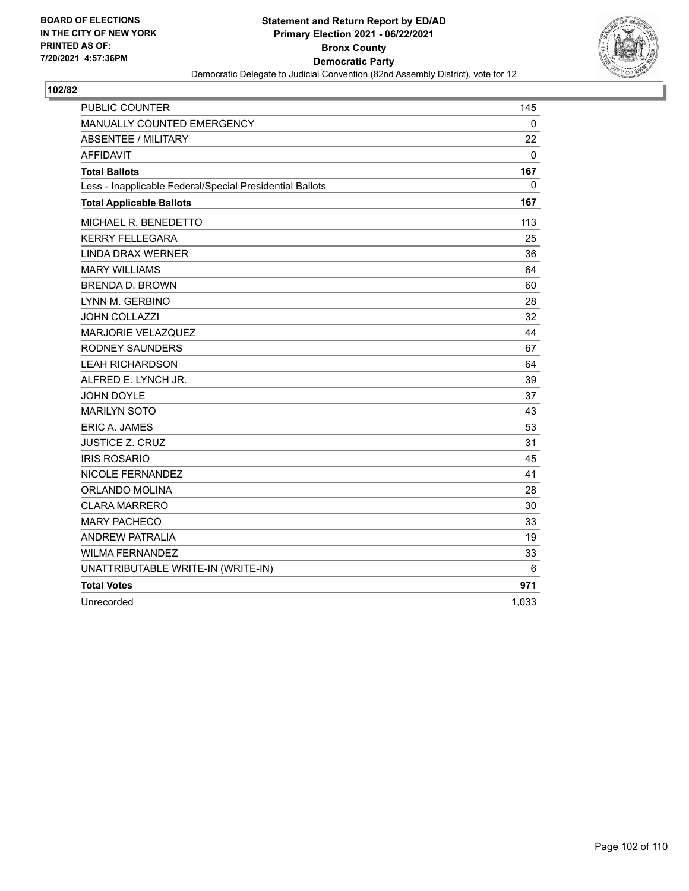BOARD OF ELECTIONS
IN THE CITY OF NEW YORK
PRINTED AS OF:
7/20/2021 4:57:36PM

**Statement and Return Report by ED/AD**
**Primary Election 2021 - 06/22/2021**
**Bronx County**
**Democratic Party**
Democratic Delegate to Judicial Convention (82nd Assembly District), vote for 12

**102/82**

| | |
|---|---|
| PUBLIC COUNTER | 145 |
| MANUALLY COUNTED EMERGENCY | 0 |
| ABSENTEE / MILITARY | 22 |
| AFFIDAVIT | 0 |
| **Total Ballots** | **167** |
| Less - Inapplicable Federal/Special Presidential Ballots | 0 |
| **Total Applicable Ballots** | **167** |
| MICHAEL R. BENEDETTO | 113 |
| KERRY FELLEGARA | 25 |
| LINDA DRAX WERNER | 36 |
| MARY WILLIAMS | 64 |
| BRENDA D. BROWN | 60 |
| LYNN M. GERBINO | 28 |
| JOHN COLLAZZI | 32 |
| MARJORIE VELAZQUEZ | 44 |
| RODNEY SAUNDERS | 67 |
| LEAH RICHARDSON | 64 |
| ALFRED E. LYNCH JR. | 39 |
| JOHN DOYLE | 37 |
| MARILYN SOTO | 43 |
| ERIC A. JAMES | 53 |
| JUSTICE Z. CRUZ | 31 |
| IRIS ROSARIO | 45 |
| NICOLE FERNANDEZ | 41 |
| ORLANDO MOLINA | 28 |
| CLARA MARRERO | 30 |
| MARY PACHECO | 33 |
| ANDREW PATRALIA | 19 |
| WILMA FERNANDEZ | 33 |
| UNATTRIBUTABLE WRITE-IN (WRITE-IN) | 6 |
| **Total Votes** | **971** |
| Unrecorded | 1,033 |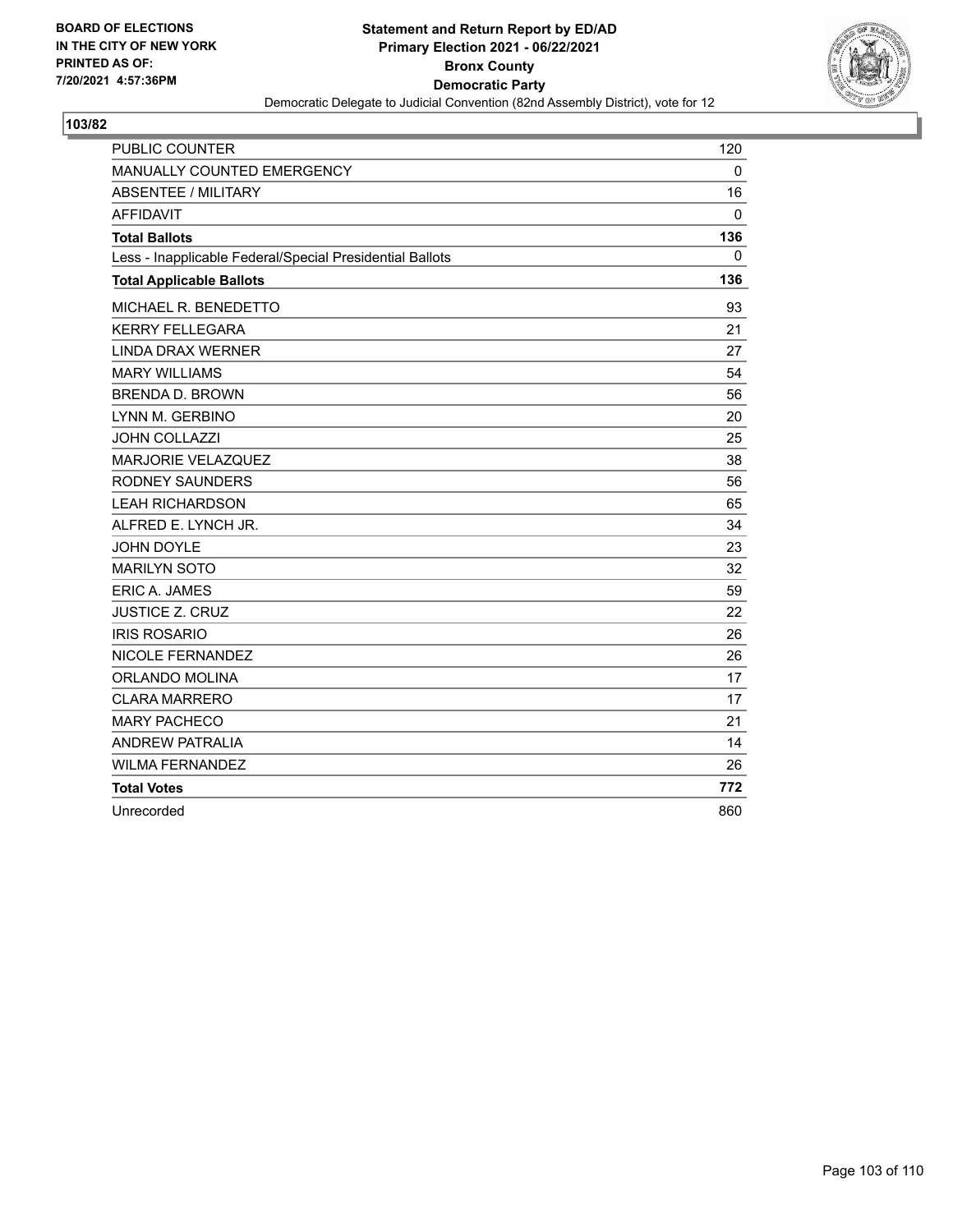BOARD OF ELECTIONS
IN THE CITY OF NEW YORK
PRINTED AS OF:
7/20/2021 4:57:36PM

**Statement and Return Report by ED/AD**
**Primary Election 2021 - 06/22/2021**
**Bronx County**
**Democratic Party**
Democratic Delegate to Judicial Convention (82nd Assembly District), vote for 12

**103/82**

| | |
|---|---|
| PUBLIC COUNTER | 120 |
| MANUALLY COUNTED EMERGENCY | 0 |
| ABSENTEE / MILITARY | 16 |
| AFFIDAVIT | 0 |
| **Total Ballots** | **136** |
| Less - Inapplicable Federal/Special Presidential Ballots | 0 |
| **Total Applicable Ballots** | **136** |
| MICHAEL R. BENEDETTO | 93 |
| KERRY FELLEGARA | 21 |
| LINDA DRAX WERNER | 27 |
| MARY WILLIAMS | 54 |
| BRENDA D. BROWN | 56 |
| LYNN M. GERBINO | 20 |
| JOHN COLLAZZI | 25 |
| MARJORIE VELAZQUEZ | 38 |
| RODNEY SAUNDERS | 56 |
| LEAH RICHARDSON | 65 |
| ALFRED E. LYNCH JR. | 34 |
| JOHN DOYLE | 23 |
| MARILYN SOTO | 32 |
| ERIC A. JAMES | 59 |
| JUSTICE Z. CRUZ | 22 |
| IRIS ROSARIO | 26 |
| NICOLE FERNANDEZ | 26 |
| ORLANDO MOLINA | 17 |
| CLARA MARRERO | 17 |
| MARY PACHECO | 21 |
| ANDREW PATRALIA | 14 |
| WILMA FERNANDEZ | 26 |
| **Total Votes** | **772** |
| Unrecorded | 860 |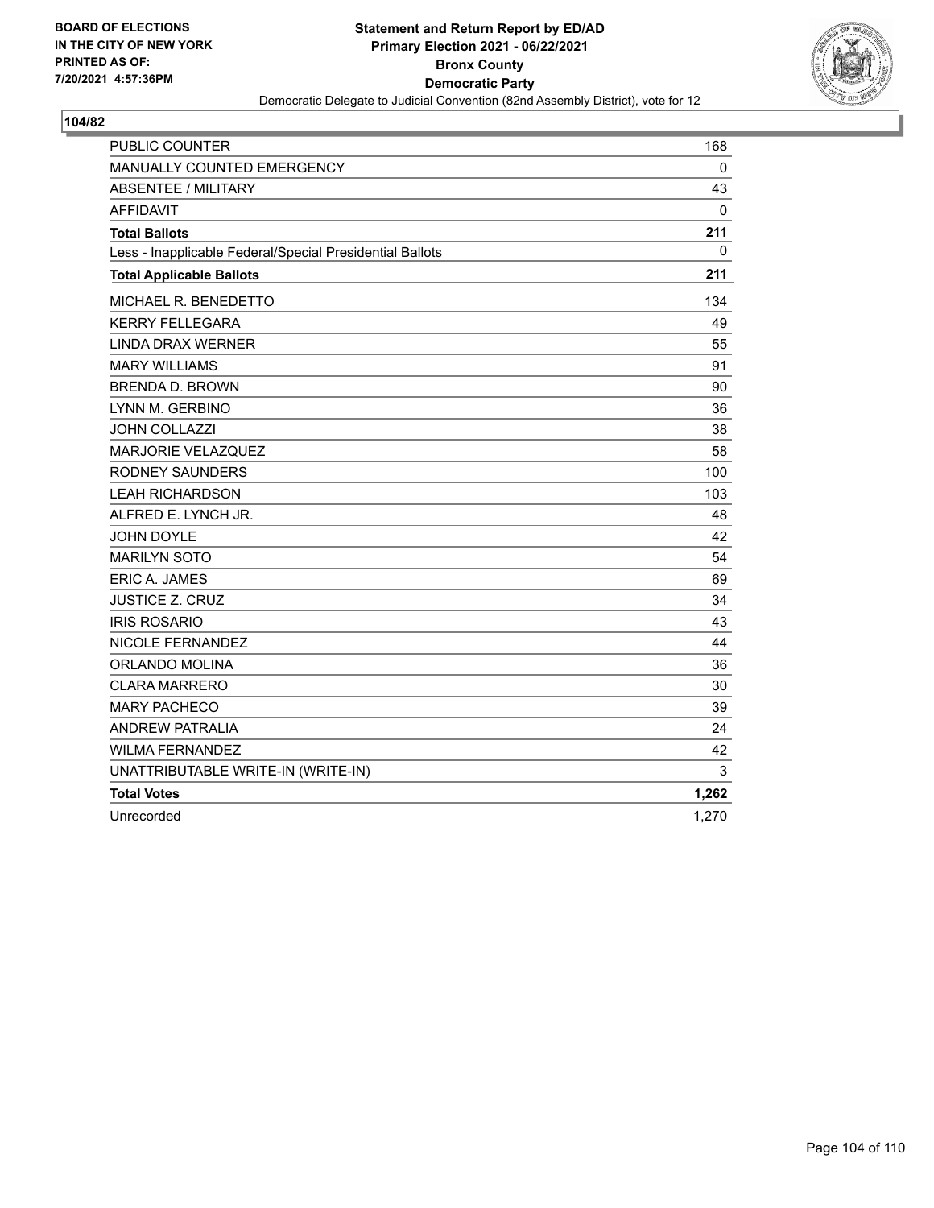BOARD OF ELECTIONS
IN THE CITY OF NEW YORK
PRINTED AS OF:
7/20/2021 4:57:36PM

**Statement and Return Report by ED/AD**
**Primary Election 2021 - 06/22/2021**
**Bronx County**
**Democratic Party**
Democratic Delegate to Judicial Convention (82nd Assembly District), vote for 12

## 104/82

| | |
|---|---|
| PUBLIC COUNTER | 168 |
| MANUALLY COUNTED EMERGENCY | 0 |
| ABSENTEE / MILITARY | 43 |
| AFFIDAVIT | 0 |
| **Total Ballots** | **211** |
| Less - Inapplicable Federal/Special Presidential Ballots | 0 |
| **Total Applicable Ballots** | **211** |
| MICHAEL R. BENEDETTO | 134 |
| KERRY FELLEGARA | 49 |
| LINDA DRAX WERNER | 55 |
| MARY WILLIAMS | 91 |
| BRENDA D. BROWN | 90 |
| LYNN M. GERBINO | 36 |
| JOHN COLLAZZI | 38 |
| MARJORIE VELAZQUEZ | 58 |
| RODNEY SAUNDERS | 100 |
| LEAH RICHARDSON | 103 |
| ALFRED E. LYNCH JR. | 48 |
| JOHN DOYLE | 42 |
| MARILYN SOTO | 54 |
| ERIC A. JAMES | 69 |
| JUSTICE Z. CRUZ | 34 |
| IRIS ROSARIO | 43 |
| NICOLE FERNANDEZ | 44 |
| ORLANDO MOLINA | 36 |
| CLARA MARRERO | 30 |
| MARY PACHECO | 39 |
| ANDREW PATRALIA | 24 |
| WILMA FERNANDEZ | 42 |
| UNATTRIBUTABLE WRITE-IN (WRITE-IN) | 3 |
| **Total Votes** | **1,262** |
| Unrecorded | 1,270 |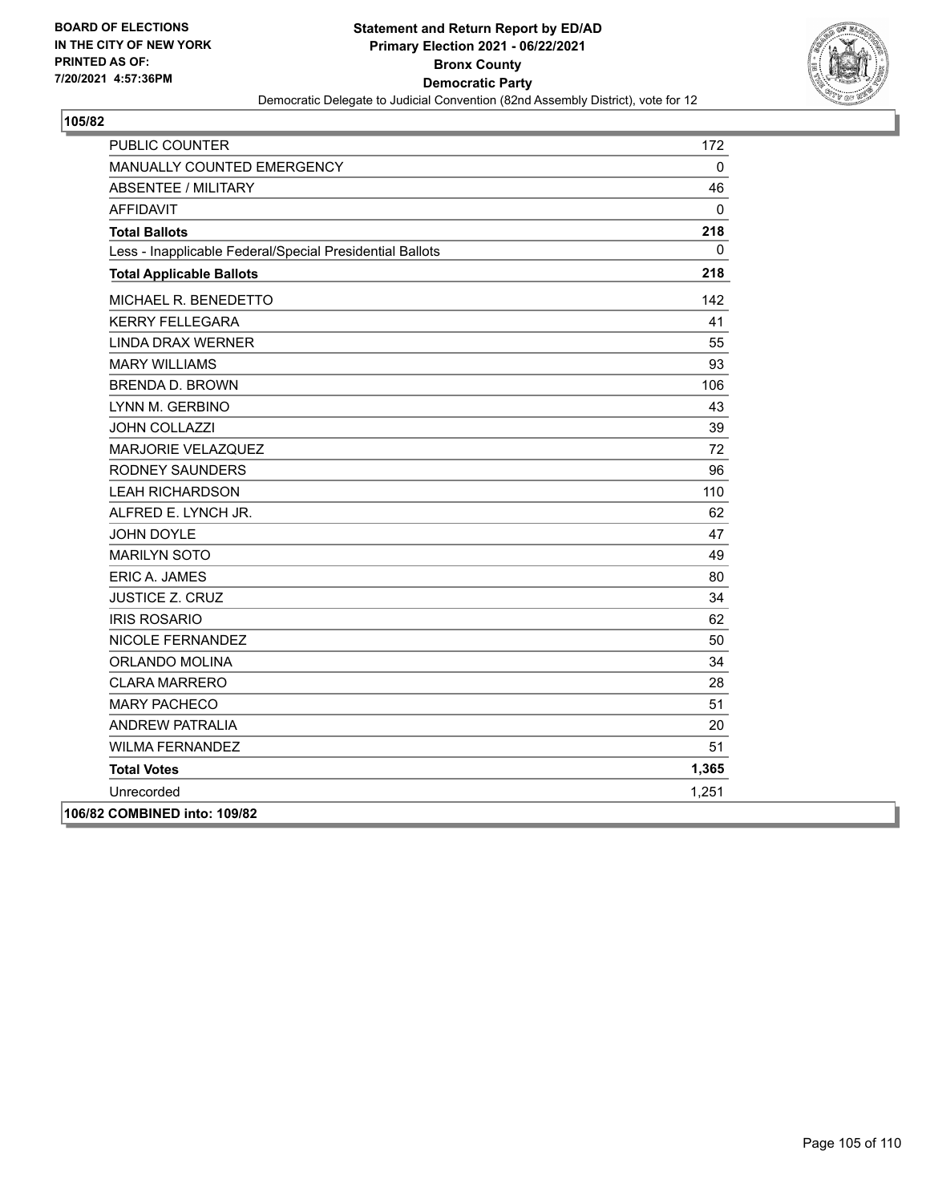**Statement and Return Report by ED/AD**
**Primary Election 2021 - 06/22/2021**
**Bronx County**
**Democratic Party**
Democratic Delegate to Judicial Convention (82nd Assembly District), vote for 12

BOARD OF ELECTIONS
IN THE CITY OF NEW YORK
PRINTED AS OF:
7/20/2021 4:57:36PM

**105/82**

| | |
|---|---|
| PUBLIC COUNTER | 172 |
| MANUALLY COUNTED EMERGENCY | 0 |
| ABSENTEE / MILITARY | 46 |
| AFFIDAVIT | 0 |
| **Total Ballots** | **218** |
| Less - Inapplicable Federal/Special Presidential Ballots | 0 |
| **Total Applicable Ballots** | **218** |
| MICHAEL R. BENEDETTO | 142 |
| KERRY FELLEGARA | 41 |
| LINDA DRAX WERNER | 55 |
| MARY WILLIAMS | 93 |
| BRENDA D. BROWN | 106 |
| LYNN M. GERBINO | 43 |
| JOHN COLLAZZI | 39 |
| MARJORIE VELAZQUEZ | 72 |
| RODNEY SAUNDERS | 96 |
| LEAH RICHARDSON | 110 |
| ALFRED E. LYNCH JR. | 62 |
| JOHN DOYLE | 47 |
| MARILYN SOTO | 49 |
| ERIC A. JAMES | 80 |
| JUSTICE Z. CRUZ | 34 |
| IRIS ROSARIO | 62 |
| NICOLE FERNANDEZ | 50 |
| ORLANDO MOLINA | 34 |
| CLARA MARRERO | 28 |
| MARY PACHECO | 51 |
| ANDREW PATRALIA | 20 |
| WILMA FERNANDEZ | 51 |
| **Total Votes** | **1,365** |
| Unrecorded | 1,251 |

**106/82 COMBINED into: 109/82**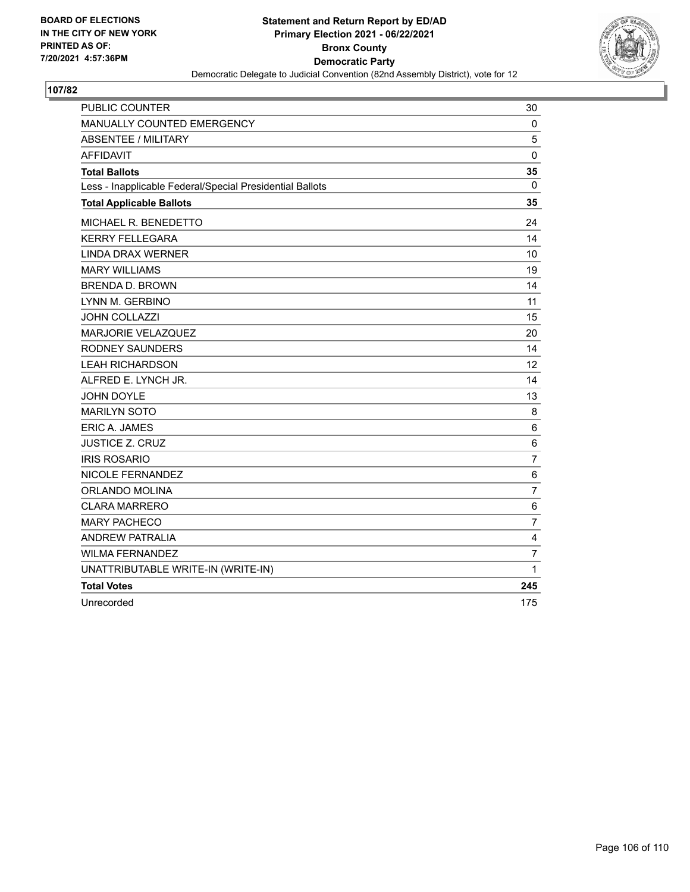BOARD OF ELECTIONS
IN THE CITY OF NEW YORK
PRINTED AS OF:
7/20/2021 4:57:36PM

**Statement and Return Report by ED/AD**
**Primary Election 2021 - 06/22/2021**
**Bronx County**
**Democratic Party**
Democratic Delegate to Judicial Convention (82nd Assembly District), vote for 12

## 107/82

| | |
|---|---|
| PUBLIC COUNTER | 30 |
| MANUALLY COUNTED EMERGENCY | 0 |
| ABSENTEE / MILITARY | 5 |
| AFFIDAVIT | 0 |
| **Total Ballots** | **35** |
| Less - Inapplicable Federal/Special Presidential Ballots | 0 |
| **Total Applicable Ballots** | **35** |
| MICHAEL R. BENEDETTO | 24 |
| KERRY FELLEGARA | 14 |
| LINDA DRAX WERNER | 10 |
| MARY WILLIAMS | 19 |
| BRENDA D. BROWN | 14 |
| LYNN M. GERBINO | 11 |
| JOHN COLLAZZI | 15 |
| MARJORIE VELAZQUEZ | 20 |
| RODNEY SAUNDERS | 14 |
| LEAH RICHARDSON | 12 |
| ALFRED E. LYNCH JR. | 14 |
| JOHN DOYLE | 13 |
| MARILYN SOTO | 8 |
| ERIC A. JAMES | 6 |
| JUSTICE Z. CRUZ | 6 |
| IRIS ROSARIO | 7 |
| NICOLE FERNANDEZ | 6 |
| ORLANDO MOLINA | 7 |
| CLARA MARRERO | 6 |
| MARY PACHECO | 7 |
| ANDREW PATRALIA | 4 |
| WILMA FERNANDEZ | 7 |
| UNATTRIBUTABLE WRITE-IN (WRITE-IN) | 1 |
| **Total Votes** | **245** |
| Unrecorded | 175 |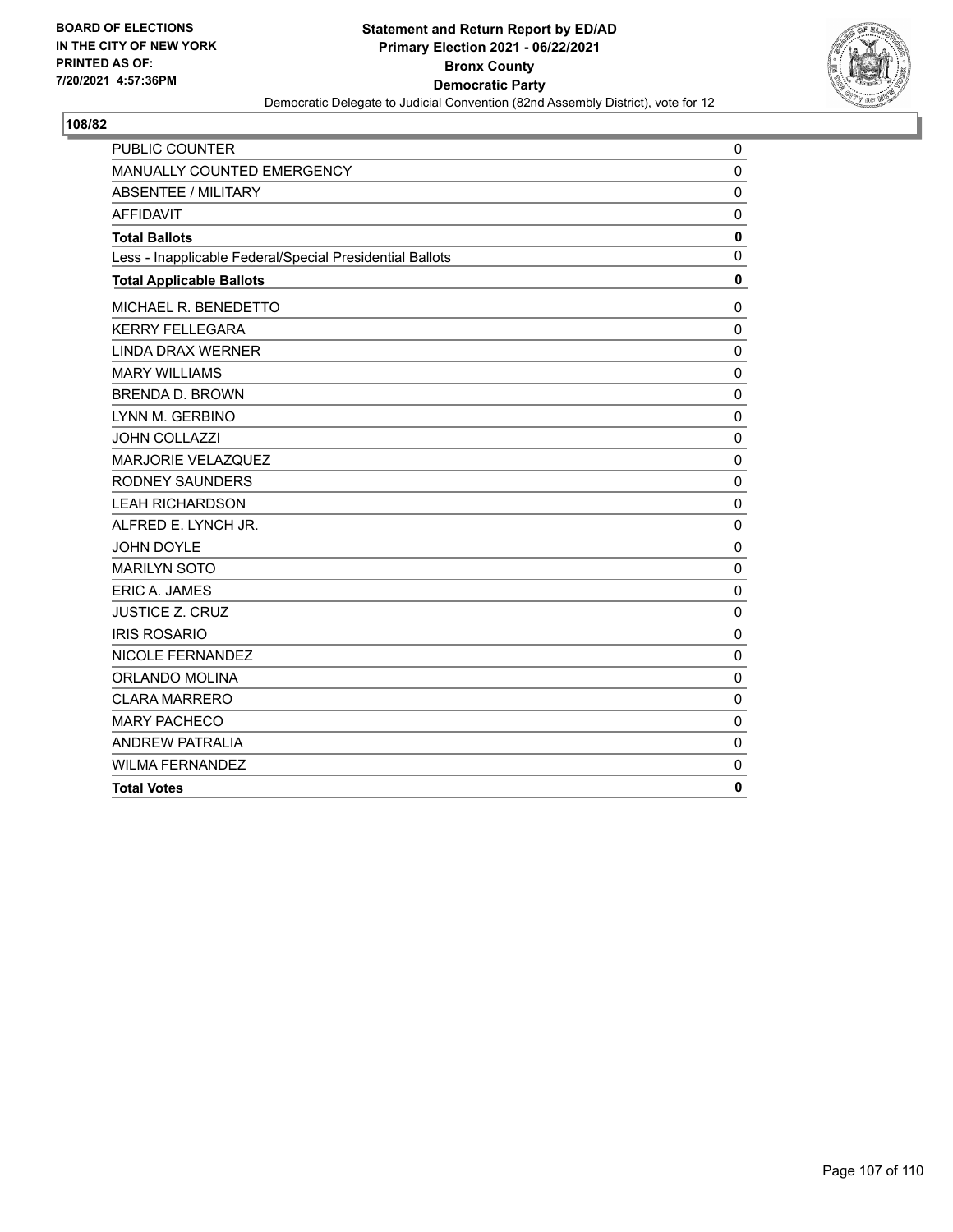BOARD OF ELECTIONS
IN THE CITY OF NEW YORK
PRINTED AS OF:
7/20/2021 4:57:36PM

**Statement and Return Report by ED/AD**
**Primary Election 2021 - 06/22/2021**
**Bronx County**
**Democratic Party**
Democratic Delegate to Judicial Convention (82nd Assembly District), vote for 12

## 108/82

| | |
|---|---|
| PUBLIC COUNTER | 0 |
| MANUALLY COUNTED EMERGENCY | 0 |
| ABSENTEE / MILITARY | 0 |
| AFFIDAVIT | 0 |
| **Total Ballots** | **0** |
| Less - Inapplicable Federal/Special Presidential Ballots | 0 |
| **Total Applicable Ballots** | **0** |
| MICHAEL R. BENEDETTO | 0 |
| KERRY FELLEGARA | 0 |
| LINDA DRAX WERNER | 0 |
| MARY WILLIAMS | 0 |
| BRENDA D. BROWN | 0 |
| LYNN M. GERBINO | 0 |
| JOHN COLLAZZI | 0 |
| MARJORIE VELAZQUEZ | 0 |
| RODNEY SAUNDERS | 0 |
| LEAH RICHARDSON | 0 |
| ALFRED E. LYNCH JR. | 0 |
| JOHN DOYLE | 0 |
| MARILYN SOTO | 0 |
| ERIC A. JAMES | 0 |
| JUSTICE Z. CRUZ | 0 |
| IRIS ROSARIO | 0 |
| NICOLE FERNANDEZ | 0 |
| ORLANDO MOLINA | 0 |
| CLARA MARRERO | 0 |
| MARY PACHECO | 0 |
| ANDREW PATRALIA | 0 |
| WILMA FERNANDEZ | 0 |
| **Total Votes** | **0** |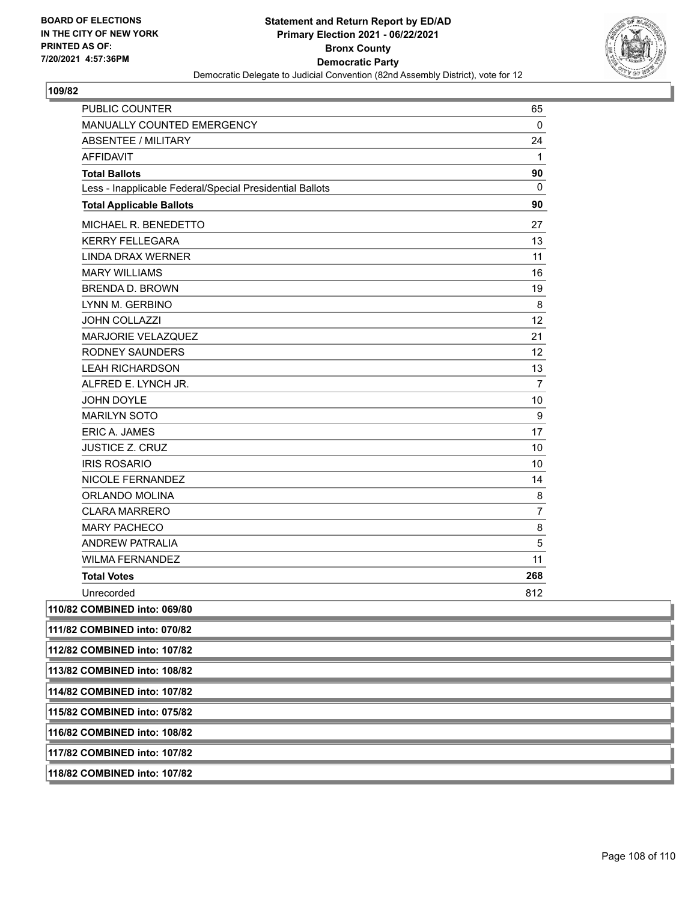**BOARD OF ELECTIONS IN THE CITY OF NEW YORK PRINTED AS OF: 7/20/2021 4:57:36PM**

**Statement and Return Report by ED/AD**
**Primary Election 2021 - 06/22/2021**
**Bronx County**
**Democratic Party**
Democratic Delegate to Judicial Convention (82nd Assembly District), vote for 12

**109/82**

| | |
|---|---|
| PUBLIC COUNTER | 65 |
| MANUALLY COUNTED EMERGENCY | 0 |
| ABSENTEE / MILITARY | 24 |
| AFFIDAVIT | 1 |
| **Total Ballots** | **90** |
| Less - Inapplicable Federal/Special Presidential Ballots | 0 |
| **Total Applicable Ballots** | **90** |
| MICHAEL R. BENEDETTO | 27 |
| KERRY FELLEGARA | 13 |
| LINDA DRAX WERNER | 11 |
| MARY WILLIAMS | 16 |
| BRENDA D. BROWN | 19 |
| LYNN M. GERBINO | 8 |
| JOHN COLLAZZI | 12 |
| MARJORIE VELAZQUEZ | 21 |
| RODNEY SAUNDERS | 12 |
| LEAH RICHARDSON | 13 |
| ALFRED E. LYNCH JR. | 7 |
| JOHN DOYLE | 10 |
| MARILYN SOTO | 9 |
| ERIC A. JAMES | 17 |
| JUSTICE Z. CRUZ | 10 |
| IRIS ROSARIO | 10 |
| NICOLE FERNANDEZ | 14 |
| ORLANDO MOLINA | 8 |
| CLARA MARRERO | 7 |
| MARY PACHECO | 8 |
| ANDREW PATRALIA | 5 |
| WILMA FERNANDEZ | 11 |
| **Total Votes** | **268** |
| Unrecorded | 812 |

**110/82 COMBINED into: 069/80**

**111/82 COMBINED into: 070/82**

**112/82 COMBINED into: 107/82**

**113/82 COMBINED into: 108/82**

**114/82 COMBINED into: 107/82**

**115/82 COMBINED into: 075/82**

**116/82 COMBINED into: 108/82**

**117/82 COMBINED into: 107/82**

**118/82 COMBINED into: 107/82**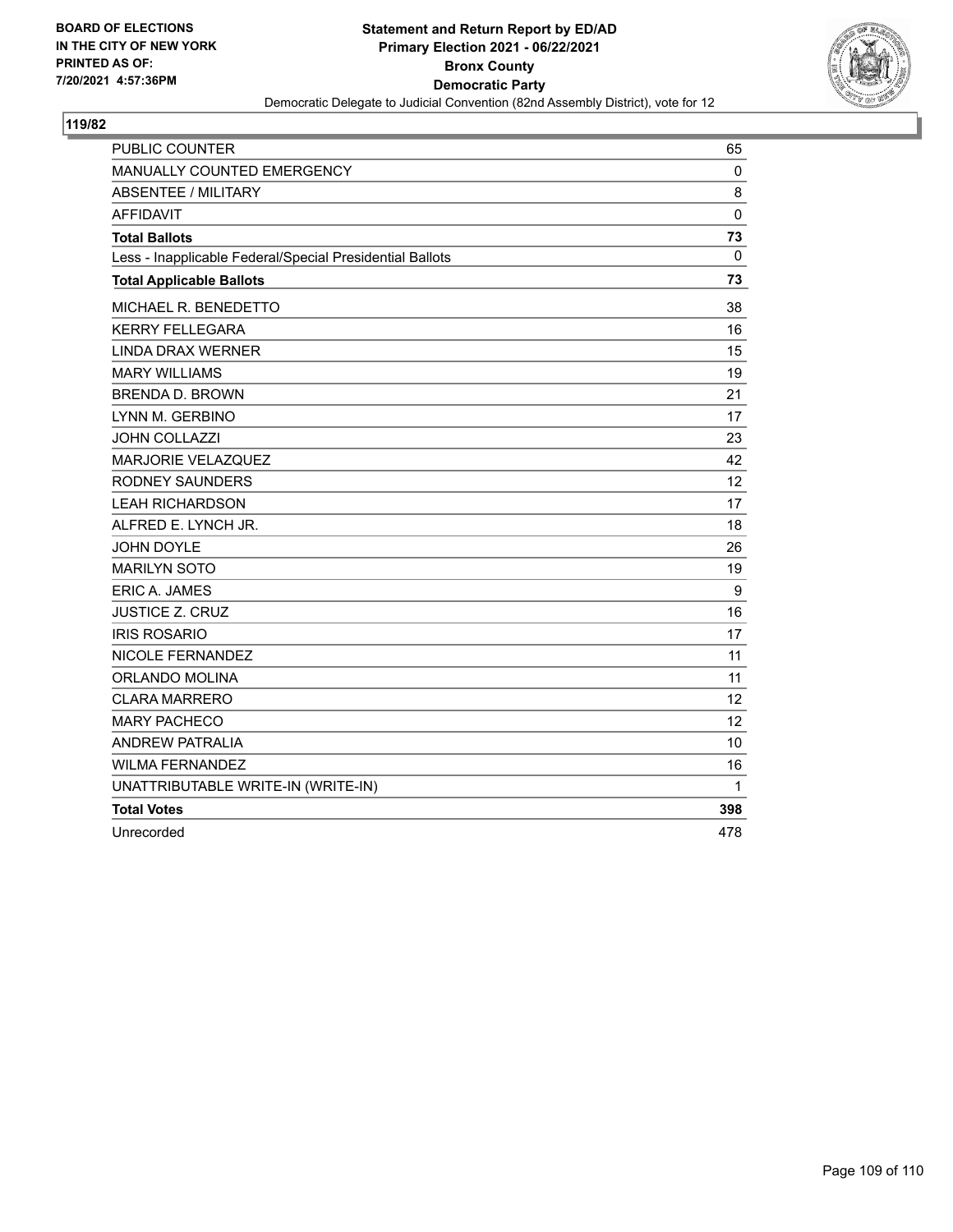BOARD OF ELECTIONS
IN THE CITY OF NEW YORK
PRINTED AS OF:
7/20/2021 4:57:36PM

**Statement and Return Report by ED/AD**
**Primary Election 2021 - 06/22/2021**
**Bronx County**
**Democratic Party**
Democratic Delegate to Judicial Convention (82nd Assembly District), vote for 12

**119/82**

| | |
|---|---|
| PUBLIC COUNTER | 65 |
| MANUALLY COUNTED EMERGENCY | 0 |
| ABSENTEE / MILITARY | 8 |
| AFFIDAVIT | 0 |
| **Total Ballots** | **73** |
| Less - Inapplicable Federal/Special Presidential Ballots | 0 |
| **Total Applicable Ballots** | **73** |
| MICHAEL R. BENEDETTO | 38 |
| KERRY FELLEGARA | 16 |
| LINDA DRAX WERNER | 15 |
| MARY WILLIAMS | 19 |
| BRENDA D. BROWN | 21 |
| LYNN M. GERBINO | 17 |
| JOHN COLLAZZI | 23 |
| MARJORIE VELAZQUEZ | 42 |
| RODNEY SAUNDERS | 12 |
| LEAH RICHARDSON | 17 |
| ALFRED E. LYNCH JR. | 18 |
| JOHN DOYLE | 26 |
| MARILYN SOTO | 19 |
| ERIC A. JAMES | 9 |
| JUSTICE Z. CRUZ | 16 |
| IRIS ROSARIO | 17 |
| NICOLE FERNANDEZ | 11 |
| ORLANDO MOLINA | 11 |
| CLARA MARRERO | 12 |
| MARY PACHECO | 12 |
| ANDREW PATRALIA | 10 |
| WILMA FERNANDEZ | 16 |
| UNATTRIBUTABLE WRITE-IN (WRITE-IN) | 1 |
| **Total Votes** | **398** |
| Unrecorded | 478 |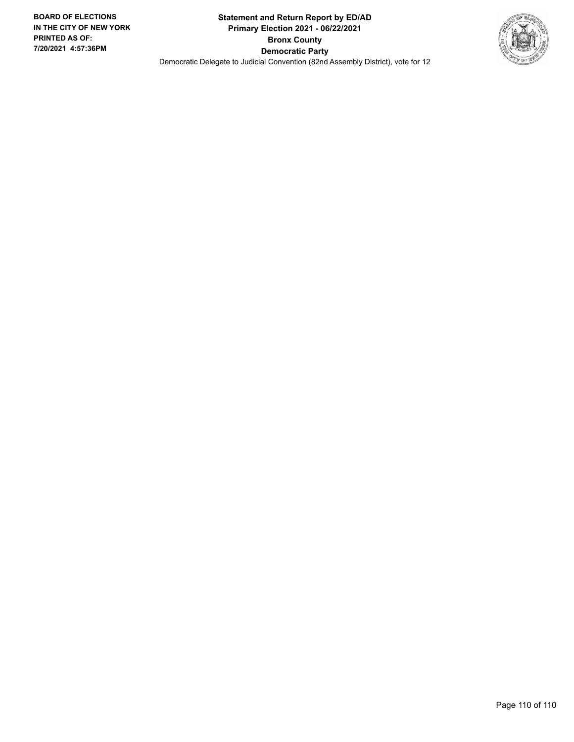**BOARD OF ELECTIONS**
**IN THE CITY OF NEW YORK**
**PRINTED AS OF:**
**7/20/2021 4:57:36PM**

**Statement and Return Report by ED/AD**
**Primary Election 2021 - 06/22/2021**
**Bronx County**
**Democratic Party**
Democratic Delegate to Judicial Convention (82nd Assembly District), vote for 12